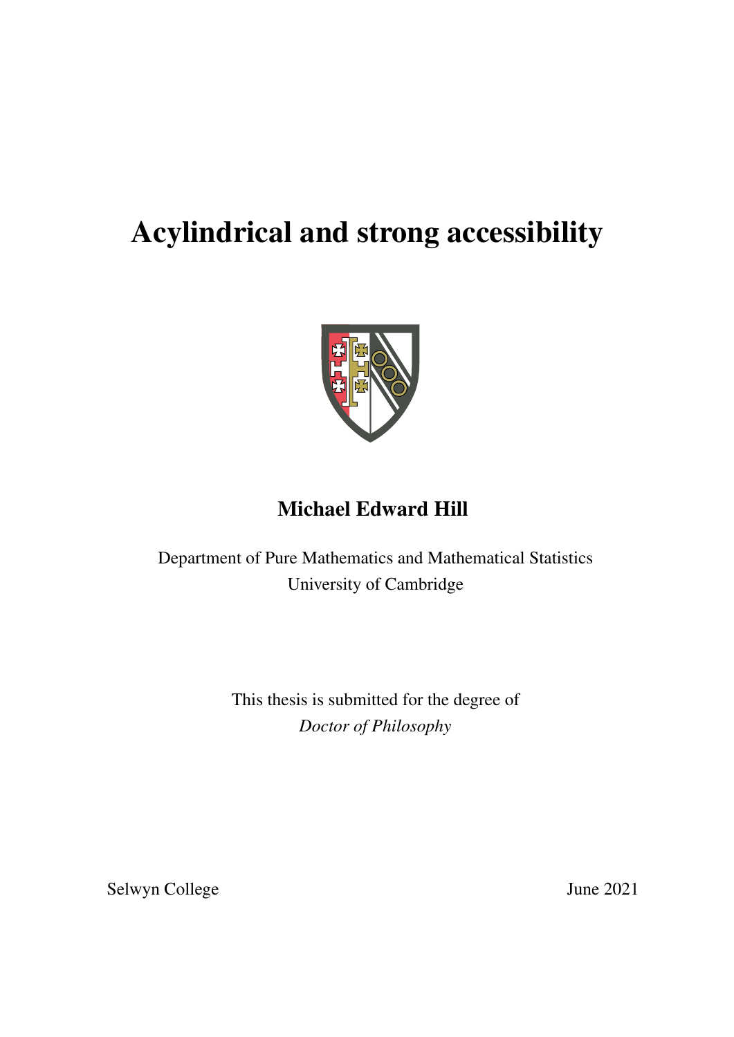# Acylindrical and strong accessibility

**Michael Edward Hill**

Department of Pure Mathematics and Mathematical Statistics
University of Cambridge

This thesis is submitted for the degree of
*Doctor of Philosophy*

Selwyn College

June 2021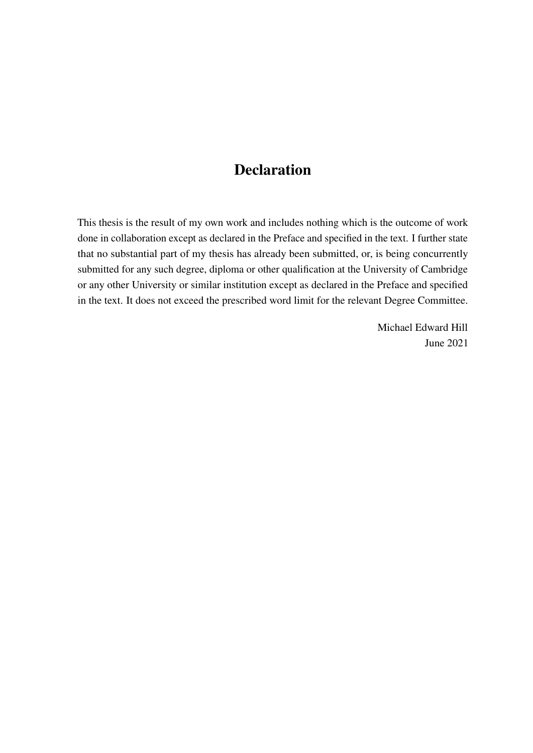# Declaration

This thesis is the result of my own work and includes nothing which is the outcome of work done in collaboration except as declared in the Preface and specified in the text. I further state that no substantial part of my thesis has already been submitted, or, is being concurrently submitted for any such degree, diploma or other qualification at the University of Cambridge or any other University or similar institution except as declared in the Preface and specified in the text. It does not exceed the prescribed word limit for the relevant Degree Committee.

Michael Edward Hill
June 2021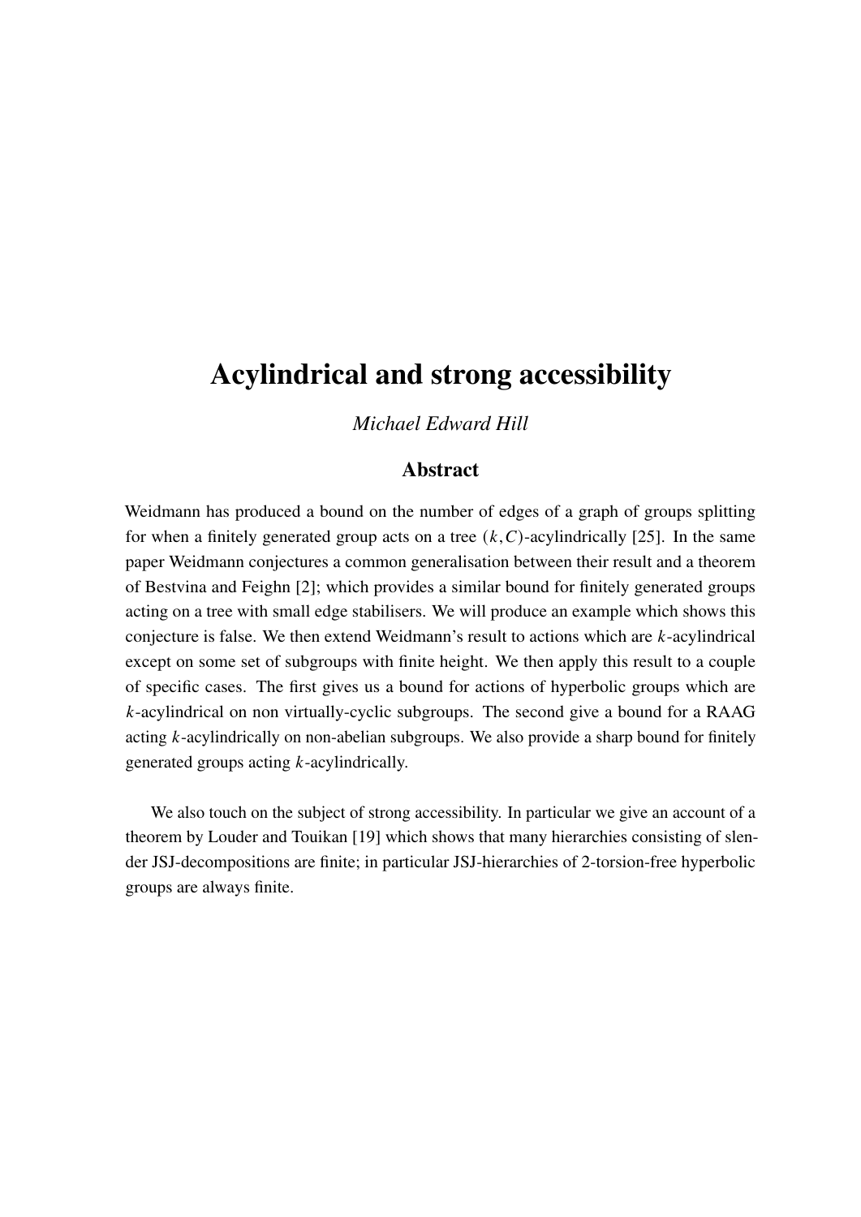# Acylindrical and strong accessibility

*Michael Edward Hill*

## Abstract

Weidmann has produced a bound on the number of edges of a graph of groups splitting for when a finitely generated group acts on a tree $(k,C)$-acylindrically [25]. In the same paper Weidmann conjectures a common generalisation between their result and a theorem of Bestvina and Feighn [2]; which provides a similar bound for finitely generated groups acting on a tree with small edge stabilisers. We will produce an example which shows this conjecture is false. We then extend Weidmann's result to actions which are $k$-acylindrical except on some set of subgroups with finite height. We then apply this result to a couple of specific cases. The first gives us a bound for actions of hyperbolic groups which are $k$-acylindrical on non virtually-cyclic subgroups. The second give a bound for a RAAG acting $k$-acylindrically on non-abelian subgroups. We also provide a sharp bound for finitely generated groups acting $k$-acylindrically.

We also touch on the subject of strong accessibility. In particular we give an account of a theorem by Louder and Touikan [19] which shows that many hierarchies consisting of slender JSJ-decompositions are finite; in particular JSJ-hierarchies of 2-torsion-free hyperbolic groups are always finite.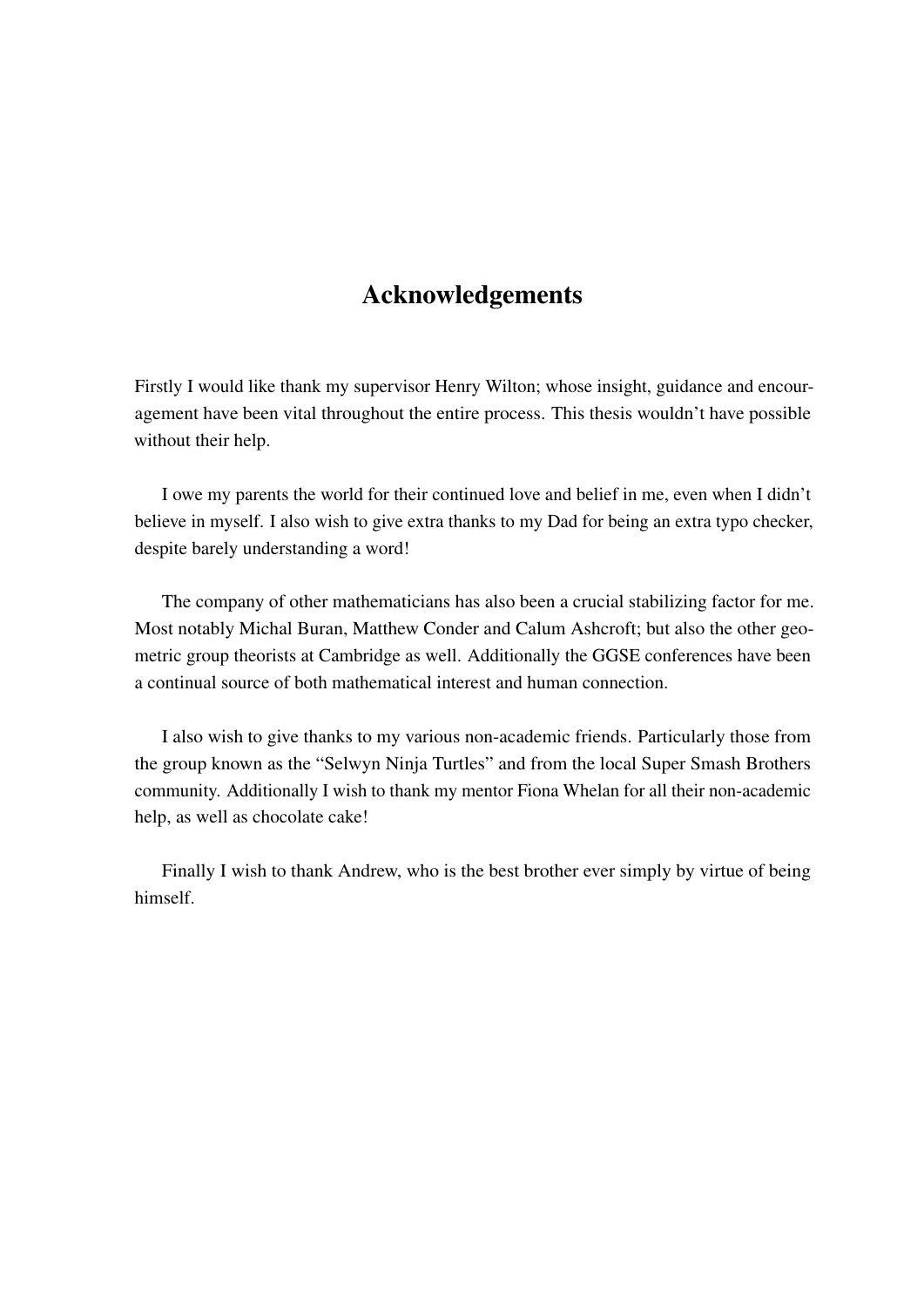# Acknowledgements

Firstly I would like thank my supervisor Henry Wilton; whose insight, guidance and encouragement have been vital throughout the entire process. This thesis wouldn't have possible without their help.

I owe my parents the world for their continued love and belief in me, even when I didn't believe in myself. I also wish to give extra thanks to my Dad for being an extra typo checker, despite barely understanding a word!

The company of other mathematicians has also been a crucial stabilizing factor for me. Most notably Michal Buran, Matthew Conder and Calum Ashcroft; but also the other geometric group theorists at Cambridge as well. Additionally the GGSE conferences have been a continual source of both mathematical interest and human connection.

I also wish to give thanks to my various non-academic friends. Particularly those from the group known as the "Selwyn Ninja Turtles" and from the local Super Smash Brothers community. Additionally I wish to thank my mentor Fiona Whelan for all their non-academic help, as well as chocolate cake!

Finally I wish to thank Andrew, who is the best brother ever simply by virtue of being himself.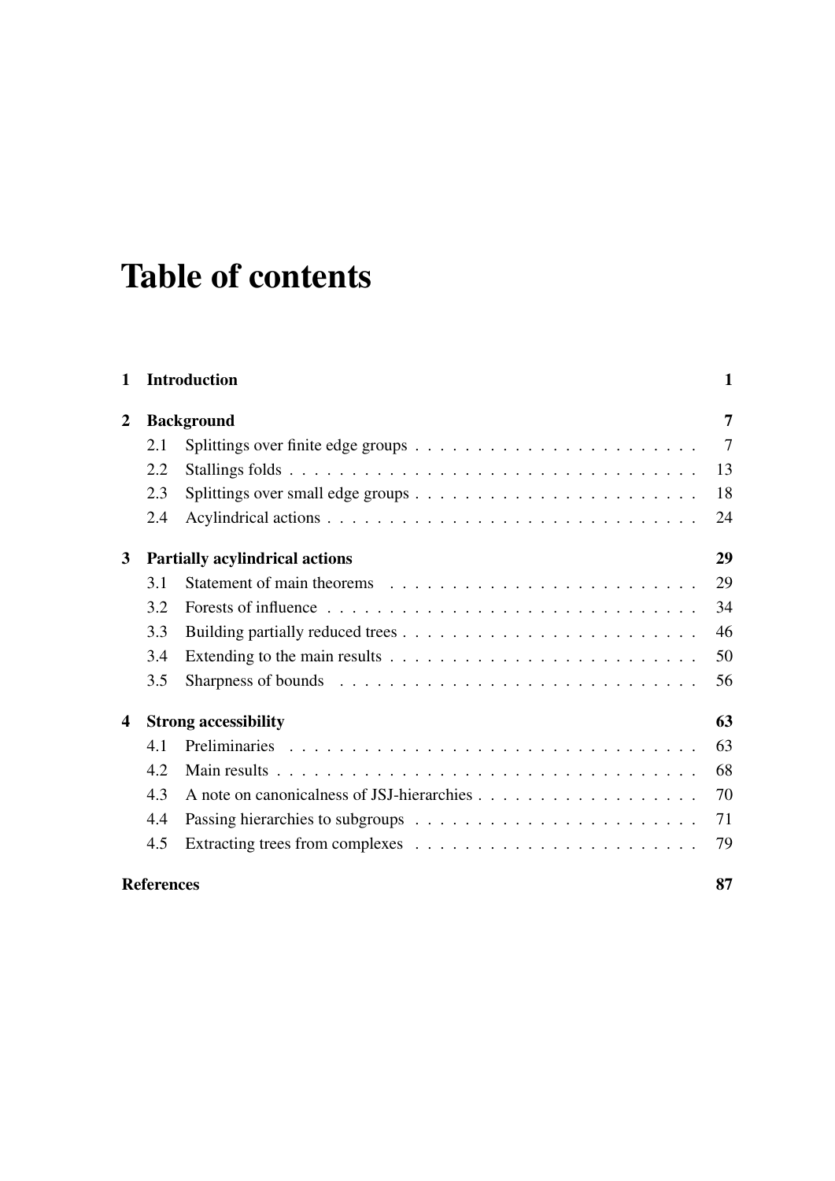# Table of contents

**1 Introduction** **1**

**2 Background** **7**

2.1 Splittings over finite edge groups . . . . . . . . . . . . . . . . . . . . . . 7

2.2 Stallings folds . . . . . . . . . . . . . . . . . . . . . . . . . . . . . . . . 13

2.3 Splittings over small edge groups . . . . . . . . . . . . . . . . . . . . . . 18

2.4 Acylindrical actions . . . . . . . . . . . . . . . . . . . . . . . . . . . . . 24

**3 Partially acylindrical actions** **29**

3.1 Statement of main theorems . . . . . . . . . . . . . . . . . . . . . . . . . 29

3.2 Forests of influence . . . . . . . . . . . . . . . . . . . . . . . . . . . . . 34

3.3 Building partially reduced trees . . . . . . . . . . . . . . . . . . . . . . . 46

3.4 Extending to the main results . . . . . . . . . . . . . . . . . . . . . . . . 50

3.5 Sharpness of bounds . . . . . . . . . . . . . . . . . . . . . . . . . . . . . 56

**4 Strong accessibility** **63**

4.1 Preliminaries . . . . . . . . . . . . . . . . . . . . . . . . . . . . . . . . . 63

4.2 Main results . . . . . . . . . . . . . . . . . . . . . . . . . . . . . . . . . 68

4.3 A note on canonicalness of JSJ-hierarchies . . . . . . . . . . . . . . . . . 70

4.4 Passing hierarchies to subgroups . . . . . . . . . . . . . . . . . . . . . . 71

4.5 Extracting trees from complexes . . . . . . . . . . . . . . . . . . . . . . 79

**References** **87**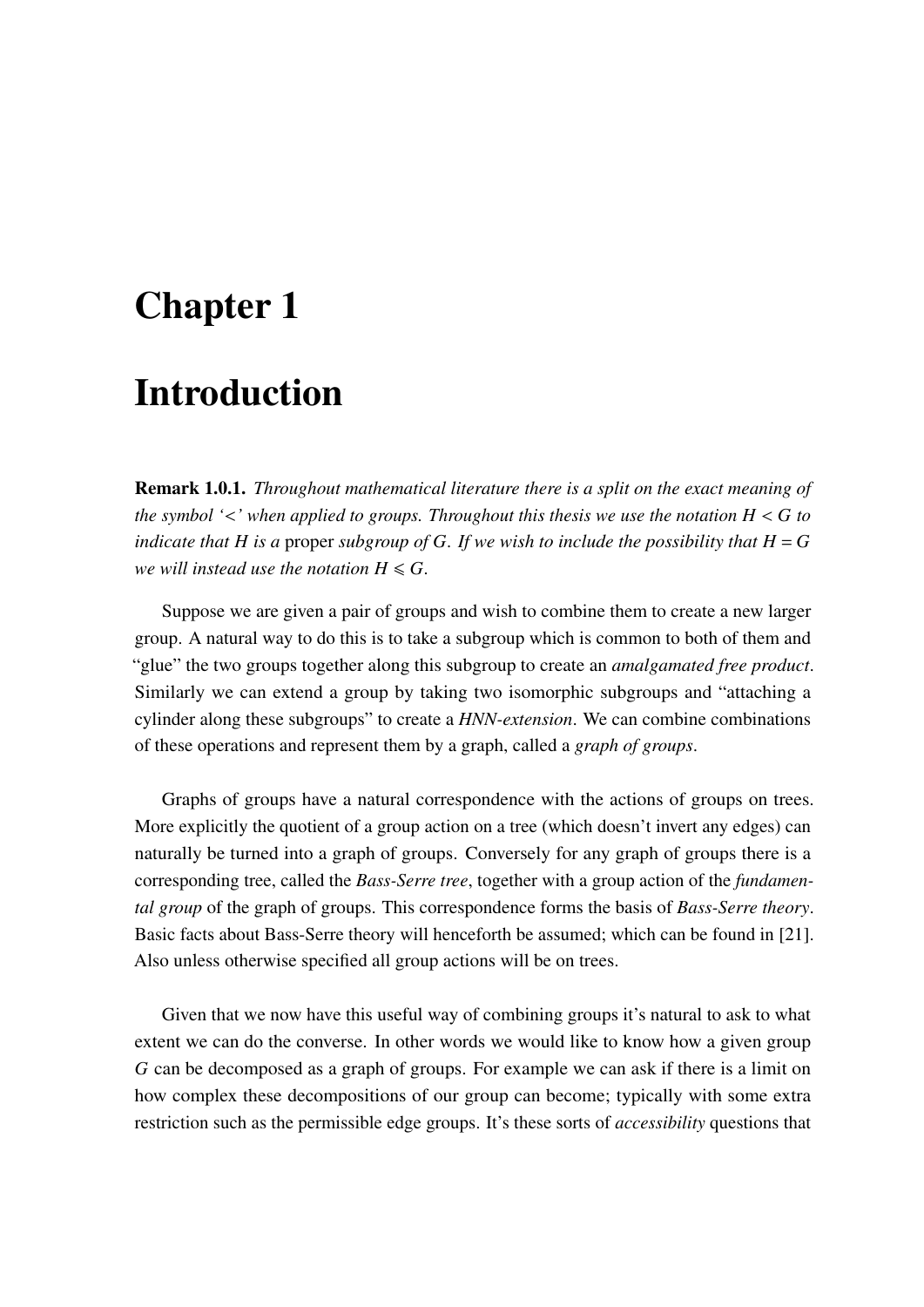# Chapter 1

# Introduction

**Remark 1.0.1.** *Throughout mathematical literature there is a split on the exact meaning of the symbol '<' when applied to groups. Throughout this thesis we use the notation $H < G$ to indicate that $H$ is a* proper *subgroup of $G$. If we wish to include the possibility that $H = G$ we will instead use the notation $H \leqslant G$.*

Suppose we are given a pair of groups and wish to combine them to create a new larger group. A natural way to do this is to take a subgroup which is common to both of them and "glue" the two groups together along this subgroup to create an *amalgamated free product*. Similarly we can extend a group by taking two isomorphic subgroups and "attaching a cylinder along these subgroups" to create a *HNN-extension*. We can combine combinations of these operations and represent them by a graph, called a *graph of groups*.

Graphs of groups have a natural correspondence with the actions of groups on trees. More explicitly the quotient of a group action on a tree (which doesn't invert any edges) can naturally be turned into a graph of groups. Conversely for any graph of groups there is a corresponding tree, called the *Bass-Serre tree*, together with a group action of the *fundamental group* of the graph of groups. This correspondence forms the basis of *Bass-Serre theory*. Basic facts about Bass-Serre theory will henceforth be assumed; which can be found in [21]. Also unless otherwise specified all group actions will be on trees.

Given that we now have this useful way of combining groups it's natural to ask to what extent we can do the converse. In other words we would like to know how a given group $G$ can be decomposed as a graph of groups. For example we can ask if there is a limit on how complex these decompositions of our group can become; typically with some extra restriction such as the permissible edge groups. It's these sorts of *accessibility* questions that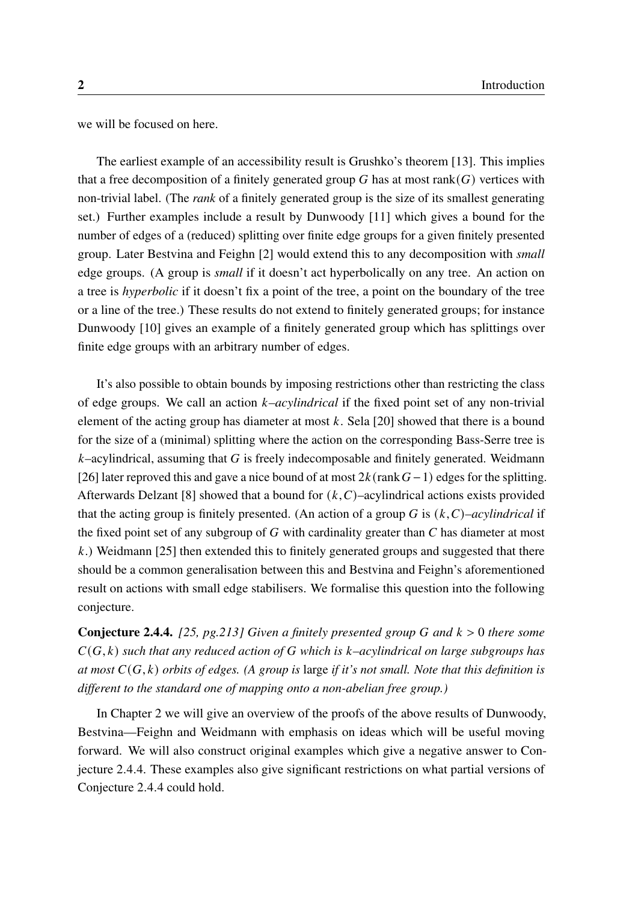we will be focused on here.

The earliest example of an accessibility result is Grushko's theorem [13]. This implies that a free decomposition of a finitely generated group $G$ has at most $\text{rank}(G)$ vertices with non-trivial label. (The *rank* of a finitely generated group is the size of its smallest generating set.) Further examples include a result by Dunwoody [11] which gives a bound for the number of edges of a (reduced) splitting over finite edge groups for a given finitely presented group. Later Bestvina and Feighn [2] would extend this to any decomposition with *small* edge groups. (A group is *small* if it doesn't act hyperbolically on any tree. An action on a tree is *hyperbolic* if it doesn't fix a point of the tree, a point on the boundary of the tree or a line of the tree.) These results do not extend to finitely generated groups; for instance Dunwoody [10] gives an example of a finitely generated group which has splittings over finite edge groups with an arbitrary number of edges.

It's also possible to obtain bounds by imposing restrictions other than restricting the class of edge groups. We call an action *$k$–acylindrical* if the fixed point set of any non-trivial element of the acting group has diameter at most $k$. Sela [20] showed that there is a bound for the size of a (minimal) splitting where the action on the corresponding Bass-Serre tree is $k$–acylindrical, assuming that $G$ is freely indecomposable and finitely generated. Weidmann [26] later reproved this and gave a nice bound of at most $2k(\text{rank}\, G - 1)$ edges for the splitting. Afterwards Delzant [8] showed that a bound for $(k, C)$–acylindrical actions exists provided that the acting group is finitely presented. (An action of a group $G$ is *$(k, C)$–acylindrical* if the fixed point set of any subgroup of $G$ with cardinality greater than $C$ has diameter at most $k$.) Weidmann [25] then extended this to finitely generated groups and suggested that there should be a common generalisation between this and Bestvina and Feighn's aforementioned result on actions with small edge stabilisers. We formalise this question into the following conjecture.

**Conjecture 2.4.4.** *[25, pg.213] Given a finitely presented group $G$ and $k > 0$ there some $C(G, k)$ such that any reduced action of $G$ which is $k$–acylindrical on large subgroups has at most $C(G, k)$ orbits of edges. (A group is* large *if it's not small. Note that this definition is different to the standard one of mapping onto a non-abelian free group.)*

In Chapter 2 we will give an overview of the proofs of the above results of Dunwoody, Bestvina—Feighn and Weidmann with emphasis on ideas which will be useful moving forward. We will also construct original examples which give a negative answer to Conjecture 2.4.4. These examples also give significant restrictions on what partial versions of Conjecture 2.4.4 could hold.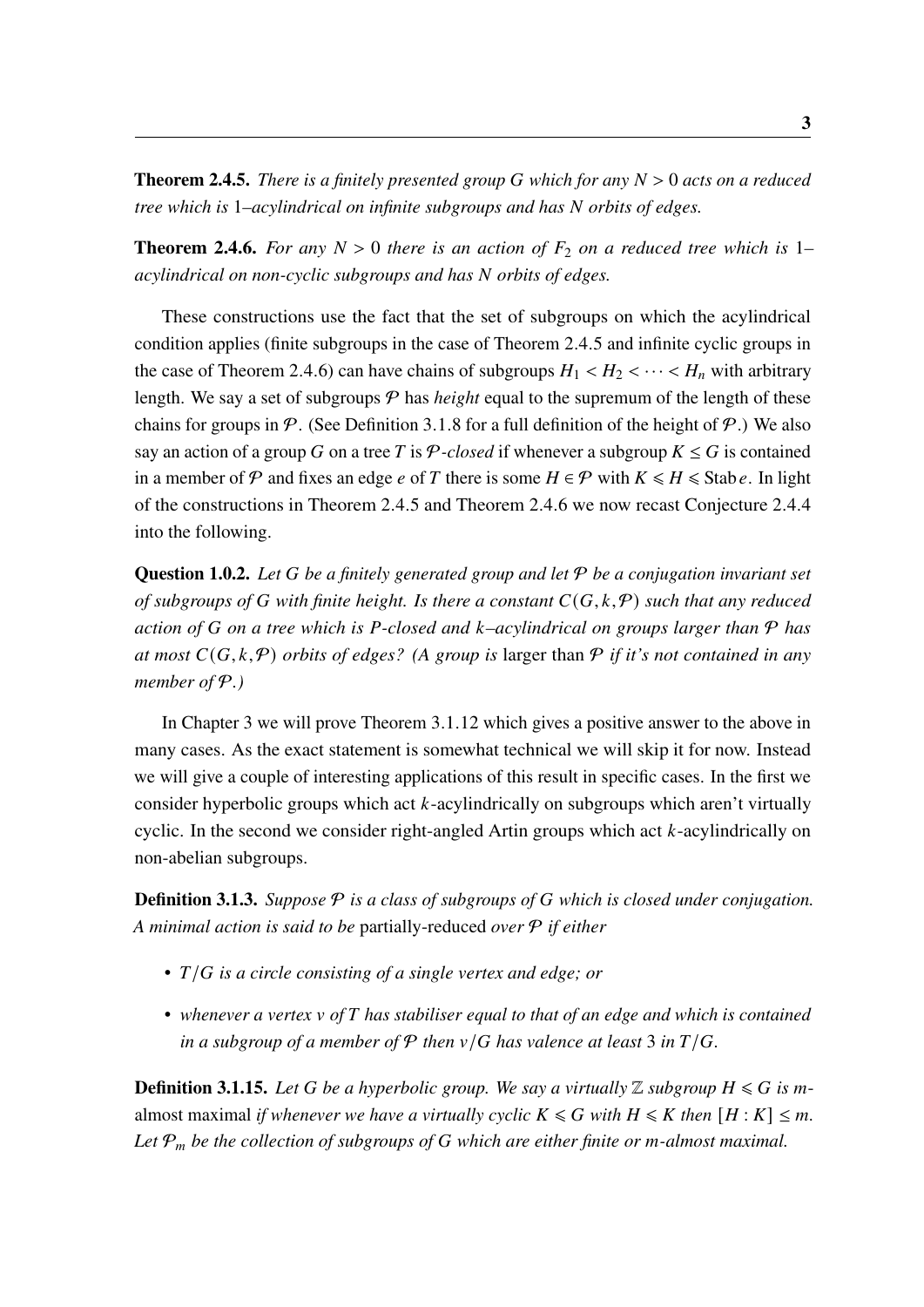**Theorem 2.4.5.** *There is a finitely presented group $G$ which for any $N > 0$ acts on a reduced tree which is 1–acylindrical on infinite subgroups and has $N$ orbits of edges.*

**Theorem 2.4.6.** *For any $N > 0$ there is an action of $F_2$ on a reduced tree which is 1–acylindrical on non-cyclic subgroups and has $N$ orbits of edges.*

These constructions use the fact that the set of subgroups on which the acylindrical condition applies (finite subgroups in the case of Theorem 2.4.5 and infinite cyclic groups in the case of Theorem 2.4.6) can have chains of subgroups $H_1 < H_2 < \cdots < H_n$ with arbitrary length. We say a set of subgroups $\mathcal{P}$ has *height* equal to the supremum of the length of these chains for groups in $\mathcal{P}$. (See Definition 3.1.8 for a full definition of the height of $\mathcal{P}$.) We also say an action of a group $G$ on a tree $T$ is $\mathcal{P}$*-closed* if whenever a subgroup $K \leq G$ is contained in a member of $\mathcal{P}$ and fixes an edge $e$ of $T$ there is some $H \in \mathcal{P}$ with $K \leqslant H \leqslant \operatorname{Stab} e$. In light of the constructions in Theorem 2.4.5 and Theorem 2.4.6 we now recast Conjecture 2.4.4 into the following.

**Question 1.0.2.** *Let $G$ be a finitely generated group and let $\mathcal{P}$ be a conjugation invariant set of subgroups of $G$ with finite height. Is there a constant $C(G, k, \mathcal{P})$ such that any reduced action of $G$ on a tree which is $P$-closed and $k$–acylindrical on groups larger than $\mathcal{P}$ has at most $C(G, k, \mathcal{P})$ orbits of edges? (A group is* larger than $\mathcal{P}$ *if it's not contained in any member of $\mathcal{P}$.)*

In Chapter 3 we will prove Theorem 3.1.12 which gives a positive answer to the above in many cases. As the exact statement is somewhat technical we will skip it for now. Instead we will give a couple of interesting applications of this result in specific cases. In the first we consider hyperbolic groups which act $k$-acylindrically on subgroups which aren't virtually cyclic. In the second we consider right-angled Artin groups which act $k$-acylindrically on non-abelian subgroups.

**Definition 3.1.3.** *Suppose $\mathcal{P}$ is a class of subgroups of $G$ which is closed under conjugation. A minimal action is said to be* partially-reduced *over $\mathcal{P}$ if either*

- *$T/G$ is a circle consisting of a single vertex and edge; or*
- *whenever a vertex $v$ of $T$ has stabiliser equal to that of an edge and which is contained in a subgroup of a member of $\mathcal{P}$ then $v/G$ has valence at least 3 in $T/G$.*

**Definition 3.1.15.** *Let $G$ be a hyperbolic group. We say a virtually $\mathbb{Z}$ subgroup $H \leqslant G$ is $m$-*almost maximal *if whenever we have a virtually cyclic $K \leqslant G$ with $H \leqslant K$ then $[H : K] \leq m$. Let $\mathcal{P}_m$ be the collection of subgroups of $G$ which are either finite or $m$-almost maximal.*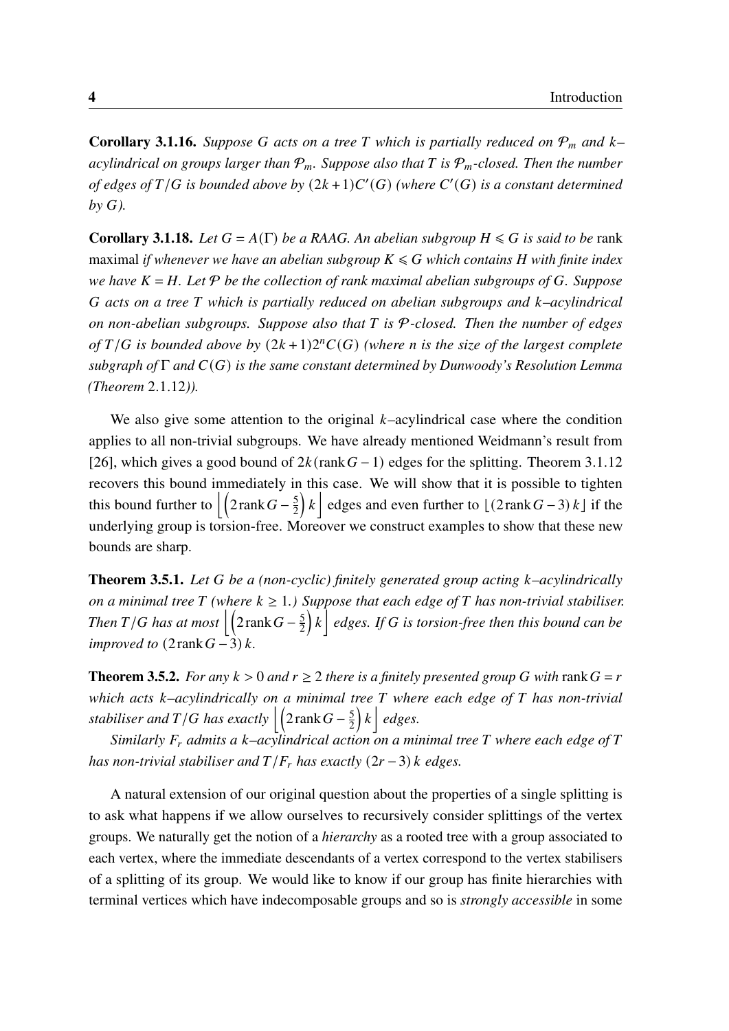**Corollary 3.1.16.** *Suppose $G$ acts on a tree $T$ which is partially reduced on $\mathcal{P}_m$ and $k$–acylindrical on groups larger than $\mathcal{P}_m$. Suppose also that $T$ is $\mathcal{P}_m$-closed. Then the number of edges of $T/G$ is bounded above by $(2k+1)C'(G)$ (where $C'(G)$ is a constant determined by $G$).*

**Corollary 3.1.18.** *Let $G = A(\Gamma)$ be a RAAG. An abelian subgroup $H \leqslant G$ is said to be* rank maximal *if whenever we have an abelian subgroup $K \leqslant G$ which contains $H$ with finite index we have $K = H$. Let $\mathcal{P}$ be the collection of rank maximal abelian subgroups of $G$. Suppose $G$ acts on a tree $T$ which is partially reduced on abelian subgroups and $k$–acylindrical on non-abelian subgroups. Suppose also that $T$ is $\mathcal{P}$-closed. Then the number of edges of $T/G$ is bounded above by $(2k+1)2^n C(G)$ (where $n$ is the size of the largest complete subgraph of $\Gamma$ and $C(G)$ is the same constant determined by Dunwoody's Resolution Lemma (Theorem 2.1.12)).*

We also give some attention to the original $k$–acylindrical case where the condition applies to all non-trivial subgroups. We have already mentioned Weidmann's result from [26], which gives a good bound of $2k(\operatorname{rank} G - 1)$ edges for the splitting. Theorem 3.1.12 recovers this bound immediately in this case. We will show that it is possible to tighten this bound further to $\left\lfloor \left(2\operatorname{rank} G - \frac{5}{2}\right) k \right\rfloor$ edges and even further to $\lfloor (2\operatorname{rank} G - 3)\, k \rfloor$ if the underlying group is torsion-free. Moreover we construct examples to show that these new bounds are sharp.

**Theorem 3.5.1.** *Let $G$ be a (non-cyclic) finitely generated group acting $k$–acylindrically on a minimal tree $T$ (where $k \geq 1$.) Suppose that each edge of $T$ has non-trivial stabiliser. Then $T/G$ has at most $\left\lfloor \left(2\operatorname{rank} G - \frac{5}{2}\right) k \right\rfloor$ edges. If $G$ is torsion-free then this bound can be improved to $(2\operatorname{rank} G - 3)\, k$.*

**Theorem 3.5.2.** *For any $k > 0$ and $r \geq 2$ there is a finitely presented group $G$ with* $\operatorname{rank} G = r$ *which acts $k$–acylindrically on a minimal tree $T$ where each edge of $T$ has non-trivial stabiliser and $T/G$ has exactly $\left\lfloor \left(2\operatorname{rank} G - \frac{5}{2}\right) k \right\rfloor$ edges.*

*Similarly $F_r$ admits a $k$–acylindrical action on a minimal tree $T$ where each edge of $T$ has non-trivial stabiliser and $T/F_r$ has exactly $(2r-3)\, k$ edges.*

A natural extension of our original question about the properties of a single splitting is to ask what happens if we allow ourselves to recursively consider splittings of the vertex groups. We naturally get the notion of a *hierarchy* as a rooted tree with a group associated to each vertex, where the immediate descendants of a vertex correspond to the vertex stabilisers of a splitting of its group. We would like to know if our group has finite hierarchies with terminal vertices which have indecomposable groups and so is *strongly accessible* in some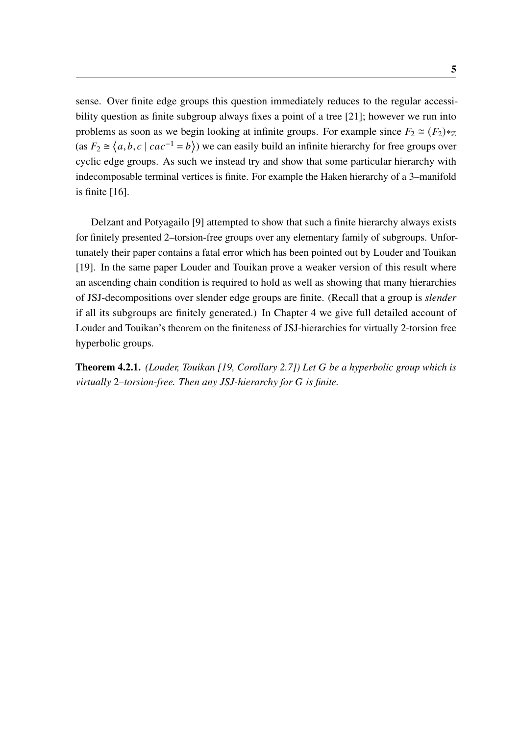sense. Over finite edge groups this question immediately reduces to the regular accessibility question as finite subgroup always fixes a point of a tree [21]; however we run into problems as soon as we begin looking at infinite groups. For example since $F_2 \cong (F_2)*_{\mathbb{Z}}$ (as $F_2 \cong \langle a, b, c \mid cac^{-1} = b \rangle$) we can easily build an infinite hierarchy for free groups over cyclic edge groups. As such we instead try and show that some particular hierarchy with indecomposable terminal vertices is finite. For example the Haken hierarchy of a 3–manifold is finite [16].

Delzant and Potyagailo [9] attempted to show that such a finite hierarchy always exists for finitely presented 2–torsion-free groups over any elementary family of subgroups. Unfortunately their paper contains a fatal error which has been pointed out by Louder and Touikan [19]. In the same paper Louder and Touikan prove a weaker version of this result where an ascending chain condition is required to hold as well as showing that many hierarchies of JSJ-decompositions over slender edge groups are finite. (Recall that a group is *slender* if all its subgroups are finitely generated.) In Chapter 4 we give full detailed account of Louder and Touikan's theorem on the finiteness of JSJ-hierarchies for virtually 2-torsion free hyperbolic groups.

**Theorem 4.2.1.** *(Louder, Touikan [19, Corollary 2.7]) Let $G$ be a hyperbolic group which is virtually 2–torsion-free. Then any JSJ-hierarchy for $G$ is finite.*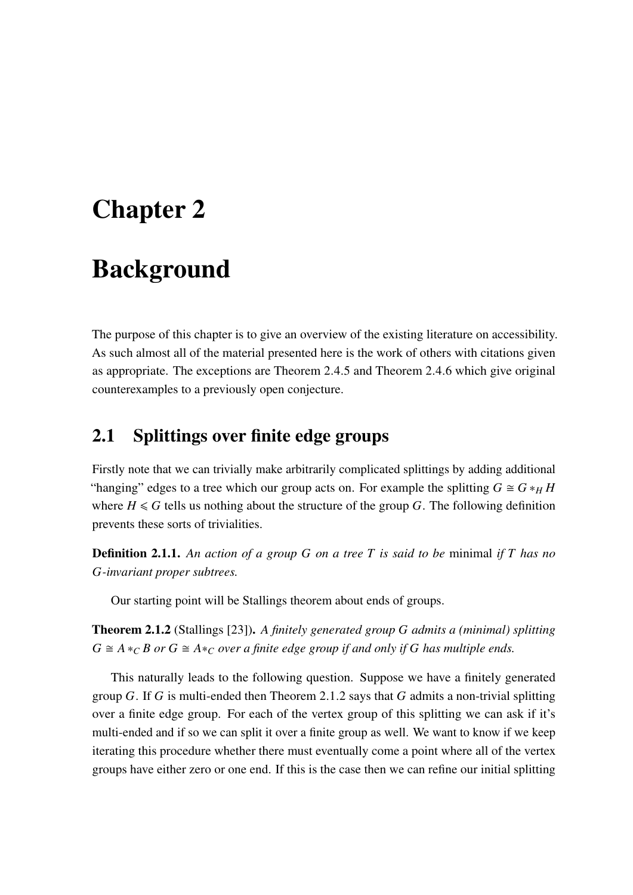# Chapter 2

# Background

The purpose of this chapter is to give an overview of the existing literature on accessibility. As such almost all of the material presented here is the work of others with citations given as appropriate. The exceptions are Theorem 2.4.5 and Theorem 2.4.6 which give original counterexamples to a previously open conjecture.

## 2.1 Splittings over finite edge groups

Firstly note that we can trivially make arbitrarily complicated splittings by adding additional "hanging" edges to a tree which our group acts on. For example the splitting $G \cong G *_H H$ where $H \leqslant G$ tells us nothing about the structure of the group $G$. The following definition prevents these sorts of trivialities.

**Definition 2.1.1.** *An action of a group $G$ on a tree $T$ is said to be* minimal *if $T$ has no $G$-invariant proper subtrees.*

Our starting point will be Stallings theorem about ends of groups.

**Theorem 2.1.2** (Stallings [23])**.** *A finitely generated group $G$ admits a (minimal) splitting $G \cong A *_C B$ or $G \cong A*_C$ over a finite edge group if and only if $G$ has multiple ends.*

This naturally leads to the following question. Suppose we have a finitely generated group $G$. If $G$ is multi-ended then Theorem 2.1.2 says that $G$ admits a non-trivial splitting over a finite edge group. For each of the vertex group of this splitting we can ask if it's multi-ended and if so we can split it over a finite group as well. We want to know if we keep iterating this procedure whether there must eventually come a point where all of the vertex groups have either zero or one end. If this is the case then we can refine our initial splitting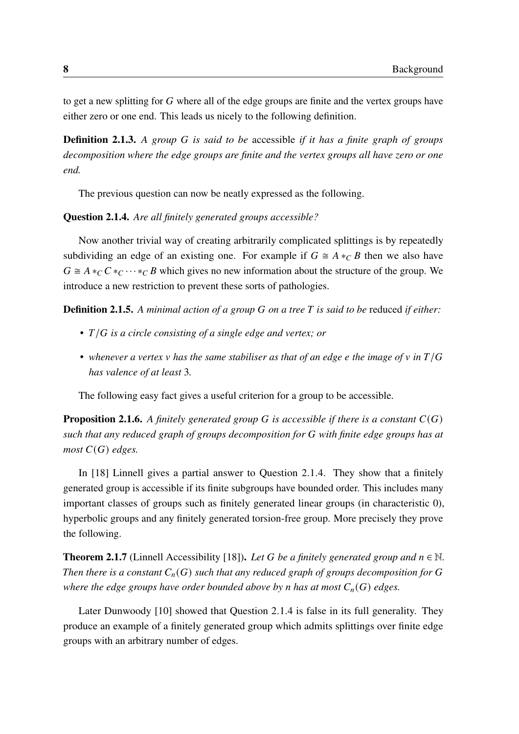to get a new splitting for $G$ where all of the edge groups are finite and the vertex groups have either zero or one end. This leads us nicely to the following definition.

**Definition 2.1.3.** *A group $G$ is said to be* accessible *if it has a finite graph of groups decomposition where the edge groups are finite and the vertex groups all have zero or one end.*

The previous question can now be neatly expressed as the following.

**Question 2.1.4.** *Are all finitely generated groups accessible?*

Now another trivial way of creating arbitrarily complicated splittings is by repeatedly subdividing an edge of an existing one. For example if $G \cong A *_C B$ then we also have $G \cong A *_C C *_C \cdots *_C B$ which gives no new information about the structure of the group. We introduce a new restriction to prevent these sorts of pathologies.

**Definition 2.1.5.** *A minimal action of a group $G$ on a tree $T$ is said to be* reduced *if either:*

- *$T/G$ is a circle consisting of a single edge and vertex; or*
- *whenever a vertex $v$ has the same stabiliser as that of an edge $e$ the image of $v$ in $T/G$ has valence of at least 3.*

The following easy fact gives a useful criterion for a group to be accessible.

**Proposition 2.1.6.** *A finitely generated group $G$ is accessible if there is a constant $C(G)$ such that any reduced graph of groups decomposition for $G$ with finite edge groups has at most $C(G)$ edges.*

In [18] Linnell gives a partial answer to Question 2.1.4. They show that a finitely generated group is accessible if its finite subgroups have bounded order. This includes many important classes of groups such as finitely generated linear groups (in characteristic 0), hyperbolic groups and any finitely generated torsion-free group. More precisely they prove the following.

**Theorem 2.1.7** (Linnell Accessibility [18])**.** *Let $G$ be a finitely generated group and $n \in \mathbb{N}$. Then there is a constant $C_n(G)$ such that any reduced graph of groups decomposition for $G$ where the edge groups have order bounded above by $n$ has at most $C_n(G)$ edges.*

Later Dunwoody [10] showed that Question 2.1.4 is false in its full generality. They produce an example of a finitely generated group which admits splittings over finite edge groups with an arbitrary number of edges.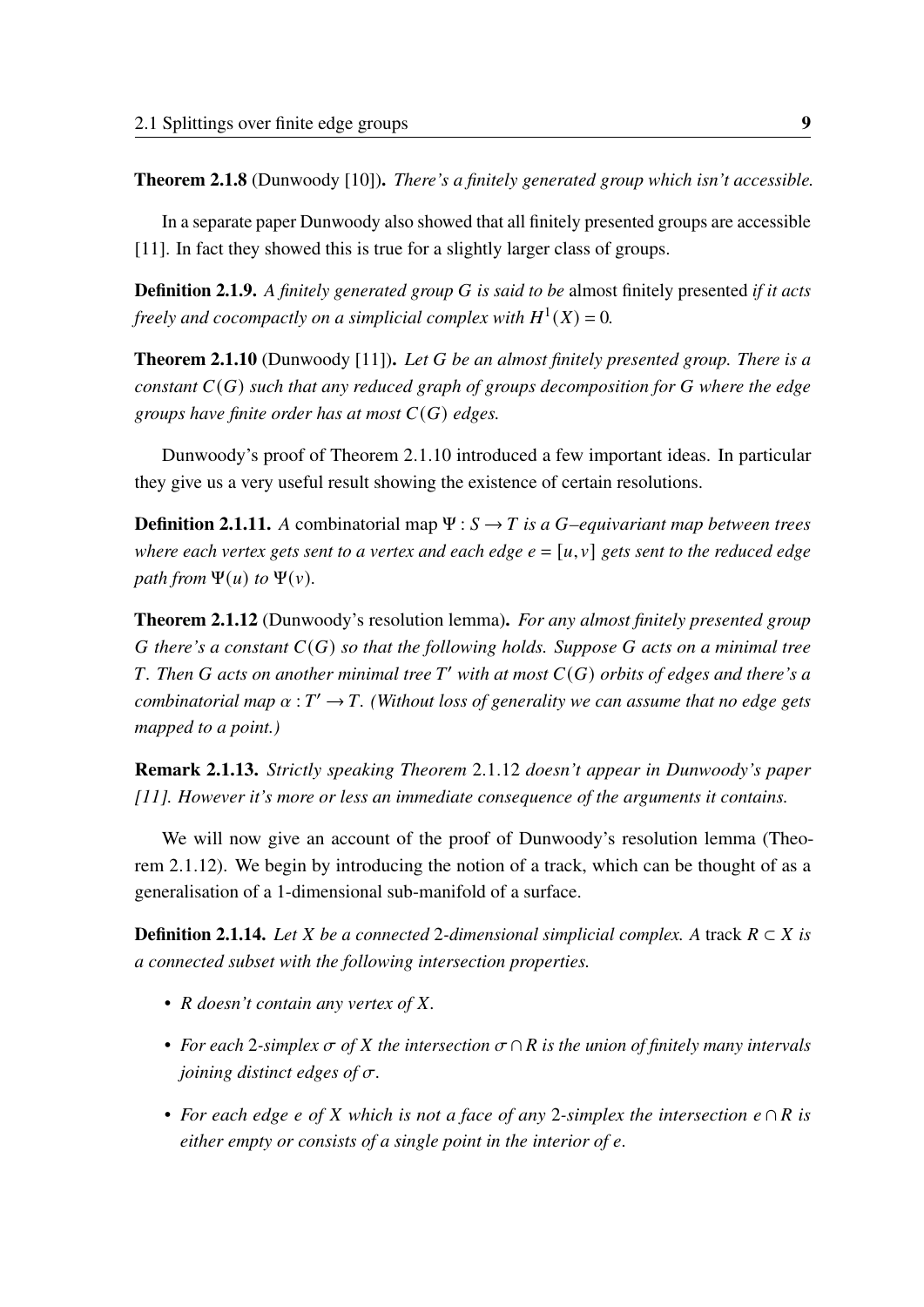**Theorem 2.1.8** (Dunwoody [10])**.** *There's a finitely generated group which isn't accessible.*

In a separate paper Dunwoody also showed that all finitely presented groups are accessible [11]. In fact they showed this is true for a slightly larger class of groups.

**Definition 2.1.9.** *A finitely generated group $G$ is said to be* almost finitely presented *if it acts freely and cocompactly on a simplicial complex with $H^1(X) = 0$.*

**Theorem 2.1.10** (Dunwoody [11])**.** *Let $G$ be an almost finitely presented group. There is a constant $C(G)$ such that any reduced graph of groups decomposition for $G$ where the edge groups have finite order has at most $C(G)$ edges.*

Dunwoody's proof of Theorem 2.1.10 introduced a few important ideas. In particular they give us a very useful result showing the existence of certain resolutions.

**Definition 2.1.11.** *A* combinatorial map *$\Psi : S \to T$ is a $G$–equivariant map between trees where each vertex gets sent to a vertex and each edge $e = [u, v]$ gets sent to the reduced edge path from $\Psi(u)$ to $\Psi(v)$.*

**Theorem 2.1.12** (Dunwoody's resolution lemma)**.** *For any almost finitely presented group $G$ there's a constant $C(G)$ so that the following holds. Suppose $G$ acts on a minimal tree $T$. Then $G$ acts on another minimal tree $T'$ with at most $C(G)$ orbits of edges and there's a combinatorial map $\alpha : T' \to T$. (Without loss of generality we can assume that no edge gets mapped to a point.)*

**Remark 2.1.13.** *Strictly speaking Theorem* 2.1.12 *doesn't appear in Dunwoody's paper [11]. However it's more or less an immediate consequence of the arguments it contains.*

We will now give an account of the proof of Dunwoody's resolution lemma (Theorem 2.1.12). We begin by introducing the notion of a track, which can be thought of as a generalisation of a 1-dimensional sub-manifold of a surface.

**Definition 2.1.14.** *Let $X$ be a connected* 2*-dimensional simplicial complex. A* track *$R \subset X$ is a connected subset with the following intersection properties.*

- *$R$ doesn't contain any vertex of $X$.*
- *For each* 2*-simplex $\sigma$ of $X$ the intersection $\sigma \cap R$ is the union of finitely many intervals joining distinct edges of $\sigma$.*
- *For each edge $e$ of $X$ which is not a face of any* 2*-simplex the intersection $e \cap R$ is either empty or consists of a single point in the interior of $e$.*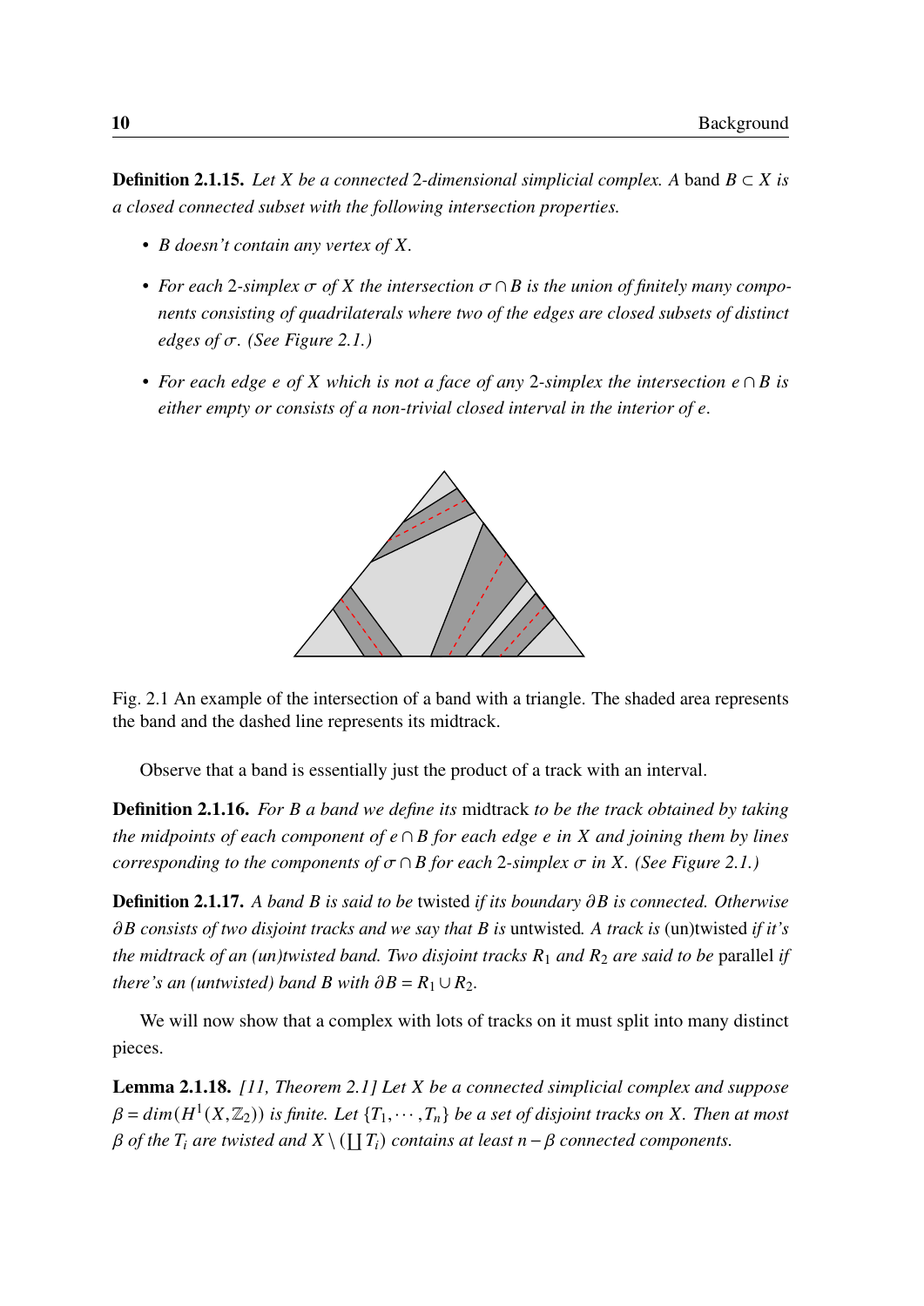**Definition 2.1.15.** *Let $X$ be a connected 2-dimensional simplicial complex. A* band $B \subset X$ *is a closed connected subset with the following intersection properties.*

- *$B$ doesn't contain any vertex of $X$.*
- *For each 2-simplex $\sigma$ of $X$ the intersection $\sigma \cap B$ is the union of finitely many components consisting of quadrilaterals where two of the edges are closed subsets of distinct edges of $\sigma$. (See Figure 2.1.)*
- *For each edge $e$ of $X$ which is not a face of any 2-simplex the intersection $e \cap B$ is either empty or consists of a non-trivial closed interval in the interior of $e$.*

Fig. 2.1 An example of the intersection of a band with a triangle. The shaded area represents the band and the dashed line represents its midtrack.

Observe that a band is essentially just the product of a track with an interval.

**Definition 2.1.16.** *For $B$ a band we define its* midtrack *to be the track obtained by taking the midpoints of each component of $e \cap B$ for each edge $e$ in $X$ and joining them by lines corresponding to the components of $\sigma \cap B$ for each 2-simplex $\sigma$ in $X$. (See Figure 2.1.)*

**Definition 2.1.17.** *A band $B$ is said to be* twisted *if its boundary $\partial B$ is connected. Otherwise $\partial B$ consists of two disjoint tracks and we say that $B$ is* untwisted*. A track is* (un)twisted *if it's the midtrack of an (un)twisted band. Two disjoint tracks $R_1$ and $R_2$ are said to be* parallel *if there's an (untwisted) band $B$ with $\partial B = R_1 \cup R_2$.*

We will now show that a complex with lots of tracks on it must split into many distinct pieces.

**Lemma 2.1.18.** *[11, Theorem 2.1] Let $X$ be a connected simplicial complex and suppose $\beta = dim(H^1(X, \mathbb{Z}_2))$ is finite. Let $\{T_1, \cdots, T_n\}$ be a set of disjoint tracks on $X$. Then at most $\beta$ of the $T_i$ are twisted and $X \setminus (\coprod T_i)$ contains at least $n - \beta$ connected components.*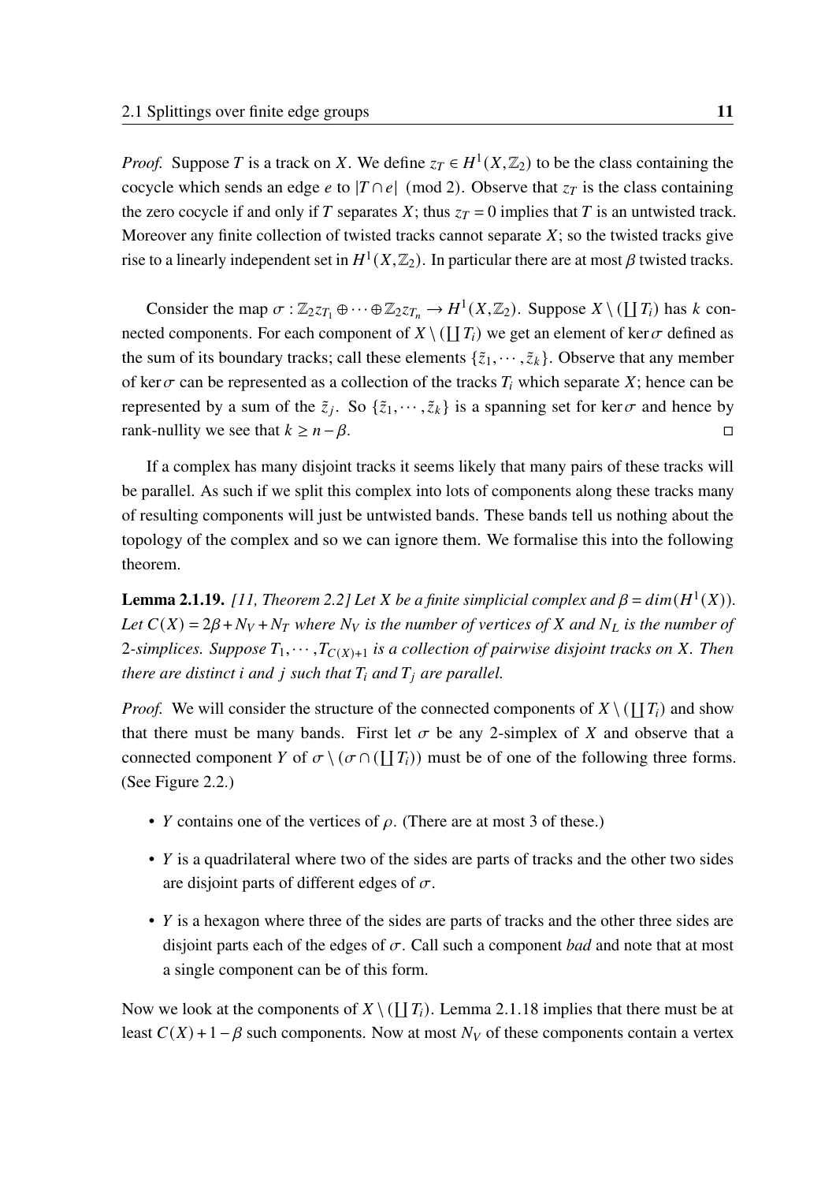*Proof.* Suppose $T$ is a track on $X$. We define $z_T \in H^1(X, \mathbb{Z}_2)$ to be the class containing the cocycle which sends an edge $e$ to $|T \cap e| \pmod 2$. Observe that $z_T$ is the class containing the zero cocycle if and only if $T$ separates $X$; thus $z_T = 0$ implies that $T$ is an untwisted track. Moreover any finite collection of twisted tracks cannot separate $X$; so the twisted tracks give rise to a linearly independent set in $H^1(X, \mathbb{Z}_2)$. In particular there are at most $\beta$ twisted tracks.

Consider the map $\sigma : \mathbb{Z}_2 z_{T_1} \oplus \cdots \oplus \mathbb{Z}_2 z_{T_n} \to H^1(X, \mathbb{Z}_2)$. Suppose $X \setminus (\coprod T_i)$ has $k$ connected components. For each component of $X \setminus (\coprod T_i)$ we get an element of $\ker \sigma$ defined as the sum of its boundary tracks; call these elements $\{\tilde{z}_1, \cdots, \tilde{z}_k\}$. Observe that any member of $\ker \sigma$ can be represented as a collection of the tracks $T_i$ which separate $X$; hence can be represented by a sum of the $\tilde{z}_j$. So $\{\tilde{z}_1, \cdots, \tilde{z}_k\}$ is a spanning set for $\ker \sigma$ and hence by rank-nullity we see that $k \geq n - \beta$. □

If a complex has many disjoint tracks it seems likely that many pairs of these tracks will be parallel. As such if we split this complex into lots of components along these tracks many of resulting components will just be untwisted bands. These bands tell us nothing about the topology of the complex and so we can ignore them. We formalise this into the following theorem.

**Lemma 2.1.19.** *[11, Theorem 2.2] Let $X$ be a finite simplicial complex and $\beta = dim(H^1(X))$. Let $C(X) = 2\beta + N_V + N_T$ where $N_V$ is the number of vertices of $X$ and $N_L$ is the number of 2-simplices. Suppose $T_1, \cdots, T_{C(X)+1}$ is a collection of pairwise disjoint tracks on $X$. Then there are distinct $i$ and $j$ such that $T_i$ and $T_j$ are parallel.*

*Proof.* We will consider the structure of the connected components of $X \setminus (\coprod T_i)$ and show that there must be many bands. First let $\sigma$ be any 2-simplex of $X$ and observe that a connected component $Y$ of $\sigma \setminus (\sigma \cap (\coprod T_i))$ must be of one of the following three forms. (See Figure 2.2.)

- $Y$ contains one of the vertices of $\rho$. (There are at most 3 of these.)
- $Y$ is a quadrilateral where two of the sides are parts of tracks and the other two sides are disjoint parts of different edges of $\sigma$.
- $Y$ is a hexagon where three of the sides are parts of tracks and the other three sides are disjoint parts each of the edges of $\sigma$. Call such a component *bad* and note that at most a single component can be of this form.

Now we look at the components of $X \setminus (\coprod T_i)$. Lemma 2.1.18 implies that there must be at least $C(X) + 1 - \beta$ such components. Now at most $N_V$ of these components contain a vertex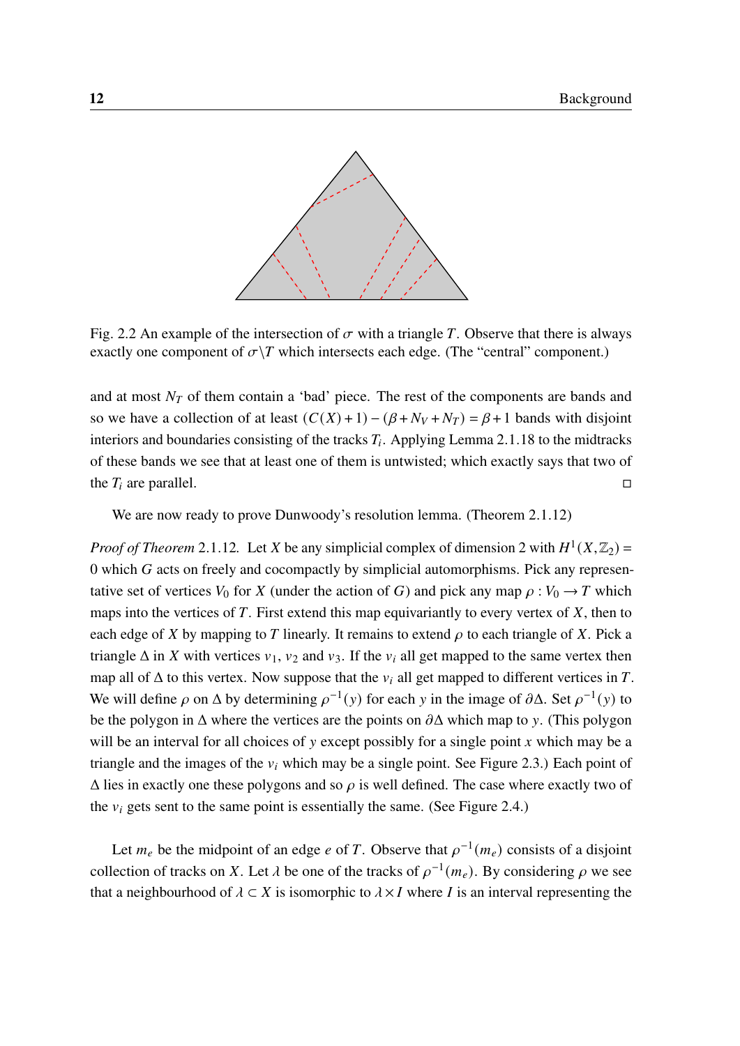Fig. 2.2 An example of the intersection of $\sigma$ with a triangle $T$. Observe that there is always exactly one component of $\sigma \backslash T$ which intersects each edge. (The "central" component.)

and at most $N_T$ of them contain a 'bad' piece. The rest of the components are bands and so we have a collection of at least $(C(X)+1)-(\beta+N_V+N_T) = \beta+1$ bands with disjoint interiors and boundaries consisting of the tracks $T_i$. Applying Lemma 2.1.18 to the midtracks of these bands we see that at least one of them is untwisted; which exactly says that two of the $T_i$ are parallel. □

We are now ready to prove Dunwoody's resolution lemma. (Theorem 2.1.12)

*Proof of Theorem* 2.1.12. Let $X$ be any simplicial complex of dimension 2 with $H^1(X,\mathbb{Z}_2) = 0$ which $G$ acts on freely and cocompactly by simplicial automorphisms. Pick any representative set of vertices $V_0$ for $X$ (under the action of $G$) and pick any map $\rho : V_0 \to T$ which maps into the vertices of $T$. First extend this map equivariantly to every vertex of $X$, then to each edge of $X$ by mapping to $T$ linearly. It remains to extend $\rho$ to each triangle of $X$. Pick a triangle $\Delta$ in $X$ with vertices $v_1$, $v_2$ and $v_3$. If the $v_i$ all get mapped to the same vertex then map all of $\Delta$ to this vertex. Now suppose that the $v_i$ all get mapped to different vertices in $T$. We will define $\rho$ on $\Delta$ by determining $\rho^{-1}(y)$ for each $y$ in the image of $\partial\Delta$. Set $\rho^{-1}(y)$ to be the polygon in $\Delta$ where the vertices are the points on $\partial\Delta$ which map to $y$. (This polygon will be an interval for all choices of $y$ except possibly for a single point $x$ which may be a triangle and the images of the $v_i$ which may be a single point. See Figure 2.3.) Each point of $\Delta$ lies in exactly one these polygons and so $\rho$ is well defined. The case where exactly two of the $v_i$ gets sent to the same point is essentially the same. (See Figure 2.4.)

Let $m_e$ be the midpoint of an edge $e$ of $T$. Observe that $\rho^{-1}(m_e)$ consists of a disjoint collection of tracks on $X$. Let $\lambda$ be one of the tracks of $\rho^{-1}(m_e)$. By considering $\rho$ we see that a neighbourhood of $\lambda \subset X$ is isomorphic to $\lambda \times I$ where $I$ is an interval representing the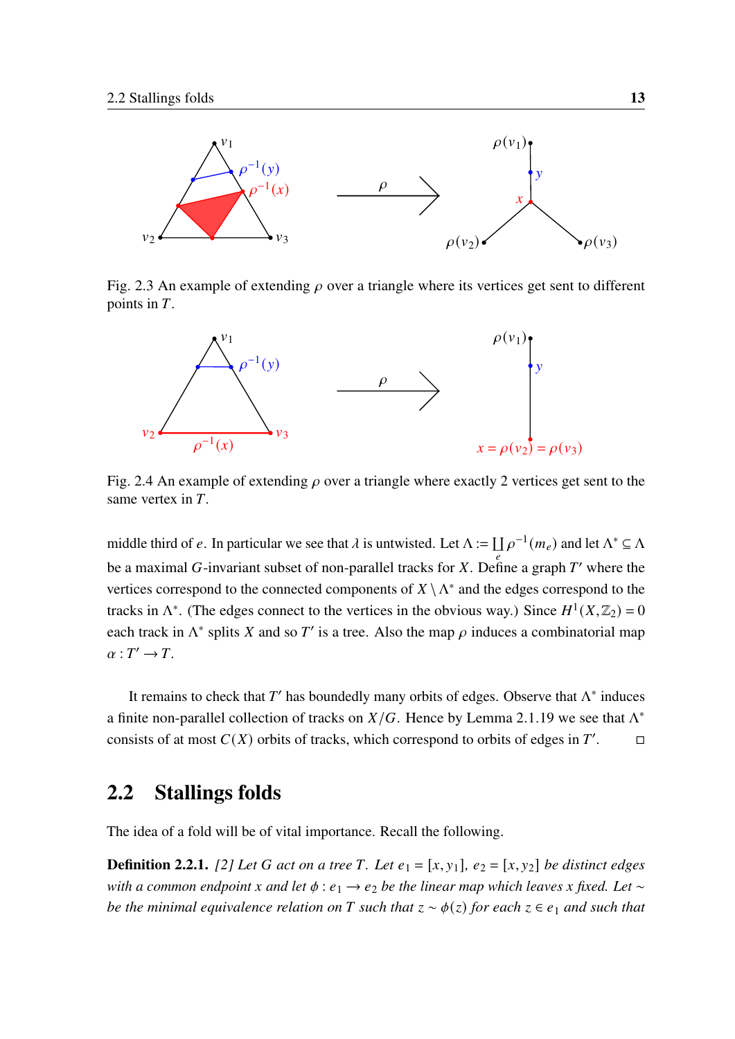Fig. 2.3 An example of extending $\rho$ over a triangle where its vertices get sent to different points in $T$.

Fig. 2.4 An example of extending $\rho$ over a triangle where exactly 2 vertices get sent to the same vertex in $T$.

middle third of $e$. In particular we see that $\lambda$ is untwisted. Let $\Lambda := \coprod_e \rho^{-1}(m_e)$ and let $\Lambda^* \subseteq \Lambda$ be a maximal $G$-invariant subset of non-parallel tracks for $X$. Define a graph $T'$ where the vertices correspond to the connected components of $X \setminus \Lambda^*$ and the edges correspond to the tracks in $\Lambda^*$. (The edges connect to the vertices in the obvious way.) Since $H^1(X, \mathbb{Z}_2) = 0$ each track in $\Lambda^*$ splits $X$ and so $T'$ is a tree. Also the map $\rho$ induces a combinatorial map $\alpha : T' \to T$.

It remains to check that $T'$ has boundedly many orbits of edges. Observe that $\Lambda^*$ induces a finite non-parallel collection of tracks on $X/G$. Hence by Lemma 2.1.19 we see that $\Lambda^*$ consists of at most $C(X)$ orbits of tracks, which correspond to orbits of edges in $T'$. □

## 2.2 Stallings folds

The idea of a fold will be of vital importance. Recall the following.

**Definition 2.2.1.** *[2] Let $G$ act on a tree $T$. Let $e_1 = [x, y_1]$, $e_2 = [x, y_2]$ be distinct edges with a common endpoint $x$ and let $\phi : e_1 \to e_2$ be the linear map which leaves $x$ fixed. Let $\sim$ be the minimal equivalence relation on $T$ such that $z \sim \phi(z)$ for each $z \in e_1$ and such that*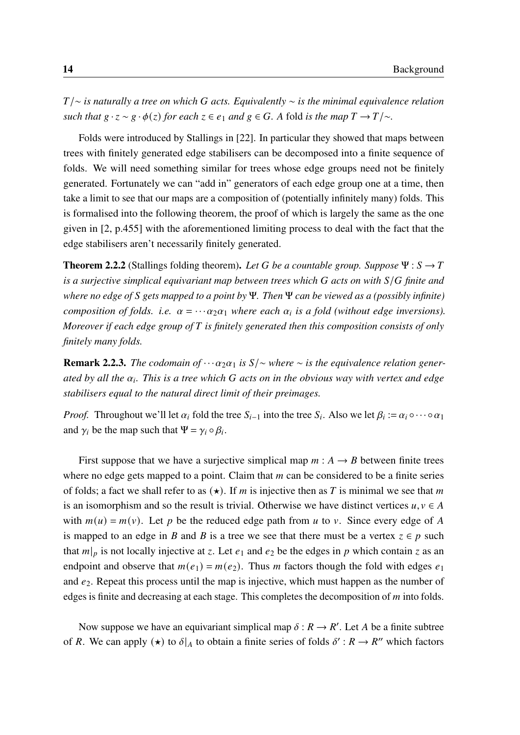*$T/\sim$ is naturally a tree on which $G$ acts. Equivalently $\sim$ is the minimal equivalence relation such that $g \cdot z \sim g \cdot \phi(z)$ for each $z \in e_1$ and $g \in G$. A* fold *is the map $T \to T/\sim$.*

Folds were introduced by Stallings in [22]. In particular they showed that maps between trees with finitely generated edge stabilisers can be decomposed into a finite sequence of folds. We will need something similar for trees whose edge groups need not be finitely generated. Fortunately we can "add in" generators of each edge group one at a time, then take a limit to see that our maps are a composition of (potentially infinitely many) folds. This is formalised into the following theorem, the proof of which is largely the same as the one given in [2, p.455] with the aforementioned limiting process to deal with the fact that the edge stabilisers aren't necessarily finitely generated.

**Theorem 2.2.2** (Stallings folding theorem)**.** *Let $G$ be a countable group. Suppose $\Psi : S \to T$ is a surjective simplical equivariant map between trees which $G$ acts on with $S/G$ finite and where no edge of $S$ gets mapped to a point by $\Psi$. Then $\Psi$ can be viewed as a (possibly infinite) composition of folds. i.e. $\alpha = \cdots \alpha_2 \alpha_1$ where each $\alpha_i$ is a fold (without edge inversions). Moreover if each edge group of $T$ is finitely generated then this composition consists of only finitely many folds.*

**Remark 2.2.3.** *The codomain of $\cdots \alpha_2 \alpha_1$ is $S/\sim$ where $\sim$ is the equivalence relation generated by all the $\alpha_i$. This is a tree which $G$ acts on in the obvious way with vertex and edge stabilisers equal to the natural direct limit of their preimages.*

*Proof.* Throughout we'll let $\alpha_i$ fold the tree $S_{i-1}$ into the tree $S_i$. Also we let $\beta_i := \alpha_i \circ \cdots \circ \alpha_1$ and $\gamma_i$ be the map such that $\Psi = \gamma_i \circ \beta_i$.

First suppose that we have a surjective simplical map $m : A \to B$ between finite trees where no edge gets mapped to a point. Claim that $m$ can be considered to be a finite series of folds; a fact we shall refer to as $(\star)$. If $m$ is injective then as $T$ is minimal we see that $m$ is an isomorphism and so the result is trivial. Otherwise we have distinct vertices $u, v \in A$ with $m(u) = m(v)$. Let $p$ be the reduced edge path from $u$ to $v$. Since every edge of $A$ is mapped to an edge in $B$ and $B$ is a tree we see that there must be a vertex $z \in p$ such that $m|_p$ is not locally injective at $z$. Let $e_1$ and $e_2$ be the edges in $p$ which contain $z$ as an endpoint and observe that $m(e_1) = m(e_2)$. Thus $m$ factors though the fold with edges $e_1$ and $e_2$. Repeat this process until the map is injective, which must happen as the number of edges is finite and decreasing at each stage. This completes the decomposition of $m$ into folds.

Now suppose we have an equivariant simplical map $\delta : R \to R'$. Let $A$ be a finite subtree of $R$. We can apply $(\star)$ to $\delta|_A$ to obtain a finite series of folds $\delta' : R \to R''$ which factors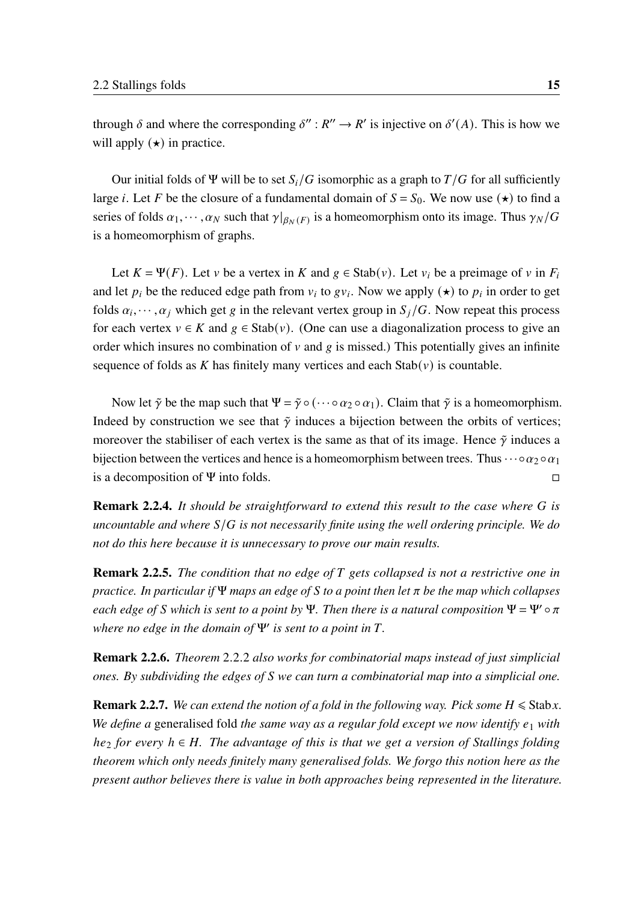through $\delta$ and where the corresponding $\delta'' : R'' \to R'$ is injective on $\delta'(A)$. This is how we will apply $(\star)$ in practice.

Our initial folds of $\Psi$ will be to set $S_i/G$ isomorphic as a graph to $T/G$ for all sufficiently large $i$. Let $F$ be the closure of a fundamental domain of $S = S_0$. We now use $(\star)$ to find a series of folds $\alpha_1, \cdots, \alpha_N$ such that $\gamma|_{\beta_N(F)}$ is a homeomorphism onto its image. Thus $\gamma_N/G$ is a homeomorphism of graphs.

Let $K = \Psi(F)$. Let $v$ be a vertex in $K$ and $g \in \operatorname{Stab}(v)$. Let $v_i$ be a preimage of $v$ in $F_i$ and let $p_i$ be the reduced edge path from $v_i$ to $gv_i$. Now we apply $(\star)$ to $p_i$ in order to get folds $\alpha_i, \cdots, \alpha_j$ which get $g$ in the relevant vertex group in $S_j/G$. Now repeat this process for each vertex $v \in K$ and $g \in \operatorname{Stab}(v)$. (One can use a diagonalization process to give an order which insures no combination of $v$ and $g$ is missed.) This potentially gives an infinite sequence of folds as $K$ has finitely many vertices and each $\operatorname{Stab}(v)$ is countable.

Now let $\tilde{\gamma}$ be the map such that $\Psi = \tilde{\gamma} \circ (\cdots \circ \alpha_2 \circ \alpha_1)$. Claim that $\tilde{\gamma}$ is a homeomorphism. Indeed by construction we see that $\tilde{\gamma}$ induces a bijection between the orbits of vertices; moreover the stabiliser of each vertex is the same as that of its image. Hence $\tilde{\gamma}$ induces a bijection between the vertices and hence is a homeomorphism between trees. Thus $\cdots \circ \alpha_2 \circ \alpha_1$ is a decomposition of $\Psi$ into folds. □

**Remark 2.2.4.** *It should be straightforward to extend this result to the case where $G$ is uncountable and where $S/G$ is not necessarily finite using the well ordering principle. We do not do this here because it is unnecessary to prove our main results.*

**Remark 2.2.5.** *The condition that no edge of $T$ gets collapsed is not a restrictive one in practice. In particular if $\Psi$ maps an edge of $S$ to a point then let $\pi$ be the map which collapses each edge of $S$ which is sent to a point by $\Psi$. Then there is a natural composition $\Psi = \Psi' \circ \pi$ where no edge in the domain of $\Psi'$ is sent to a point in $T$.*

**Remark 2.2.6.** *Theorem 2.2.2 also works for combinatorial maps instead of just simplicial ones. By subdividing the edges of $S$ we can turn a combinatorial map into a simplicial one.*

**Remark 2.2.7.** *We can extend the notion of a fold in the following way. Pick some $H \leqslant \operatorname{Stab} x$. We define a* generalised fold *the same way as a regular fold except we now identify $e_1$ with $he_2$ for every $h \in H$. The advantage of this is that we get a version of Stallings folding theorem which only needs finitely many generalised folds. We forgo this notion here as the present author believes there is value in both approaches being represented in the literature.*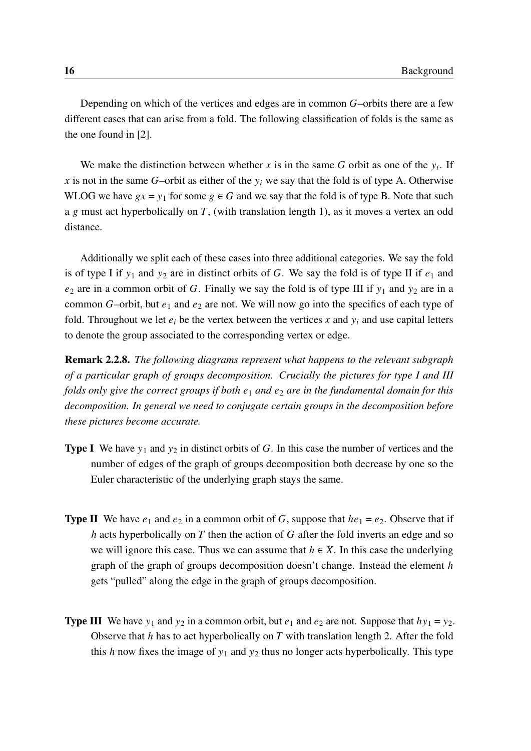Depending on which of the vertices and edges are in common $G$–orbits there are a few different cases that can arise from a fold. The following classification of folds is the same as the one found in [2].

We make the distinction between whether $x$ is in the same $G$ orbit as one of the $y_i$. If $x$ is not in the same $G$–orbit as either of the $y_i$ we say that the fold is of type A. Otherwise WLOG we have $gx = y_1$ for some $g \in G$ and we say that the fold is of type B. Note that such a $g$ must act hyperbolically on $T$, (with translation length 1), as it moves a vertex an odd distance.

Additionally we split each of these cases into three additional categories. We say the fold is of type I if $y_1$ and $y_2$ are in distinct orbits of $G$. We say the fold is of type II if $e_1$ and $e_2$ are in a common orbit of $G$. Finally we say the fold is of type III if $y_1$ and $y_2$ are in a common $G$–orbit, but $e_1$ and $e_2$ are not. We will now go into the specifics of each type of fold. Throughout we let $e_i$ be the vertex between the vertices $x$ and $y_i$ and use capital letters to denote the group associated to the corresponding vertex or edge.

**Remark 2.2.8.** *The following diagrams represent what happens to the relevant subgraph of a particular graph of groups decomposition. Crucially the pictures for type I and III folds only give the correct groups if both $e_1$ and $e_2$ are in the fundamental domain for this decomposition. In general we need to conjugate certain groups in the decomposition before these pictures become accurate.*

**Type I** We have $y_1$ and $y_2$ in distinct orbits of $G$. In this case the number of vertices and the number of edges of the graph of groups decomposition both decrease by one so the Euler characteristic of the underlying graph stays the same.

**Type II** We have $e_1$ and $e_2$ in a common orbit of $G$, suppose that $he_1 = e_2$. Observe that if $h$ acts hyperbolically on $T$ then the action of $G$ after the fold inverts an edge and so we will ignore this case. Thus we can assume that $h \in X$. In this case the underlying graph of the graph of groups decomposition doesn't change. Instead the element $h$ gets "pulled" along the edge in the graph of groups decomposition.

**Type III** We have $y_1$ and $y_2$ in a common orbit, but $e_1$ and $e_2$ are not. Suppose that $hy_1 = y_2$. Observe that $h$ has to act hyperbolically on $T$ with translation length 2. After the fold this $h$ now fixes the image of $y_1$ and $y_2$ thus no longer acts hyperbolically. This type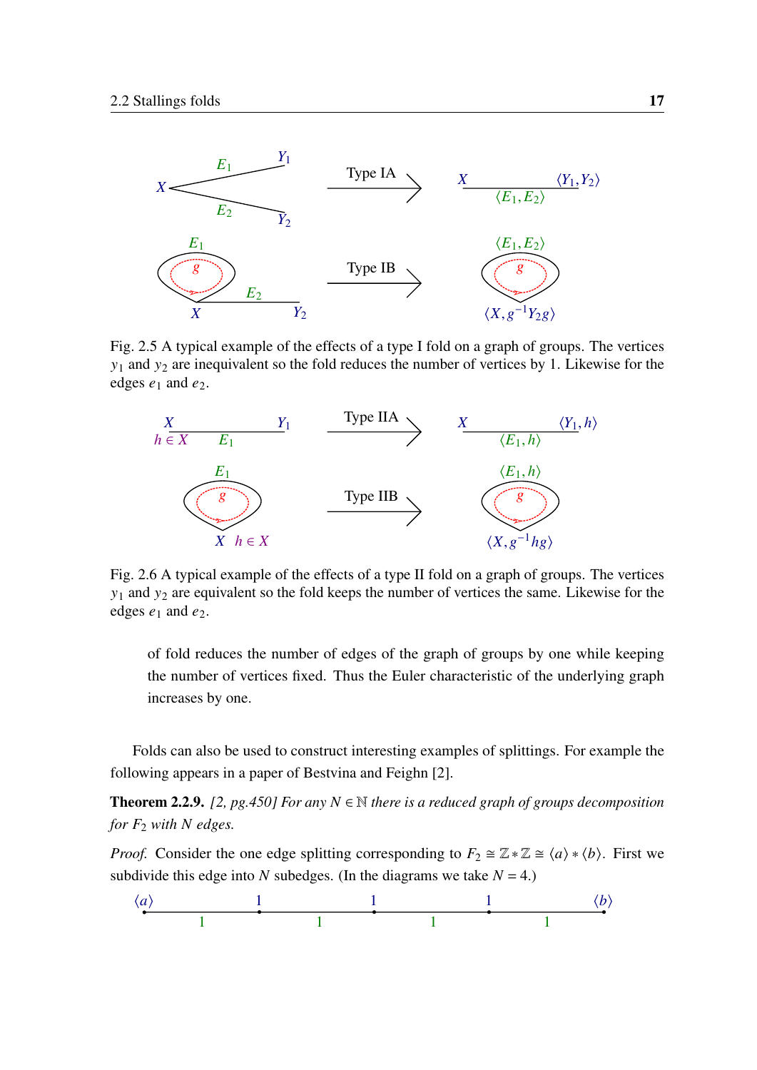Fig. 2.5 A typical example of the effects of a type I fold on a graph of groups. The vertices $y_1$ and $y_2$ are inequivalent so the fold reduces the number of vertices by 1. Likewise for the edges $e_1$ and $e_2$.

Fig. 2.6 A typical example of the effects of a type II fold on a graph of groups. The vertices $y_1$ and $y_2$ are equivalent so the fold keeps the number of vertices the same. Likewise for the edges $e_1$ and $e_2$.

of fold reduces the number of edges of the graph of groups by one while keeping the number of vertices fixed. Thus the Euler characteristic of the underlying graph increases by one.

Folds can also be used to construct interesting examples of splittings. For example the following appears in a paper of Bestvina and Feighn [2].

**Theorem 2.2.9.** *[2, pg.450] For any $N \in \mathbb{N}$ there is a reduced graph of groups decomposition for $F_2$ with $N$ edges.*

*Proof.* Consider the one edge splitting corresponding to $F_2 \cong \mathbb{Z} * \mathbb{Z} \cong \langle a \rangle * \langle b \rangle$. First we subdivide this edge into $N$ subedges. (In the diagrams we take $N = 4$.)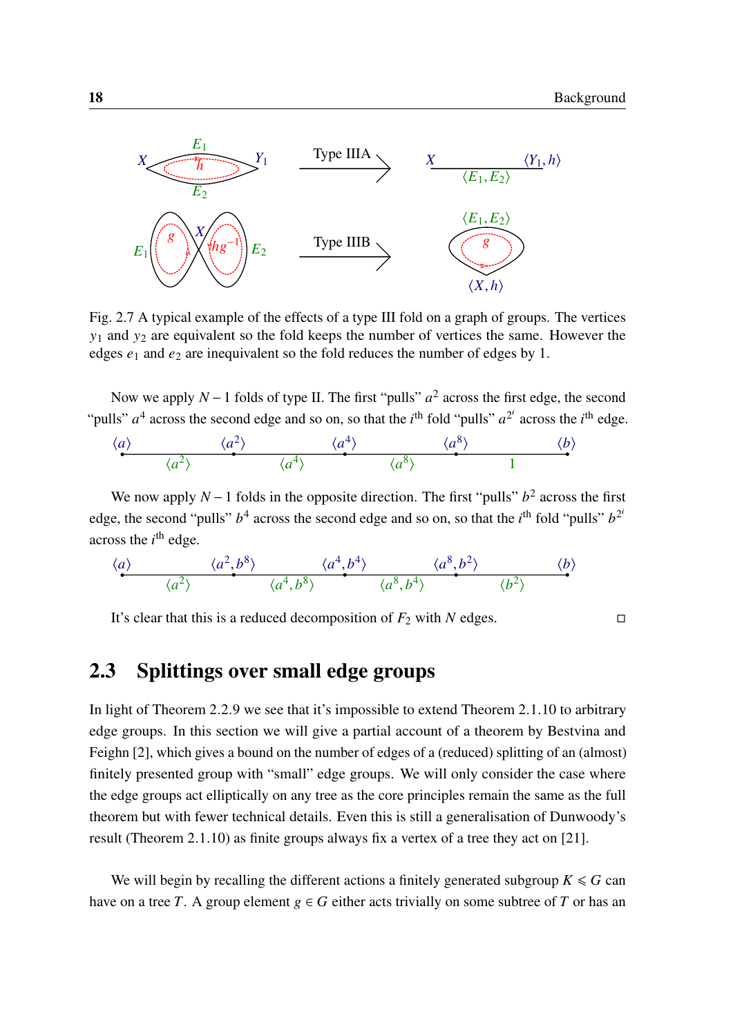Fig. 2.7 A typical example of the effects of a type III fold on a graph of groups. The vertices $y_1$ and $y_2$ are equivalent so the fold keeps the number of vertices the same. However the edges $e_1$ and $e_2$ are inequivalent so the fold reduces the number of edges by 1.

Now we apply $N-1$ folds of type II. The first "pulls" $a^2$ across the first edge, the second "pulls" $a^4$ across the second edge and so on, so that the $i^{\text{th}}$ fold "pulls" $a^{2^i}$ across the $i^{\text{th}}$ edge.

$$\langle a\rangle \overset{\langle a^2\rangle}{\text{———}} \langle a^2\rangle \overset{\langle a^4\rangle}{\text{———}} \langle a^4\rangle \overset{\langle a^8\rangle}{\text{———}} \langle a^8\rangle \overset{1}{\text{———}} \langle b\rangle$$

We now apply $N-1$ folds in the opposite direction. The first "pulls" $b^2$ across the first edge, the second "pulls" $b^4$ across the second edge and so on, so that the $i^{\text{th}}$ fold "pulls" $b^{2^i}$ across the $i^{\text{th}}$ edge.

$$\langle a\rangle \overset{\langle a^2\rangle}{\text{———}} \langle a^2, b^8\rangle \overset{\langle a^4, b^8\rangle}{\text{———}} \langle a^4, b^4\rangle \overset{\langle a^8, b^4\rangle}{\text{———}} \langle a^8, b^2\rangle \overset{\langle b^2\rangle}{\text{———}} \langle b\rangle$$

It's clear that this is a reduced decomposition of $F_2$ with $N$ edges. □

## 2.3 Splittings over small edge groups

In light of Theorem 2.2.9 we see that it's impossible to extend Theorem 2.1.10 to arbitrary edge groups. In this section we will give a partial account of a theorem by Bestvina and Feighn [2], which gives a bound on the number of edges of a (reduced) splitting of an (almost) finitely presented group with "small" edge groups. We will only consider the case where the edge groups act elliptically on any tree as the core principles remain the same as the full theorem but with fewer technical details. Even this is still a generalisation of Dunwoody's result (Theorem 2.1.10) as finite groups always fix a vertex of a tree they act on [21].

We will begin by recalling the different actions a finitely generated subgroup $K \leqslant G$ can have on a tree $T$. A group element $g \in G$ either acts trivially on some subtree of $T$ or has an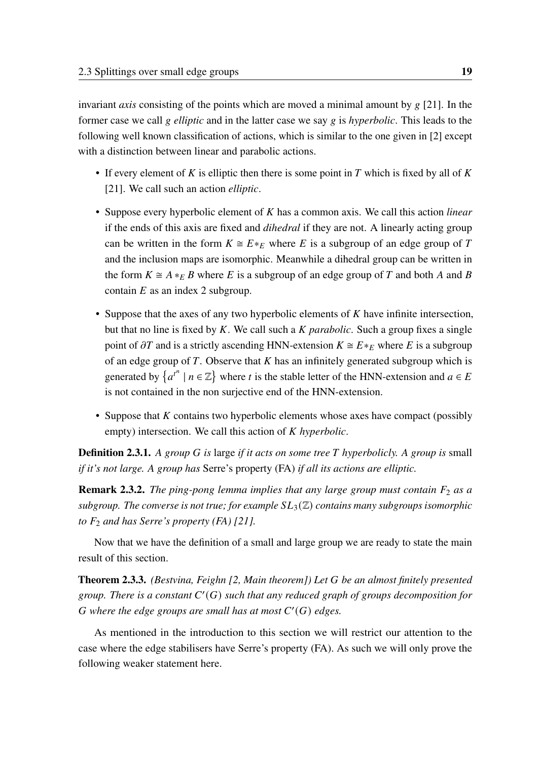invariant *axis* consisting of the points which are moved a minimal amount by $g$ [21]. In the former case we call $g$ *elliptic* and in the latter case we say $g$ is *hyperbolic*. This leads to the following well known classification of actions, which is similar to the one given in [2] except with a distinction between linear and parabolic actions.

- If every element of $K$ is elliptic then there is some point in $T$ which is fixed by all of $K$ [21]. We call such an action *elliptic*.
- Suppose every hyperbolic element of $K$ has a common axis. We call this action *linear* if the ends of this axis are fixed and *dihedral* if they are not. A linearly acting group can be written in the form $K \cong E*_E$ where $E$ is a subgroup of an edge group of $T$ and the inclusion maps are isomorphic. Meanwhile a dihedral group can be written in the form $K \cong A *_E B$ where $E$ is a subgroup of an edge group of $T$ and both $A$ and $B$ contain $E$ as an index 2 subgroup.
- Suppose that the axes of any two hyperbolic elements of $K$ have infinite intersection, but that no line is fixed by $K$. We call such a $K$ *parabolic*. Such a group fixes a single point of $\partial T$ and is a strictly ascending HNN-extension $K \cong E*_E$ where $E$ is a subgroup of an edge group of $T$. Observe that $K$ has an infinitely generated subgroup which is generated by $\{a^{t^n} \mid n \in \mathbb{Z}\}$ where $t$ is the stable letter of the HNN-extension and $a \in E$ is not contained in the non surjective end of the HNN-extension.
- Suppose that $K$ contains two hyperbolic elements whose axes have compact (possibly empty) intersection. We call this action of $K$ *hyperbolic*.

**Definition 2.3.1.** *A group $G$ is* large *if it acts on some tree $T$ hyperbolicly. A group is* small *if it's not large. A group has* Serre's property (FA) *if all its actions are elliptic.*

**Remark 2.3.2.** *The ping-pong lemma implies that any large group must contain $F_2$ as a subgroup. The converse is not true; for example $SL_3(\mathbb{Z})$ contains many subgroups isomorphic to $F_2$ and has Serre's property (FA) [21].*

Now that we have the definition of a small and large group we are ready to state the main result of this section.

**Theorem 2.3.3.** *(Bestvina, Feighn [2, Main theorem]) Let $G$ be an almost finitely presented group. There is a constant $C'(G)$ such that any reduced graph of groups decomposition for $G$ where the edge groups are small has at most $C'(G)$ edges.*

As mentioned in the introduction to this section we will restrict our attention to the case where the edge stabilisers have Serre's property (FA). As such we will only prove the following weaker statement here.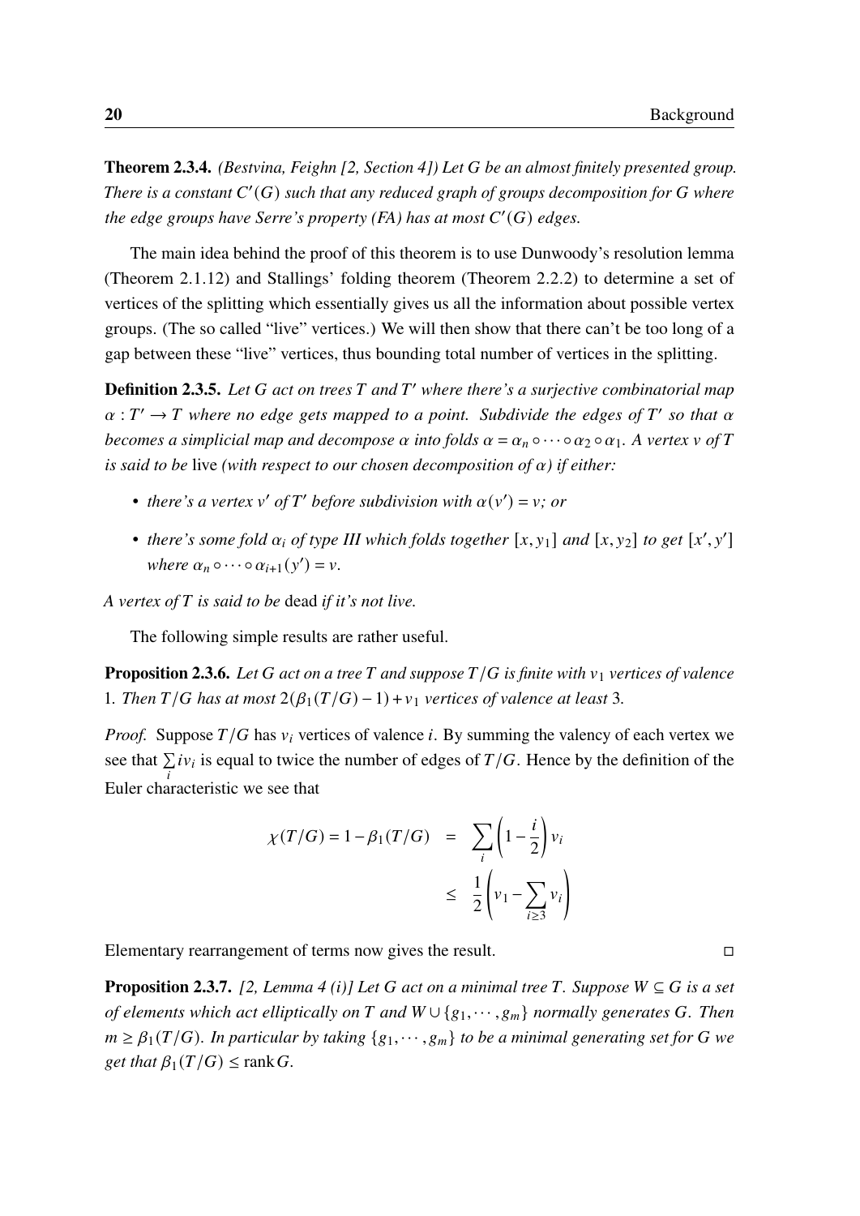**Theorem 2.3.4.** *(Bestvina, Feighn [2, Section 4]) Let $G$ be an almost finitely presented group. There is a constant $C'(G)$ such that any reduced graph of groups decomposition for $G$ where the edge groups have Serre's property (FA) has at most $C'(G)$ edges.*

The main idea behind the proof of this theorem is to use Dunwoody's resolution lemma (Theorem 2.1.12) and Stallings' folding theorem (Theorem 2.2.2) to determine a set of vertices of the splitting which essentially gives us all the information about possible vertex groups. (The so called "live" vertices.) We will then show that there can't be too long of a gap between these "live" vertices, thus bounding total number of vertices in the splitting.

**Definition 2.3.5.** *Let $G$ act on trees $T$ and $T'$ where there's a surjective combinatorial map $\alpha : T' \to T$ where no edge gets mapped to a point. Subdivide the edges of $T'$ so that $\alpha$ becomes a simplicial map and decompose $\alpha$ into folds $\alpha = \alpha_n \circ \cdots \circ \alpha_2 \circ \alpha_1$. A vertex $v$ of $T$ is said to be* live *(with respect to our chosen decomposition of $\alpha$) if either:*

- *there's a vertex $v'$ of $T'$ before subdivision with $\alpha(v') = v$; or*
- *there's some fold $\alpha_i$ of type III which folds together $[x, y_1]$ and $[x, y_2]$ to get $[x', y']$ where $\alpha_n \circ \cdots \circ \alpha_{i+1}(y') = v$.*

*A vertex of $T$ is said to be* dead *if it's not live.*

The following simple results are rather useful.

**Proposition 2.3.6.** *Let $G$ act on a tree $T$ and suppose $T/G$ is finite with $v_1$ vertices of valence 1. Then $T/G$ has at most $2(\beta_1(T/G) - 1) + v_1$ vertices of valence at least 3.*

*Proof.* Suppose $T/G$ has $v_i$ vertices of valence $i$. By summing the valency of each vertex we see that $\sum_i i v_i$ is equal to twice the number of edges of $T/G$. Hence by the definition of the Euler characteristic we see that

$$
\begin{aligned}
\chi(T/G) = 1 - \beta_1(T/G) &= \sum_i \left(1 - \frac{i}{2}\right) v_i \\
&\leq \frac{1}{2}\left(v_1 - \sum_{i \geq 3} v_i\right)
\end{aligned}
$$

Elementary rearrangement of terms now gives the result. □

**Proposition 2.3.7.** *[2, Lemma 4 (i)] Let $G$ act on a minimal tree $T$. Suppose $W \subseteq G$ is a set of elements which act elliptically on $T$ and $W \cup \{g_1, \cdots, g_m\}$ normally generates $G$. Then $m \geq \beta_1(T/G)$. In particular by taking $\{g_1, \cdots, g_m\}$ to be a minimal generating set for $G$ we get that $\beta_1(T/G) \leq \operatorname{rank} G$.*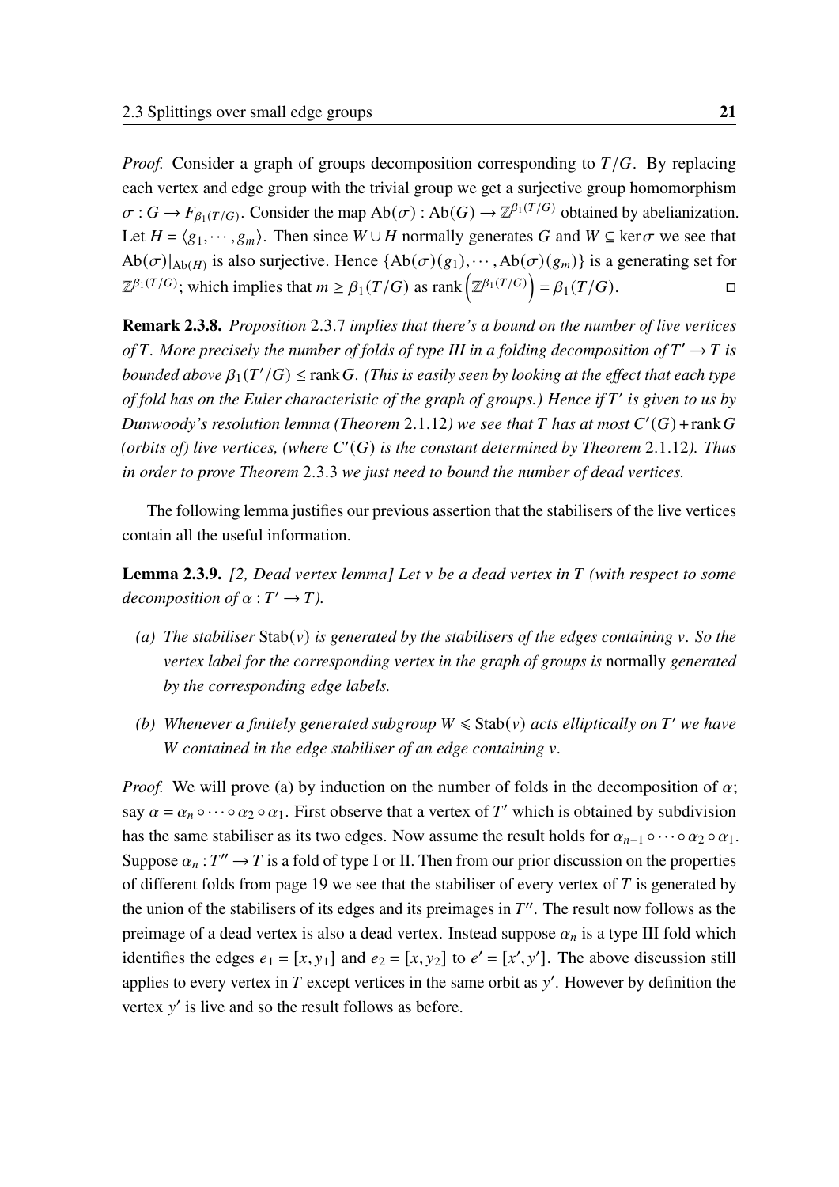*Proof.* Consider a graph of groups decomposition corresponding to $T/G$. By replacing each vertex and edge group with the trivial group we get a surjective group homomorphism $\sigma : G \to F_{\beta_1(T/G)}$. Consider the map $\mathrm{Ab}(\sigma) : \mathrm{Ab}(G) \to \mathbb{Z}^{\beta_1(T/G)}$ obtained by abelianization. Let $H = \langle g_1, \cdots, g_m \rangle$. Then since $W \cup H$ normally generates $G$ and $W \subseteq \ker \sigma$ we see that $\mathrm{Ab}(\sigma)|_{\mathrm{Ab}(H)}$ is also surjective. Hence $\{\mathrm{Ab}(\sigma)(g_1), \cdots, \mathrm{Ab}(\sigma)(g_m)\}$ is a generating set for $\mathbb{Z}^{\beta_1(T/G)}$; which implies that $m \geq \beta_1(T/G)$ as $\mathrm{rank}\left(\mathbb{Z}^{\beta_1(T/G)}\right) = \beta_1(T/G)$. $\square$

**Remark 2.3.8.** *Proposition* 2.3.7 *implies that there's a bound on the number of live vertices of $T$. More precisely the number of folds of type III in a folding decomposition of $T' \to T$ is bounded above $\beta_1(T'/G) \leq \mathrm{rank}\, G$. (This is easily seen by looking at the effect that each type of fold has on the Euler characteristic of the graph of groups.) Hence if $T'$ is given to us by Dunwoody's resolution lemma (Theorem* 2.1.12*) we see that $T$ has at most $C'(G) + \mathrm{rank}\, G$ (orbits of) live vertices, (where $C'(G)$ is the constant determined by Theorem* 2.1.12*). Thus in order to prove Theorem* 2.3.3 *we just need to bound the number of dead vertices.*

The following lemma justifies our previous assertion that the stabilisers of the live vertices contain all the useful information.

**Lemma 2.3.9.** *[2, Dead vertex lemma] Let $v$ be a dead vertex in $T$ (with respect to some decomposition of $\alpha : T' \to T$).*

- *(a) The stabiliser $\mathrm{Stab}(v)$ is generated by the stabilisers of the edges containing $v$. So the vertex label for the corresponding vertex in the graph of groups is* normally *generated by the corresponding edge labels.*
- *(b) Whenever a finitely generated subgroup $W \leqslant \mathrm{Stab}(v)$ acts elliptically on $T'$ we have $W$ contained in the edge stabiliser of an edge containing $v$.*

*Proof.* We will prove (a) by induction on the number of folds in the decomposition of $\alpha$; say $\alpha = \alpha_n \circ \cdots \circ \alpha_2 \circ \alpha_1$. First observe that a vertex of $T'$ which is obtained by subdivision has the same stabiliser as its two edges. Now assume the result holds for $\alpha_{n-1} \circ \cdots \circ \alpha_2 \circ \alpha_1$. Suppose $\alpha_n : T'' \to T$ is a fold of type I or II. Then from our prior discussion on the properties of different folds from page 19 we see that the stabiliser of every vertex of $T$ is generated by the union of the stabilisers of its edges and its preimages in $T''$. The result now follows as the preimage of a dead vertex is also a dead vertex. Instead suppose $\alpha_n$ is a type III fold which identifies the edges $e_1 = [x, y_1]$ and $e_2 = [x, y_2]$ to $e' = [x', y']$. The above discussion still applies to every vertex in $T$ except vertices in the same orbit as $y'$. However by definition the vertex $y'$ is live and so the result follows as before.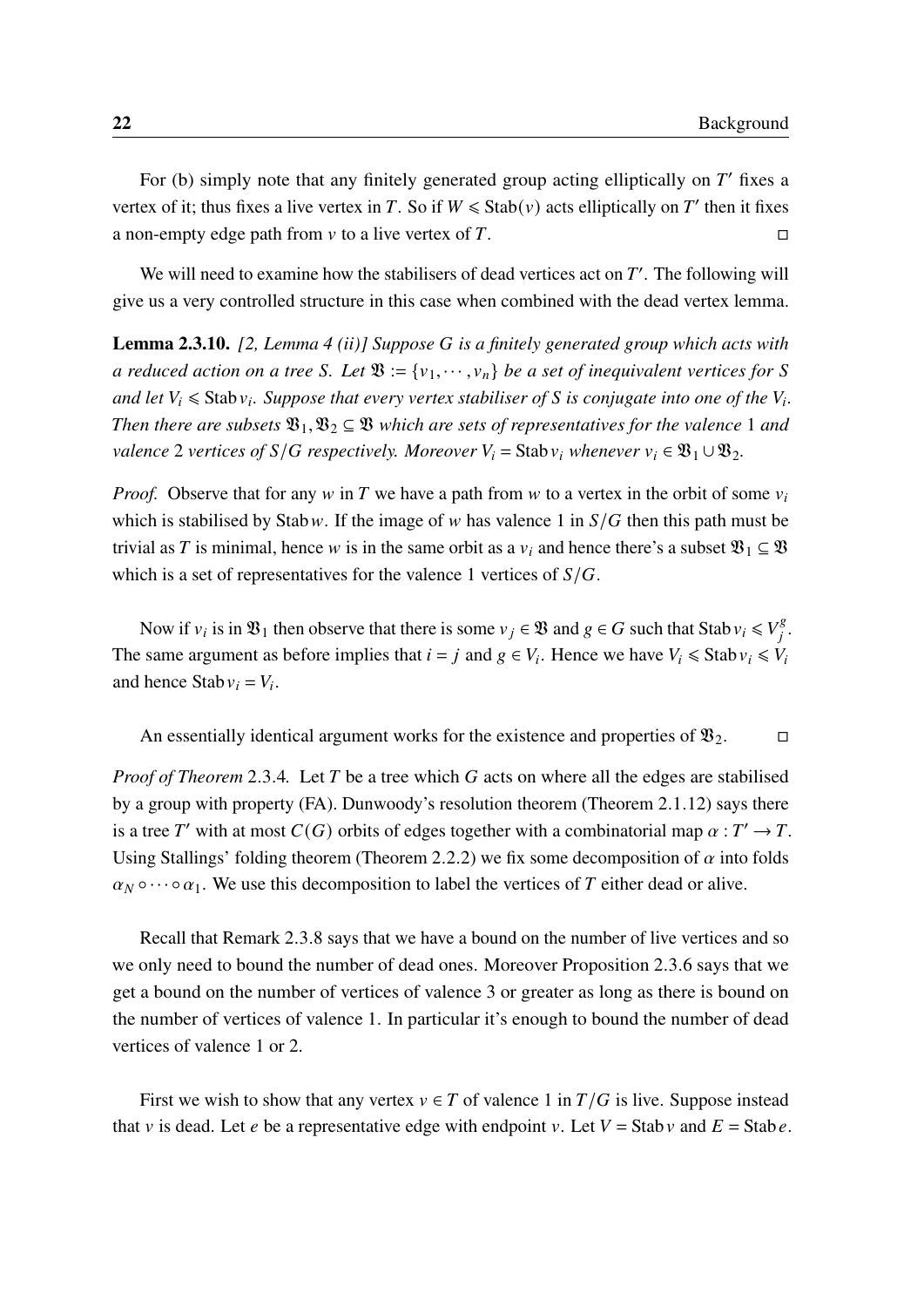For (b) simply note that any finitely generated group acting elliptically on $T'$ fixes a vertex of it; thus fixes a live vertex in $T$. So if $W \leqslant \mathrm{Stab}(v)$ acts elliptically on $T'$ then it fixes a non-empty edge path from $v$ to a live vertex of $T$. □

We will need to examine how the stabilisers of dead vertices act on $T'$. The following will give us a very controlled structure in this case when combined with the dead vertex lemma.

**Lemma 2.3.10.** *[2, Lemma 4 (ii)] Suppose $G$ is a finitely generated group which acts with a reduced action on a tree $S$. Let $\mathfrak{V} := \{v_1, \cdots, v_n\}$ be a set of inequivalent vertices for $S$ and let $V_i \leqslant \mathrm{Stab}\, v_i$. Suppose that every vertex stabiliser of $S$ is conjugate into one of the $V_i$. Then there are subsets $\mathfrak{V}_1, \mathfrak{V}_2 \subseteq \mathfrak{V}$ which are sets of representatives for the valence 1 and valence 2 vertices of $S/G$ respectively. Moreover $V_i = \mathrm{Stab}\, v_i$ whenever $v_i \in \mathfrak{V}_1 \cup \mathfrak{V}_2$.*

*Proof.* Observe that for any $w$ in $T$ we have a path from $w$ to a vertex in the orbit of some $v_i$ which is stabilised by $\mathrm{Stab}\, w$. If the image of $w$ has valence 1 in $S/G$ then this path must be trivial as $T$ is minimal, hence $w$ is in the same orbit as a $v_i$ and hence there's a subset $\mathfrak{V}_1 \subseteq \mathfrak{V}$ which is a set of representatives for the valence 1 vertices of $S/G$.

Now if $v_i$ is in $\mathfrak{V}_1$ then observe that there is some $v_j \in \mathfrak{V}$ and $g \in G$ such that $\mathrm{Stab}\, v_i \leqslant V_j^g$. The same argument as before implies that $i = j$ and $g \in V_i$. Hence we have $V_i \leqslant \mathrm{Stab}\, v_i \leqslant V_i$ and hence $\mathrm{Stab}\, v_i = V_i$.

An essentially identical argument works for the existence and properties of $\mathfrak{V}_2$. □

*Proof of Theorem 2.3.4.* Let $T$ be a tree which $G$ acts on where all the edges are stabilised by a group with property (FA). Dunwoody's resolution theorem (Theorem 2.1.12) says there is a tree $T'$ with at most $C(G)$ orbits of edges together with a combinatorial map $\alpha : T' \to T$. Using Stallings' folding theorem (Theorem 2.2.2) we fix some decomposition of $\alpha$ into folds $\alpha_N \circ \cdots \circ \alpha_1$. We use this decomposition to label the vertices of $T$ either dead or alive.

Recall that Remark 2.3.8 says that we have a bound on the number of live vertices and so we only need to bound the number of dead ones. Moreover Proposition 2.3.6 says that we get a bound on the number of vertices of valence 3 or greater as long as there is bound on the number of vertices of valence 1. In particular it's enough to bound the number of dead vertices of valence 1 or 2.

First we wish to show that any vertex $v \in T$ of valence 1 in $T/G$ is live. Suppose instead that $v$ is dead. Let $e$ be a representative edge with endpoint $v$. Let $V = \mathrm{Stab}\, v$ and $E = \mathrm{Stab}\, e$.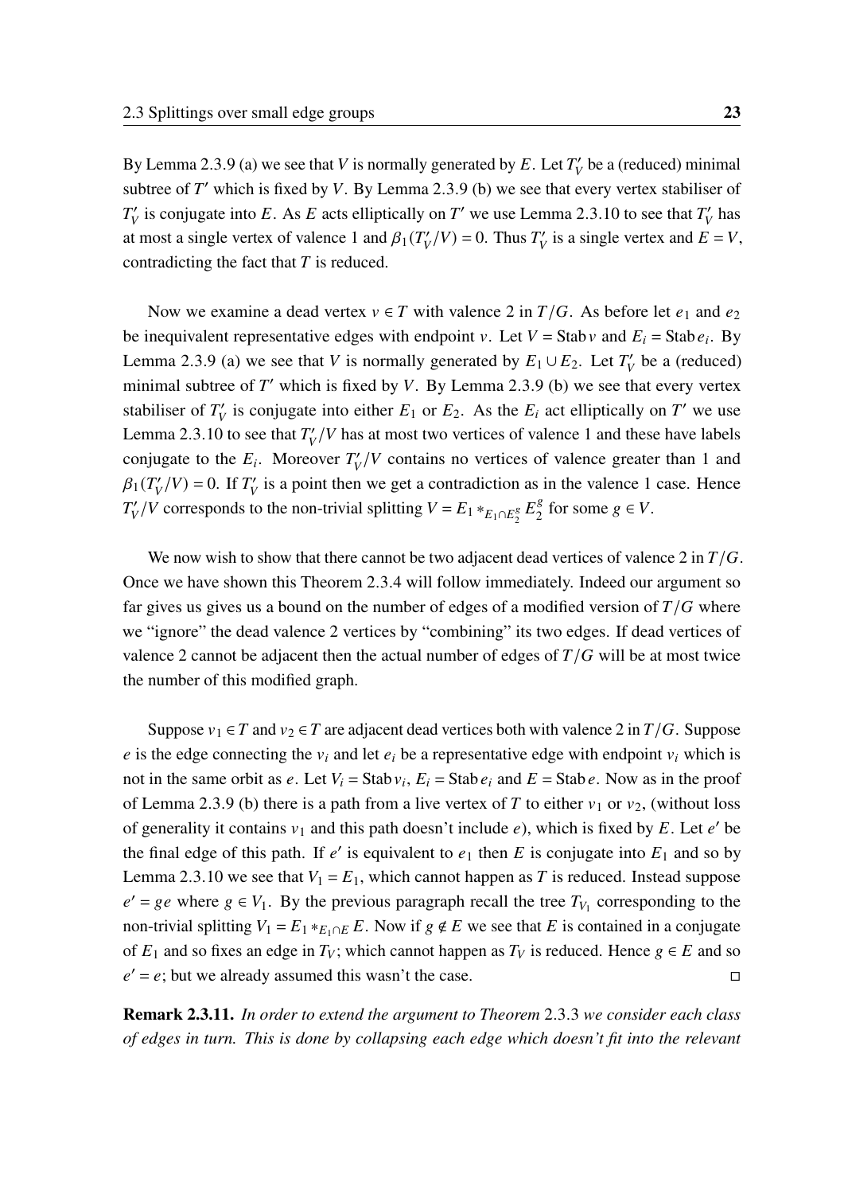By Lemma 2.3.9 (a) we see that $V$ is normally generated by $E$. Let $T'_V$ be a (reduced) minimal subtree of $T'$ which is fixed by $V$. By Lemma 2.3.9 (b) we see that every vertex stabiliser of $T'_V$ is conjugate into $E$. As $E$ acts elliptically on $T'$ we use Lemma 2.3.10 to see that $T'_V$ has at most a single vertex of valence 1 and $\beta_1(T'_V/V) = 0$. Thus $T'_V$ is a single vertex and $E = V$, contradicting the fact that $T$ is reduced.

Now we examine a dead vertex $v \in T$ with valence 2 in $T/G$. As before let $e_1$ and $e_2$ be inequivalent representative edges with endpoint $v$. Let $V = \operatorname{Stab} v$ and $E_i = \operatorname{Stab} e_i$. By Lemma 2.3.9 (a) we see that $V$ is normally generated by $E_1 \cup E_2$. Let $T'_V$ be a (reduced) minimal subtree of $T'$ which is fixed by $V$. By Lemma 2.3.9 (b) we see that every vertex stabiliser of $T'_V$ is conjugate into either $E_1$ or $E_2$. As the $E_i$ act elliptically on $T'$ we use Lemma 2.3.10 to see that $T'_V/V$ has at most two vertices of valence 1 and these have labels conjugate to the $E_i$. Moreover $T'_V/V$ contains no vertices of valence greater than 1 and $\beta_1(T'_V/V) = 0$. If $T'_V$ is a point then we get a contradiction as in the valence 1 case. Hence $T'_V/V$ corresponds to the non-trivial splitting $V = E_1 *_{E_1 \cap E_2^g} E_2^g$ for some $g \in V$.

We now wish to show that there cannot be two adjacent dead vertices of valence 2 in $T/G$. Once we have shown this Theorem 2.3.4 will follow immediately. Indeed our argument so far gives us gives us a bound on the number of edges of a modified version of $T/G$ where we "ignore" the dead valence 2 vertices by "combining" its two edges. If dead vertices of valence 2 cannot be adjacent then the actual number of edges of $T/G$ will be at most twice the number of this modified graph.

Suppose $v_1 \in T$ and $v_2 \in T$ are adjacent dead vertices both with valence 2 in $T/G$. Suppose $e$ is the edge connecting the $v_i$ and let $e_i$ be a representative edge with endpoint $v_i$ which is not in the same orbit as $e$. Let $V_i = \operatorname{Stab} v_i$, $E_i = \operatorname{Stab} e_i$ and $E = \operatorname{Stab} e$. Now as in the proof of Lemma 2.3.9 (b) there is a path from a live vertex of $T$ to either $v_1$ or $v_2$, (without loss of generality it contains $v_1$ and this path doesn't include $e$), which is fixed by $E$. Let $e'$ be the final edge of this path. If $e'$ is equivalent to $e_1$ then $E$ is conjugate into $E_1$ and so by Lemma 2.3.10 we see that $V_1 = E_1$, which cannot happen as $T$ is reduced. Instead suppose $e' = ge$ where $g \in V_1$. By the previous paragraph recall the tree $T_{V_1}$ corresponding to the non-trivial splitting $V_1 = E_1 *_{E_1 \cap E} E$. Now if $g \notin E$ we see that $E$ is contained in a conjugate of $E_1$ and so fixes an edge in $T_V$; which cannot happen as $T_V$ is reduced. Hence $g \in E$ and so $e' = e$; but we already assumed this wasn't the case. $\square$

**Remark 2.3.11.** *In order to extend the argument to Theorem* 2.3.3 *we consider each class of edges in turn. This is done by collapsing each edge which doesn't fit into the relevant*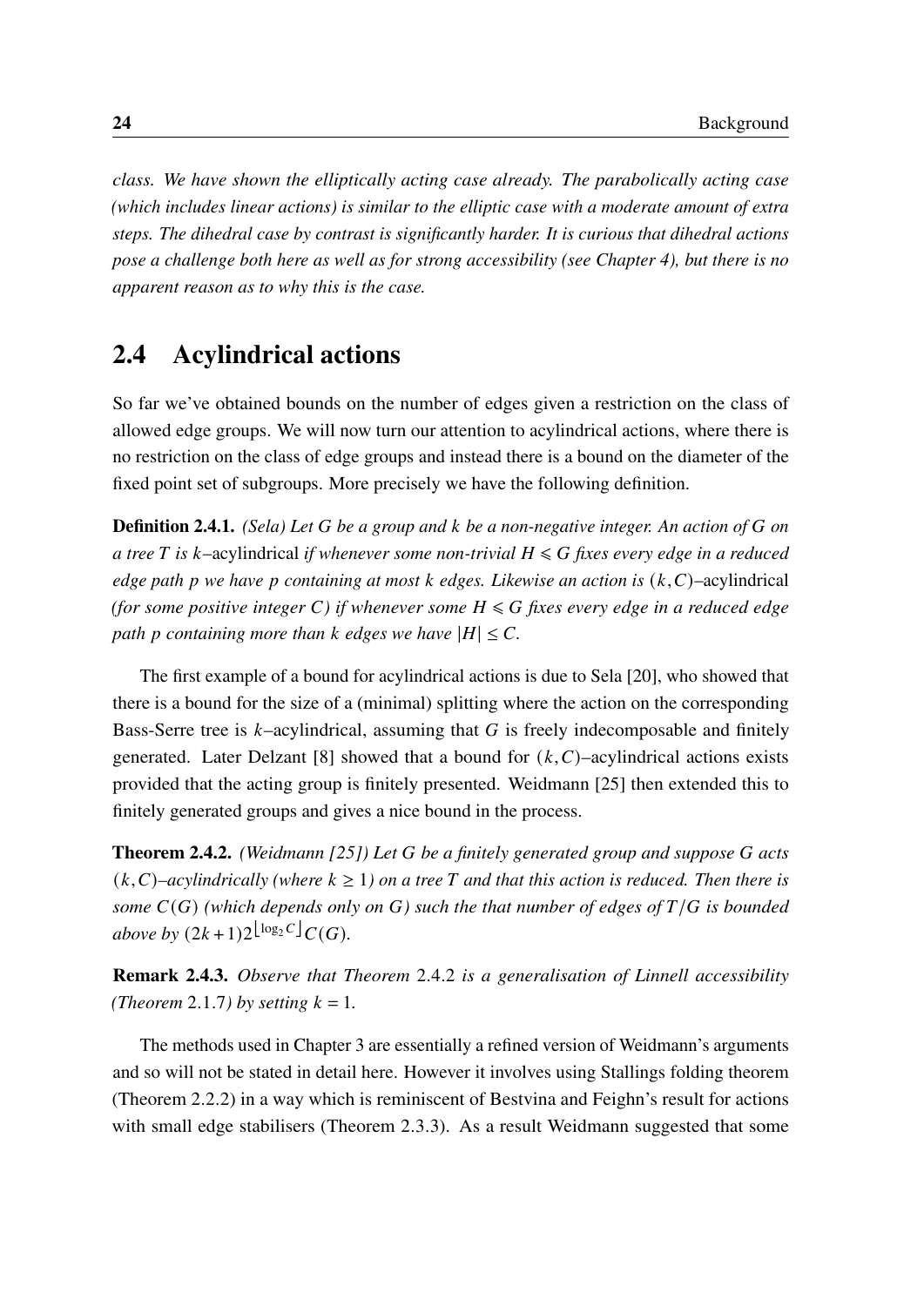*class. We have shown the elliptically acting case already. The parabolically acting case (which includes linear actions) is similar to the elliptic case with a moderate amount of extra steps. The dihedral case by contrast is significantly harder. It is curious that dihedral actions pose a challenge both here as well as for strong accessibility (see Chapter 4), but there is no apparent reason as to why this is the case.*

## 2.4 Acylindrical actions

So far we've obtained bounds on the number of edges given a restriction on the class of allowed edge groups. We will now turn our attention to acylindrical actions, where there is no restriction on the class of edge groups and instead there is a bound on the diameter of the fixed point set of subgroups. More precisely we have the following definition.

**Definition 2.4.1.** *(Sela) Let $G$ be a group and $k$ be a non-negative integer. An action of $G$ on a tree $T$ is $k$–*acylindrical *if whenever some non-trivial $H \leqslant G$ fixes every edge in a reduced edge path $p$ we have $p$ containing at most $k$ edges. Likewise an action is $(k,C)$–*acylindrical *(for some positive integer $C$) if whenever some $H \leqslant G$ fixes every edge in a reduced edge path $p$ containing more than $k$ edges we have $|H| \leq C$.*

The first example of a bound for acylindrical actions is due to Sela [20], who showed that there is a bound for the size of a (minimal) splitting where the action on the corresponding Bass-Serre tree is $k$–acylindrical, assuming that $G$ is freely indecomposable and finitely generated. Later Delzant [8] showed that a bound for $(k,C)$–acylindrical actions exists provided that the acting group is finitely presented. Weidmann [25] then extended this to finitely generated groups and gives a nice bound in the process.

**Theorem 2.4.2.** *(Weidmann [25]) Let $G$ be a finitely generated group and suppose $G$ acts $(k,C)$–acylindrically (where $k \geq 1$) on a tree $T$ and that this action is reduced. Then there is some $C(G)$ (which depends only on $G$) such the that number of edges of $T/G$ is bounded above by $(2k+1)2^{\lfloor \log_2 C \rfloor}C(G)$.*

**Remark 2.4.3.** *Observe that Theorem 2.4.2 is a generalisation of Linnell accessibility (Theorem 2.1.7) by setting $k = 1$.*

The methods used in Chapter 3 are essentially a refined version of Weidmann's arguments and so will not be stated in detail here. However it involves using Stallings folding theorem (Theorem 2.2.2) in a way which is reminiscent of Bestvina and Feighn's result for actions with small edge stabilisers (Theorem 2.3.3). As a result Weidmann suggested that some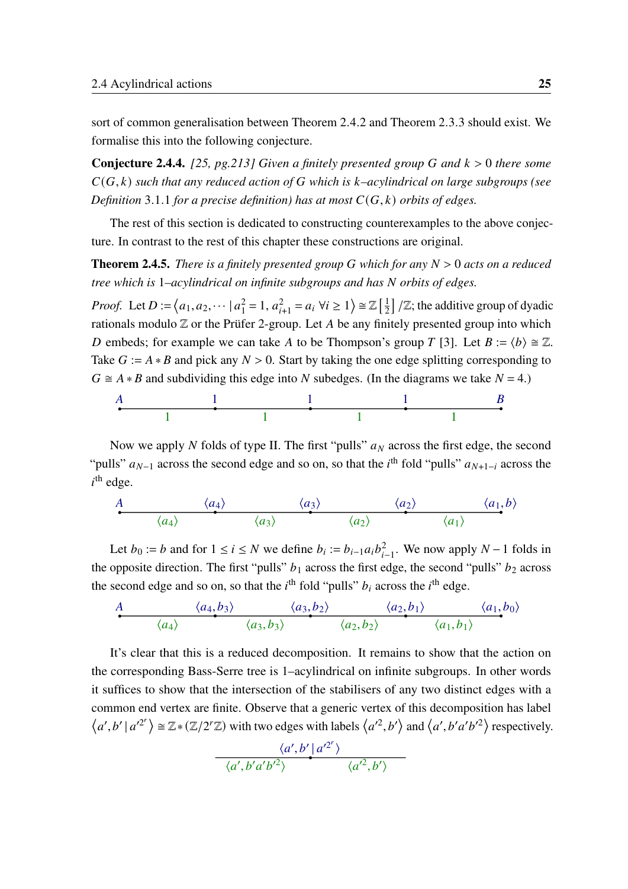sort of common generalisation between Theorem 2.4.2 and Theorem 2.3.3 should exist. We formalise this into the following conjecture.

**Conjecture 2.4.4.** *[25, pg.213] Given a finitely presented group $G$ and $k > 0$ there some $C(G,k)$ such that any reduced action of $G$ which is $k$–acylindrical on large subgroups (see Definition* 3.1.1 *for a precise definition) has at most $C(G,k)$ orbits of edges.*

The rest of this section is dedicated to constructing counterexamples to the above conjecture. In contrast to the rest of this chapter these constructions are original.

**Theorem 2.4.5.** *There is a finitely presented group $G$ which for any $N > 0$ acts on a reduced tree which is $1$–acylindrical on infinite subgroups and has $N$ orbits of edges.*

*Proof.* Let $D := \langle a_1, a_2, \cdots \mid a_1^2 = 1,\, a_{i+1}^2 = a_i \ \forall i \geq 1 \rangle \cong \mathbb{Z}\left[\frac{1}{2}\right]/\mathbb{Z}$; the additive group of dyadic rationals modulo $\mathbb{Z}$ or the Prüfer 2-group. Let $A$ be any finitely presented group into which $D$ embeds; for example we can take $A$ to be Thompson's group $T$ [3]. Let $B := \langle b \rangle \cong \mathbb{Z}$. Take $G := A * B$ and pick any $N > 0$. Start by taking the one edge splitting corresponding to $G \cong A * B$ and subdividing this edge into $N$ subedges. (In the diagrams we take $N = 4$.)

$$\overset{A}{\bullet}\overset{1}{\underset{1}{\text{———}}\bullet}\overset{1}{\underset{1}{\text{———}}\bullet}\overset{1}{\underset{1}{\text{———}}\bullet}\overset{B}{\underset{1}{\text{———}}\bullet}$$

Now we apply $N$ folds of type II. The first "pulls" $a_N$ across the first edge, the second "pulls" $a_{N-1}$ across the second edge and so on, so that the $i^{\text{th}}$ fold "pulls" $a_{N+1-i}$ across the $i^{\text{th}}$ edge.

$$\overset{A}{\bullet}\overset{\langle a_4\rangle}{\underset{\langle a_4\rangle}{\text{———}}\bullet}\overset{\langle a_3\rangle}{\underset{\langle a_3\rangle}{\text{———}}\bullet}\overset{\langle a_2\rangle}{\underset{\langle a_2\rangle}{\text{———}}\bullet}\overset{\langle a_1, b\rangle}{\underset{\langle a_1\rangle}{\text{———}}\bullet}$$

Let $b_0 := b$ and for $1 \leq i \leq N$ we define $b_i := b_{i-1} a_i b_{i-1}^2$. We now apply $N-1$ folds in the opposite direction. The first "pulls" $b_1$ across the first edge, the second "pulls" $b_2$ across the second edge and so on, so that the $i^{\text{th}}$ fold "pulls" $b_i$ across the $i^{\text{th}}$ edge.

$$\overset{A}{\bullet}\overset{\langle a_4, b_3\rangle}{\underset{\langle a_4\rangle}{\text{———}}\bullet}\overset{\langle a_3, b_2\rangle}{\underset{\langle a_3, b_3\rangle}{\text{———}}\bullet}\overset{\langle a_2, b_1\rangle}{\underset{\langle a_2, b_2\rangle}{\text{———}}\bullet}\overset{\langle a_1, b_0\rangle}{\underset{\langle a_1, b_1\rangle}{\text{———}}\bullet}$$

It's clear that this is a reduced decomposition. It remains to show that the action on the corresponding Bass-Serre tree is 1–acylindrical on infinite subgroups. In other words it suffices to show that the intersection of the stabilisers of any two distinct edges with a common end vertex are finite. Observe that a generic vertex of this decomposition has label $\langle a', b' \mid a'^{2^r} \rangle \cong \mathbb{Z} * (\mathbb{Z}/2^r\mathbb{Z})$ with two edges with labels $\langle a'^2, b' \rangle$ and $\langle a', b' a' b'^2 \rangle$ respectively.

$$\underset{\langle a', b'a'b'^2\rangle}{\text{————}}\overset{\langle a', b' \mid a'^{2^r}\rangle}{\bullet}\underset{\langle a'^2, b'\rangle}{\text{————}}$$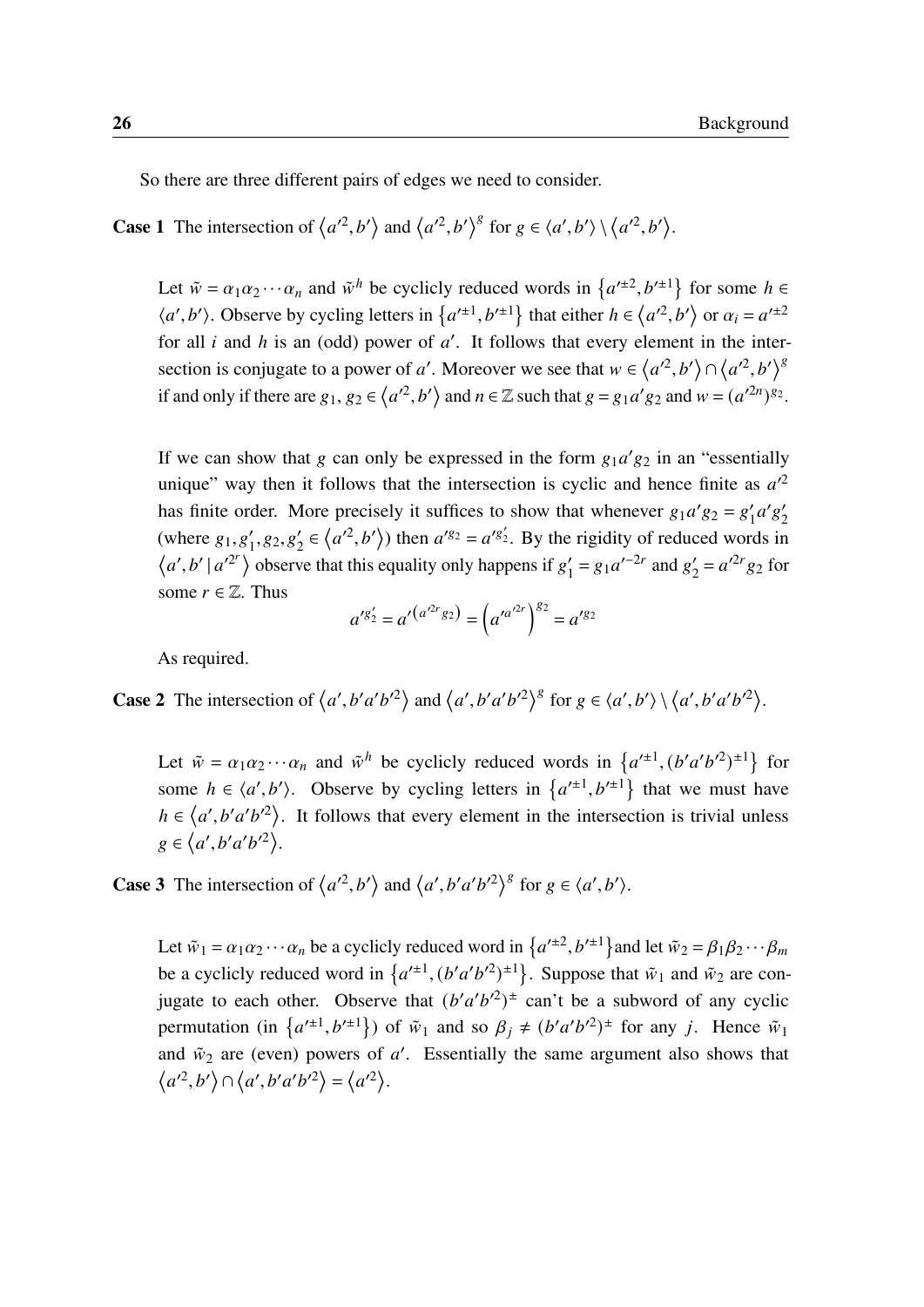So there are three different pairs of edges we need to consider.

**Case 1** The intersection of $\langle a'^2, b' \rangle$ and $\langle a'^2, b' \rangle^g$ for $g \in \langle a', b' \rangle \setminus \langle a'^2, b' \rangle$.

Let $\tilde{w} = \alpha_1 \alpha_2 \cdots \alpha_n$ and $\tilde{w}^h$ be cyclicly reduced words in $\{a'^{\pm 2}, b'^{\pm 1}\}$ for some $h \in \langle a', b' \rangle$. Observe by cycling letters in $\{a'^{\pm 1}, b'^{\pm 1}\}$ that either $h \in \langle a'^2, b' \rangle$ or $\alpha_i = a'^{\pm 2}$ for all $i$ and $h$ is an (odd) power of $a'$. It follows that every element in the intersection is conjugate to a power of $a'$. Moreover we see that $w \in \langle a'^2, b' \rangle \cap \langle a'^2, b' \rangle^g$ if and only if there are $g_1, g_2 \in \langle a'^2, b' \rangle$ and $n \in \mathbb{Z}$ such that $g = g_1 a' g_2$ and $w = (a'^{2n})^{g_2}$.

If we can show that $g$ can only be expressed in the form $g_1 a' g_2$ in an "essentially unique" way then it follows that the intersection is cyclic and hence finite as $a'^2$ has finite order. More precisely it suffices to show that whenever $g_1 a' g_2 = g_1' a' g_2'$ (where $g_1, g_1', g_2, g_2' \in \langle a'^2, b' \rangle$) then $a'^{g_2} = a'^{g_2'}$. By the rigidity of reduced words in $\langle a', b' \mid a'^{2r} \rangle$ observe that this equality only happens if $g_1' = g_1 a'^{-2r}$ and $g_2' = a'^{2r} g_2$ for some $r \in \mathbb{Z}$. Thus

$$a'^{g_2'} = a'^{\left(a'^{2r} g_2\right)} = \left(a'^{a'^{2r}}\right)^{g_2} = a'^{g_2}$$

As required.

**Case 2** The intersection of $\langle a', b'a'b'^2 \rangle$ and $\langle a', b'a'b'^2 \rangle^g$ for $g \in \langle a', b' \rangle \setminus \langle a', b'a'b'^2 \rangle$.

Let $\tilde{w} = \alpha_1 \alpha_2 \cdots \alpha_n$ and $\tilde{w}^h$ be cyclicly reduced words in $\{a'^{\pm 1}, (b'a'b'^2)^{\pm 1}\}$ for some $h \in \langle a', b' \rangle$. Observe by cycling letters in $\{a'^{\pm 1}, b'^{\pm 1}\}$ that we must have $h \in \langle a', b'a'b'^2 \rangle$. It follows that every element in the intersection is trivial unless $g \in \langle a', b'a'b'^2 \rangle$.

**Case 3** The intersection of $\langle a'^2, b' \rangle$ and $\langle a', b'a'b'^2 \rangle^g$ for $g \in \langle a', b' \rangle$.

Let $\tilde{w}_1 = \alpha_1 \alpha_2 \cdots \alpha_n$ be a cyclicly reduced word in $\{a'^{\pm 2}, b'^{\pm 1}\}$and let $\tilde{w}_2 = \beta_1 \beta_2 \cdots \beta_m$ be a cyclicly reduced word in $\{a'^{\pm 1}, (b'a'b'^2)^{\pm 1}\}$. Suppose that $\tilde{w}_1$ and $\tilde{w}_2$ are conjugate to each other. Observe that $(b'a'b'^2)^{\pm}$ can't be a subword of any cyclic permutation (in $\{a'^{\pm 1}, b'^{\pm 1}\}$) of $\tilde{w}_1$ and so $\beta_j \neq (b'a'b'^2)^{\pm}$ for any $j$. Hence $\tilde{w}_1$ and $\tilde{w}_2$ are (even) powers of $a'$. Essentially the same argument also shows that $\langle a'^2, b' \rangle \cap \langle a', b'a'b'^2 \rangle = \langle a'^2 \rangle$.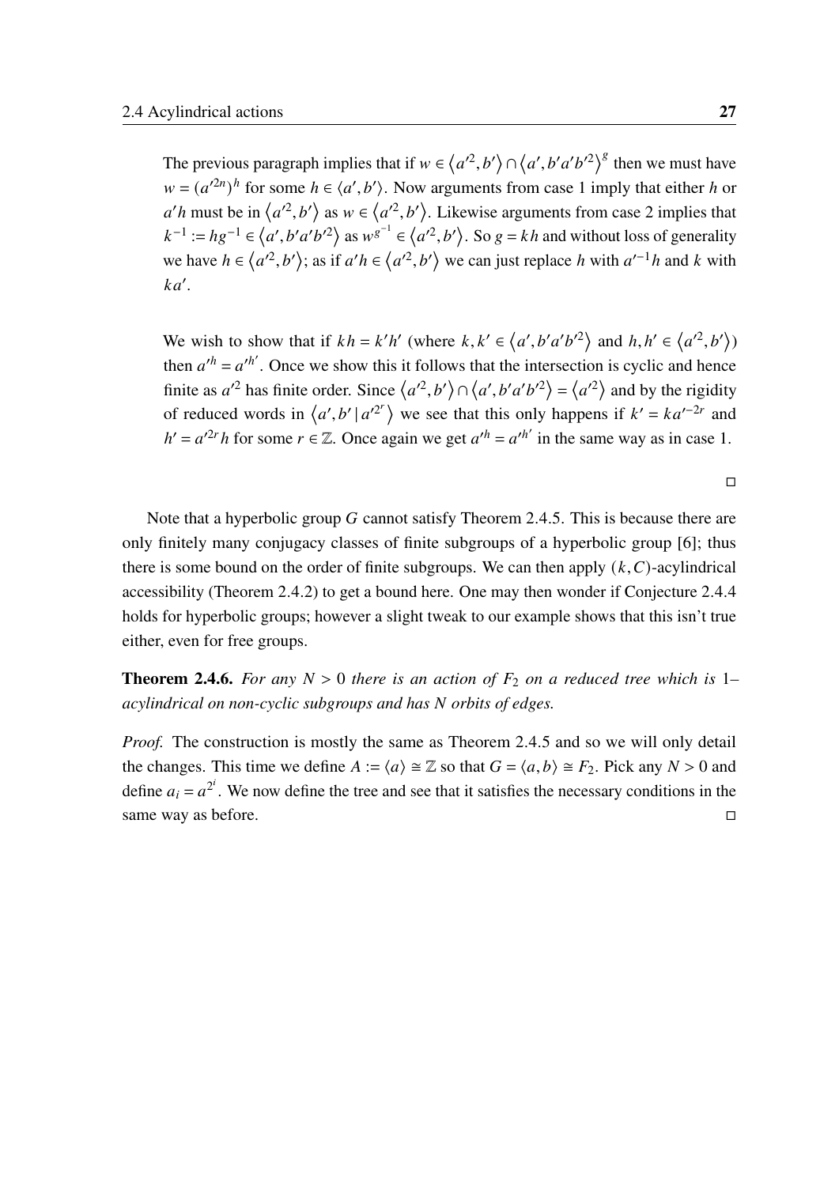The previous paragraph implies that if $w \in \langle a'^2, b' \rangle \cap \langle a', b'a'b'^2 \rangle^g$ then we must have $w = (a'^{2n})^h$ for some $h \in \langle a', b' \rangle$. Now arguments from case 1 imply that either $h$ or $a'h$ must be in $\langle a'^2, b' \rangle$ as $w \in \langle a'^2, b' \rangle$. Likewise arguments from case 2 implies that $k^{-1} := hg^{-1} \in \langle a', b'a'b'^2 \rangle$ as $w^{g^{-1}} \in \langle a'^2, b' \rangle$. So $g = kh$ and without loss of generality we have $h \in \langle a'^2, b' \rangle$; as if $a'h \in \langle a'^2, b' \rangle$ we can just replace $h$ with $a'^{-1}h$ and $k$ with $ka'$.

We wish to show that if $kh = k'h'$ (where $k, k' \in \langle a', b'a'b'^2 \rangle$ and $h, h' \in \langle a'^2, b' \rangle$) then $a'^h = a'^{h'}$. Once we show this it follows that the intersection is cyclic and hence finite as $a'^2$ has finite order. Since $\langle a'^2, b' \rangle \cap \langle a', b'a'b'^2 \rangle = \langle a'^2 \rangle$ and by the rigidity of reduced words in $\langle a', b' \mid a'^{2^r} \rangle$ we see that this only happens if $k' = ka'^{-2r}$ and $h' = a'^{2r}h$ for some $r \in \mathbb{Z}$. Once again we get $a'^h = a'^{h'}$ in the same way as in case 1.

$\square$

Note that a hyperbolic group $G$ cannot satisfy Theorem 2.4.5. This is because there are only finitely many conjugacy classes of finite subgroups of a hyperbolic group [6]; thus there is some bound on the order of finite subgroups. We can then apply $(k, C)$-acylindrical accessibility (Theorem 2.4.2) to get a bound here. One may then wonder if Conjecture 2.4.4 holds for hyperbolic groups; however a slight tweak to our example shows that this isn't true either, even for free groups.

**Theorem 2.4.6.** *For any $N > 0$ there is an action of $F_2$ on a reduced tree which is 1–acylindrical on non-cyclic subgroups and has $N$ orbits of edges.*

*Proof.* The construction is mostly the same as Theorem 2.4.5 and so we will only detail the changes. This time we define $A := \langle a \rangle \cong \mathbb{Z}$ so that $G = \langle a, b \rangle \cong F_2$. Pick any $N > 0$ and define $a_i = a^{2^i}$. We now define the tree and see that it satisfies the necessary conditions in the same way as before. $\square$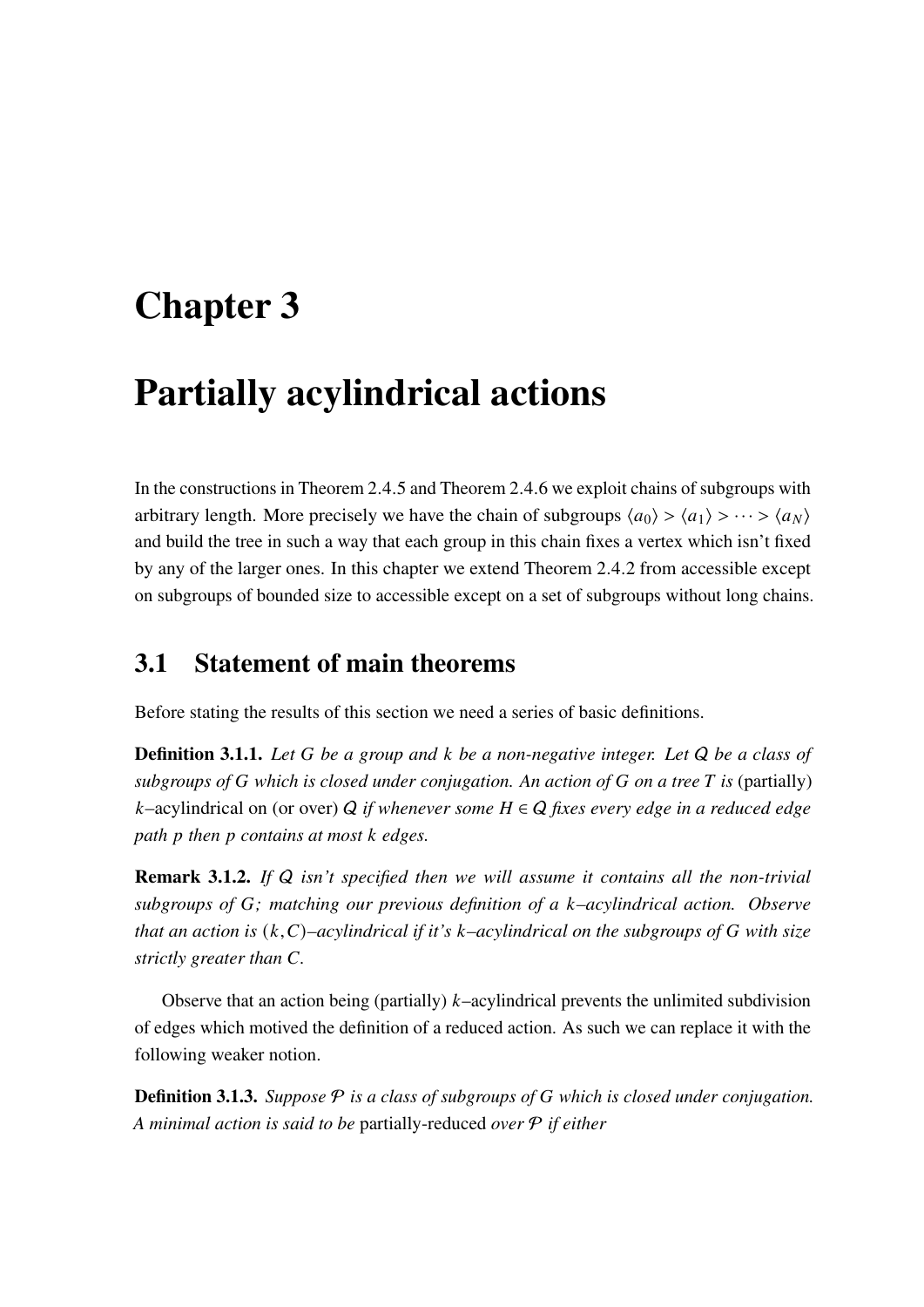# Chapter 3

# Partially acylindrical actions

In the constructions in Theorem 2.4.5 and Theorem 2.4.6 we exploit chains of subgroups with arbitrary length. More precisely we have the chain of subgroups $\langle a_0 \rangle > \langle a_1 \rangle > \cdots > \langle a_N \rangle$ and build the tree in such a way that each group in this chain fixes a vertex which isn't fixed by any of the larger ones. In this chapter we extend Theorem 2.4.2 from accessible except on subgroups of bounded size to accessible except on a set of subgroups without long chains.

## 3.1 Statement of main theorems

Before stating the results of this section we need a series of basic definitions.

**Definition 3.1.1.** *Let $G$ be a group and $k$ be a non-negative integer. Let $\mathcal{Q}$ be a class of subgroups of $G$ which is closed under conjugation. An action of $G$ on a tree $T$ is* (partially) $k$–acylindrical on (or over) $\mathcal{Q}$ *if whenever some $H \in \mathcal{Q}$ fixes every edge in a reduced edge path $p$ then $p$ contains at most $k$ edges.*

**Remark 3.1.2.** *If $\mathcal{Q}$ isn't specified then we will assume it contains all the non-trivial subgroups of $G$; matching our previous definition of a $k$–acylindrical action. Observe that an action is $(k, C)$–acylindrical if it's $k$–acylindrical on the subgroups of $G$ with size strictly greater than $C$.*

Observe that an action being (partially) $k$–acylindrical prevents the unlimited subdivision of edges which motived the definition of a reduced action. As such we can replace it with the following weaker notion.

**Definition 3.1.3.** *Suppose $\mathcal{P}$ is a class of subgroups of $G$ which is closed under conjugation. A minimal action is said to be* partially-reduced *over $\mathcal{P}$ if either*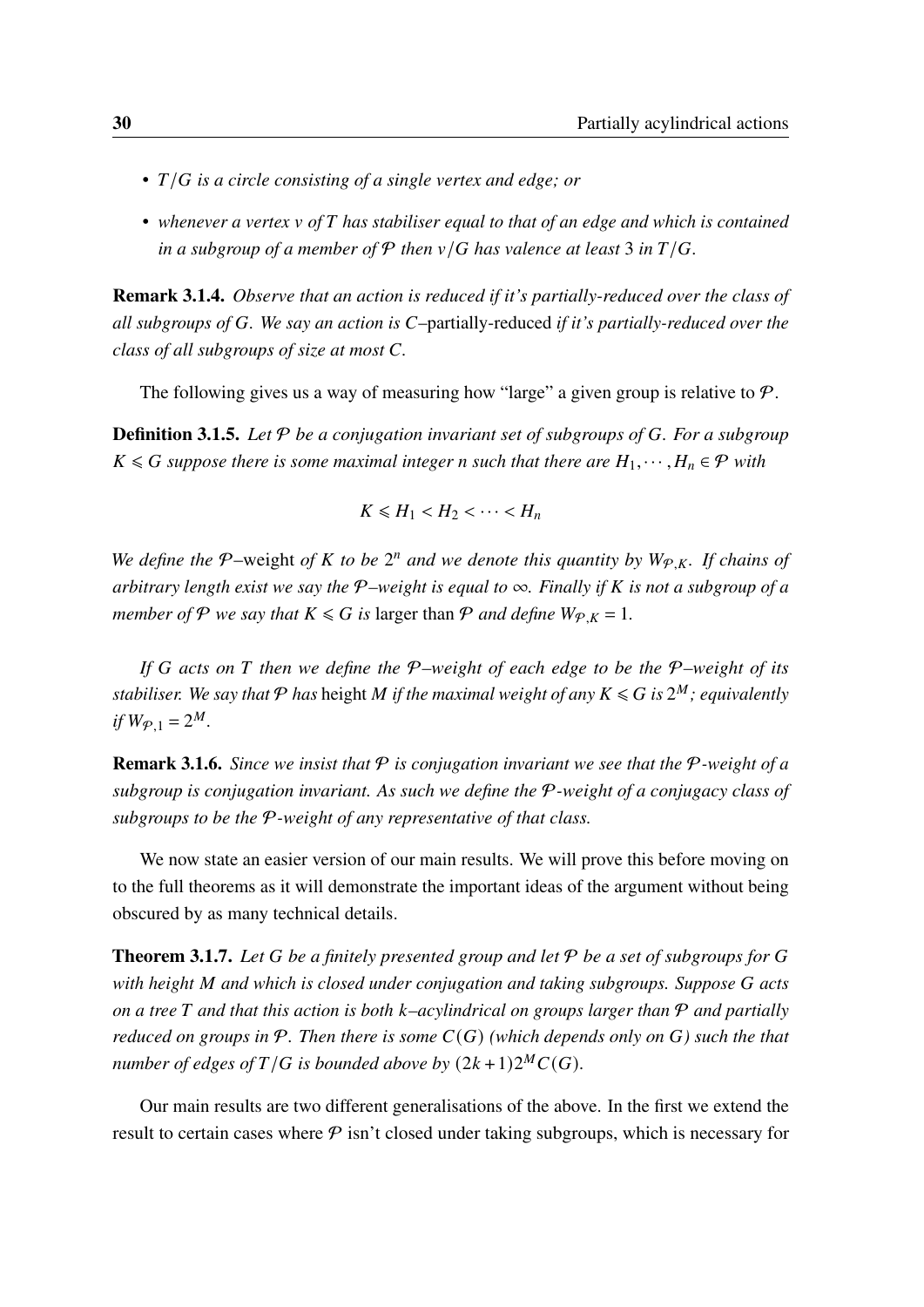- *$T/G$ is a circle consisting of a single vertex and edge; or*
- *whenever a vertex $v$ of $T$ has stabiliser equal to that of an edge and which is contained in a subgroup of a member of $\mathcal{P}$ then $v/G$ has valence at least 3 in $T/G$.*

**Remark 3.1.4.** *Observe that an action is reduced if it's partially-reduced over the class of all subgroups of $G$. We say an action is $C$–*partially-reduced *if it's partially-reduced over the class of all subgroups of size at most $C$.*

The following gives us a way of measuring how "large" a given group is relative to $\mathcal{P}$.

**Definition 3.1.5.** *Let $\mathcal{P}$ be a conjugation invariant set of subgroups of $G$. For a subgroup $K \leqslant G$ suppose there is some maximal integer $n$ such that there are $H_1, \cdots, H_n \in \mathcal{P}$ with*

$$K \leqslant H_1 < H_2 < \cdots < H_n$$

*We define the $\mathcal{P}$–*weight *of $K$ to be $2^n$ and we denote this quantity by $W_{\mathcal{P},K}$. If chains of arbitrary length exist we say the $\mathcal{P}$–weight is equal to $\infty$. Finally if $K$ is not a subgroup of a member of $\mathcal{P}$ we say that $K \leqslant G$ is* larger than $\mathcal{P}$ *and define $W_{\mathcal{P},K} = 1$.*

*If $G$ acts on $T$ then we define the $\mathcal{P}$–weight of each edge to be the $\mathcal{P}$–weight of its stabiliser. We say that $\mathcal{P}$ has* height *$M$ if the maximal weight of any $K \leqslant G$ is $2^M$; equivalently if $W_{\mathcal{P},1} = 2^M$.*

**Remark 3.1.6.** *Since we insist that $\mathcal{P}$ is conjugation invariant we see that the $\mathcal{P}$-weight of a subgroup is conjugation invariant. As such we define the $\mathcal{P}$-weight of a conjugacy class of subgroups to be the $\mathcal{P}$-weight of any representative of that class.*

We now state an easier version of our main results. We will prove this before moving on to the full theorems as it will demonstrate the important ideas of the argument without being obscured by as many technical details.

**Theorem 3.1.7.** *Let $G$ be a finitely presented group and let $\mathcal{P}$ be a set of subgroups for $G$ with height $M$ and which is closed under conjugation and taking subgroups. Suppose $G$ acts on a tree $T$ and that this action is both $k$–acylindrical on groups larger than $\mathcal{P}$ and partially reduced on groups in $\mathcal{P}$. Then there is some $C(G)$ (which depends only on $G$) such the that number of edges of $T/G$ is bounded above by $(2k+1)2^M C(G)$.*

Our main results are two different generalisations of the above. In the first we extend the result to certain cases where $\mathcal{P}$ isn't closed under taking subgroups, which is necessary for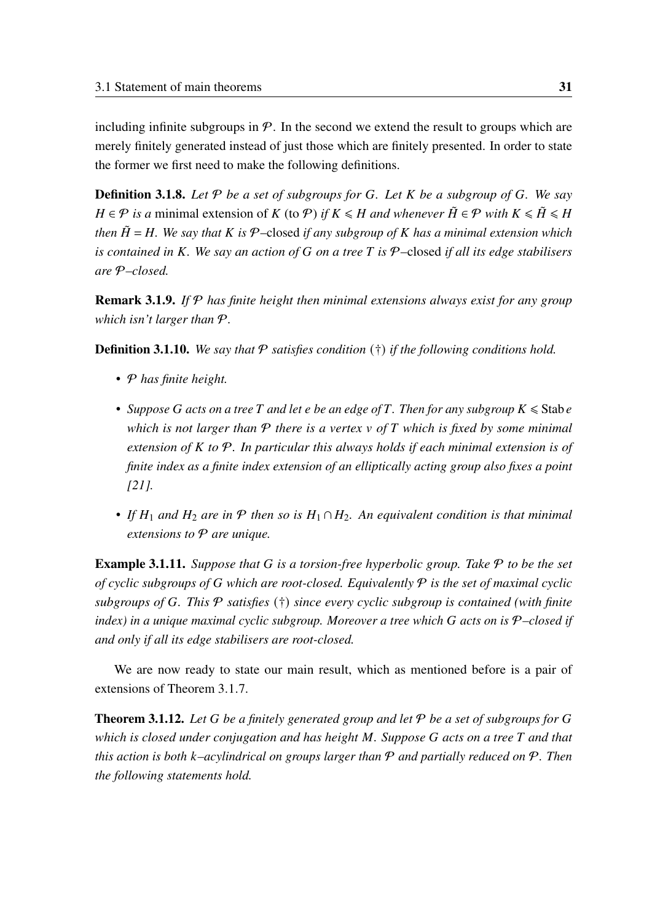including infinite subgroups in $\mathcal{P}$. In the second we extend the result to groups which are merely finitely generated instead of just those which are finitely presented. In order to state the former we first need to make the following definitions.

**Definition 3.1.8.** *Let $\mathcal{P}$ be a set of subgroups for $G$. Let $K$ be a subgroup of $G$. We say $H \in \mathcal{P}$ is a* minimal extension *of $K$ (to $\mathcal{P}$) if $K \leqslant H$ and whenever $\tilde{H} \in \mathcal{P}$ with $K \leqslant \tilde{H} \leqslant H$ then $\tilde{H} = H$. We say that $K$ is $\mathcal{P}$–*closed *if any subgroup of $K$ has a minimal extension which is contained in $K$. We say an action of $G$ on a tree $T$ is $\mathcal{P}$–*closed *if all its edge stabilisers are $\mathcal{P}$–closed.*

**Remark 3.1.9.** *If $\mathcal{P}$ has finite height then minimal extensions always exist for any group which isn't larger than $\mathcal{P}$.*

**Definition 3.1.10.** *We say that $\mathcal{P}$ satisfies condition (†) if the following conditions hold.*

- *$\mathcal{P}$ has finite height.*
- *Suppose $G$ acts on a tree $T$ and let $e$ be an edge of $T$. Then for any subgroup $K \leqslant \operatorname{Stab} e$ which is not larger than $\mathcal{P}$ there is a vertex $v$ of $T$ which is fixed by some minimal extension of $K$ to $\mathcal{P}$. In particular this always holds if each minimal extension is of finite index as a finite index extension of an elliptically acting group also fixes a point [21].*
- *If $H_1$ and $H_2$ are in $\mathcal{P}$ then so is $H_1 \cap H_2$. An equivalent condition is that minimal extensions to $\mathcal{P}$ are unique.*

**Example 3.1.11.** *Suppose that $G$ is a torsion-free hyperbolic group. Take $\mathcal{P}$ to be the set of cyclic subgroups of $G$ which are root-closed. Equivalently $\mathcal{P}$ is the set of maximal cyclic subgroups of $G$. This $\mathcal{P}$ satisfies (†) since every cyclic subgroup is contained (with finite index) in a unique maximal cyclic subgroup. Moreover a tree which $G$ acts on is $\mathcal{P}$–closed if and only if all its edge stabilisers are root-closed.*

We are now ready to state our main result, which as mentioned before is a pair of extensions of Theorem 3.1.7.

**Theorem 3.1.12.** *Let $G$ be a finitely generated group and let $\mathcal{P}$ be a set of subgroups for $G$ which is closed under conjugation and has height $M$. Suppose $G$ acts on a tree $T$ and that this action is both $k$–acylindrical on groups larger than $\mathcal{P}$ and partially reduced on $\mathcal{P}$. Then the following statements hold.*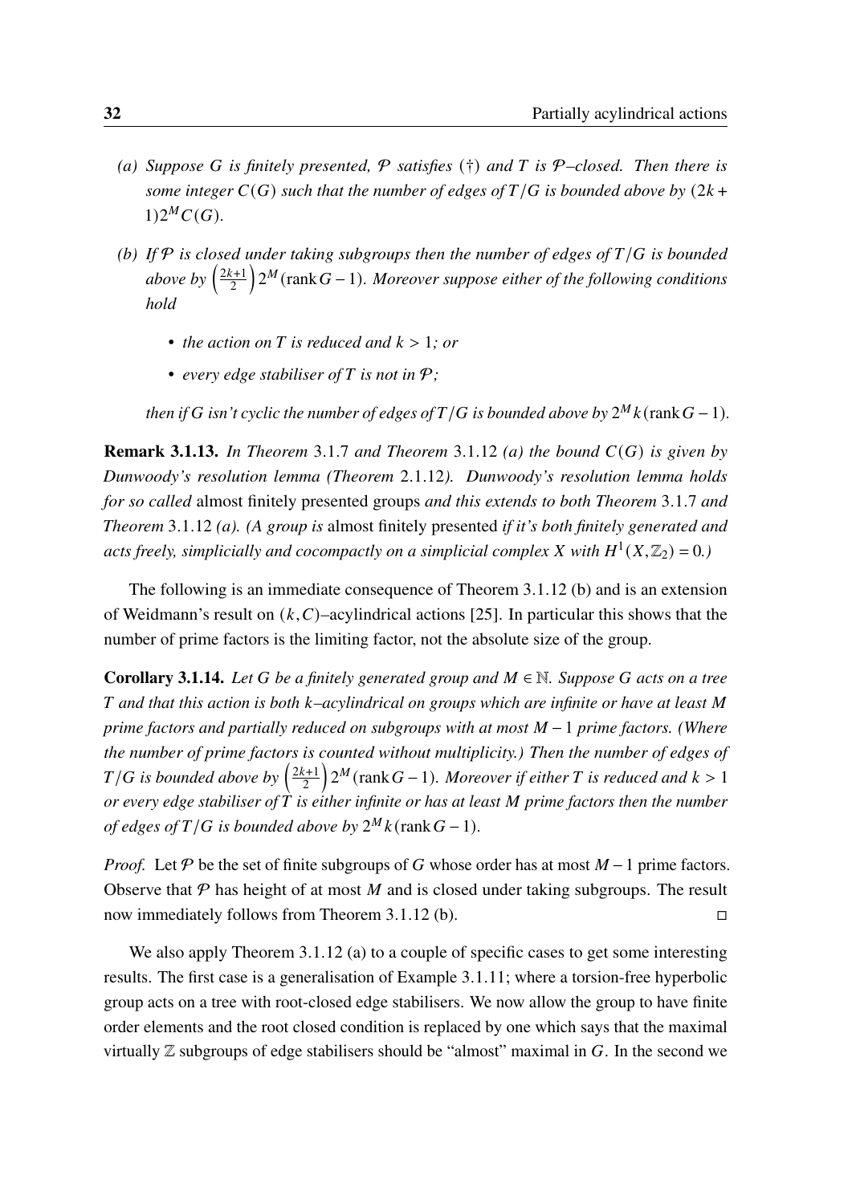*(a) Suppose $G$ is finitely presented, $\mathcal{P}$ satisfies (†) and $T$ is $\mathcal{P}$–closed. Then there is some integer $C(G)$ such that the number of edges of $T/G$ is bounded above by $(2k+1)2^M C(G)$.*

*(b) If $\mathcal{P}$ is closed under taking subgroups then the number of edges of $T/G$ is bounded above by $\left(\frac{2k+1}{2}\right)2^M(\operatorname{rank} G - 1)$. Moreover suppose either of the following conditions hold*

- *the action on $T$ is reduced and $k > 1$; or*
- *every edge stabiliser of $T$ is not in $\mathcal{P}$;*

*then if $G$ isn't cyclic the number of edges of $T/G$ is bounded above by $2^M k(\operatorname{rank} G - 1)$.*

**Remark 3.1.13.** *In Theorem* 3.1.7 *and Theorem* 3.1.12 *(a) the bound $C(G)$ is given by Dunwoody's resolution lemma (Theorem* 2.1.12*). Dunwoody's resolution lemma holds for so called* almost finitely presented groups *and this extends to both Theorem* 3.1.7 *and Theorem* 3.1.12 *(a). (A group is* almost finitely presented *if it's both finitely generated and acts freely, simplicially and cocompactly on a simplicial complex $X$ with $H^1(X,\mathbb{Z}_2) = 0$.)*

The following is an immediate consequence of Theorem 3.1.12 (b) and is an extension of Weidmann's result on $(k,C)$–acylindrical actions [25]. In particular this shows that the number of prime factors is the limiting factor, not the absolute size of the group.

**Corollary 3.1.14.** *Let $G$ be a finitely generated group and $M \in \mathbb{N}$. Suppose $G$ acts on a tree $T$ and that this action is both $k$–acylindrical on groups which are infinite or have at least $M$ prime factors and partially reduced on subgroups with at most $M-1$ prime factors. (Where the number of prime factors is counted without multiplicity.) Then the number of edges of $T/G$ is bounded above by $\left(\frac{2k+1}{2}\right)2^M(\operatorname{rank} G - 1)$. Moreover if either $T$ is reduced and $k > 1$ or every edge stabiliser of $T$ is either infinite or has at least $M$ prime factors then the number of edges of $T/G$ is bounded above by $2^M k(\operatorname{rank} G - 1)$.*

*Proof.* Let $\mathcal{P}$ be the set of finite subgroups of $G$ whose order has at most $M-1$ prime factors. Observe that $\mathcal{P}$ has height of at most $M$ and is closed under taking subgroups. The result now immediately follows from Theorem 3.1.12 (b). □

We also apply Theorem 3.1.12 (a) to a couple of specific cases to get some interesting results. The first case is a generalisation of Example 3.1.11; where a torsion-free hyperbolic group acts on a tree with root-closed edge stabilisers. We now allow the group to have finite order elements and the root closed condition is replaced by one which says that the maximal virtually $\mathbb{Z}$ subgroups of edge stabilisers should be "almost" maximal in $G$. In the second we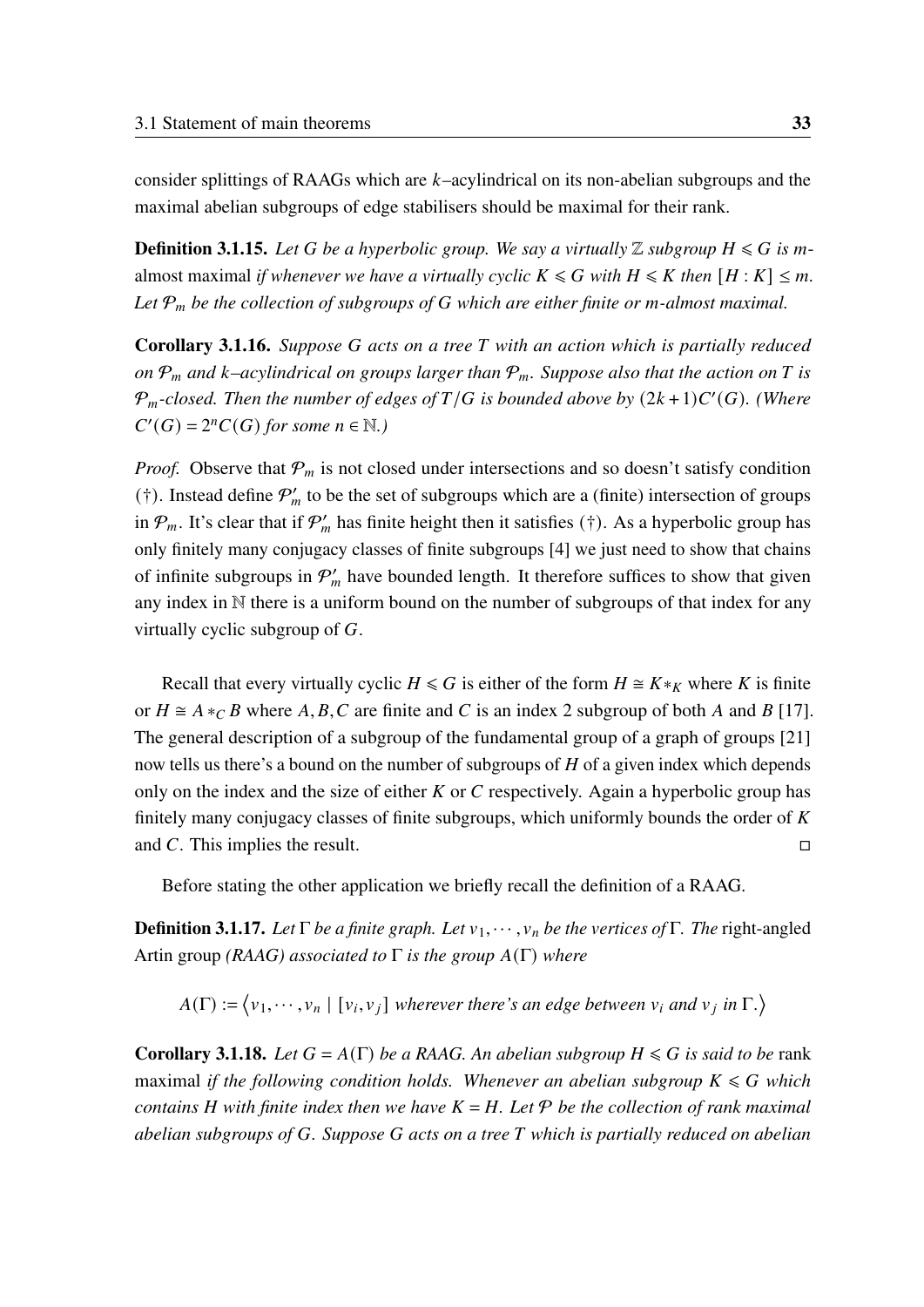consider splittings of RAAGs which are $k$–acylindrical on its non-abelian subgroups and the maximal abelian subgroups of edge stabilisers should be maximal for their rank.

**Definition 3.1.15.** *Let $G$ be a hyperbolic group. We say a virtually $\mathbb{Z}$ subgroup $H \leqslant G$ is* $m$-almost maximal *if whenever we have a virtually cyclic $K \leqslant G$ with $H \leqslant K$ then $[H : K] \leq m$. Let $\mathcal{P}_m$ be the collection of subgroups of $G$ which are either finite or $m$-almost maximal.*

**Corollary 3.1.16.** *Suppose $G$ acts on a tree $T$ with an action which is partially reduced on $\mathcal{P}_m$ and $k$–acylindrical on groups larger than $\mathcal{P}_m$. Suppose also that the action on $T$ is $\mathcal{P}_m$-closed. Then the number of edges of $T/G$ is bounded above by $(2k+1)C'(G)$. (Where $C'(G) = 2^n C(G)$ for some $n \in \mathbb{N}$.)*

*Proof.* Observe that $\mathcal{P}_m$ is not closed under intersections and so doesn't satisfy condition (†). Instead define $\mathcal{P}'_m$ to be the set of subgroups which are a (finite) intersection of groups in $\mathcal{P}_m$. It's clear that if $\mathcal{P}'_m$ has finite height then it satisfies (†). As a hyperbolic group has only finitely many conjugacy classes of finite subgroups [4] we just need to show that chains of infinite subgroups in $\mathcal{P}'_m$ have bounded length. It therefore suffices to show that given any index in $\mathbb{N}$ there is a uniform bound on the number of subgroups of that index for any virtually cyclic subgroup of $G$.

Recall that every virtually cyclic $H \leqslant G$ is either of the form $H \cong K*_K$ where $K$ is finite or $H \cong A *_C B$ where $A, B, C$ are finite and $C$ is an index 2 subgroup of both $A$ and $B$ [17]. The general description of a subgroup of the fundamental group of a graph of groups [21] now tells us there's a bound on the number of subgroups of $H$ of a given index which depends only on the index and the size of either $K$ or $C$ respectively. Again a hyperbolic group has finitely many conjugacy classes of finite subgroups, which uniformly bounds the order of $K$ and $C$. This implies the result. □

Before stating the other application we briefly recall the definition of a RAAG.

**Definition 3.1.17.** *Let $\Gamma$ be a finite graph. Let $v_1, \cdots, v_n$ be the vertices of $\Gamma$. The* right-angled Artin group *(RAAG) associated to $\Gamma$ is the group $A(\Gamma)$ where*

$$A(\Gamma) := \langle v_1, \cdots, v_n \mid [v_i, v_j] \text{ wherever there's an edge between } v_i \text{ and } v_j \text{ in } \Gamma. \rangle$$

**Corollary 3.1.18.** *Let $G = A(\Gamma)$ be a RAAG. An abelian subgroup $H \leqslant G$ is said to be* rank maximal *if the following condition holds. Whenever an abelian subgroup $K \leqslant G$ which contains $H$ with finite index then we have $K = H$. Let $\mathcal{P}$ be the collection of rank maximal abelian subgroups of $G$. Suppose $G$ acts on a tree $T$ which is partially reduced on abelian*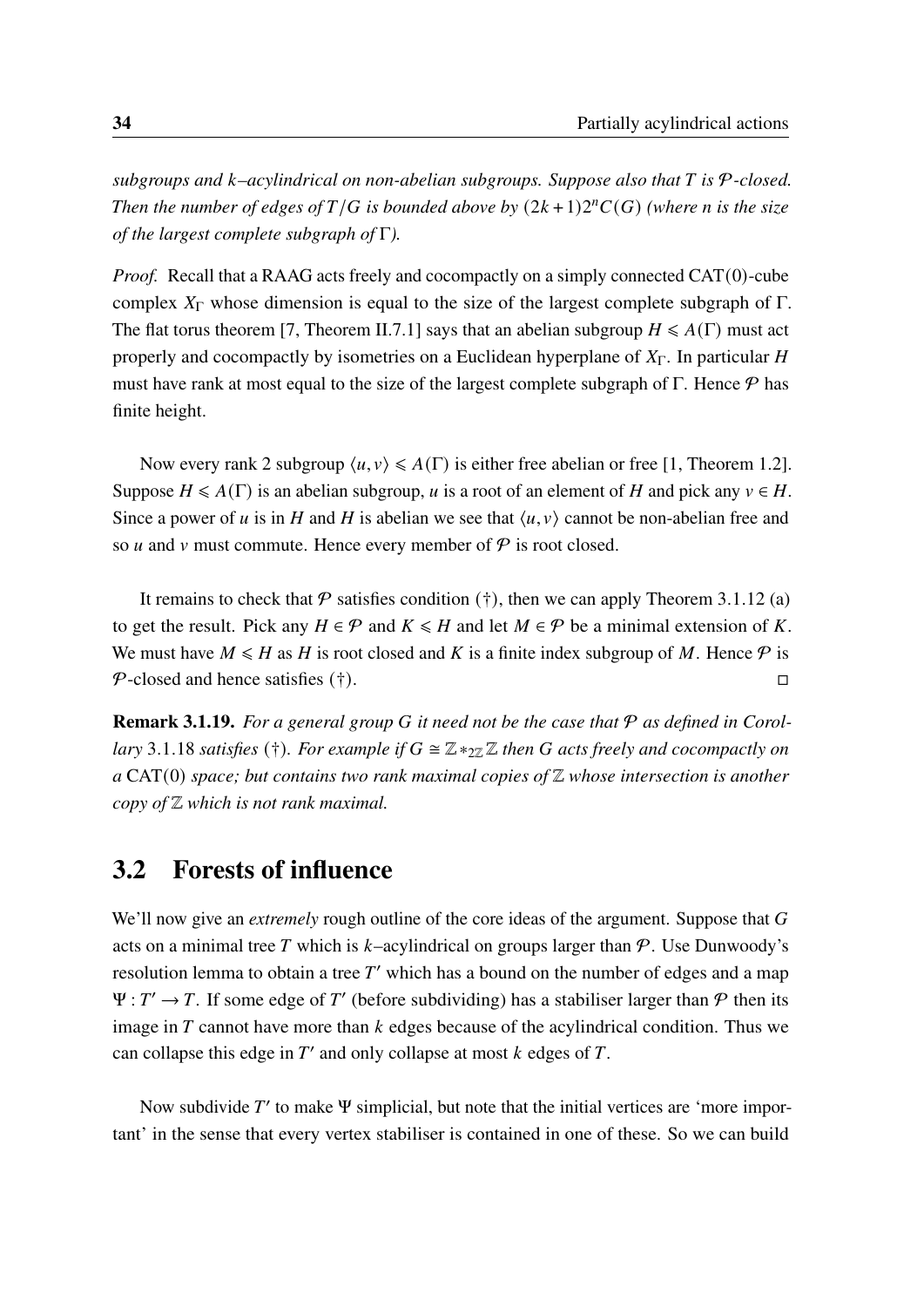*subgroups and $k$–acylindrical on non-abelian subgroups. Suppose also that $T$ is $\mathcal{P}$-closed. Then the number of edges of $T/G$ is bounded above by $(2k+1)2^n C(G)$ (where $n$ is the size of the largest complete subgraph of $\Gamma$).*

*Proof.* Recall that a RAAG acts freely and cocompactly on a simply connected CAT(0)-cube complex $X_\Gamma$ whose dimension is equal to the size of the largest complete subgraph of $\Gamma$. The flat torus theorem [7, Theorem II.7.1] says that an abelian subgroup $H \leqslant A(\Gamma)$ must act properly and cocompactly by isometries on a Euclidean hyperplane of $X_\Gamma$. In particular $H$ must have rank at most equal to the size of the largest complete subgraph of $\Gamma$. Hence $\mathcal{P}$ has finite height.

Now every rank 2 subgroup $\langle u, v\rangle \leqslant A(\Gamma)$ is either free abelian or free [1, Theorem 1.2]. Suppose $H \leqslant A(\Gamma)$ is an abelian subgroup, $u$ is a root of an element of $H$ and pick any $v \in H$. Since a power of $u$ is in $H$ and $H$ is abelian we see that $\langle u, v\rangle$ cannot be non-abelian free and so $u$ and $v$ must commute. Hence every member of $\mathcal{P}$ is root closed.

It remains to check that $\mathcal{P}$ satisfies condition (†), then we can apply Theorem 3.1.12 (a) to get the result. Pick any $H \in \mathcal{P}$ and $K \leqslant H$ and let $M \in \mathcal{P}$ be a minimal extension of $K$. We must have $M \leqslant H$ as $H$ is root closed and $K$ is a finite index subgroup of $M$. Hence $\mathcal{P}$ is $\mathcal{P}$-closed and hence satisfies (†). □

**Remark 3.1.19.** *For a general group $G$ it need not be the case that $\mathcal{P}$ as defined in Corollary 3.1.18 satisfies (†). For example if $G \cong \mathbb{Z} *_{2\mathbb{Z}} \mathbb{Z}$ then $G$ acts freely and cocompactly on a CAT(0) space; but contains two rank maximal copies of $\mathbb{Z}$ whose intersection is another copy of $\mathbb{Z}$ which is not rank maximal.*

## 3.2 Forests of influence

We'll now give an *extremely* rough outline of the core ideas of the argument. Suppose that $G$ acts on a minimal tree $T$ which is $k$–acylindrical on groups larger than $\mathcal{P}$. Use Dunwoody's resolution lemma to obtain a tree $T'$ which has a bound on the number of edges and a map $\Psi : T' \to T$. If some edge of $T'$ (before subdividing) has a stabiliser larger than $\mathcal{P}$ then its image in $T$ cannot have more than $k$ edges because of the acylindrical condition. Thus we can collapse this edge in $T'$ and only collapse at most $k$ edges of $T$.

Now subdivide $T'$ to make $\Psi$ simplicial, but note that the initial vertices are 'more important' in the sense that every vertex stabiliser is contained in one of these. So we can build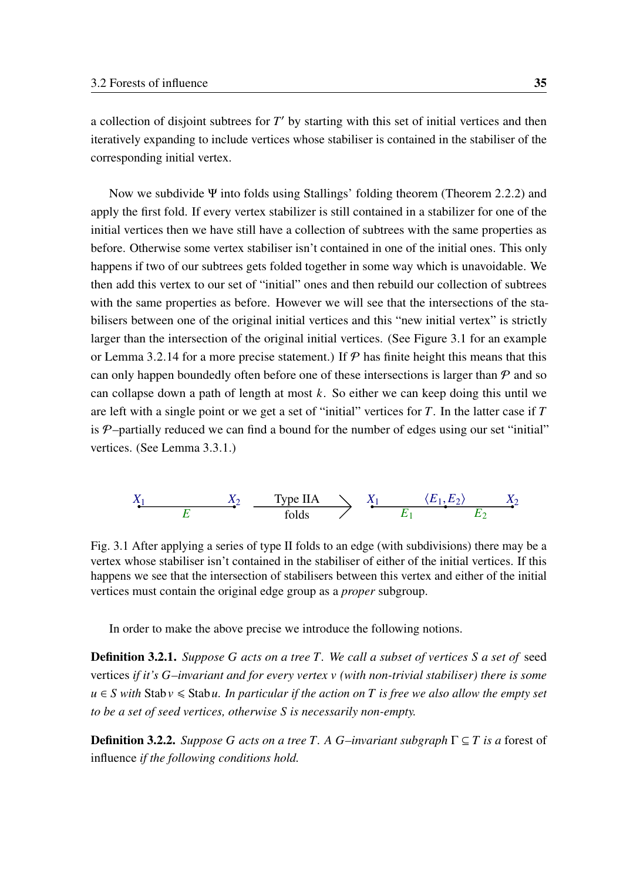a collection of disjoint subtrees for $T'$ by starting with this set of initial vertices and then iteratively expanding to include vertices whose stabiliser is contained in the stabiliser of the corresponding initial vertex.

Now we subdivide $\Psi$ into folds using Stallings' folding theorem (Theorem 2.2.2) and apply the first fold. If every vertex stabilizer is still contained in a stabilizer for one of the initial vertices then we have still have a collection of subtrees with the same properties as before. Otherwise some vertex stabiliser isn't contained in one of the initial ones. This only happens if two of our subtrees gets folded together in some way which is unavoidable. We then add this vertex to our set of "initial" ones and then rebuild our collection of subtrees with the same properties as before. However we will see that the intersections of the stabilisers between one of the original initial vertices and this "new initial vertex" is strictly larger than the intersection of the original initial vertices. (See Figure 3.1 for an example or Lemma 3.2.14 for a more precise statement.) If $\mathcal{P}$ has finite height this means that this can only happen boundedly often before one of these intersections is larger than $\mathcal{P}$ and so can collapse down a path of length at most $k$. So either we can keep doing this until we are left with a single point or we get a set of "initial" vertices for $T$. In the latter case if $T$ is $\mathcal{P}$–partially reduced we can find a bound for the number of edges using our set "initial" vertices. (See Lemma 3.3.1.)

$$X_1 \overset{E}{\text{———}} X_2 \quad \xrightarrow[\text{folds}]{\text{Type IIA}} \quad X_1 \overset{E_1}{\text{———}} \langle E_1, E_2\rangle \overset{E_2}{\text{———}} X_2$$

Fig. 3.1 After applying a series of type II folds to an edge (with subdivisions) there may be a vertex whose stabiliser isn't contained in the stabiliser of either of the initial vertices. If this happens we see that the intersection of stabilisers between this vertex and either of the initial vertices must contain the original edge group as a *proper* subgroup.

In order to make the above precise we introduce the following notions.

**Definition 3.2.1.** *Suppose $G$ acts on a tree $T$. We call a subset of vertices $S$ a set of* seed vertices *if it's $G$–invariant and for every vertex $v$ (with non-trivial stabiliser) there is some $u \in S$ with* $\operatorname{Stab} v \leqslant \operatorname{Stab} u$*. In particular if the action on $T$ is free we also allow the empty set to be a set of seed vertices, otherwise $S$ is necessarily non-empty.*

**Definition 3.2.2.** *Suppose $G$ acts on a tree $T$. A $G$–invariant subgraph $\Gamma \subseteq T$ is a* forest of influence *if the following conditions hold.*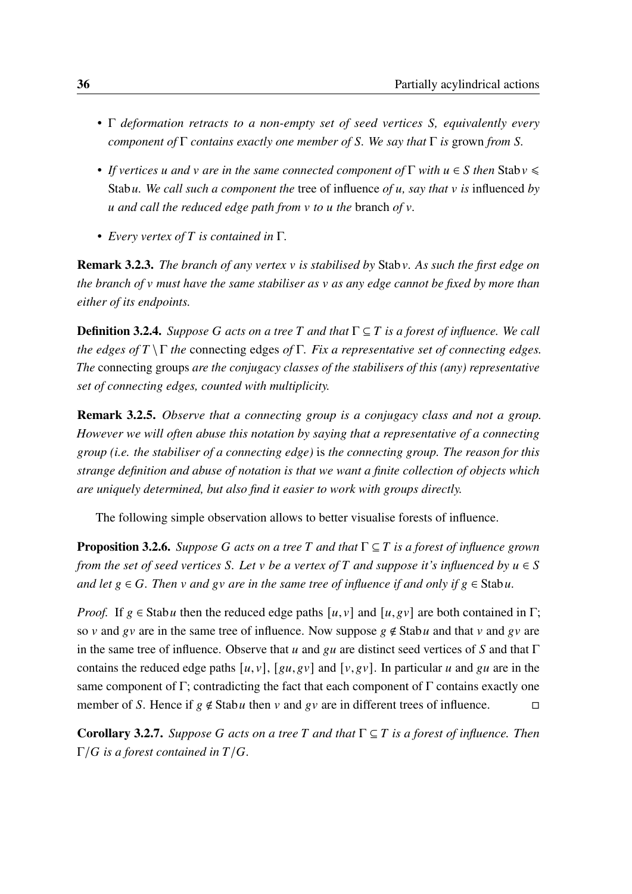- $\Gamma$ *deformation retracts to a non-empty set of seed vertices* $S$*, equivalently every component of* $\Gamma$ *contains exactly one member of* $S$*. We say that* $\Gamma$ *is* grown *from* $S$*.*
- *If vertices* $u$ *and* $v$ *are in the same connected component of* $\Gamma$ *with* $u \in S$ *then* $\operatorname{Stab} v \leqslant \operatorname{Stab} u$*. We call such a component the* tree of influence *of* $u$*, say that* $v$ *is* influenced *by* $u$ *and call the reduced edge path from* $v$ *to* $u$ *the* branch *of* $v$*.*
- *Every vertex of* $T$ *is contained in* $\Gamma$*.*

**Remark 3.2.3.** *The branch of any vertex* $v$ *is stabilised by* $\operatorname{Stab} v$*. As such the first edge on the branch of* $v$ *must have the same stabiliser as* $v$ *as any edge cannot be fixed by more than either of its endpoints.*

**Definition 3.2.4.** *Suppose* $G$ *acts on a tree* $T$ *and that* $\Gamma \subseteq T$ *is a forest of influence. We call the edges of* $T \setminus \Gamma$ *the* connecting edges *of* $\Gamma$*. Fix a representative set of connecting edges. The* connecting groups *are the conjugacy classes of the stabilisers of this (any) representative set of connecting edges, counted with multiplicity.*

**Remark 3.2.5.** *Observe that a connecting group is a conjugacy class and not a group. However we will often abuse this notation by saying that a representative of a connecting group (i.e. the stabiliser of a connecting edge)* is *the connecting group. The reason for this strange definition and abuse of notation is that we want a finite collection of objects which are uniquely determined, but also find it easier to work with groups directly.*

The following simple observation allows to better visualise forests of influence.

**Proposition 3.2.6.** *Suppose* $G$ *acts on a tree* $T$ *and that* $\Gamma \subseteq T$ *is a forest of influence grown from the set of seed vertices* $S$*. Let* $v$ *be a vertex of* $T$ *and suppose it's influenced by* $u \in S$ *and let* $g \in G$*. Then* $v$ *and* $gv$ *are in the same tree of influence if and only if* $g \in \operatorname{Stab} u$*.*

*Proof.* If $g \in \operatorname{Stab} u$ then the reduced edge paths $[u, v]$ and $[u, gv]$ are both contained in $\Gamma$; so $v$ and $gv$ are in the same tree of influence. Now suppose $g \notin \operatorname{Stab} u$ and that $v$ and $gv$ are in the same tree of influence. Observe that $u$ and $gu$ are distinct seed vertices of $S$ and that $\Gamma$ contains the reduced edge paths $[u, v]$, $[gu, gv]$ and $[v, gv]$. In particular $u$ and $gu$ are in the same component of $\Gamma$; contradicting the fact that each component of $\Gamma$ contains exactly one member of $S$. Hence if $g \notin \operatorname{Stab} u$ then $v$ and $gv$ are in different trees of influence. □

**Corollary 3.2.7.** *Suppose* $G$ *acts on a tree* $T$ *and that* $\Gamma \subseteq T$ *is a forest of influence. Then* $\Gamma/G$ *is a forest contained in* $T/G$*.*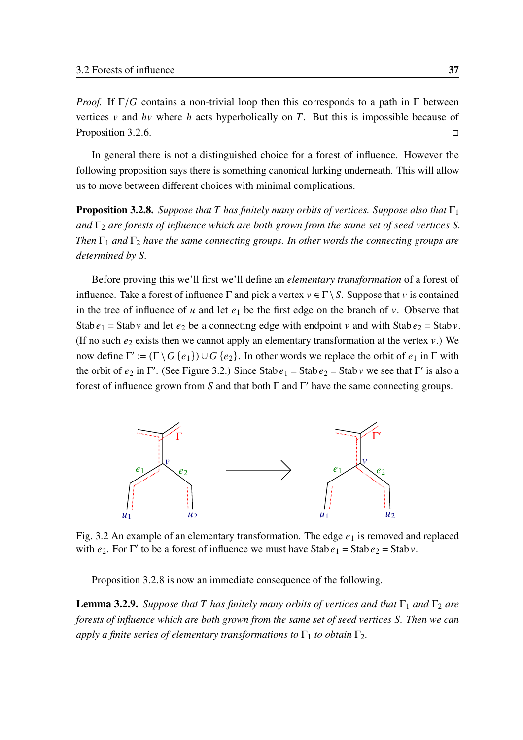*Proof.* If $\Gamma/G$ contains a non-trivial loop then this corresponds to a path in $\Gamma$ between vertices $v$ and $hv$ where $h$ acts hyperbolically on $T$. But this is impossible because of Proposition 3.2.6. □

In general there is not a distinguished choice for a forest of influence. However the following proposition says there is something canonical lurking underneath. This will allow us to move between different choices with minimal complications.

**Proposition 3.2.8.** *Suppose that $T$ has finitely many orbits of vertices. Suppose also that $\Gamma_1$ and $\Gamma_2$ are forests of influence which are both grown from the same set of seed vertices $S$. Then $\Gamma_1$ and $\Gamma_2$ have the same connecting groups. In other words the connecting groups are determined by $S$.*

Before proving this we'll first we'll define an *elementary transformation* of a forest of influence. Take a forest of influence $\Gamma$ and pick a vertex $v \in \Gamma \setminus S$. Suppose that $v$ is contained in the tree of influence of $u$ and let $e_1$ be the first edge on the branch of $v$. Observe that $\operatorname{Stab} e_1 = \operatorname{Stab} v$ and let $e_2$ be a connecting edge with endpoint $v$ and with $\operatorname{Stab} e_2 = \operatorname{Stab} v$. (If no such $e_2$ exists then we cannot apply an elementary transformation at the vertex $v$.) We now define $\Gamma' := (\Gamma \setminus G\{e_1\}) \cup G\{e_2\}$. In other words we replace the orbit of $e_1$ in $\Gamma$ with the orbit of $e_2$ in $\Gamma'$. (See Figure 3.2.) Since $\operatorname{Stab} e_1 = \operatorname{Stab} e_2 = \operatorname{Stab} v$ we see that $\Gamma'$ is also a forest of influence grown from $S$ and that both $\Gamma$ and $\Gamma'$ have the same connecting groups.

Fig. 3.2 An example of an elementary transformation. The edge $e_1$ is removed and replaced with $e_2$. For $\Gamma'$ to be a forest of influence we must have $\operatorname{Stab} e_1 = \operatorname{Stab} e_2 = \operatorname{Stab} v$.

Proposition 3.2.8 is now an immediate consequence of the following.

**Lemma 3.2.9.** *Suppose that $T$ has finitely many orbits of vertices and that $\Gamma_1$ and $\Gamma_2$ are forests of influence which are both grown from the same set of seed vertices $S$. Then we can apply a finite series of elementary transformations to $\Gamma_1$ to obtain $\Gamma_2$.*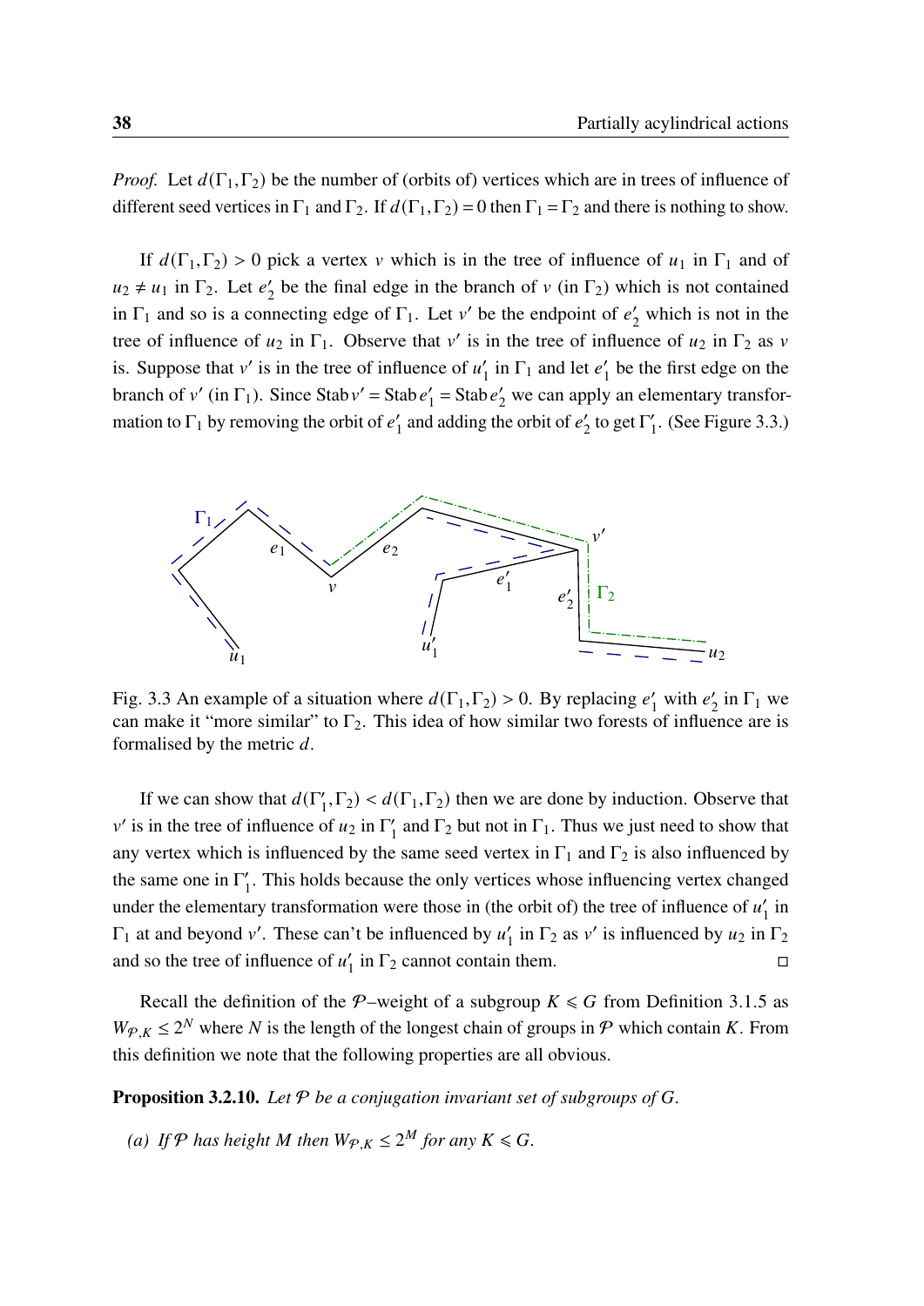*Proof.* Let $d(\Gamma_1, \Gamma_2)$ be the number of (orbits of) vertices which are in trees of influence of different seed vertices in $\Gamma_1$ and $\Gamma_2$. If $d(\Gamma_1, \Gamma_2) = 0$ then $\Gamma_1 = \Gamma_2$ and there is nothing to show.

If $d(\Gamma_1, \Gamma_2) > 0$ pick a vertex $v$ which is in the tree of influence of $u_1$ in $\Gamma_1$ and of $u_2 \neq u_1$ in $\Gamma_2$. Let $e_2'$ be the final edge in the branch of $v$ (in $\Gamma_2$) which is not contained in $\Gamma_1$ and so is a connecting edge of $\Gamma_1$. Let $v'$ be the endpoint of $e_2'$ which is not in the tree of influence of $u_2$ in $\Gamma_1$. Observe that $v'$ is in the tree of influence of $u_2$ in $\Gamma_2$ as $v$ is. Suppose that $v'$ is in the tree of influence of $u_1'$ in $\Gamma_1$ and let $e_1'$ be the first edge on the branch of $v'$ (in $\Gamma_1$). Since $\operatorname{Stab} v' = \operatorname{Stab} e_1' = \operatorname{Stab} e_2'$ we can apply an elementary transformation to $\Gamma_1$ by removing the orbit of $e_1'$ and adding the orbit of $e_2'$ to get $\Gamma_1'$. (See Figure 3.3.)

Fig. 3.3 An example of a situation where $d(\Gamma_1, \Gamma_2) > 0$. By replacing $e_1'$ with $e_2'$ in $\Gamma_1$ we can make it "more similar" to $\Gamma_2$. This idea of how similar two forests of influence are is formalised by the metric $d$.

If we can show that $d(\Gamma_1', \Gamma_2) < d(\Gamma_1, \Gamma_2)$ then we are done by induction. Observe that $v'$ is in the tree of influence of $u_2$ in $\Gamma_1'$ and $\Gamma_2$ but not in $\Gamma_1$. Thus we just need to show that any vertex which is influenced by the same seed vertex in $\Gamma_1$ and $\Gamma_2$ is also influenced by the same one in $\Gamma_1'$. This holds because the only vertices whose influencing vertex changed under the elementary transformation were those in (the orbit of) the tree of influence of $u_1'$ in $\Gamma_1$ at and beyond $v'$. These can't be influenced by $u_1'$ in $\Gamma_2$ as $v'$ is influenced by $u_2$ in $\Gamma_2$ and so the tree of influence of $u_1'$ in $\Gamma_2$ cannot contain them. $\square$

Recall the definition of the $\mathcal{P}$–weight of a subgroup $K \leqslant G$ from Definition 3.1.5 as $W_{\mathcal{P},K} \leq 2^N$ where $N$ is the length of the longest chain of groups in $\mathcal{P}$ which contain $K$. From this definition we note that the following properties are all obvious.

**Proposition 3.2.10.** *Let $\mathcal{P}$ be a conjugation invariant set of subgroups of $G$.*

*(a) If $\mathcal{P}$ has height $M$ then $W_{\mathcal{P},K} \leq 2^M$ for any $K \leqslant G$.*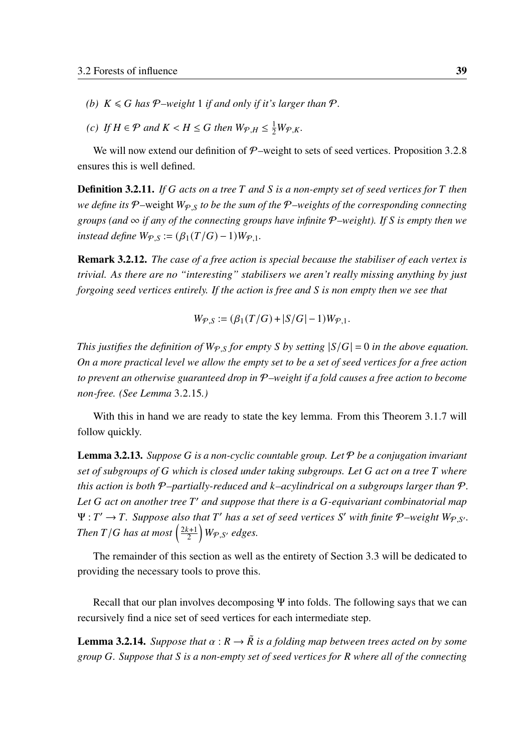*(b)* $K \leqslant G$ *has* $\mathcal{P}$*–weight* 1 *if and only if it's larger than* $\mathcal{P}$.

*(c) If* $H \in \mathcal{P}$ *and* $K < H \leq G$ *then* $W_{\mathcal{P},H} \leq \frac{1}{2} W_{\mathcal{P},K}$.

We will now extend our definition of $\mathcal{P}$–weight to sets of seed vertices. Proposition 3.2.8 ensures this is well defined.

**Definition 3.2.11.** *If $G$ acts on a tree $T$ and $S$ is a non-empty set of seed vertices for $T$ then we define its $\mathcal{P}$–*weight *$W_{\mathcal{P},S}$ to be the sum of the $\mathcal{P}$–weights of the corresponding connecting groups (and $\infty$ if any of the connecting groups have infinite $\mathcal{P}$–weight). If $S$ is empty then we instead define $W_{\mathcal{P},S} := (\beta_1(T/G) - 1) W_{\mathcal{P},1}$.*

**Remark 3.2.12.** *The case of a free action is special because the stabiliser of each vertex is trivial. As there are no "interesting" stabilisers we aren't really missing anything by just forgoing seed vertices entirely. If the action is free and $S$ is non empty then we see that*

$$W_{\mathcal{P},S} := (\beta_1(T/G) + |S/G| - 1) W_{\mathcal{P},1}.$$

*This justifies the definition of $W_{\mathcal{P},S}$ for empty $S$ by setting $|S/G| = 0$ in the above equation. On a more practical level we allow the empty set to be a set of seed vertices for a free action to prevent an otherwise guaranteed drop in $\mathcal{P}$–weight if a fold causes a free action to become non-free. (See Lemma* 3.2.15*.)*

With this in hand we are ready to state the key lemma. From this Theorem 3.1.7 will follow quickly.

**Lemma 3.2.13.** *Suppose $G$ is a non-cyclic countable group. Let $\mathcal{P}$ be a conjugation invariant set of subgroups of $G$ which is closed under taking subgroups. Let $G$ act on a tree $T$ where this action is both $\mathcal{P}$–partially-reduced and $k$–acylindrical on a subgroups larger than $\mathcal{P}$. Let $G$ act on another tree $T'$ and suppose that there is a $G$-equivariant combinatorial map $\Psi : T' \to T$. Suppose also that $T'$ has a set of seed vertices $S'$ with finite $\mathcal{P}$–weight $W_{\mathcal{P},S'}$. Then $T/G$ has at most $\left(\frac{2k+1}{2}\right) W_{\mathcal{P},S'}$ edges.*

The remainder of this section as well as the entirety of Section 3.3 will be dedicated to providing the necessary tools to prove this.

Recall that our plan involves decomposing $\Psi$ into folds. The following says that we can recursively find a nice set of seed vertices for each intermediate step.

**Lemma 3.2.14.** *Suppose that $\alpha : R \to \tilde{R}$ is a folding map between trees acted on by some group $G$. Suppose that $S$ is a non-empty set of seed vertices for $R$ where all of the connecting*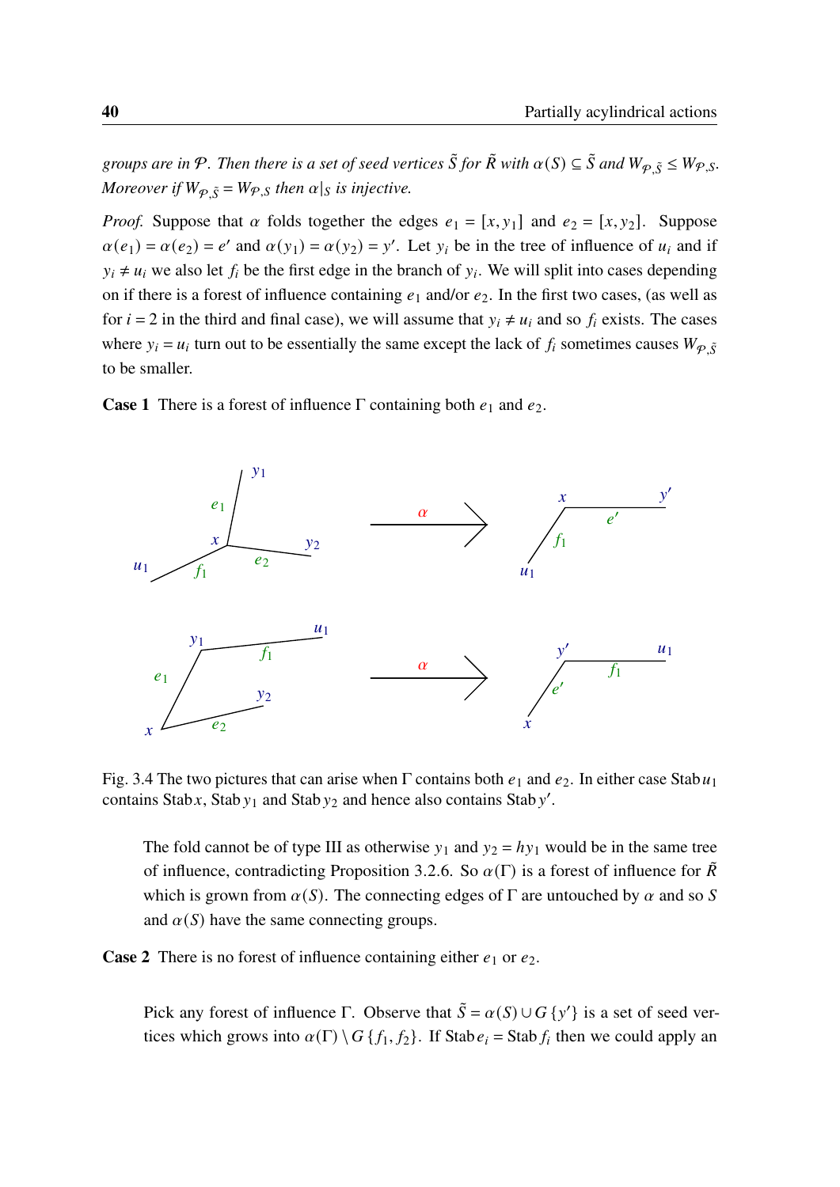*groups are in $\mathcal{P}$. Then there is a set of seed vertices $\tilde{S}$ for $\tilde{R}$ with $\alpha(S) \subseteq \tilde{S}$ and $W_{\mathcal{P},\tilde{S}} \leq W_{\mathcal{P},S}$. Moreover if $W_{\mathcal{P},\tilde{S}} = W_{\mathcal{P},S}$ then $\alpha|_S$ is injective.*

*Proof.* Suppose that $\alpha$ folds together the edges $e_1 = [x, y_1]$ and $e_2 = [x, y_2]$. Suppose $\alpha(e_1) = \alpha(e_2) = e'$ and $\alpha(y_1) = \alpha(y_2) = y'$. Let $y_i$ be in the tree of influence of $u_i$ and if $y_i \neq u_i$ we also let $f_i$ be the first edge in the branch of $y_i$. We will split into cases depending on if there is a forest of influence containing $e_1$ and/or $e_2$. In the first two cases, (as well as for $i = 2$ in the third and final case), we will assume that $y_i \neq u_i$ and so $f_i$ exists. The cases where $y_i = u_i$ turn out to be essentially the same except the lack of $f_i$ sometimes causes $W_{\mathcal{P},\tilde{S}}$ to be smaller.

**Case 1** There is a forest of influence $\Gamma$ containing both $e_1$ and $e_2$.

Fig. 3.4 The two pictures that can arise when $\Gamma$ contains both $e_1$ and $e_2$. In either case $\operatorname{Stab} u_1$ contains $\operatorname{Stab} x$, $\operatorname{Stab} y_1$ and $\operatorname{Stab} y_2$ and hence also contains $\operatorname{Stab} y'$.

The fold cannot be of type III as otherwise $y_1$ and $y_2 = hy_1$ would be in the same tree of influence, contradicting Proposition 3.2.6. So $\alpha(\Gamma)$ is a forest of influence for $\tilde{R}$ which is grown from $\alpha(S)$. The connecting edges of $\Gamma$ are untouched by $\alpha$ and so $S$ and $\alpha(S)$ have the same connecting groups.

**Case 2** There is no forest of influence containing either $e_1$ or $e_2$.

Pick any forest of influence $\Gamma$. Observe that $\tilde{S} = \alpha(S) \cup G\{y'\}$ is a set of seed vertices which grows into $\alpha(\Gamma) \setminus G\{f_1, f_2\}$. If $\operatorname{Stab} e_i = \operatorname{Stab} f_i$ then we could apply an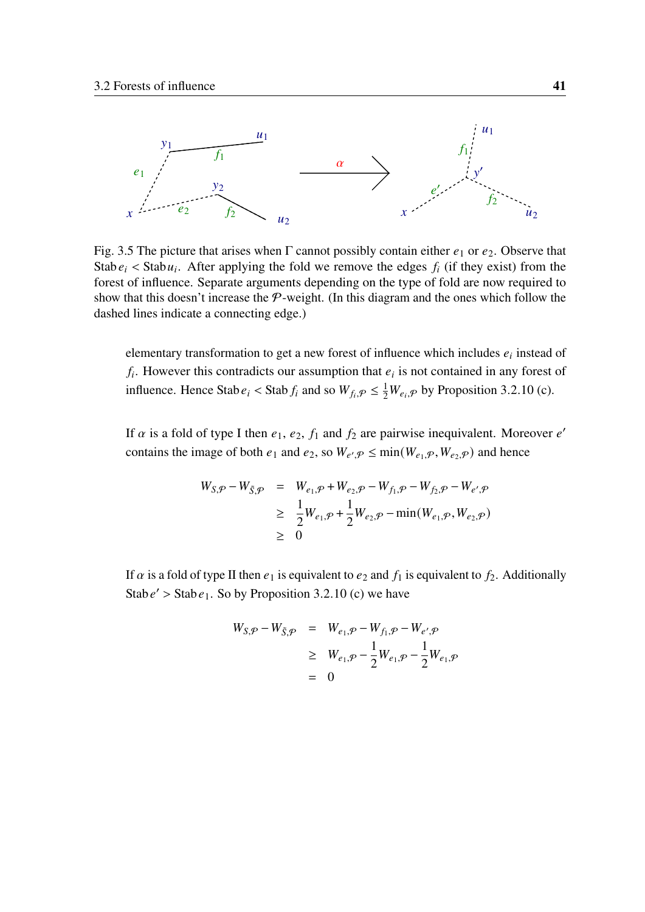Fig. 3.5 The picture that arises when $\Gamma$ cannot possibly contain either $e_1$ or $e_2$. Observe that $\operatorname{Stab} e_i < \operatorname{Stab} u_i$. After applying the fold we remove the edges $f_i$ (if they exist) from the forest of influence. Separate arguments depending on the type of fold are now required to show that this doesn't increase the $\mathcal{P}$-weight. (In this diagram and the ones which follow the dashed lines indicate a connecting edge.)

elementary transformation to get a new forest of influence which includes $e_i$ instead of $f_i$. However this contradicts our assumption that $e_i$ is not contained in any forest of influence. Hence $\operatorname{Stab} e_i < \operatorname{Stab} f_i$ and so $W_{f_i,\mathcal{P}} \leq \frac{1}{2} W_{e_i,\mathcal{P}}$ by Proposition 3.2.10 (c).

If $\alpha$ is a fold of type I then $e_1$, $e_2$, $f_1$ and $f_2$ are pairwise inequivalent. Moreover $e'$ contains the image of both $e_1$ and $e_2$, so $W_{e',\mathcal{P}} \leq \min(W_{e_1,\mathcal{P}}, W_{e_2,\mathcal{P}})$ and hence

$$
\begin{aligned}
W_{S,\mathcal{P}} - W_{\tilde{S},\mathcal{P}} &= W_{e_1,\mathcal{P}} + W_{e_2,\mathcal{P}} - W_{f_1,\mathcal{P}} - W_{f_2,\mathcal{P}} - W_{e',\mathcal{P}} \\
&\geq \frac{1}{2} W_{e_1,\mathcal{P}} + \frac{1}{2} W_{e_2,\mathcal{P}} - \min(W_{e_1,\mathcal{P}}, W_{e_2,\mathcal{P}}) \\
&\geq 0
\end{aligned}
$$

If $\alpha$ is a fold of type II then $e_1$ is equivalent to $e_2$ and $f_1$ is equivalent to $f_2$. Additionally $\operatorname{Stab} e' > \operatorname{Stab} e_1$. So by Proposition 3.2.10 (c) we have

$$
\begin{aligned}
W_{S,\mathcal{P}} - W_{\tilde{S},\mathcal{P}} &= W_{e_1,\mathcal{P}} - W_{f_1,\mathcal{P}} - W_{e',\mathcal{P}} \\
&\geq W_{e_1,\mathcal{P}} - \frac{1}{2} W_{e_1,\mathcal{P}} - \frac{1}{2} W_{e_1,\mathcal{P}} \\
&= 0
\end{aligned}
$$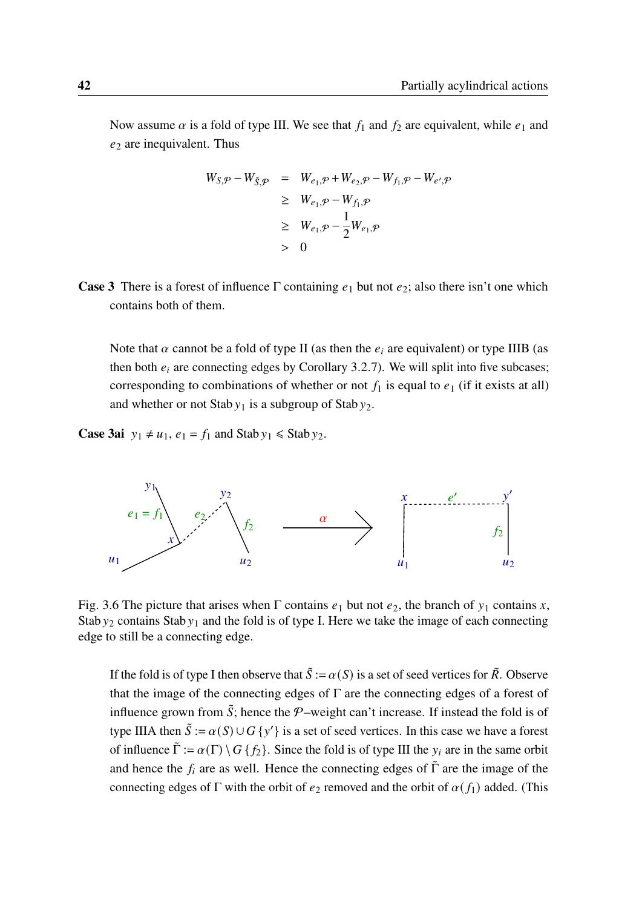Now assume $\alpha$ is a fold of type III. We see that $f_1$ and $f_2$ are equivalent, while $e_1$ and $e_2$ are inequivalent. Thus

$$
\begin{aligned}
W_{S,\mathcal{P}} - W_{\tilde{S},\mathcal{P}} &= W_{e_1,\mathcal{P}} + W_{e_2,\mathcal{P}} - W_{f_1,\mathcal{P}} - W_{e',\mathcal{P}} \\
&\geq W_{e_1,\mathcal{P}} - W_{f_1,\mathcal{P}} \\
&\geq W_{e_1,\mathcal{P}} - \frac{1}{2} W_{e_1,\mathcal{P}} \\
&> 0
\end{aligned}
$$

**Case 3** There is a forest of influence $\Gamma$ containing $e_1$ but not $e_2$; also there isn't one which contains both of them.

Note that $\alpha$ cannot be a fold of type II (as then the $e_i$ are equivalent) or type IIIB (as then both $e_i$ are connecting edges by Corollary 3.2.7). We will split into five subcases; corresponding to combinations of whether or not $f_1$ is equal to $e_1$ (if it exists at all) and whether or not $\operatorname{Stab} y_1$ is a subgroup of $\operatorname{Stab} y_2$.

**Case 3ai** $y_1 \neq u_1$, $e_1 = f_1$ and $\operatorname{Stab} y_1 \leqslant \operatorname{Stab} y_2$.

Fig. 3.6 The picture that arises when $\Gamma$ contains $e_1$ but not $e_2$, the branch of $y_1$ contains $x$, $\operatorname{Stab} y_2$ contains $\operatorname{Stab} y_1$ and the fold is of type I. Here we take the image of each connecting edge to still be a connecting edge.

If the fold is of type I then observe that $\tilde{S} := \alpha(S)$ is a set of seed vertices for $\tilde{R}$. Observe that the image of the connecting edges of $\Gamma$ are the connecting edges of a forest of influence grown from $\tilde{S}$; hence the $\mathcal{P}$–weight can't increase. If instead the fold is of type IIIA then $\tilde{S} := \alpha(S) \cup G\{y'\}$ is a set of seed vertices. In this case we have a forest of influence $\tilde{\Gamma} := \alpha(\Gamma) \setminus G\{f_2\}$. Since the fold is of type III the $y_i$ are in the same orbit and hence the $f_i$ are as well. Hence the connecting edges of $\tilde{\Gamma}$ are the image of the connecting edges of $\Gamma$ with the orbit of $e_2$ removed and the orbit of $\alpha(f_1)$ added. (This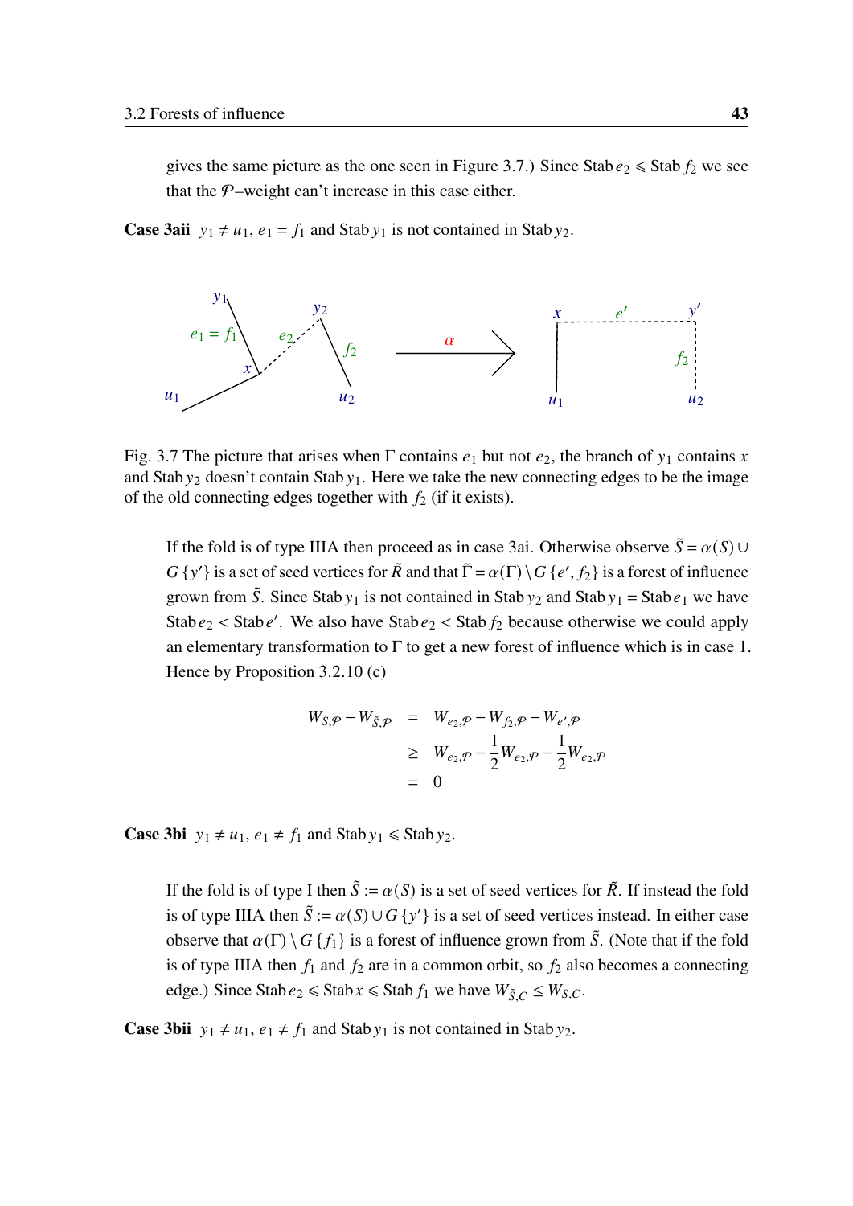gives the same picture as the one seen in Figure 3.7.) Since $\operatorname{Stab} e_2 \leqslant \operatorname{Stab} f_2$ we see that the $\mathcal{P}$–weight can't increase in this case either.

**Case 3aii** $y_1 \neq u_1$, $e_1 = f_1$ and $\operatorname{Stab} y_1$ is not contained in $\operatorname{Stab} y_2$.

Fig. 3.7 The picture that arises when $\Gamma$ contains $e_1$ but not $e_2$, the branch of $y_1$ contains $x$ and $\operatorname{Stab} y_2$ doesn't contain $\operatorname{Stab} y_1$. Here we take the new connecting edges to be the image of the old connecting edges together with $f_2$ (if it exists).

If the fold is of type IIIA then proceed as in case 3ai. Otherwise observe $\tilde{S} = \alpha(S) \cup G\{y'\}$ is a set of seed vertices for $\tilde{R}$ and that $\tilde{\Gamma} = \alpha(\Gamma) \setminus G\{e', f_2\}$ is a forest of influence grown from $\tilde{S}$. Since $\operatorname{Stab} y_1$ is not contained in $\operatorname{Stab} y_2$ and $\operatorname{Stab} y_1 = \operatorname{Stab} e_1$ we have $\operatorname{Stab} e_2 < \operatorname{Stab} e'$. We also have $\operatorname{Stab} e_2 < \operatorname{Stab} f_2$ because otherwise we could apply an elementary transformation to $\Gamma$ to get a new forest of influence which is in case 1. Hence by Proposition 3.2.10 (c)

$$
\begin{aligned}
W_{S,\mathcal{P}} - W_{\tilde{S},\mathcal{P}} &= W_{e_2,\mathcal{P}} - W_{f_2,\mathcal{P}} - W_{e',\mathcal{P}} \\
&\geq W_{e_2,\mathcal{P}} - \frac{1}{2} W_{e_2,\mathcal{P}} - \frac{1}{2} W_{e_2,\mathcal{P}} \\
&= 0
\end{aligned}
$$

**Case 3bi** $y_1 \neq u_1$, $e_1 \neq f_1$ and $\operatorname{Stab} y_1 \leqslant \operatorname{Stab} y_2$.

If the fold is of type I then $\tilde{S} := \alpha(S)$ is a set of seed vertices for $\tilde{R}$. If instead the fold is of type IIIA then $\tilde{S} := \alpha(S) \cup G\{y'\}$ is a set of seed vertices instead. In either case observe that $\alpha(\Gamma) \setminus G\{f_1\}$ is a forest of influence grown from $\tilde{S}$. (Note that if the fold is of type IIIA then $f_1$ and $f_2$ are in a common orbit, so $f_2$ also becomes a connecting edge.) Since $\operatorname{Stab} e_2 \leqslant \operatorname{Stab} x \leqslant \operatorname{Stab} f_1$ we have $W_{\tilde{S},C} \leq W_{S,C}$.

**Case 3bii** $y_1 \neq u_1$, $e_1 \neq f_1$ and $\operatorname{Stab} y_1$ is not contained in $\operatorname{Stab} y_2$.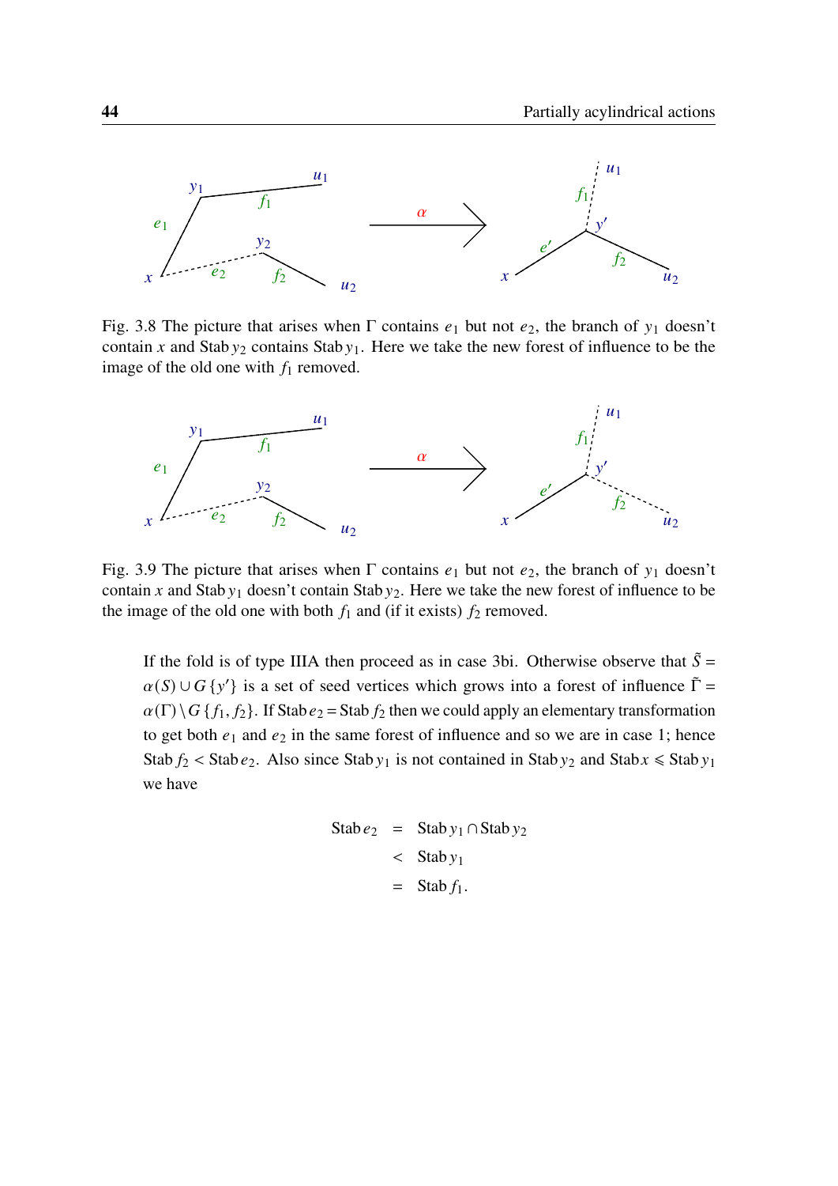Fig. 3.8 The picture that arises when $\Gamma$ contains $e_1$ but not $e_2$, the branch of $y_1$ doesn't contain $x$ and $\operatorname{Stab} y_2$ contains $\operatorname{Stab} y_1$. Here we take the new forest of influence to be the image of the old one with $f_1$ removed.

Fig. 3.9 The picture that arises when $\Gamma$ contains $e_1$ but not $e_2$, the branch of $y_1$ doesn't contain $x$ and $\operatorname{Stab} y_1$ doesn't contain $\operatorname{Stab} y_2$. Here we take the new forest of influence to be the image of the old one with both $f_1$ and (if it exists) $f_2$ removed.

If the fold is of type IIIA then proceed as in case 3bi. Otherwise observe that $\tilde{S} = \alpha(S) \cup G\{y'\}$ is a set of seed vertices which grows into a forest of influence $\tilde{\Gamma} = \alpha(\Gamma) \setminus G\{f_1, f_2\}$. If $\operatorname{Stab} e_2 = \operatorname{Stab} f_2$ then we could apply an elementary transformation to get both $e_1$ and $e_2$ in the same forest of influence and so we are in case 1; hence $\operatorname{Stab} f_2 < \operatorname{Stab} e_2$. Also since $\operatorname{Stab} y_1$ is not contained in $\operatorname{Stab} y_2$ and $\operatorname{Stab} x \leqslant \operatorname{Stab} y_1$ we have

$$
\begin{aligned}
\operatorname{Stab} e_2 &= \operatorname{Stab} y_1 \cap \operatorname{Stab} y_2 \\
&< \operatorname{Stab} y_1 \\
&= \operatorname{Stab} f_1.
\end{aligned}
$$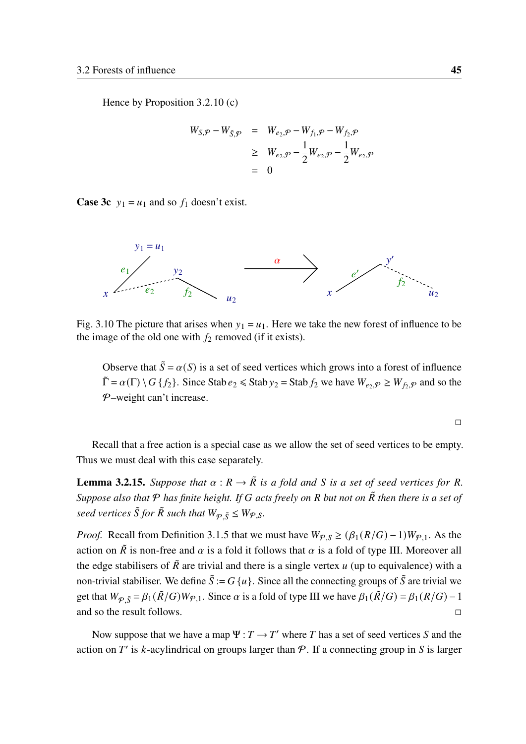Hence by Proposition 3.2.10 (c)

$$
\begin{aligned}
W_{S,\mathcal{P}} - W_{\tilde{S},\mathcal{P}} &= W_{e_2,\mathcal{P}} - W_{f_1,\mathcal{P}} - W_{f_2,\mathcal{P}} \\
&\geq W_{e_2,\mathcal{P}} - \frac{1}{2}W_{e_2,\mathcal{P}} - \frac{1}{2}W_{e_2,\mathcal{P}} \\
&= 0
\end{aligned}
$$

**Case 3c** $y_1 = u_1$ and so $f_1$ doesn't exist.

Fig. 3.10 The picture that arises when $y_1 = u_1$. Here we take the new forest of influence to be the image of the old one with $f_2$ removed (if it exists).

Observe that $\tilde{S} = \alpha(S)$ is a set of seed vertices which grows into a forest of influence $\tilde{\Gamma} = \alpha(\Gamma) \setminus G\{f_2\}$. Since $\operatorname{Stab} e_2 \leqslant \operatorname{Stab} y_2 = \operatorname{Stab} f_2$ we have $W_{e_2,\mathcal{P}} \geq W_{f_2,\mathcal{P}}$ and so the $\mathcal{P}$–weight can't increase.

□

Recall that a free action is a special case as we allow the set of seed vertices to be empty. Thus we must deal with this case separately.

**Lemma 3.2.15.** *Suppose that $\alpha : R \longrightarrow \tilde{R}$ is a fold and $S$ is a set of seed vertices for $R$. Suppose also that $\mathcal{P}$ has finite height. If $G$ acts freely on $R$ but not on $\tilde{R}$ then there is a set of seed vertices $\tilde{S}$ for $\tilde{R}$ such that $W_{\mathcal{P},\tilde{S}} \leq W_{\mathcal{P},S}$.*

*Proof.* Recall from Definition 3.1.5 that we must have $W_{\mathcal{P},S} \geq (\beta_1(R/G) - 1)W_{\mathcal{P},1}$. As the action on $\tilde{R}$ is non-free and $\alpha$ is a fold it follows that $\alpha$ is a fold of type III. Moreover all the edge stabilisers of $\tilde{R}$ are trivial and there is a single vertex $u$ (up to equivalence) with a non-trivial stabiliser. We define $\tilde{S} := G\{u\}$. Since all the connecting groups of $\tilde{S}$ are trivial we get that $W_{\mathcal{P},\tilde{S}} = \beta_1(\tilde{R}/G)W_{\mathcal{P},1}$. Since $\alpha$ is a fold of type III we have $\beta_1(\tilde{R}/G) = \beta_1(R/G) - 1$ and so the result follows. □

Now suppose that we have a map $\Psi : T \longrightarrow T'$ where $T$ has a set of seed vertices $S$ and the action on $T'$ is $k$-acylindrical on groups larger than $\mathcal{P}$. If a connecting group in $S$ is larger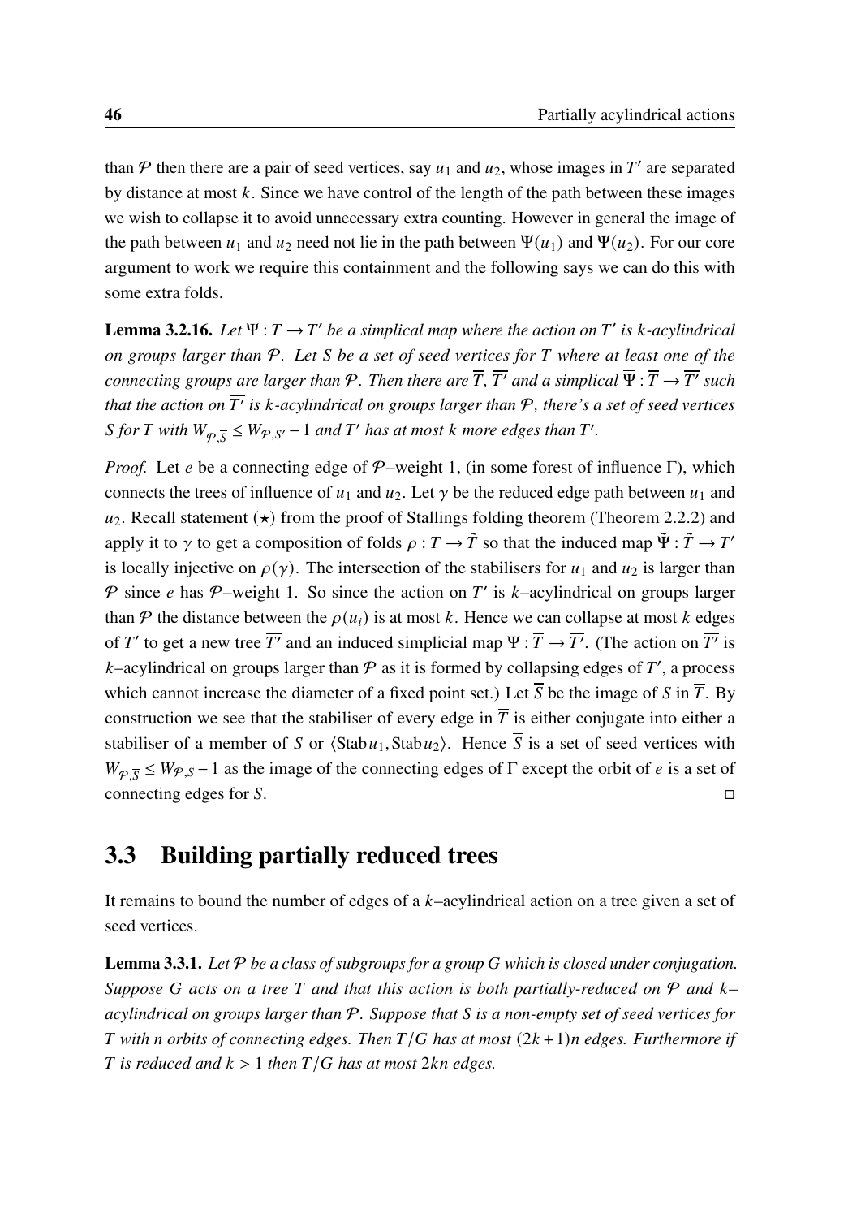than $\mathcal{P}$ then there are a pair of seed vertices, say $u_1$ and $u_2$, whose images in $T'$ are separated by distance at most $k$. Since we have control of the length of the path between these images we wish to collapse it to avoid unnecessary extra counting. However in general the image of the path between $u_1$ and $u_2$ need not lie in the path between $\Psi(u_1)$ and $\Psi(u_2)$. For our core argument to work we require this containment and the following says we can do this with some extra folds.

**Lemma 3.2.16.** *Let $\Psi : T \to T'$ be a simplical map where the action on $T'$ is $k$-acylindrical on groups larger than $\mathcal{P}$. Let $S$ be a set of seed vertices for $T$ where at least one of the connecting groups are larger than $\mathcal{P}$. Then there are $\overline{T}$, $\overline{T'}$ and a simplical $\overline{\Psi} : \overline{T} \to \overline{T'}$ such that the action on $\overline{T'}$ is $k$-acylindrical on groups larger than $\mathcal{P}$, there's a set of seed vertices $\overline{S}$ for $\overline{T}$ with $W_{\mathcal{P},\overline{S}} \leq W_{\mathcal{P},S'} - 1$ and $T'$ has at most $k$ more edges than $\overline{T'}$.*

*Proof.* Let $e$ be a connecting edge of $\mathcal{P}$–weight 1, (in some forest of influence $\Gamma$), which connects the trees of influence of $u_1$ and $u_2$. Let $\gamma$ be the reduced edge path between $u_1$ and $u_2$. Recall statement ($\star$) from the proof of Stallings folding theorem (Theorem 2.2.2) and apply it to $\gamma$ to get a composition of folds $\rho : T \to \tilde{T}$ so that the induced map $\tilde{\Psi} : \tilde{T} \to T'$ is locally injective on $\rho(\gamma)$. The intersection of the stabilisers for $u_1$ and $u_2$ is larger than $\mathcal{P}$ since $e$ has $\mathcal{P}$–weight 1. So since the action on $T'$ is $k$–acylindrical on groups larger than $\mathcal{P}$ the distance between the $\rho(u_i)$ is at most $k$. Hence we can collapse at most $k$ edges of $T'$ to get a new tree $\overline{T'}$ and an induced simplicial map $\overline{\Psi} : \overline{T} \to \overline{T'}$. (The action on $\overline{T'}$ is $k$–acylindrical on groups larger than $\mathcal{P}$ as it is formed by collapsing edges of $T'$, a process which cannot increase the diameter of a fixed point set.) Let $\overline{S}$ be the image of $S$ in $\overline{T}$. By construction we see that the stabiliser of every edge in $\overline{T}$ is either conjugate into either a stabiliser of a member of $S$ or $\langle \mathrm{Stab}\, u_1, \mathrm{Stab}\, u_2 \rangle$. Hence $\overline{S}$ is a set of seed vertices with $W_{\mathcal{P},\overline{S}} \leq W_{\mathcal{P},S} - 1$ as the image of the connecting edges of $\Gamma$ except the orbit of $e$ is a set of connecting edges for $\overline{S}$. ◻

## 3.3 Building partially reduced trees

It remains to bound the number of edges of a $k$–acylindrical action on a tree given a set of seed vertices.

**Lemma 3.3.1.** *Let $\mathcal{P}$ be a class of subgroups for a group $G$ which is closed under conjugation. Suppose $G$ acts on a tree $T$ and that this action is both partially-reduced on $\mathcal{P}$ and $k$–acylindrical on groups larger than $\mathcal{P}$. Suppose that $S$ is a non-empty set of seed vertices for $T$ with $n$ orbits of connecting edges. Then $T/G$ has at most $(2k+1)n$ edges. Furthermore if $T$ is reduced and $k > 1$ then $T/G$ has at most $2kn$ edges.*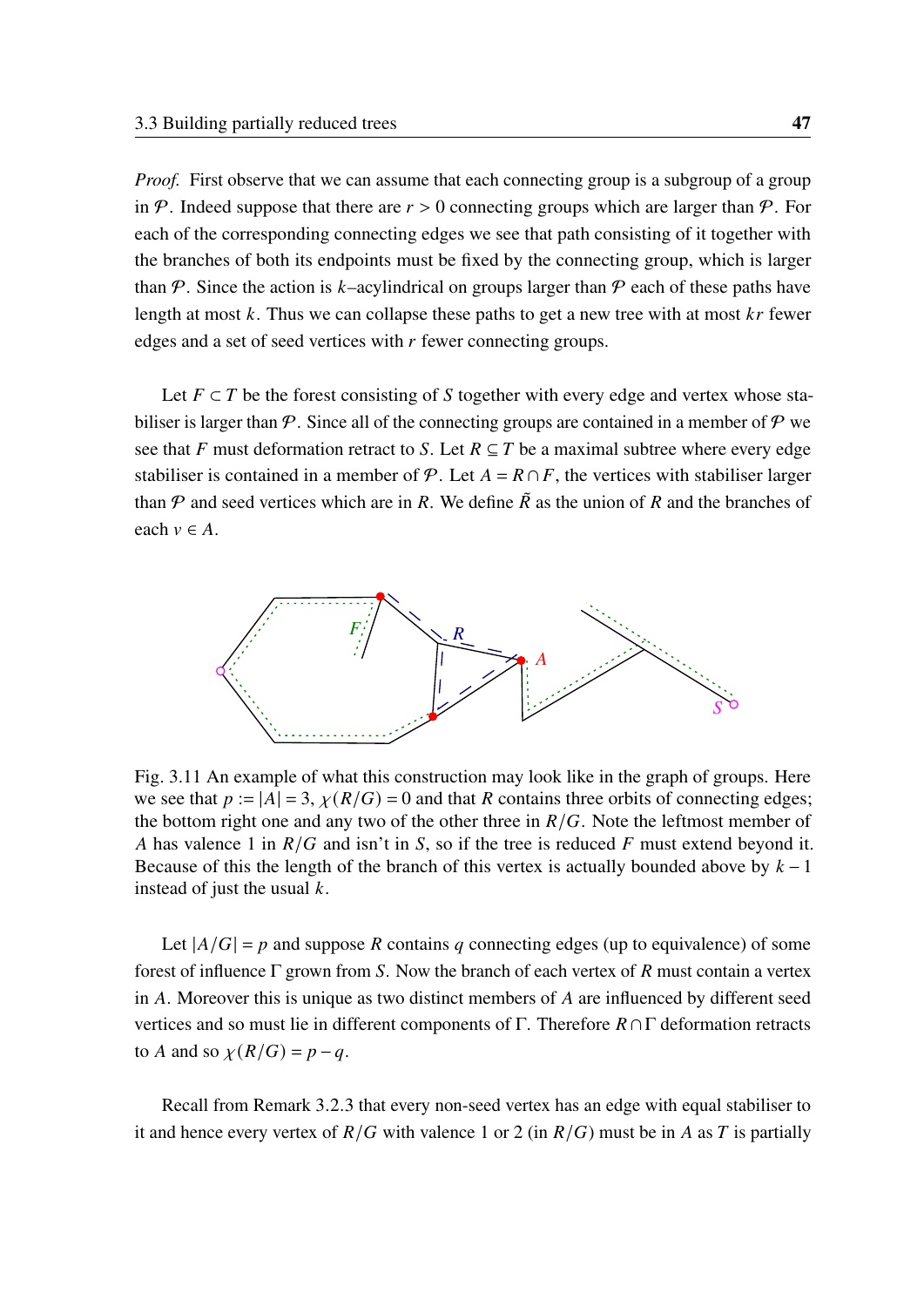*Proof.* First observe that we can assume that each connecting group is a subgroup of a group in $\mathcal{P}$. Indeed suppose that there are $r > 0$ connecting groups which are larger than $\mathcal{P}$. For each of the corresponding connecting edges we see that path consisting of it together with the branches of both its endpoints must be fixed by the connecting group, which is larger than $\mathcal{P}$. Since the action is $k$–acylindrical on groups larger than $\mathcal{P}$ each of these paths have length at most $k$. Thus we can collapse these paths to get a new tree with at most $kr$ fewer edges and a set of seed vertices with $r$ fewer connecting groups.

Let $F \subset T$ be the forest consisting of $S$ together with every edge and vertex whose stabiliser is larger than $\mathcal{P}$. Since all of the connecting groups are contained in a member of $\mathcal{P}$ we see that $F$ must deformation retract to $S$. Let $R \subseteq T$ be a maximal subtree where every edge stabiliser is contained in a member of $\mathcal{P}$. Let $A = R \cap F$, the vertices with stabiliser larger than $\mathcal{P}$ and seed vertices which are in $R$. We define $\tilde{R}$ as the union of $R$ and the branches of each $v \in A$.

Fig. 3.11 An example of what this construction may look like in the graph of groups. Here we see that $p := |A| = 3$, $\chi(R/G) = 0$ and that $R$ contains three orbits of connecting edges; the bottom right one and any two of the other three in $R/G$. Note the leftmost member of $A$ has valence 1 in $R/G$ and isn't in $S$, so if the tree is reduced $F$ must extend beyond it. Because of this the length of the branch of this vertex is actually bounded above by $k-1$ instead of just the usual $k$.

Let $|A/G| = p$ and suppose $R$ contains $q$ connecting edges (up to equivalence) of some forest of influence $\Gamma$ grown from $S$. Now the branch of each vertex of $R$ must contain a vertex in $A$. Moreover this is unique as two distinct members of $A$ are influenced by different seed vertices and so must lie in different components of $\Gamma$. Therefore $R \cap \Gamma$ deformation retracts to $A$ and so $\chi(R/G) = p - q$.

Recall from Remark 3.2.3 that every non-seed vertex has an edge with equal stabiliser to it and hence every vertex of $R/G$ with valence 1 or 2 (in $R/G$) must be in $A$ as $T$ is partially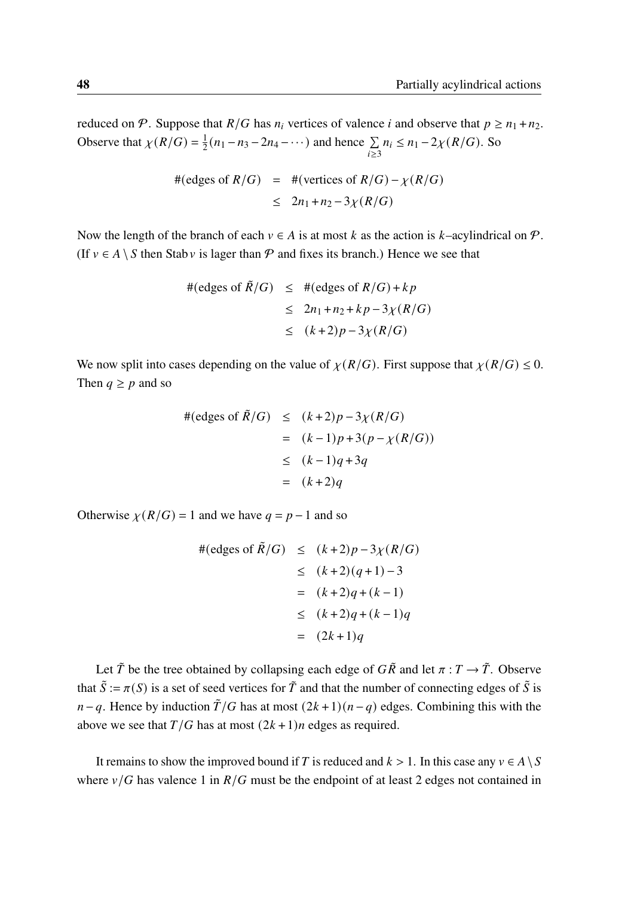reduced on $\mathcal{P}$. Suppose that $R/G$ has $n_i$ vertices of valence $i$ and observe that $p \geq n_1 + n_2$. Observe that $\chi(R/G) = \frac{1}{2}(n_1 - n_3 - 2n_4 - \cdots)$ and hence $\sum_{i \geq 3} n_i \leq n_1 - 2\chi(R/G)$. So

$$
\begin{aligned}
\#(\text{edges of } R/G) &= \#(\text{vertices of } R/G) - \chi(R/G) \\
&\leq 2n_1 + n_2 - 3\chi(R/G)
\end{aligned}
$$

Now the length of the branch of each $v \in A$ is at most $k$ as the action is $k$–acylindrical on $\mathcal{P}$. (If $v \in A \setminus S$ then $\operatorname{Stab} v$ is lager than $\mathcal{P}$ and fixes its branch.) Hence we see that

$$
\begin{aligned}
\#(\text{edges of } \tilde{R}/G) &\leq \#(\text{edges of } R/G) + kp \\
&\leq 2n_1 + n_2 + kp - 3\chi(R/G) \\
&\leq (k+2)p - 3\chi(R/G)
\end{aligned}
$$

We now split into cases depending on the value of $\chi(R/G)$. First suppose that $\chi(R/G) \leq 0$. Then $q \geq p$ and so

$$
\begin{aligned}
\#(\text{edges of } \tilde{R}/G) &\leq (k+2)p - 3\chi(R/G) \\
&= (k-1)p + 3(p - \chi(R/G)) \\
&\leq (k-1)q + 3q \\
&= (k+2)q
\end{aligned}
$$

Otherwise $\chi(R/G) = 1$ and we have $q = p - 1$ and so

$$
\begin{aligned}
\#(\text{edges of } \tilde{R}/G) &\leq (k+2)p - 3\chi(R/G) \\
&\leq (k+2)(q+1) - 3 \\
&= (k+2)q + (k-1) \\
&\leq (k+2)q + (k-1)q \\
&= (2k+1)q
\end{aligned}
$$

Let $\tilde{T}$ be the tree obtained by collapsing each edge of $G\tilde{R}$ and let $\pi : T \to \tilde{T}$. Observe that $\tilde{S} := \pi(S)$ is a set of seed vertices for $\tilde{T}$ and that the number of connecting edges of $\tilde{S}$ is $n - q$. Hence by induction $\tilde{T}/G$ has at most $(2k+1)(n-q)$ edges. Combining this with the above we see that $T/G$ has at most $(2k+1)n$ edges as required.

It remains to show the improved bound if $T$ is reduced and $k > 1$. In this case any $v \in A \setminus S$ where $v/G$ has valence 1 in $R/G$ must be the endpoint of at least 2 edges not contained in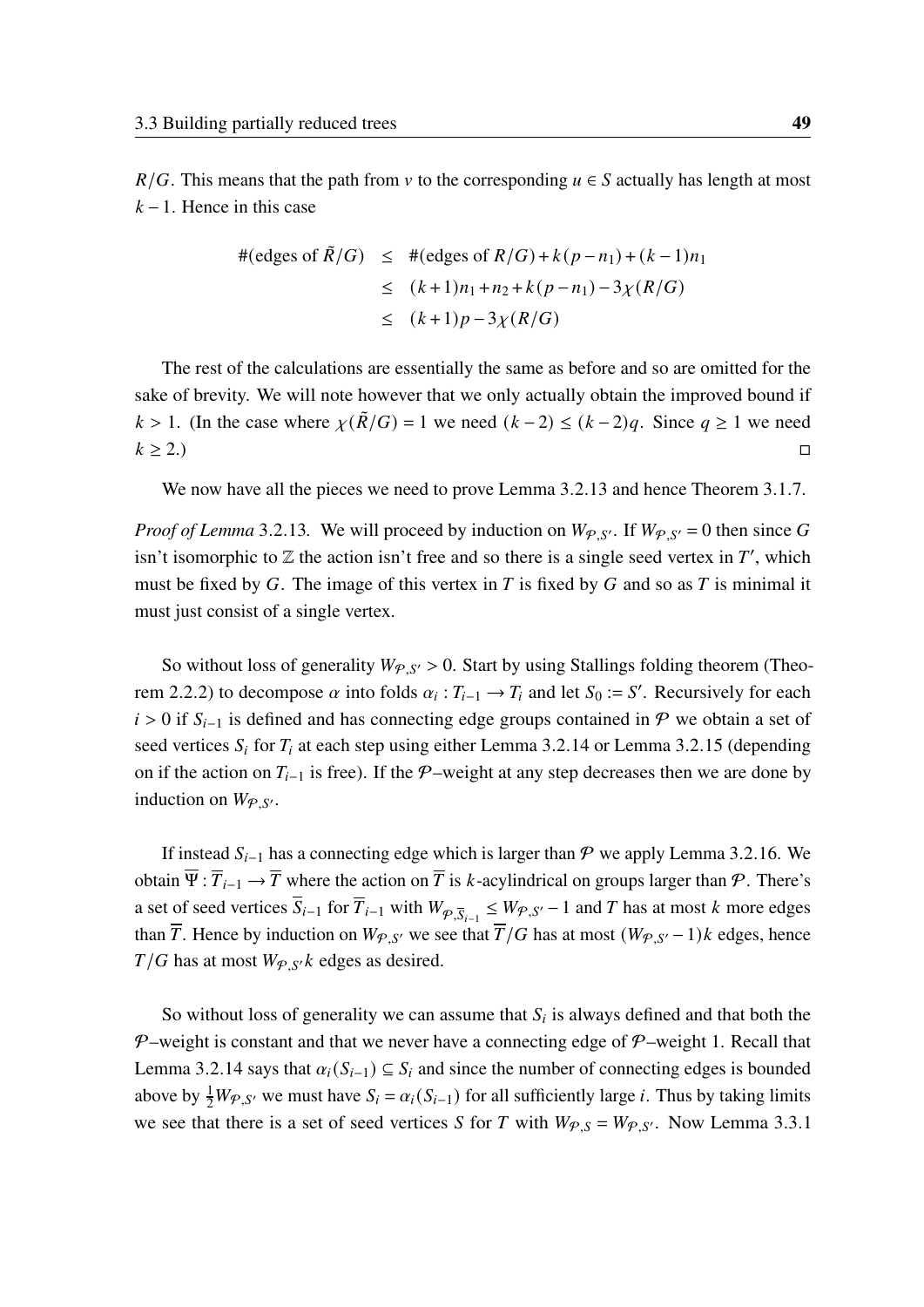$R/G$. This means that the path from $v$ to the corresponding $u \in S$ actually has length at most $k-1$. Hence in this case

$$
\begin{aligned}
\#(\text{edges of } \tilde{R}/G) &\leq \#(\text{edges of } R/G) + k(p - n_1) + (k-1)n_1 \\
&\leq (k+1)n_1 + n_2 + k(p - n_1) - 3\chi(R/G) \\
&\leq (k+1)p - 3\chi(R/G)
\end{aligned}
$$

The rest of the calculations are essentially the same as before and so are omitted for the sake of brevity. We will note however that we only actually obtain the improved bound if $k > 1$. (In the case where $\chi(\tilde{R}/G) = 1$ we need $(k-2) \leq (k-2)q$. Since $q \geq 1$ we need $k \geq 2$.) □

We now have all the pieces we need to prove Lemma 3.2.13 and hence Theorem 3.1.7.

*Proof of Lemma* 3.2.13. We will proceed by induction on $W_{\mathcal{P},S'}$. If $W_{\mathcal{P},S'} = 0$ then since $G$ isn't isomorphic to $\mathbb{Z}$ the action isn't free and so there is a single seed vertex in $T'$, which must be fixed by $G$. The image of this vertex in $T$ is fixed by $G$ and so as $T$ is minimal it must just consist of a single vertex.

So without loss of generality $W_{\mathcal{P},S'} > 0$. Start by using Stallings folding theorem (Theorem 2.2.2) to decompose $\alpha$ into folds $\alpha_i : T_{i-1} \to T_i$ and let $S_0 := S'$. Recursively for each $i > 0$ if $S_{i-1}$ is defined and has connecting edge groups contained in $\mathcal{P}$ we obtain a set of seed vertices $S_i$ for $T_i$ at each step using either Lemma 3.2.14 or Lemma 3.2.15 (depending on if the action on $T_{i-1}$ is free). If the $\mathcal{P}$–weight at any step decreases then we are done by induction on $W_{\mathcal{P},S'}$.

If instead $S_{i-1}$ has a connecting edge which is larger than $\mathcal{P}$ we apply Lemma 3.2.16. We obtain $\overline{\Psi} : \overline{T}_{i-1} \to \overline{T}$ where the action on $\overline{T}$ is $k$-acylindrical on groups larger than $\mathcal{P}$. There's a set of seed vertices $\overline{S}_{i-1}$ for $\overline{T}_{i-1}$ with $W_{\mathcal{P},\overline{S}_{i-1}} \leq W_{\mathcal{P},S'} - 1$ and $T$ has at most $k$ more edges than $\overline{T}$. Hence by induction on $W_{\mathcal{P},S'}$ we see that $\overline{T}/G$ has at most $(W_{\mathcal{P},S'} - 1)k$ edges, hence $T/G$ has at most $W_{\mathcal{P},S'}k$ edges as desired.

So without loss of generality we can assume that $S_i$ is always defined and that both the $\mathcal{P}$–weight is constant and that we never have a connecting edge of $\mathcal{P}$–weight 1. Recall that Lemma 3.2.14 says that $\alpha_i(S_{i-1}) \subseteq S_i$ and since the number of connecting edges is bounded above by $\frac{1}{2}W_{\mathcal{P},S'}$ we must have $S_i = \alpha_i(S_{i-1})$ for all sufficiently large $i$. Thus by taking limits we see that there is a set of seed vertices $S$ for $T$ with $W_{\mathcal{P},S} = W_{\mathcal{P},S'}$. Now Lemma 3.3.1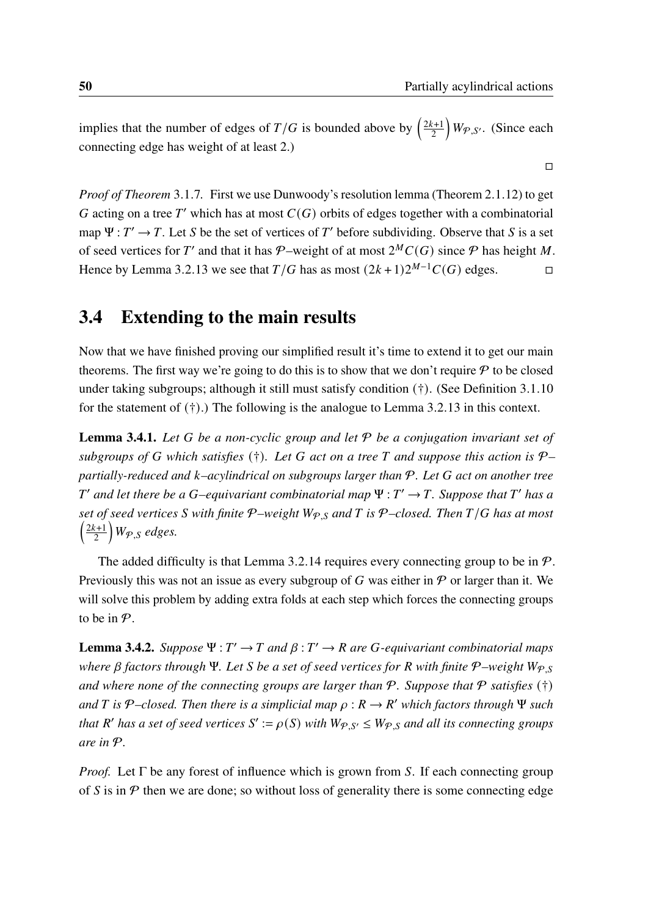implies that the number of edges of $T/G$ is bounded above by $\left(\frac{2k+1}{2}\right) W_{\mathcal{P},S'}$. (Since each connecting edge has weight of at least 2.)

□

*Proof of Theorem* 3.1.7. First we use Dunwoody's resolution lemma (Theorem 2.1.12) to get $G$ acting on a tree $T'$ which has at most $C(G)$ orbits of edges together with a combinatorial map $\Psi : T' \to T$. Let $S$ be the set of vertices of $T'$ before subdividing. Observe that $S$ is a set of seed vertices for $T'$ and that it has $\mathcal{P}$–weight of at most $2^M C(G)$ since $\mathcal{P}$ has height $M$. Hence by Lemma 3.2.13 we see that $T/G$ has as most $(2k+1)2^{M-1}C(G)$ edges. □

## 3.4 Extending to the main results

Now that we have finished proving our simplified result it's time to extend it to get our main theorems. The first way we're going to do this is to show that we don't require $\mathcal{P}$ to be closed under taking subgroups; although it still must satisfy condition (†). (See Definition 3.1.10 for the statement of (†).) The following is the analogue to Lemma 3.2.13 in this context.

**Lemma 3.4.1.** *Let $G$ be a non-cyclic group and let $\mathcal{P}$ be a conjugation invariant set of subgroups of $G$ which satisfies (†). Let $G$ act on a tree $T$ and suppose this action is $\mathcal{P}$–partially-reduced and $k$–acylindrical on subgroups larger than $\mathcal{P}$. Let $G$ act on another tree $T'$ and let there be a $G$–equivariant combinatorial map $\Psi : T' \to T$. Suppose that $T'$ has a set of seed vertices $S$ with finite $\mathcal{P}$–weight $W_{\mathcal{P},S}$ and $T$ is $\mathcal{P}$–closed. Then $T/G$ has at most $\left(\frac{2k+1}{2}\right) W_{\mathcal{P},S}$ edges.*

The added difficulty is that Lemma 3.2.14 requires every connecting group to be in $\mathcal{P}$. Previously this was not an issue as every subgroup of $G$ was either in $\mathcal{P}$ or larger than it. We will solve this problem by adding extra folds at each step which forces the connecting groups to be in $\mathcal{P}$.

**Lemma 3.4.2.** *Suppose $\Psi : T' \to T$ and $\beta : T' \to R$ are $G$-equivariant combinatorial maps where $\beta$ factors through $\Psi$. Let $S$ be a set of seed vertices for $R$ with finite $\mathcal{P}$–weight $W_{\mathcal{P},S}$ and where none of the connecting groups are larger than $\mathcal{P}$. Suppose that $\mathcal{P}$ satisfies (†) and $T$ is $\mathcal{P}$–closed. Then there is a simplicial map $\rho : R \to R'$ which factors through $\Psi$ such that $R'$ has a set of seed vertices $S' := \rho(S)$ with $W_{\mathcal{P},S'} \le W_{\mathcal{P},S}$ and all its connecting groups are in $\mathcal{P}$.*

*Proof.* Let $\Gamma$ be any forest of influence which is grown from $S$. If each connecting group of $S$ is in $\mathcal{P}$ then we are done; so without loss of generality there is some connecting edge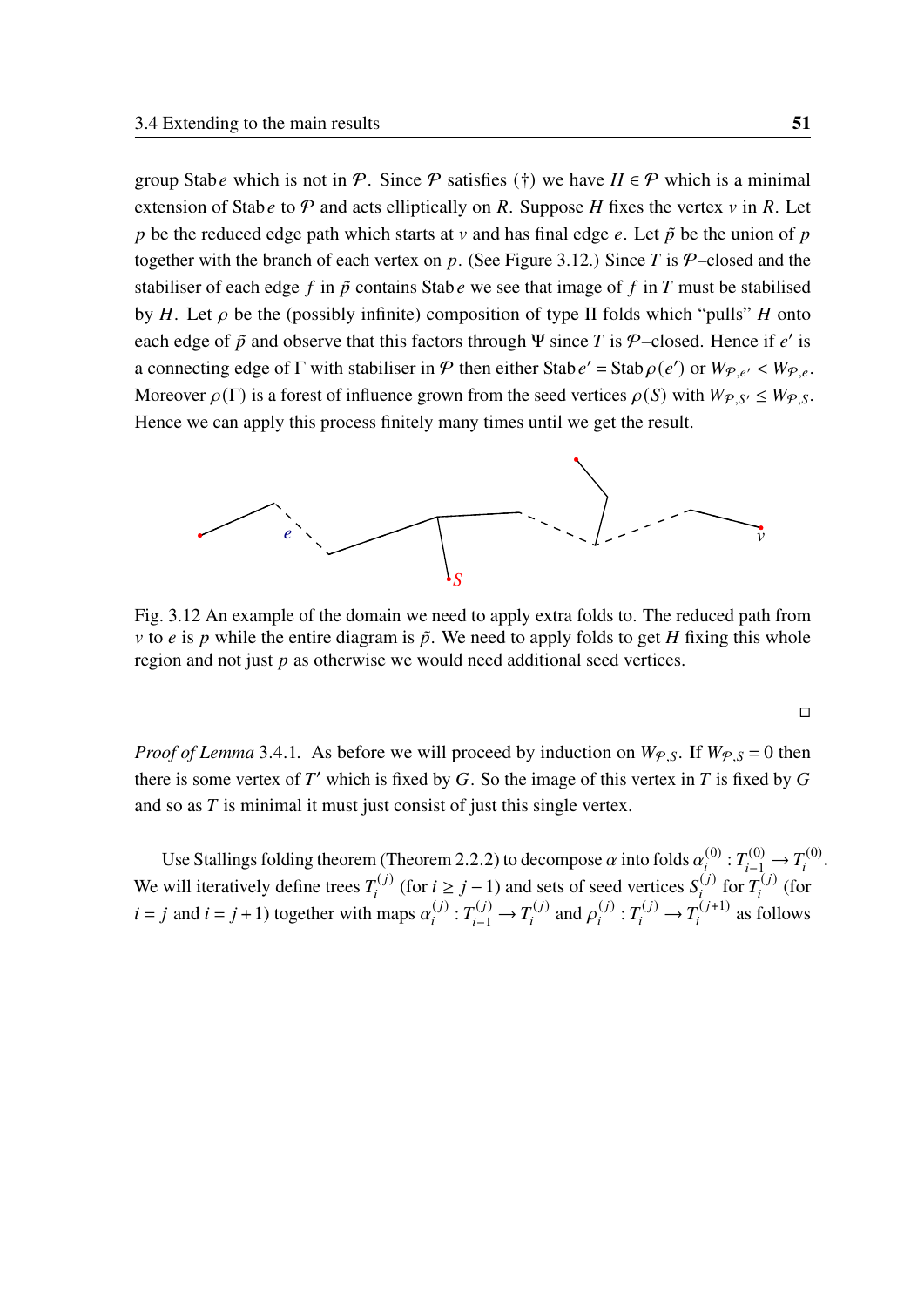group $\operatorname{Stab} e$ which is not in $\mathcal{P}$. Since $\mathcal{P}$ satisfies (†) we have $H \in \mathcal{P}$ which is a minimal extension of $\operatorname{Stab} e$ to $\mathcal{P}$ and acts elliptically on $R$. Suppose $H$ fixes the vertex $v$ in $R$. Let $p$ be the reduced edge path which starts at $v$ and has final edge $e$. Let $\tilde{p}$ be the union of $p$ together with the branch of each vertex on $p$. (See Figure 3.12.) Since $T$ is $\mathcal{P}$–closed and the stabiliser of each edge $f$ in $\tilde{p}$ contains $\operatorname{Stab} e$ we see that image of $f$ in $T$ must be stabilised by $H$. Let $\rho$ be the (possibly infinite) composition of type II folds which "pulls" $H$ onto each edge of $\tilde{p}$ and observe that this factors through $\Psi$ since $T$ is $\mathcal{P}$–closed. Hence if $e'$ is a connecting edge of $\Gamma$ with stabiliser in $\mathcal{P}$ then either $\operatorname{Stab} e' = \operatorname{Stab} \rho(e')$ or $W_{\mathcal{P},e'} < W_{\mathcal{P},e}$. Moreover $\rho(\Gamma)$ is a forest of influence grown from the seed vertices $\rho(S)$ with $W_{\mathcal{P},S'} \leq W_{\mathcal{P},S}$. Hence we can apply this process finitely many times until we get the result.

Fig. 3.12 An example of the domain we need to apply extra folds to. The reduced path from $v$ to $e$ is $p$ while the entire diagram is $\tilde{p}$. We need to apply folds to get $H$ fixing this whole region and not just $p$ as otherwise we would need additional seed vertices.

□

*Proof of Lemma* 3.4.1. As before we will proceed by induction on $W_{\mathcal{P},S}$. If $W_{\mathcal{P},S} = 0$ then there is some vertex of $T'$ which is fixed by $G$. So the image of this vertex in $T$ is fixed by $G$ and so as $T$ is minimal it must just consist of just this single vertex.

Use Stallings folding theorem (Theorem 2.2.2) to decompose $\alpha$ into folds $\alpha_i^{(0)} : T_{i-1}^{(0)} \to T_i^{(0)}$. We will iteratively define trees $T_i^{(j)}$ (for $i \geq j-1$) and sets of seed vertices $S_i^{(j)}$ for $T_i^{(j)}$ (for $i = j$ and $i = j+1$) together with maps $\alpha_i^{(j)} : T_{i-1}^{(j)} \to T_i^{(j)}$ and $\rho_i^{(j)} : T_i^{(j)} \to T_i^{(j+1)}$ as follows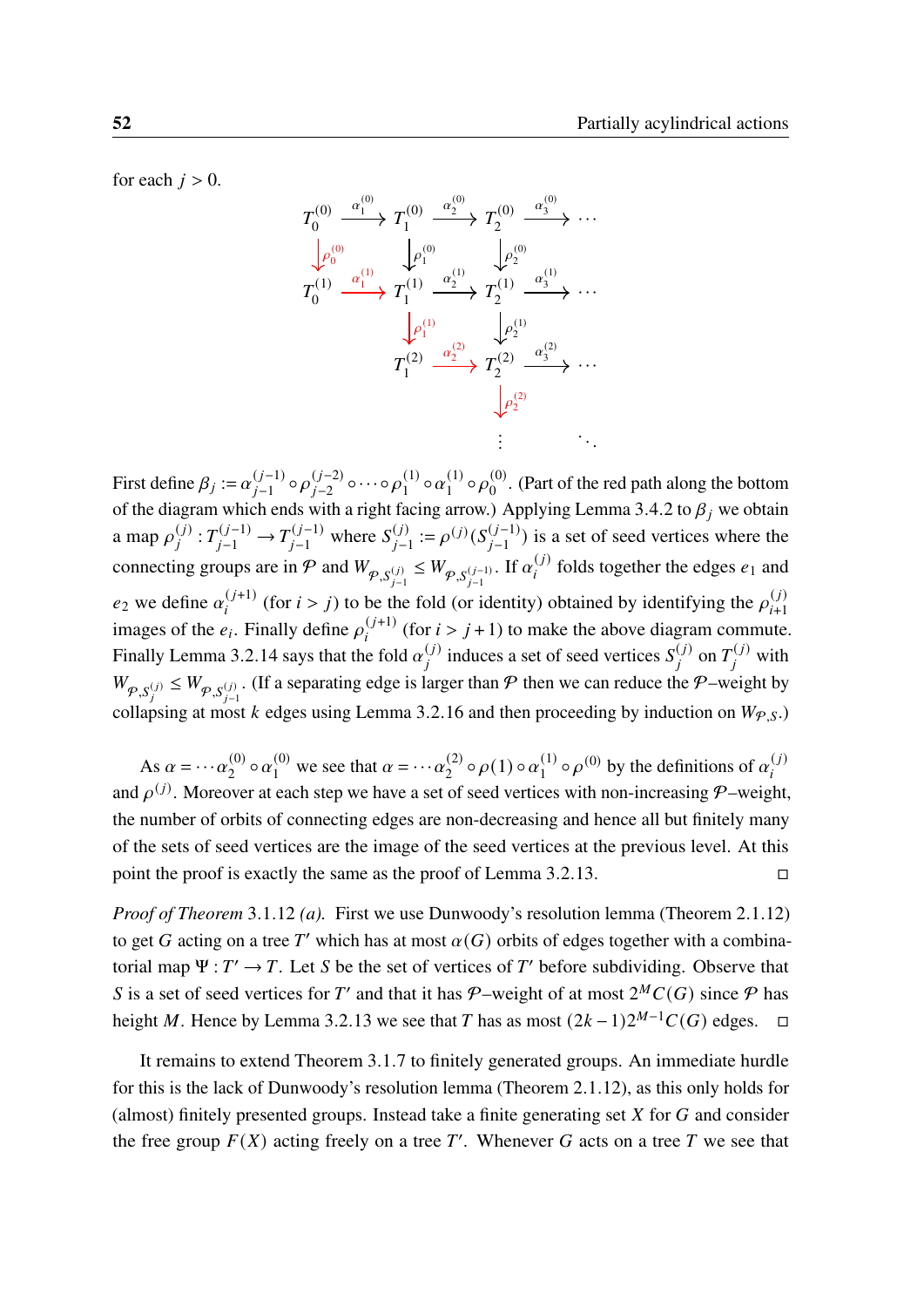for each $j > 0$.

$$
\begin{array}{ccccccc}
T_0^{(0)} & \xrightarrow{\alpha_1^{(0)}} & T_1^{(0)} & \xrightarrow{\alpha_2^{(0)}} & T_2^{(0)} & \xrightarrow{\alpha_3^{(0)}} & \cdots \\
\downarrow \rho_0^{(0)} & & \downarrow \rho_1^{(0)} & & \downarrow \rho_2^{(0)} & & \\
T_0^{(1)} & \xrightarrow{\alpha_1^{(1)}} & T_1^{(1)} & \xrightarrow{\alpha_2^{(1)}} & T_2^{(1)} & \xrightarrow{\alpha_3^{(1)}} & \cdots \\
 & & \downarrow \rho_1^{(1)} & & \downarrow \rho_2^{(1)} & & \\
 & & T_1^{(2)} & \xrightarrow{\alpha_2^{(2)}} & T_2^{(2)} & \xrightarrow{\alpha_3^{(2)}} & \cdots \\
 & & & & \downarrow \rho_2^{(2)} & & \\
 & & & & \vdots & & \ddots
\end{array}
$$

First define $\beta_j := \alpha_{j-1}^{(j-1)} \circ \rho_{j-2}^{(j-2)} \circ \cdots \circ \rho_1^{(1)} \circ \alpha_1^{(1)} \circ \rho_0^{(0)}$. (Part of the red path along the bottom of the diagram which ends with a right facing arrow.) Applying Lemma 3.4.2 to $\beta_j$ we obtain a map $\rho_j^{(j)} : T_{j-1}^{(j-1)} \to T_{j-1}^{(j-1)}$ where $S_{j-1}^{(j)} := \rho^{(j)}(S_{j-1}^{(j-1)})$ is a set of seed vertices where the connecting groups are in $\mathcal{P}$ and $W_{\mathcal{P},S_{j-1}^{(j)}} \leq W_{\mathcal{P},S_{j-1}^{(j-1)}}$. If $\alpha_i^{(j)}$ folds together the edges $e_1$ and $e_2$ we define $\alpha_i^{(j+1)}$ (for $i > j$) to be the fold (or identity) obtained by identifying the $\rho_{i+1}^{(j)}$ images of the $e_i$. Finally define $\rho_i^{(j+1)}$ (for $i > j+1$) to make the above diagram commute. Finally Lemma 3.2.14 says that the fold $\alpha_j^{(j)}$ induces a set of seed vertices $S_j^{(j)}$ on $T_j^{(j)}$ with $W_{\mathcal{P},S_j^{(j)}} \leq W_{\mathcal{P},S_{j-1}^{(j)}}$. (If a separating edge is larger than $\mathcal{P}$ then we can reduce the $\mathcal{P}$–weight by collapsing at most $k$ edges using Lemma 3.2.16 and then proceeding by induction on $W_{\mathcal{P},S}$.)

As $\alpha = \cdots \alpha_2^{(0)} \circ \alpha_1^{(0)}$ we see that $\alpha = \cdots \alpha_2^{(2)} \circ \rho(1) \circ \alpha_1^{(1)} \circ \rho^{(0)}$ by the definitions of $\alpha_i^{(j)}$ and $\rho^{(j)}$. Moreover at each step we have a set of seed vertices with non-increasing $\mathcal{P}$–weight, the number of orbits of connecting edges are non-decreasing and hence all but finitely many of the sets of seed vertices are the image of the seed vertices at the previous level. At this point the proof is exactly the same as the proof of Lemma 3.2.13. $\square$

*Proof of Theorem* 3.1.12 *(a).* First we use Dunwoody's resolution lemma (Theorem 2.1.12) to get $G$ acting on a tree $T'$ which has at most $\alpha(G)$ orbits of edges together with a combinatorial map $\Psi : T' \to T$. Let $S$ be the set of vertices of $T'$ before subdividing. Observe that $S$ is a set of seed vertices for $T'$ and that it has $\mathcal{P}$–weight of at most $2^M C(G)$ since $\mathcal{P}$ has height $M$. Hence by Lemma 3.2.13 we see that $T$ has as most $(2k-1)2^{M-1}C(G)$ edges. $\square$

It remains to extend Theorem 3.1.7 to finitely generated groups. An immediate hurdle for this is the lack of Dunwoody's resolution lemma (Theorem 2.1.12), as this only holds for (almost) finitely presented groups. Instead take a finite generating set $X$ for $G$ and consider the free group $F(X)$ acting freely on a tree $T'$. Whenever $G$ acts on a tree $T$ we see that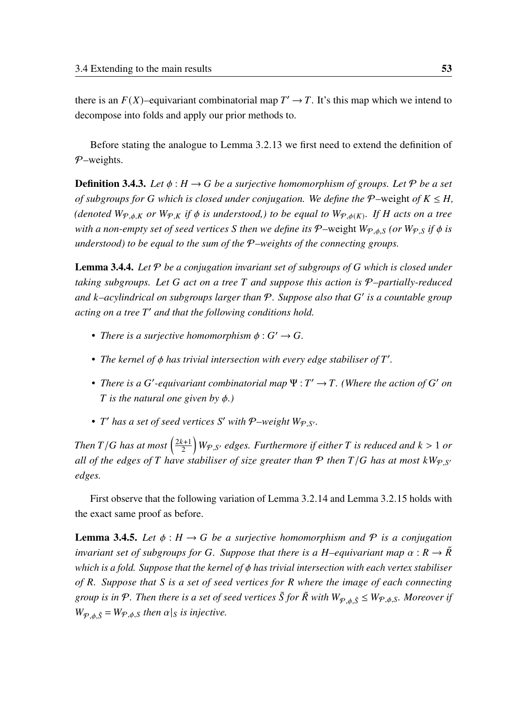there is an $F(X)$–equivariant combinatorial map $T' \to T$. It's this map which we intend to decompose into folds and apply our prior methods to.

Before stating the analogue to Lemma 3.2.13 we first need to extend the definition of $\mathcal{P}$–weights.

**Definition 3.4.3.** *Let $\phi : H \to G$ be a surjective homomorphism of groups. Let $\mathcal{P}$ be a set of subgroups for $G$ which is closed under conjugation. We define the* $\mathcal{P}$–weight *of $K \le H$, (denoted $W_{\mathcal{P},\phi,K}$ or $W_{\mathcal{P},K}$ if $\phi$ is understood,) to be equal to $W_{\mathcal{P},\phi(K)}$. If $H$ acts on a tree with a non-empty set of seed vertices $S$ then we define its* $\mathcal{P}$–weight *$W_{\mathcal{P},\phi,S}$ (or $W_{\mathcal{P},S}$ if $\phi$ is understood) to be equal to the sum of the $\mathcal{P}$–weights of the connecting groups.*

**Lemma 3.4.4.** *Let $\mathcal{P}$ be a conjugation invariant set of subgroups of $G$ which is closed under taking subgroups. Let $G$ act on a tree $T$ and suppose this action is $\mathcal{P}$–partially-reduced and $k$–acylindrical on subgroups larger than $\mathcal{P}$. Suppose also that $G'$ is a countable group acting on a tree $T'$ and that the following conditions hold.*

- *There is a surjective homomorphism $\phi : G' \to G$.*
- *The kernel of $\phi$ has trivial intersection with every edge stabiliser of $T'$.*
- *There is a $G'$-equivariant combinatorial map $\Psi : T' \to T$. (Where the action of $G'$ on $T$ is the natural one given by $\phi$.)*
- *$T'$ has a set of seed vertices $S'$ with $\mathcal{P}$–weight $W_{\mathcal{P},S'}$.*

*Then $T/G$ has at most $\left(\frac{2k+1}{2}\right) W_{\mathcal{P},S'}$ edges. Furthermore if either $T$ is reduced and $k > 1$ or all of the edges of $T$ have stabiliser of size greater than $\mathcal{P}$ then $T/G$ has at most $kW_{\mathcal{P},S'}$ edges.*

First observe that the following variation of Lemma 3.2.14 and Lemma 3.2.15 holds with the exact same proof as before.

**Lemma 3.4.5.** *Let $\phi : H \to G$ be a surjective homomorphism and $\mathcal{P}$ is a conjugation invariant set of subgroups for $G$. Suppose that there is a $H$–equivariant map $\alpha : R \to \tilde{R}$ which is a fold. Suppose that the kernel of $\phi$ has trivial intersection with each vertex stabiliser of $R$. Suppose that $S$ is a set of seed vertices for $R$ where the image of each connecting group is in $\mathcal{P}$. Then there is a set of seed vertices $\tilde{S}$ for $\tilde{R}$ with $W_{\mathcal{P},\phi,\tilde{S}} \le W_{\mathcal{P},\phi,S}$. Moreover if $W_{\mathcal{P},\phi,\tilde{S}} = W_{\mathcal{P},\phi,S}$ then $\alpha|_S$ is injective.*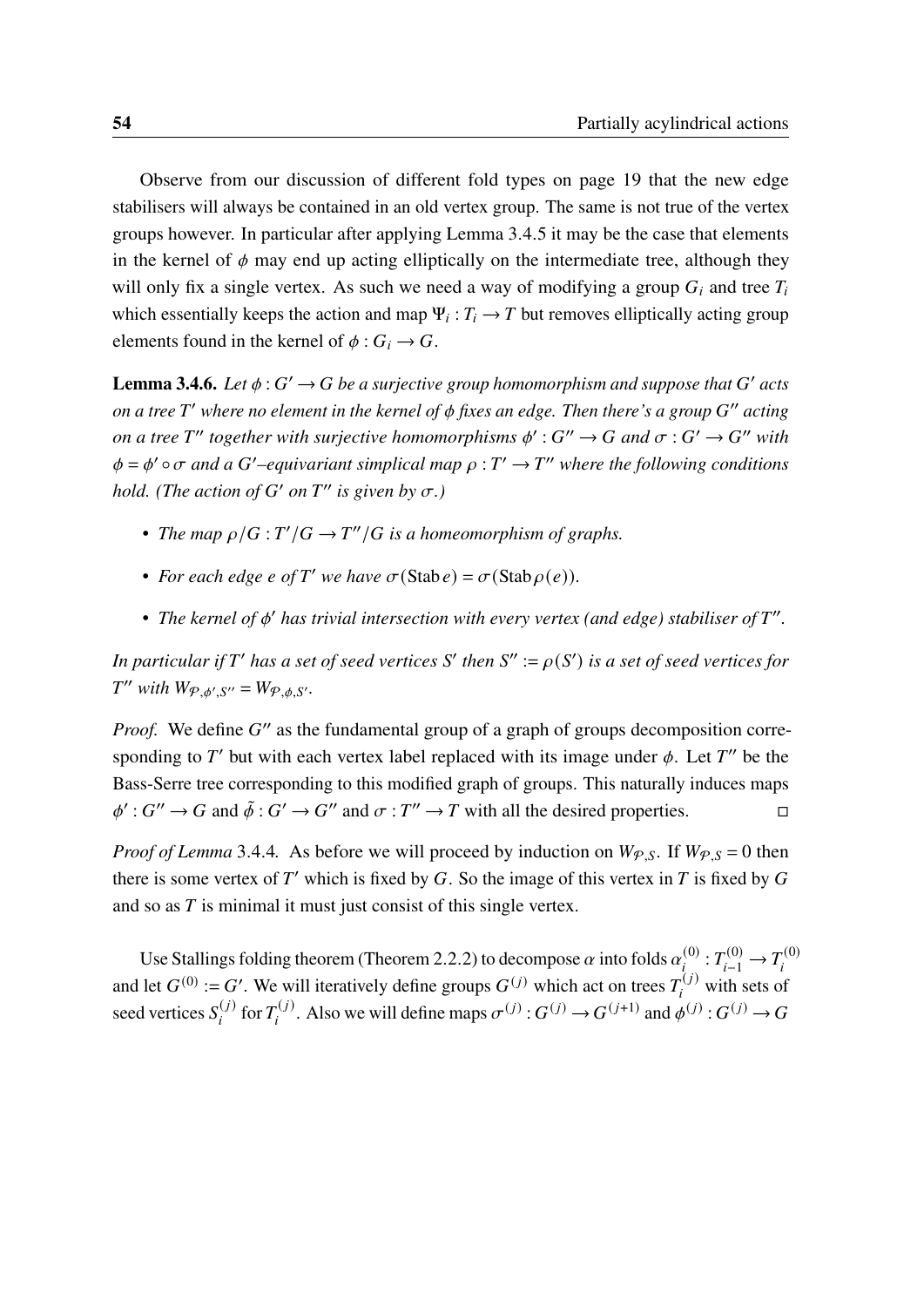Observe from our discussion of different fold types on page 19 that the new edge stabilisers will always be contained in an old vertex group. The same is not true of the vertex groups however. In particular after applying Lemma 3.4.5 it may be the case that elements in the kernel of $\phi$ may end up acting elliptically on the intermediate tree, although they will only fix a single vertex. As such we need a way of modifying a group $G_i$ and tree $T_i$ which essentially keeps the action and map $\Psi_i : T_i \to T$ but removes elliptically acting group elements found in the kernel of $\phi : G_i \to G$.

**Lemma 3.4.6.** *Let $\phi : G' \to G$ be a surjective group homomorphism and suppose that $G'$ acts on a tree $T'$ where no element in the kernel of $\phi$ fixes an edge. Then there's a group $G''$ acting on a tree $T''$ together with surjective homomorphisms $\phi' : G'' \to G$ and $\sigma : G' \to G''$ with $\phi = \phi' \circ \sigma$ and a $G'$–equivariant simplical map $\rho : T' \to T''$ where the following conditions hold. (The action of $G'$ on $T''$ is given by $\sigma$.)*

- *The map $\rho/G : T'/G \to T''/G$ is a homeomorphism of graphs.*
- *For each edge $e$ of $T'$ we have $\sigma(\operatorname{Stab} e) = \sigma(\operatorname{Stab} \rho(e))$.*
- *The kernel of $\phi'$ has trivial intersection with every vertex (and edge) stabiliser of $T''$.*

*In particular if $T'$ has a set of seed vertices $S'$ then $S'' := \rho(S')$ is a set of seed vertices for $T''$ with $W_{\mathcal{P},\phi',S''} = W_{\mathcal{P},\phi,S'}$.*

*Proof.* We define $G''$ as the fundamental group of a graph of groups decomposition corresponding to $T'$ but with each vertex label replaced with its image under $\phi$. Let $T''$ be the Bass-Serre tree corresponding to this modified graph of groups. This naturally induces maps $\phi' : G'' \to G$ and $\tilde{\phi} : G' \to G''$ and $\sigma : T'' \to T$ with all the desired properties. □

*Proof of Lemma* 3.4.4*.* As before we will proceed by induction on $W_{\mathcal{P},S}$. If $W_{\mathcal{P},S} = 0$ then there is some vertex of $T'$ which is fixed by $G$. So the image of this vertex in $T$ is fixed by $G$ and so as $T$ is minimal it must just consist of this single vertex.

Use Stallings folding theorem (Theorem 2.2.2) to decompose $\alpha$ into folds $\alpha_i^{(0)} : T_{i-1}^{(0)} \to T_i^{(0)}$ and let $G^{(0)} := G'$. We will iteratively define groups $G^{(j)}$ which act on trees $T_i^{(j)}$ with sets of seed vertices $S_i^{(j)}$ for $T_i^{(j)}$. Also we will define maps $\sigma^{(j)} : G^{(j)} \to G^{(j+1)}$ and $\phi^{(j)} : G^{(j)} \to G$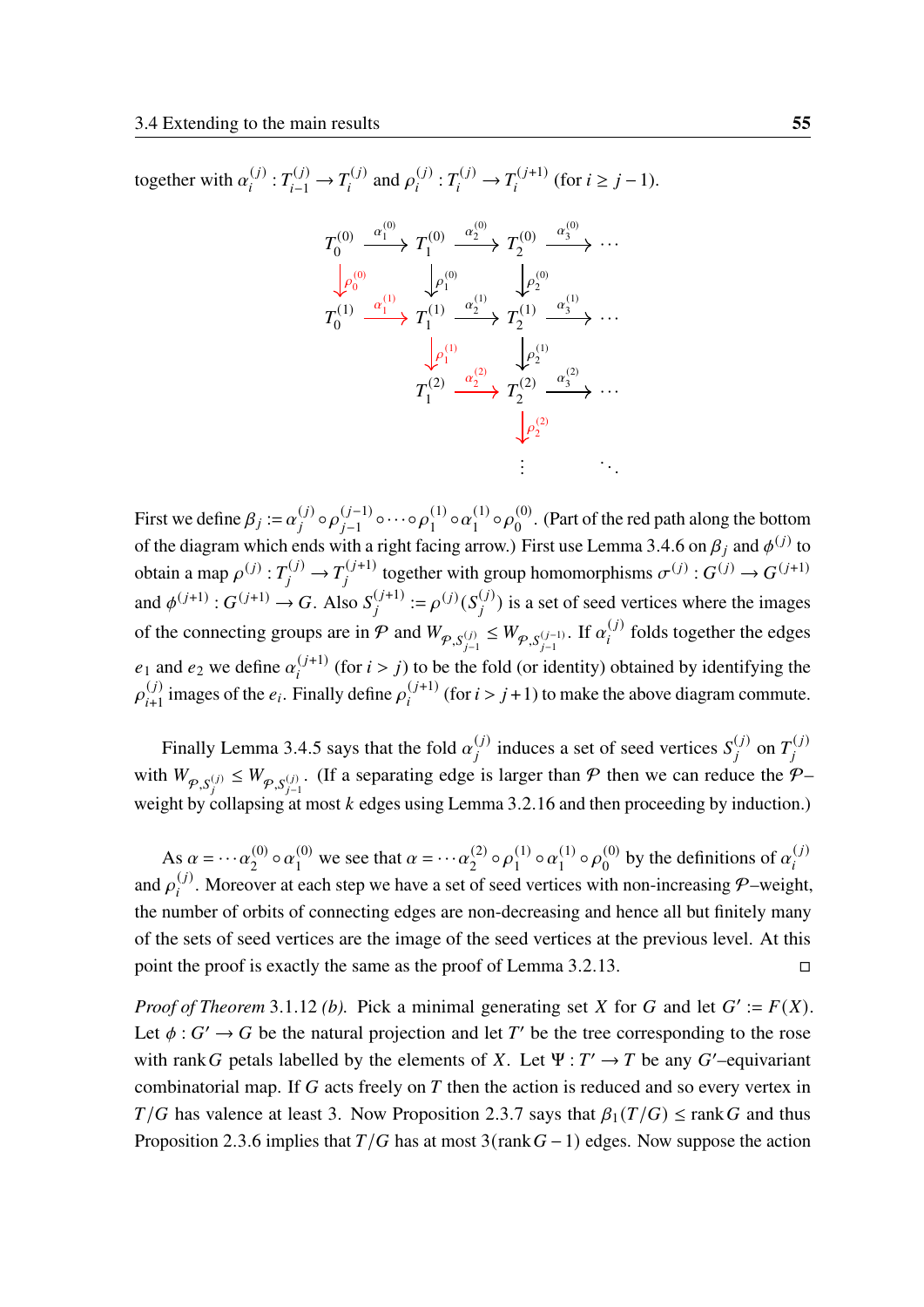together with $\alpha_i^{(j)} : T_{i-1}^{(j)} \to T_i^{(j)}$ and $\rho_i^{(j)} : T_i^{(j)} \to T_i^{(j+1)}$ (for $i \geq j-1$).

$$
\begin{array}{ccccccc}
T_0^{(0)} & \xrightarrow{\alpha_1^{(0)}} & T_1^{(0)} & \xrightarrow{\alpha_2^{(0)}} & T_2^{(0)} & \xrightarrow{\alpha_3^{(0)}} & \cdots \\
\downarrow \rho_0^{(0)} & & \downarrow \rho_1^{(0)} & & \downarrow \rho_2^{(0)} & & \\
T_0^{(1)} & \xrightarrow{\alpha_1^{(1)}} & T_1^{(1)} & \xrightarrow{\alpha_2^{(1)}} & T_2^{(1)} & \xrightarrow{\alpha_3^{(1)}} & \cdots \\
 & & \downarrow \rho_1^{(1)} & & \downarrow \rho_2^{(1)} & & \\
 & & T_1^{(2)} & \xrightarrow{\alpha_2^{(2)}} & T_2^{(2)} & \xrightarrow{\alpha_3^{(2)}} & \cdots \\
 & & & & \downarrow \rho_2^{(2)} & & \\
 & & & & \vdots & & \ddots
\end{array}
$$

First we define $\beta_j := \alpha_j^{(j)} \circ \rho_{j-1}^{(j-1)} \circ \cdots \circ \rho_1^{(1)} \circ \alpha_1^{(1)} \circ \rho_0^{(0)}$. (Part of the red path along the bottom of the diagram which ends with a right facing arrow.) First use Lemma 3.4.6 on $\beta_j$ and $\phi^{(j)}$ to obtain a map $\rho^{(j)} : T_j^{(j)} \to T_j^{(j+1)}$ together with group homomorphisms $\sigma^{(j)} : G^{(j)} \to G^{(j+1)}$ and $\phi^{(j+1)} : G^{(j+1)} \to G$. Also $S_j^{(j+1)} := \rho^{(j)}(S_j^{(j)})$ is a set of seed vertices where the images of the connecting groups are in $\mathcal{P}$ and $W_{\mathcal{P}, S_{j-1}^{(j)}} \leq W_{\mathcal{P}, S_{j-1}^{(j-1)}}$. If $\alpha_i^{(j)}$ folds together the edges $e_1$ and $e_2$ we define $\alpha_i^{(j+1)}$ (for $i > j$) to be the fold (or identity) obtained by identifying the $\rho_{i+1}^{(j)}$ images of the $e_i$. Finally define $\rho_i^{(j+1)}$ (for $i > j+1$) to make the above diagram commute.

Finally Lemma 3.4.5 says that the fold $\alpha_j^{(j)}$ induces a set of seed vertices $S_j^{(j)}$ on $T_j^{(j)}$ with $W_{\mathcal{P}, S_j^{(j)}} \leq W_{\mathcal{P}, S_{j-1}^{(j)}}$. (If a separating edge is larger than $\mathcal{P}$ then we can reduce the $\mathcal{P}$–weight by collapsing at most $k$ edges using Lemma 3.2.16 and then proceeding by induction.)

As $\alpha = \cdots \alpha_2^{(0)} \circ \alpha_1^{(0)}$ we see that $\alpha = \cdots \alpha_2^{(2)} \circ \rho_1^{(1)} \circ \alpha_1^{(1)} \circ \rho_0^{(0)}$ by the definitions of $\alpha_i^{(j)}$ and $\rho_i^{(j)}$. Moreover at each step we have a set of seed vertices with non-increasing $\mathcal{P}$–weight, the number of orbits of connecting edges are non-decreasing and hence all but finitely many of the sets of seed vertices are the image of the seed vertices at the previous level. At this point the proof is exactly the same as the proof of Lemma 3.2.13. □

*Proof of Theorem 3.1.12 (b).* Pick a minimal generating set $X$ for $G$ and let $G' := F(X)$. Let $\phi : G' \to G$ be the natural projection and let $T'$ be the tree corresponding to the rose with rank $G$ petals labelled by the elements of $X$. Let $\Psi : T' \to T$ be any $G'$–equivariant combinatorial map. If $G$ acts freely on $T$ then the action is reduced and so every vertex in $T/G$ has valence at least 3. Now Proposition 2.3.7 says that $\beta_1(T/G) \leq \operatorname{rank} G$ and thus Proposition 2.3.6 implies that $T/G$ has at most $3(\operatorname{rank} G - 1)$ edges. Now suppose the action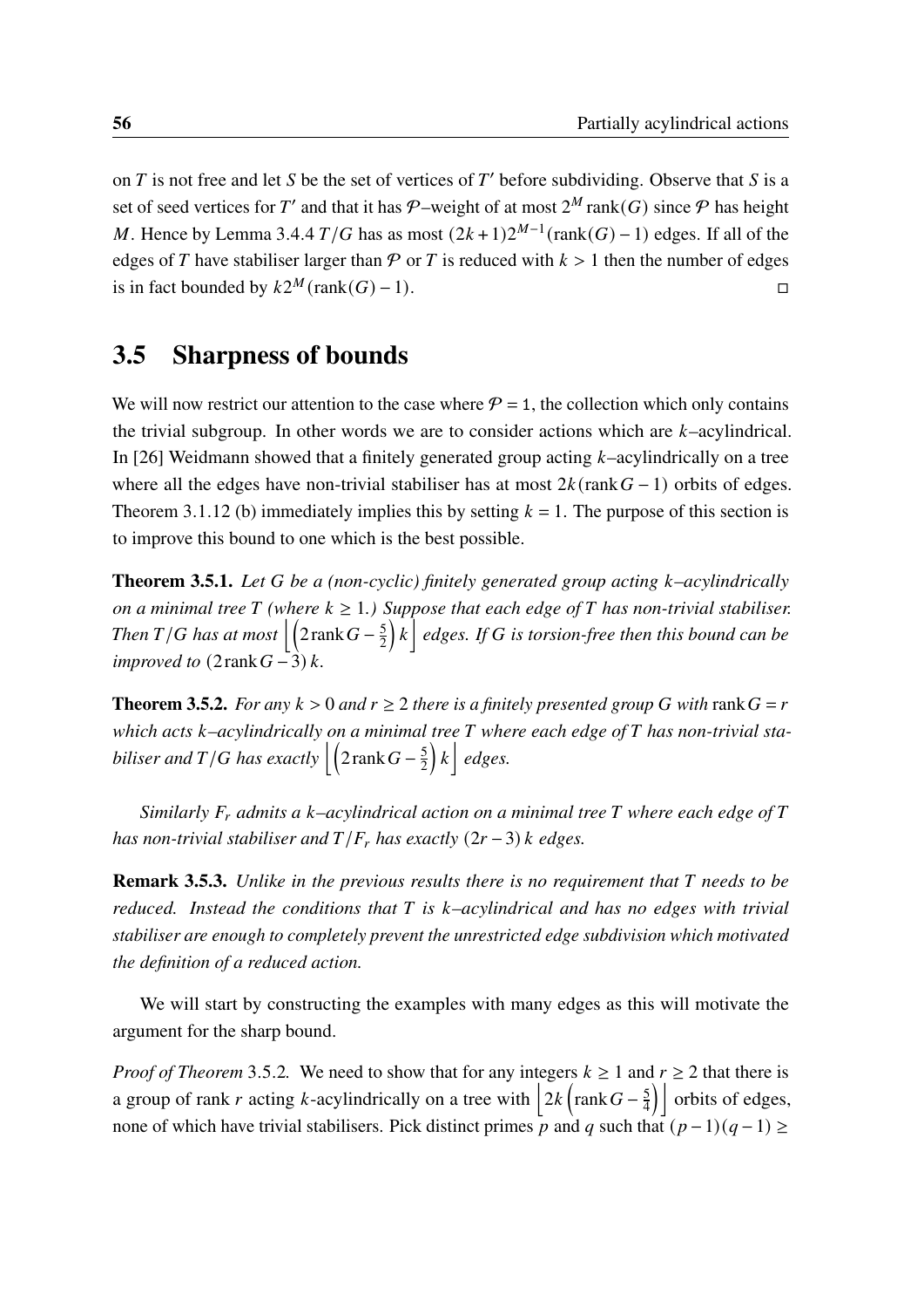on $T$ is not free and let $S$ be the set of vertices of $T'$ before subdividing. Observe that $S$ is a set of seed vertices for $T'$ and that it has $\mathcal{P}$–weight of at most $2^M \operatorname{rank}(G)$ since $\mathcal{P}$ has height $M$. Hence by Lemma 3.4.4 $T/G$ has as most $(2k+1)2^{M-1}(\operatorname{rank}(G)-1)$ edges. If all of the edges of $T$ have stabiliser larger than $\mathcal{P}$ or $T$ is reduced with $k > 1$ then the number of edges is in fact bounded by $k2^M(\operatorname{rank}(G)-1)$. □

## 3.5 Sharpness of bounds

We will now restrict our attention to the case where $\mathcal{P} = 1$, the collection which only contains the trivial subgroup. In other words we are to consider actions which are $k$–acylindrical. In [26] Weidmann showed that a finitely generated group acting $k$–acylindrically on a tree where all the edges have non-trivial stabiliser has at most $2k(\operatorname{rank} G - 1)$ orbits of edges. Theorem 3.1.12 (b) immediately implies this by setting $k = 1$. The purpose of this section is to improve this bound to one which is the best possible.

**Theorem 3.5.1.** *Let $G$ be a (non-cyclic) finitely generated group acting $k$–acylindrically on a minimal tree $T$ (where $k \geq 1$.) Suppose that each edge of $T$ has non-trivial stabiliser. Then $T/G$ has at most $\left\lfloor \left(2\operatorname{rank} G - \frac{5}{2}\right) k \right\rfloor$ edges. If $G$ is torsion-free then this bound can be improved to $(2\operatorname{rank} G - 3)\, k$.*

**Theorem 3.5.2.** *For any $k > 0$ and $r \geq 2$ there is a finitely presented group $G$ with $\operatorname{rank} G = r$ which acts $k$–acylindrically on a minimal tree $T$ where each edge of $T$ has non-trivial stabiliser and $T/G$ has exactly $\left\lfloor \left(2\operatorname{rank} G - \frac{5}{2}\right) k \right\rfloor$ edges.*

*Similarly $F_r$ admits a $k$–acylindrical action on a minimal tree $T$ where each edge of $T$ has non-trivial stabiliser and $T/F_r$ has exactly $(2r-3)\, k$ edges.*

**Remark 3.5.3.** *Unlike in the previous results there is no requirement that $T$ needs to be reduced. Instead the conditions that $T$ is $k$–acylindrical and has no edges with trivial stabiliser are enough to completely prevent the unrestricted edge subdivision which motivated the definition of a reduced action.*

We will start by constructing the examples with many edges as this will motivate the argument for the sharp bound.

*Proof of Theorem* 3.5.2. We need to show that for any integers $k \geq 1$ and $r \geq 2$ that there is a group of rank $r$ acting $k$-acylindrically on a tree with $\left\lfloor 2k\left(\operatorname{rank} G - \frac{5}{4}\right)\right\rfloor$ orbits of edges, none of which have trivial stabilisers. Pick distinct primes $p$ and $q$ such that $(p-1)(q-1) \geq$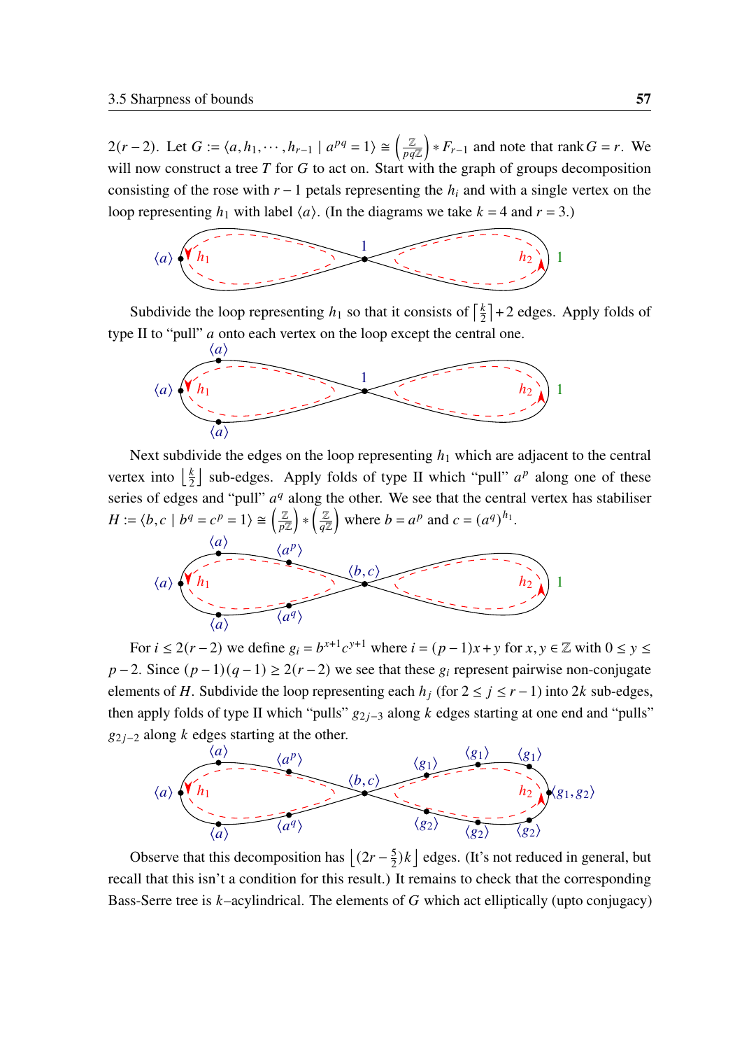$2(r-2)$. Let $G := \langle a, h_1, \cdots, h_{r-1} \mid a^{pq} = 1 \rangle \cong \left(\frac{\mathbb{Z}}{pq\mathbb{Z}}\right) * F_{r-1}$ and note that rank $G = r$. We will now construct a tree $T$ for $G$ to act on. Start with the graph of groups decomposition consisting of the rose with $r-1$ petals representing the $h_i$ and with a single vertex on the loop representing $h_1$ with label $\langle a \rangle$. (In the diagrams we take $k = 4$ and $r = 3$.)

Subdivide the loop representing $h_1$ so that it consists of $\left\lceil \frac{k}{2} \right\rceil + 2$ edges. Apply folds of type II to "pull" $a$ onto each vertex on the loop except the central one.

Next subdivide the edges on the loop representing $h_1$ which are adjacent to the central vertex into $\left\lfloor \frac{k}{2} \right\rfloor$ sub-edges. Apply folds of type II which "pull" $a^p$ along one of these series of edges and "pull" $a^q$ along the other. We see that the central vertex has stabiliser $H := \langle b, c \mid b^q = c^p = 1 \rangle \cong \left(\frac{\mathbb{Z}}{p\mathbb{Z}}\right) * \left(\frac{\mathbb{Z}}{q\mathbb{Z}}\right)$ where $b = a^p$ and $c = (a^q)^{h_1}$.

For $i \leq 2(r-2)$ we define $g_i = b^{x+1}c^{y+1}$ where $i = (p-1)x + y$ for $x, y \in \mathbb{Z}$ with $0 \leq y \leq p-2$. Since $(p-1)(q-1) \geq 2(r-2)$ we see that these $g_i$ represent pairwise non-conjugate elements of $H$. Subdivide the loop representing each $h_j$ (for $2 \leq j \leq r-1$) into $2k$ sub-edges, then apply folds of type II which "pulls" $g_{2j-3}$ along $k$ edges starting at one end and "pulls" $g_{2j-2}$ along $k$ edges starting at the other.

Observe that this decomposition has $\left\lfloor (2r - \frac{5}{2})k \right\rfloor$ edges. (It's not reduced in general, but recall that this isn't a condition for this result.) It remains to check that the corresponding Bass-Serre tree is $k$–acylindrical. The elements of $G$ which act elliptically (upto conjugacy)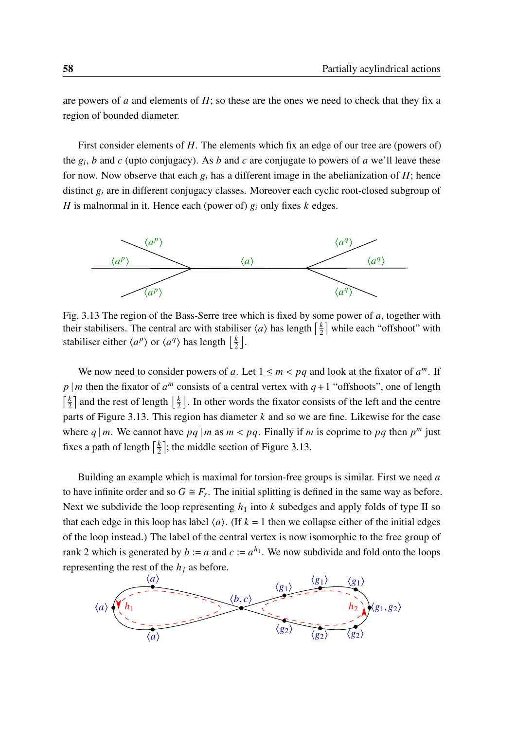are powers of $a$ and elements of $H$; so these are the ones we need to check that they fix a region of bounded diameter.

First consider elements of $H$. The elements which fix an edge of our tree are (powers of) the $g_i$, $b$ and $c$ (upto conjugacy). As $b$ and $c$ are conjugate to powers of $a$ we'll leave these for now. Now observe that each $g_i$ has a different image in the abelianization of $H$; hence distinct $g_i$ are in different conjugacy classes. Moreover each cyclic root-closed subgroup of $H$ is malnormal in it. Hence each (power of) $g_i$ only fixes $k$ edges.

Fig. 3.13 The region of the Bass-Serre tree which is fixed by some power of $a$, together with their stabilisers. The central arc with stabiliser $\langle a \rangle$ has length $\lceil \frac{k}{2} \rceil$ while each "offshoot" with stabiliser either $\langle a^p \rangle$ or $\langle a^q \rangle$ has length $\lfloor \frac{k}{2} \rfloor$.

We now need to consider powers of $a$. Let $1 \leq m < pq$ and look at the fixator of $a^m$. If $p \mid m$ then the fixator of $a^m$ consists of a central vertex with $q+1$ "offshoots", one of length $\lceil \frac{k}{2} \rceil$ and the rest of length $\lfloor \frac{k}{2} \rfloor$. In other words the fixator consists of the left and the centre parts of Figure 3.13. This region has diameter $k$ and so we are fine. Likewise for the case where $q \mid m$. We cannot have $pq \mid m$ as $m < pq$. Finally if $m$ is coprime to $pq$ then $p^m$ just fixes a path of length $\lceil \frac{k}{2} \rceil$; the middle section of Figure 3.13.

Building an example which is maximal for torsion-free groups is similar. First we need $a$ to have infinite order and so $G \cong F_r$. The initial splitting is defined in the same way as before. Next we subdivide the loop representing $h_1$ into $k$ subedges and apply folds of type II so that each edge in this loop has label $\langle a \rangle$. (If $k = 1$ then we collapse either of the initial edges of the loop instead.) The label of the central vertex is now isomorphic to the free group of rank 2 which is generated by $b := a$ and $c := a^{h_1}$. We now subdivide and fold onto the loops representing the rest of the $h_j$ as before.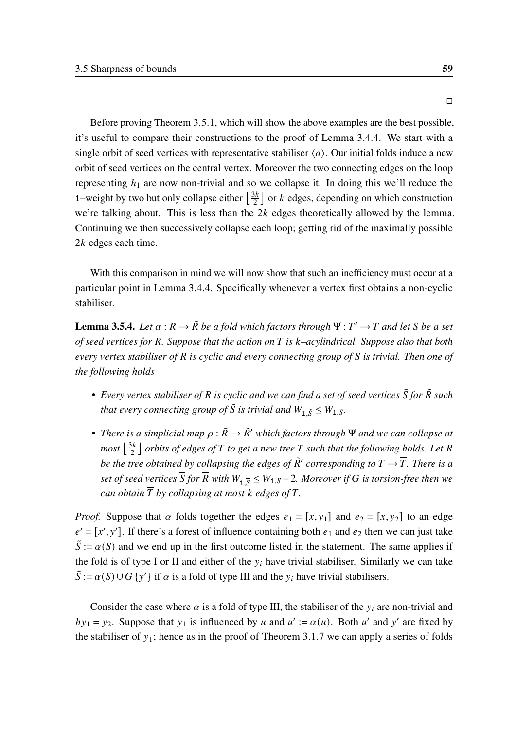□

Before proving Theorem 3.5.1, which will show the above examples are the best possible, it's useful to compare their constructions to the proof of Lemma 3.4.4. We start with a single orbit of seed vertices with representative stabiliser $\langle a \rangle$. Our initial folds induce a new orbit of seed vertices on the central vertex. Moreover the two connecting edges on the loop representing $h_1$ are now non-trivial and so we collapse it. In doing this we'll reduce the 1–weight by two but only collapse either $\lfloor \frac{3k}{2} \rfloor$ or $k$ edges, depending on which construction we're talking about. This is less than the $2k$ edges theoretically allowed by the lemma. Continuing we then successively collapse each loop; getting rid of the maximally possible $2k$ edges each time.

With this comparison in mind we will now show that such an inefficiency must occur at a particular point in Lemma 3.4.4. Specifically whenever a vertex first obtains a non-cyclic stabiliser.

**Lemma 3.5.4.** *Let $\alpha : R \to \tilde{R}$ be a fold which factors through $\Psi : T' \to T$ and let $S$ be a set of seed vertices for $R$. Suppose that the action on $T$ is $k$–acylindrical. Suppose also that both every vertex stabiliser of $R$ is cyclic and every connecting group of $S$ is trivial. Then one of the following holds*

- *Every vertex stabiliser of $R$ is cyclic and we can find a set of seed vertices $\tilde{S}$ for $\tilde{R}$ such that every connecting group of $\tilde{S}$ is trivial and $W_{1,\tilde{S}} \le W_{1,S}$.*
- *There is a simplicial map $\rho : \tilde{R} \to \tilde{R}'$ which factors through $\Psi$ and we can collapse at most $\lfloor \frac{3k}{2} \rfloor$ orbits of edges of $T$ to get a new tree $\overline{T}$ such that the following holds. Let $\overline{R}$ be the tree obtained by collapsing the edges of $\tilde{R}'$ corresponding to $T \to \overline{T}$. There is a set of seed vertices $\overline{S}$ for $\overline{R}$ with $W_{1,\overline{S}} \le W_{1,S} - 2$. Moreover if $G$ is torsion-free then we can obtain $\overline{T}$ by collapsing at most $k$ edges of $T$.*

*Proof.* Suppose that $\alpha$ folds together the edges $e_1 = [x, y_1]$ and $e_2 = [x, y_2]$ to an edge $e' = [x', y']$. If there's a forest of influence containing both $e_1$ and $e_2$ then we can just take $\tilde{S} := \alpha(S)$ and we end up in the first outcome listed in the statement. The same applies if the fold is of type I or II and either of the $y_i$ have trivial stabiliser. Similarly we can take $\tilde{S} := \alpha(S) \cup G\{y'\}$ if $\alpha$ is a fold of type III and the $y_i$ have trivial stabilisers.

Consider the case where $\alpha$ is a fold of type III, the stabiliser of the $y_i$ are non-trivial and $hy_1 = y_2$. Suppose that $y_1$ is influenced by $u$ and $u' := \alpha(u)$. Both $u'$ and $y'$ are fixed by the stabiliser of $y_1$; hence as in the proof of Theorem 3.1.7 we can apply a series of folds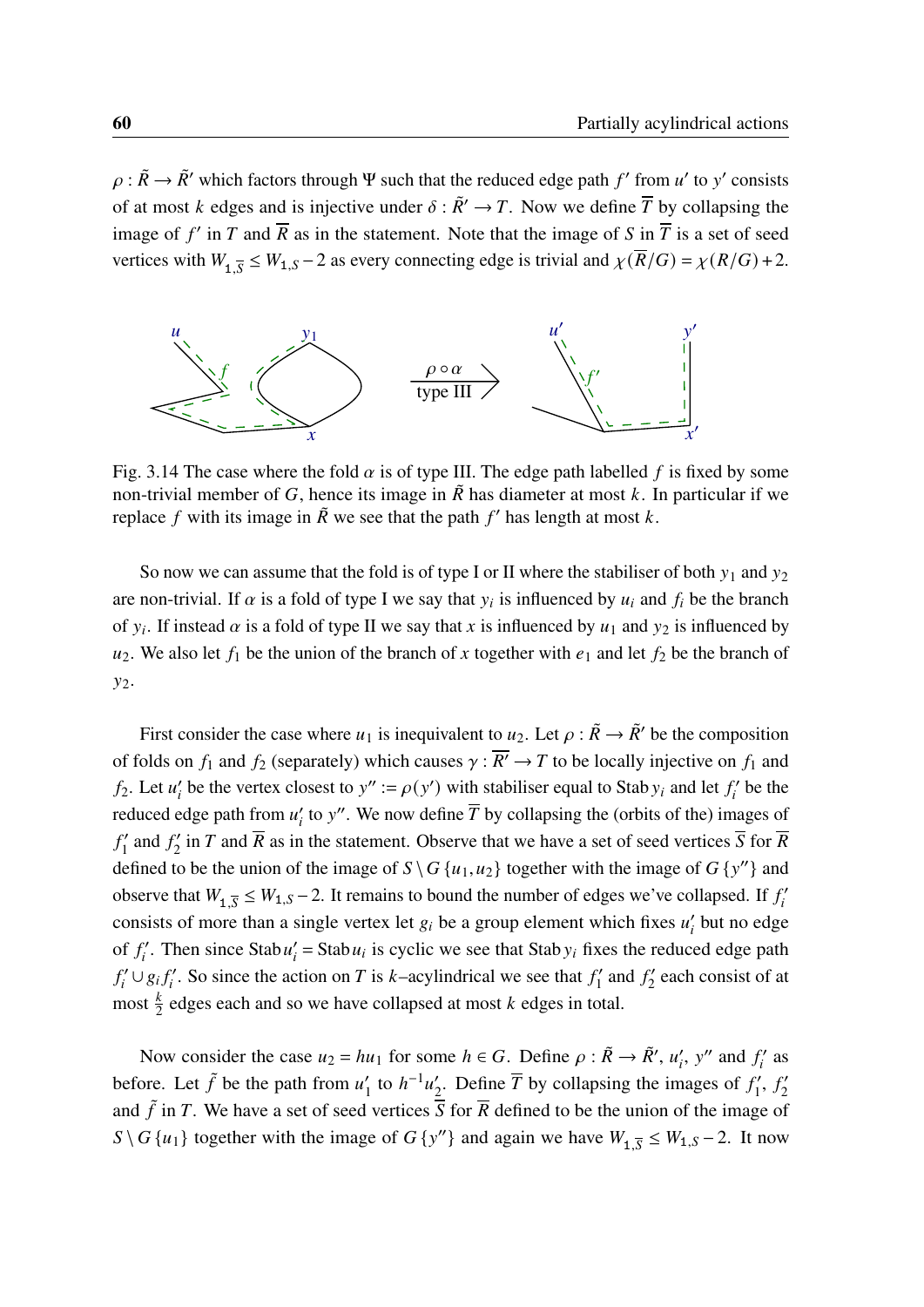$\rho : \tilde{R} \to \tilde{R}'$ which factors through $\Psi$ such that the reduced edge path $f'$ from $u'$ to $y'$ consists of at most $k$ edges and is injective under $\delta : \tilde{R}' \to T$. Now we define $\overline{T}$ by collapsing the image of $f'$ in $T$ and $\overline{R}$ as in the statement. Note that the image of $S$ in $\overline{T}$ is a set of seed vertices with $W_{1,\overline{S}} \leq W_{1,S} - 2$ as every connecting edge is trivial and $\chi(\overline{R}/G) = \chi(R/G) + 2$.

Fig. 3.14 The case where the fold $\alpha$ is of type III. The edge path labelled $f$ is fixed by some non-trivial member of $G$, hence its image in $\tilde{R}$ has diameter at most $k$. In particular if we replace $f$ with its image in $\tilde{R}$ we see that the path $f'$ has length at most $k$.

So now we can assume that the fold is of type I or II where the stabiliser of both $y_1$ and $y_2$ are non-trivial. If $\alpha$ is a fold of type I we say that $y_i$ is influenced by $u_i$ and $f_i$ be the branch of $y_i$. If instead $\alpha$ is a fold of type II we say that $x$ is influenced by $u_1$ and $y_2$ is influenced by $u_2$. We also let $f_1$ be the union of the branch of $x$ together with $e_1$ and let $f_2$ be the branch of $y_2$.

First consider the case where $u_1$ is inequivalent to $u_2$. Let $\rho : \tilde{R} \to \tilde{R}'$ be the composition of folds on $f_1$ and $f_2$ (separately) which causes $\gamma : \overline{R'} \to T$ to be locally injective on $f_1$ and $f_2$. Let $u'_i$ be the vertex closest to $y'' := \rho(y')$ with stabiliser equal to $\operatorname{Stab} y_i$ and let $f'_i$ be the reduced edge path from $u'_i$ to $y''$. We now define $\overline{T}$ by collapsing the (orbits of the) images of $f'_1$ and $f'_2$ in $T$ and $\overline{R}$ as in the statement. Observe that we have a set of seed vertices $\overline{S}$ for $\overline{R}$ defined to be the union of the image of $S \setminus G\{u_1, u_2\}$ together with the image of $G\{y''\}$ and observe that $W_{1,\overline{S}} \leq W_{1,S} - 2$. It remains to bound the number of edges we've collapsed. If $f'_i$ consists of more than a single vertex let $g_i$ be a group element which fixes $u'_i$ but no edge of $f'_i$. Then since $\operatorname{Stab} u'_i = \operatorname{Stab} u_i$ is cyclic we see that $\operatorname{Stab} y_i$ fixes the reduced edge path $f'_i \cup g_i f'_i$. So since the action on $T$ is $k$–acylindrical we see that $f'_1$ and $f'_2$ each consist of at most $\frac{k}{2}$ edges each and so we have collapsed at most $k$ edges in total.

Now consider the case $u_2 = hu_1$ for some $h \in G$. Define $\rho : \tilde{R} \to \tilde{R}'$, $u'_i$, $y''$ and $f'_i$ as before. Let $\tilde{f}$ be the path from $u'_1$ to $h^{-1}u'_2$. Define $\overline{T}$ by collapsing the images of $f'_1$, $f'_2$ and $\tilde{f}$ in $T$. We have a set of seed vertices $\overline{S}$ for $\overline{R}$ defined to be the union of the image of $S \setminus G\{u_1\}$ together with the image of $G\{y''\}$ and again we have $W_{1,\overline{S}} \leq W_{1,S} - 2$. It now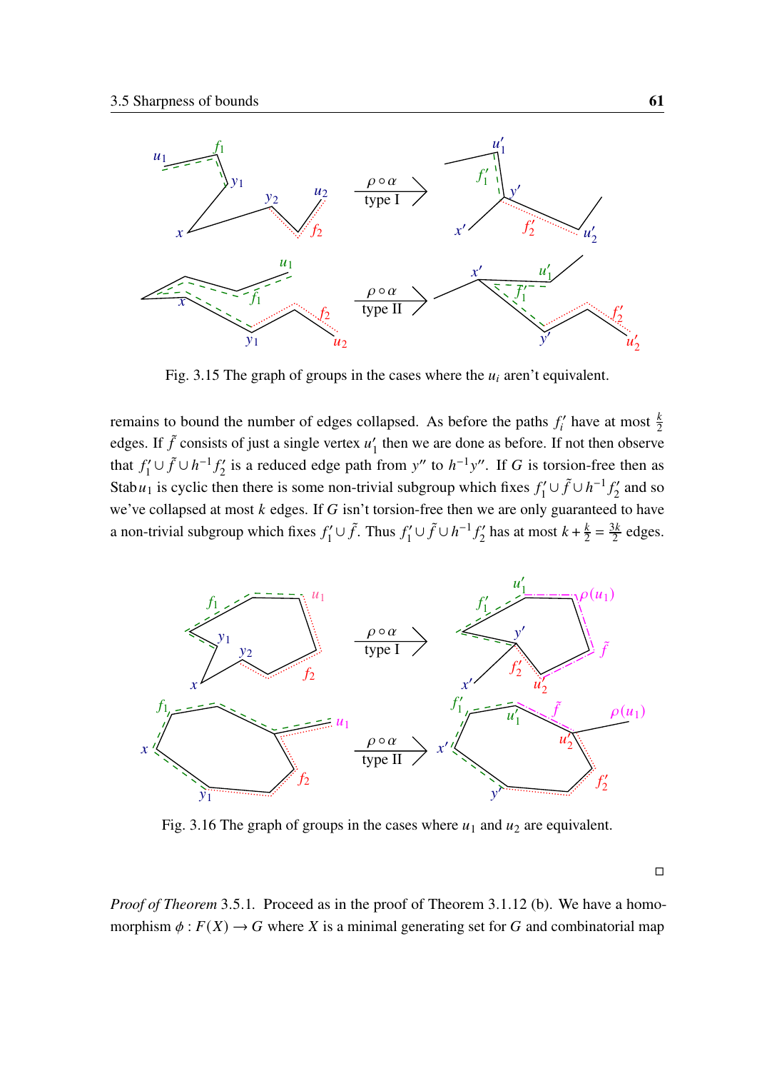Fig. 3.15 The graph of groups in the cases where the $u_i$ aren't equivalent.

remains to bound the number of edges collapsed. As before the paths $f_i'$ have at most $\frac{k}{2}$ edges. If $\tilde{f}$ consists of just a single vertex $u_1'$ then we are done as before. If not then observe that $f_1' \cup \tilde{f} \cup h^{-1} f_2'$ is a reduced edge path from $y''$ to $h^{-1}y''$. If $G$ is torsion-free then as $\operatorname{Stab} u_1$ is cyclic then there is some non-trivial subgroup which fixes $f_1' \cup \tilde{f} \cup h^{-1} f_2'$ and so we've collapsed at most $k$ edges. If $G$ isn't torsion-free then we are only guaranteed to have a non-trivial subgroup which fixes $f_1' \cup \tilde{f}$. Thus $f_1' \cup \tilde{f} \cup h^{-1} f_2'$ has at most $k + \frac{k}{2} = \frac{3k}{2}$ edges.

Fig. 3.16 The graph of groups in the cases where $u_1$ and $u_2$ are equivalent.

$\square$

*Proof of Theorem* 3.5.1. Proceed as in the proof of Theorem 3.1.12 (b). We have a homomorphism $\phi : F(X) \to G$ where $X$ is a minimal generating set for $G$ and combinatorial map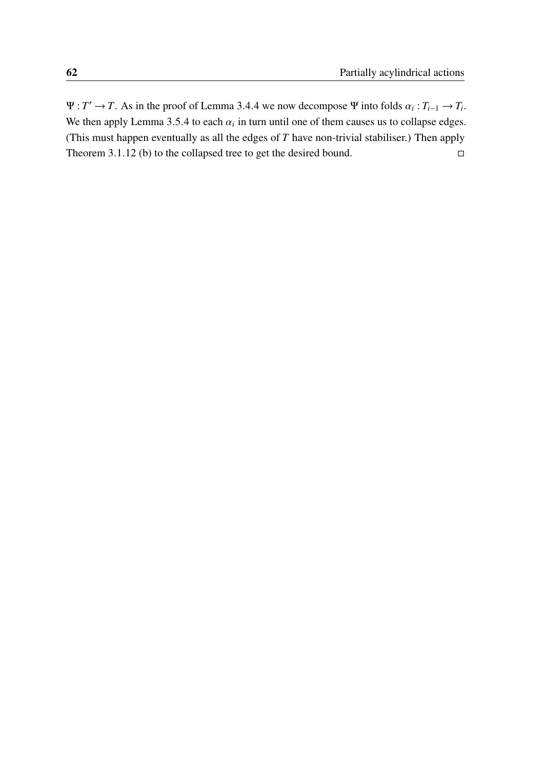$\Psi : T' \to T$. As in the proof of Lemma 3.4.4 we now decompose $\Psi$ into folds $\alpha_i : T_{i-1} \to T_i$. We then apply Lemma 3.5.4 to each $\alpha_i$ in turn until one of them causes us to collapse edges. (This must happen eventually as all the edges of $T$ have non-trivial stabiliser.) Then apply Theorem 3.1.12 (b) to the collapsed tree to get the desired bound. □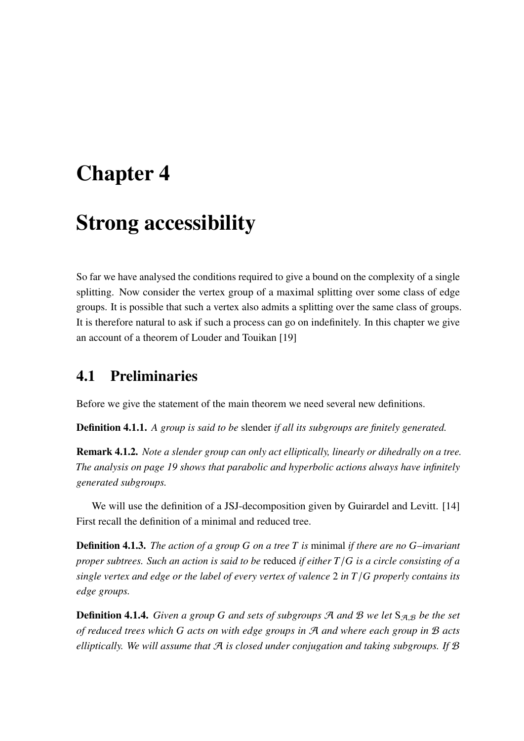# Chapter 4

# Strong accessibility

So far we have analysed the conditions required to give a bound on the complexity of a single splitting. Now consider the vertex group of a maximal splitting over some class of edge groups. It is possible that such a vertex also admits a splitting over the same class of groups. It is therefore natural to ask if such a process can go on indefinitely. In this chapter we give an account of a theorem of Louder and Touikan [19]

## 4.1 Preliminaries

Before we give the statement of the main theorem we need several new definitions.

**Definition 4.1.1.** *A group is said to be* slender *if all its subgroups are finitely generated.*

**Remark 4.1.2.** *Note a slender group can only act elliptically, linearly or dihedrally on a tree. The analysis on page 19 shows that parabolic and hyperbolic actions always have infinitely generated subgroups.*

We will use the definition of a JSJ-decomposition given by Guirardel and Levitt. [14] First recall the definition of a minimal and reduced tree.

**Definition 4.1.3.** *The action of a group $G$ on a tree $T$ is* minimal *if there are no $G$–invariant proper subtrees. Such an action is said to be* reduced *if either $T/G$ is a circle consisting of a single vertex and edge or the label of every vertex of valence 2 in $T/G$ properly contains its edge groups.*

**Definition 4.1.4.** *Given a group $G$ and sets of subgroups $\mathcal{A}$ and $\mathcal{B}$ we let $\mathrm{S}_{\mathcal{A},\mathcal{B}}$ be the set of reduced trees which $G$ acts on with edge groups in $\mathcal{A}$ and where each group in $\mathcal{B}$ acts elliptically. We will assume that $\mathcal{A}$ is closed under conjugation and taking subgroups. If $\mathcal{B}$*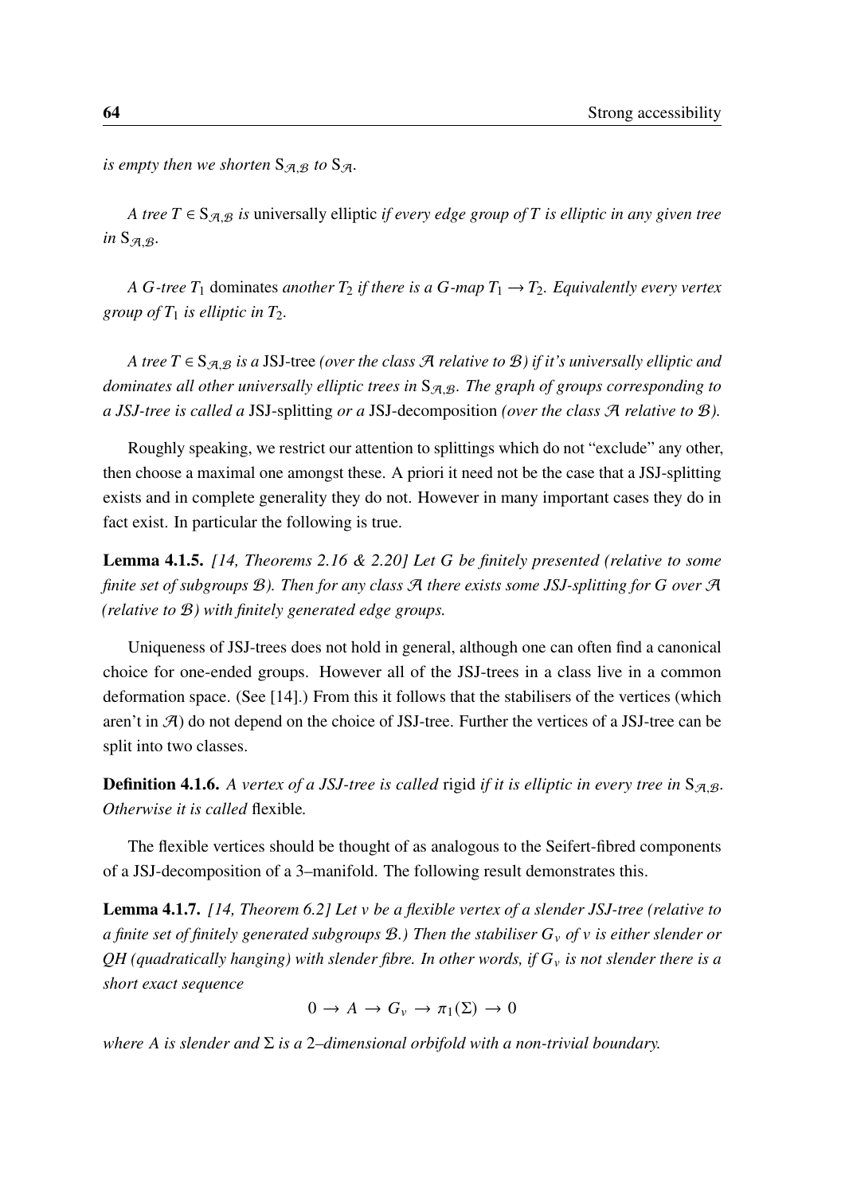*is empty then we shorten* $\mathrm{S}_{\mathcal{A},\mathcal{B}}$ *to* $\mathrm{S}_{\mathcal{A}}$.

*A tree* $T \in \mathrm{S}_{\mathcal{A},\mathcal{B}}$ *is* universally elliptic *if every edge group of* $T$ *is elliptic in any given tree in* $\mathrm{S}_{\mathcal{A},\mathcal{B}}$.

*A* $G$*-tree* $T_1$ dominates *another* $T_2$ *if there is a* $G$*-map* $T_1 \to T_2$*. Equivalently every vertex group of* $T_1$ *is elliptic in* $T_2$.

*A tree* $T \in \mathrm{S}_{\mathcal{A},\mathcal{B}}$ *is a* JSJ-tree *(over the class* $\mathcal{A}$ *relative to* $\mathcal{B}$*) if it's universally elliptic and dominates all other universally elliptic trees in* $\mathrm{S}_{\mathcal{A},\mathcal{B}}$*. The graph of groups corresponding to a JSJ-tree is called a* JSJ-splitting *or a* JSJ-decomposition *(over the class* $\mathcal{A}$ *relative to* $\mathcal{B}$*).*

Roughly speaking, we restrict our attention to splittings which do not "exclude" any other, then choose a maximal one amongst these. A priori it need not be the case that a JSJ-splitting exists and in complete generality they do not. However in many important cases they do in fact exist. In particular the following is true.

**Lemma 4.1.5.** *[14, Theorems 2.16 & 2.20] Let* $G$ *be finitely presented (relative to some finite set of subgroups* $\mathcal{B}$*). Then for any class* $\mathcal{A}$ *there exists some JSJ-splitting for* $G$ *over* $\mathcal{A}$ *(relative to* $\mathcal{B}$*) with finitely generated edge groups.*

Uniqueness of JSJ-trees does not hold in general, although one can often find a canonical choice for one-ended groups. However all of the JSJ-trees in a class live in a common deformation space. (See [14].) From this it follows that the stabilisers of the vertices (which aren't in $\mathcal{A}$) do not depend on the choice of JSJ-tree. Further the vertices of a JSJ-tree can be split into two classes.

**Definition 4.1.6.** *A vertex of a JSJ-tree is called* rigid *if it is elliptic in every tree in* $\mathrm{S}_{\mathcal{A},\mathcal{B}}$*. Otherwise it is called* flexible*.*

The flexible vertices should be thought of as analogous to the Seifert-fibred components of a JSJ-decomposition of a 3–manifold. The following result demonstrates this.

**Lemma 4.1.7.** *[14, Theorem 6.2] Let* $v$ *be a flexible vertex of a slender JSJ-tree (relative to a finite set of finitely generated subgroups* $\mathcal{B}$*.) Then the stabiliser* $G_v$ *of* $v$ *is either slender or QH (quadratically hanging) with slender fibre. In other words, if* $G_v$ *is not slender there is a short exact sequence*

$$0 \to A \to G_v \to \pi_1(\Sigma) \to 0$$

*where* $A$ *is slender and* $\Sigma$ *is a* 2*–dimensional orbifold with a non-trivial boundary.*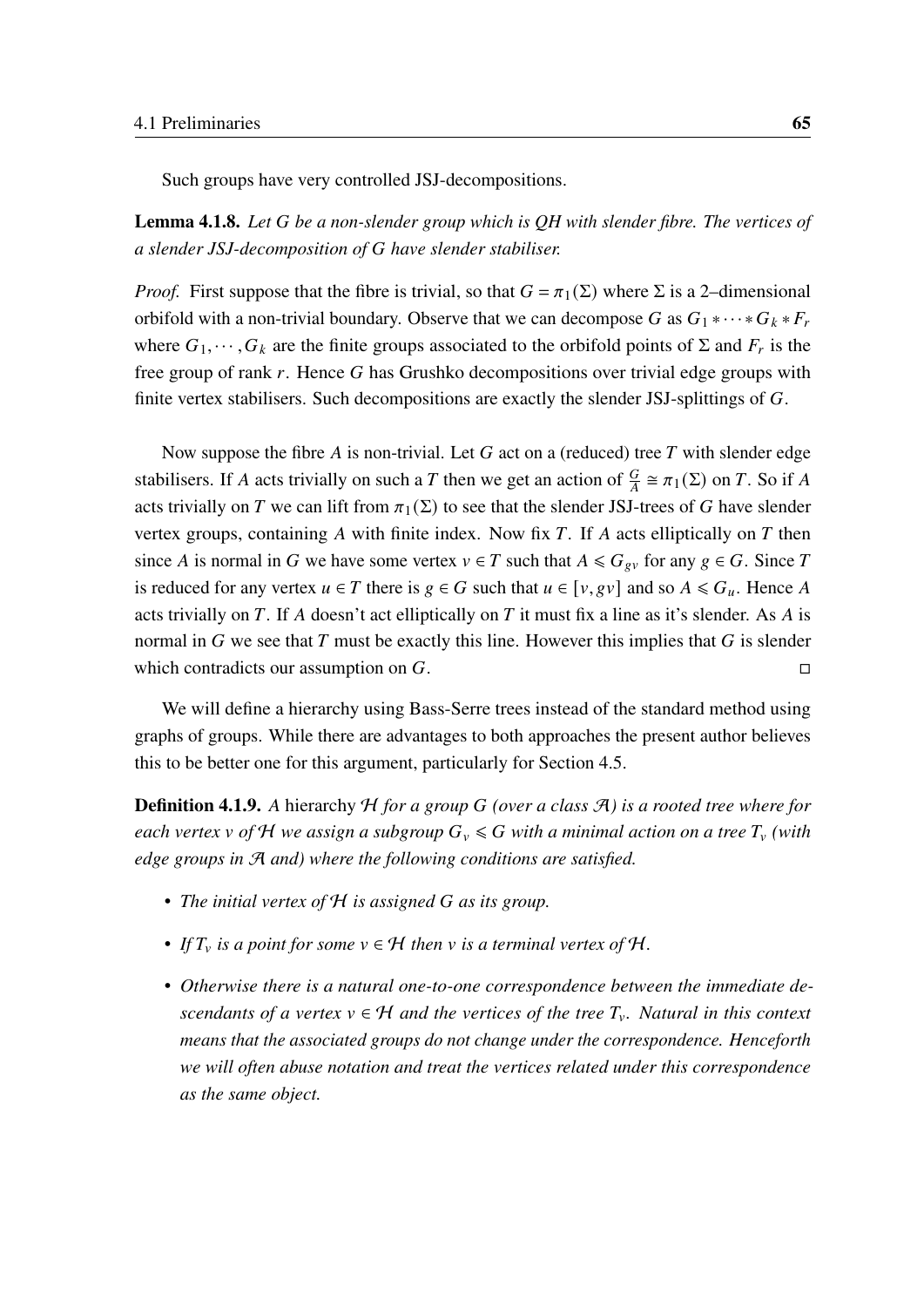Such groups have very controlled JSJ-decompositions.

**Lemma 4.1.8.** *Let $G$ be a non-slender group which is QH with slender fibre. The vertices of a slender JSJ-decomposition of $G$ have slender stabiliser.*

*Proof.* First suppose that the fibre is trivial, so that $G = \pi_1(\Sigma)$ where $\Sigma$ is a 2–dimensional orbifold with a non-trivial boundary. Observe that we can decompose $G$ as $G_1 * \cdots * G_k * F_r$ where $G_1, \cdots, G_k$ are the finite groups associated to the orbifold points of $\Sigma$ and $F_r$ is the free group of rank $r$. Hence $G$ has Grushko decompositions over trivial edge groups with finite vertex stabilisers. Such decompositions are exactly the slender JSJ-splittings of $G$.

Now suppose the fibre $A$ is non-trivial. Let $G$ act on a (reduced) tree $T$ with slender edge stabilisers. If $A$ acts trivially on such a $T$ then we get an action of $\frac{G}{A} \cong \pi_1(\Sigma)$ on $T$. So if $A$ acts trivially on $T$ we can lift from $\pi_1(\Sigma)$ to see that the slender JSJ-trees of $G$ have slender vertex groups, containing $A$ with finite index. Now fix $T$. If $A$ acts elliptically on $T$ then since $A$ is normal in $G$ we have some vertex $v \in T$ such that $A \leqslant G_{gv}$ for any $g \in G$. Since $T$ is reduced for any vertex $u \in T$ there is $g \in G$ such that $u \in [v, gv]$ and so $A \leqslant G_u$. Hence $A$ acts trivially on $T$. If $A$ doesn't act elliptically on $T$ it must fix a line as it's slender. As $A$ is normal in $G$ we see that $T$ must be exactly this line. However this implies that $G$ is slender which contradicts our assumption on $G$. ◻

We will define a hierarchy using Bass-Serre trees instead of the standard method using graphs of groups. While there are advantages to both approaches the present author believes this to be better one for this argument, particularly for Section 4.5.

**Definition 4.1.9.** *A* hierarchy $\mathcal{H}$ *for a group $G$ (over a class $\mathcal{A}$) is a rooted tree where for each vertex $v$ of $\mathcal{H}$ we assign a subgroup $G_v \leqslant G$ with a minimal action on a tree $T_v$ (with edge groups in $\mathcal{A}$ and) where the following conditions are satisfied.*

- *The initial vertex of $\mathcal{H}$ is assigned $G$ as its group.*
- *If $T_v$ is a point for some $v \in \mathcal{H}$ then $v$ is a terminal vertex of $\mathcal{H}$.*
- *Otherwise there is a natural one-to-one correspondence between the immediate descendants of a vertex $v \in \mathcal{H}$ and the vertices of the tree $T_v$. Natural in this context means that the associated groups do not change under the correspondence. Henceforth we will often abuse notation and treat the vertices related under this correspondence as the same object.*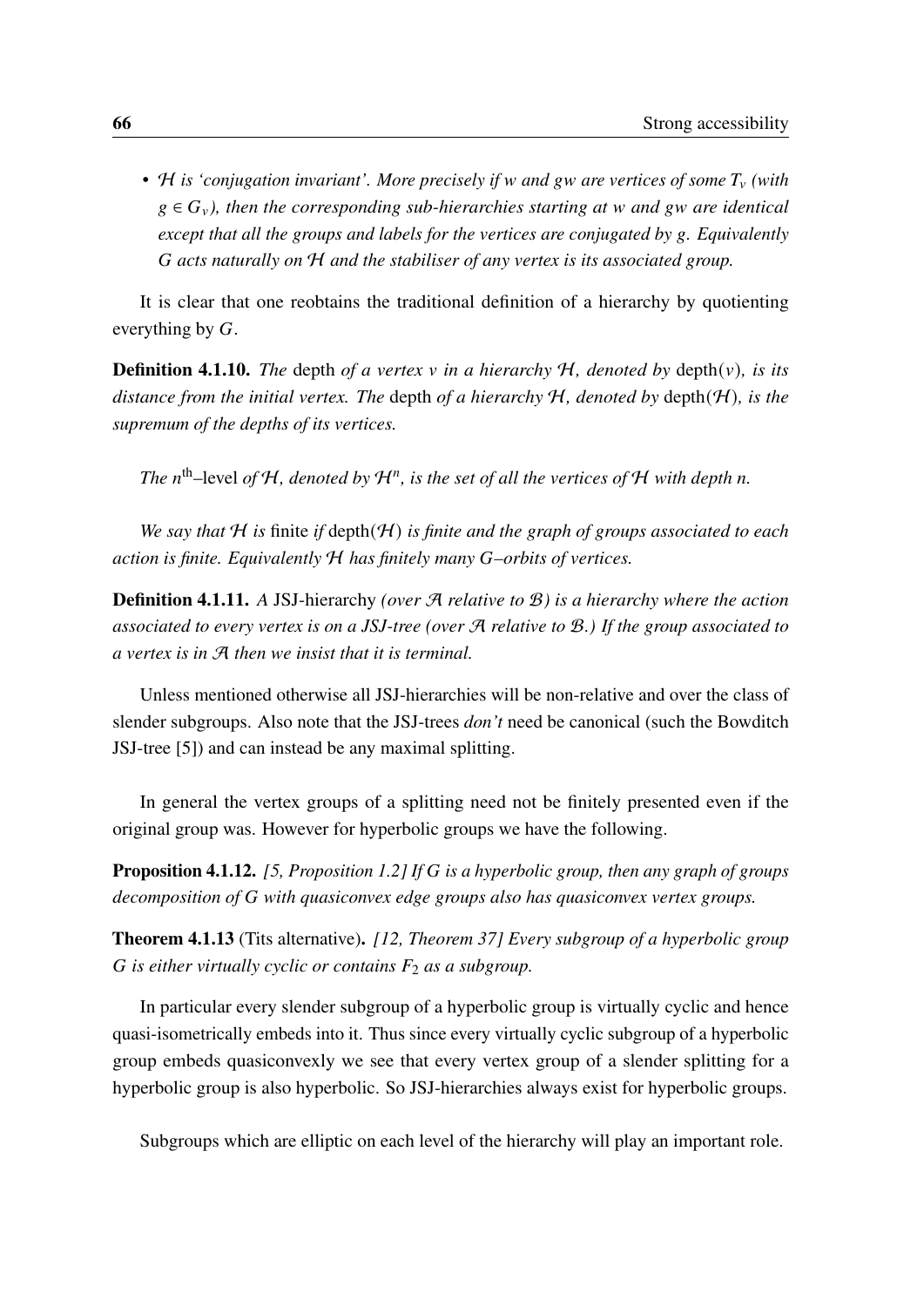- *$\mathcal{H}$ is 'conjugation invariant'. More precisely if $w$ and $gw$ are vertices of some $T_v$ (with $g \in G_v$), then the corresponding sub-hierarchies starting at $w$ and $gw$ are identical except that all the groups and labels for the vertices are conjugated by $g$. Equivalently $G$ acts naturally on $\mathcal{H}$ and the stabiliser of any vertex is its associated group.*

It is clear that one reobtains the traditional definition of a hierarchy by quotienting everything by $G$.

**Definition 4.1.10.** *The* depth *of a vertex $v$ in a hierarchy $\mathcal{H}$, denoted by* $\operatorname{depth}(v)$*, is its distance from the initial vertex. The* depth *of a hierarchy $\mathcal{H}$, denoted by* $\operatorname{depth}(\mathcal{H})$*, is the supremum of the depths of its vertices.*

*The $n^{\text{th}}$–*level *of $\mathcal{H}$, denoted by $\mathcal{H}^n$, is the set of all the vertices of $\mathcal{H}$ with depth $n$.*

*We say that $\mathcal{H}$ is* finite *if* $\operatorname{depth}(\mathcal{H})$ *is finite and the graph of groups associated to each action is finite. Equivalently $\mathcal{H}$ has finitely many $G$–orbits of vertices.*

**Definition 4.1.11.** *A* JSJ-hierarchy *(over $\mathcal{A}$ relative to $\mathcal{B}$) is a hierarchy where the action associated to every vertex is on a JSJ-tree (over $\mathcal{A}$ relative to $\mathcal{B}$.) If the group associated to a vertex is in $\mathcal{A}$ then we insist that it is terminal.*

Unless mentioned otherwise all JSJ-hierarchies will be non-relative and over the class of slender subgroups. Also note that the JSJ-trees *don't* need be canonical (such the Bowditch JSJ-tree [5]) and can instead be any maximal splitting.

In general the vertex groups of a splitting need not be finitely presented even if the original group was. However for hyperbolic groups we have the following.

**Proposition 4.1.12.** *[5, Proposition 1.2] If $G$ is a hyperbolic group, then any graph of groups decomposition of $G$ with quasiconvex edge groups also has quasiconvex vertex groups.*

**Theorem 4.1.13** (Tits alternative)**.** *[12, Theorem 37] Every subgroup of a hyperbolic group $G$ is either virtually cyclic or contains $F_2$ as a subgroup.*

In particular every slender subgroup of a hyperbolic group is virtually cyclic and hence quasi-isometrically embeds into it. Thus since every virtually cyclic subgroup of a hyperbolic group embeds quasiconvexly we see that every vertex group of a slender splitting for a hyperbolic group is also hyperbolic. So JSJ-hierarchies always exist for hyperbolic groups.

Subgroups which are elliptic on each level of the hierarchy will play an important role.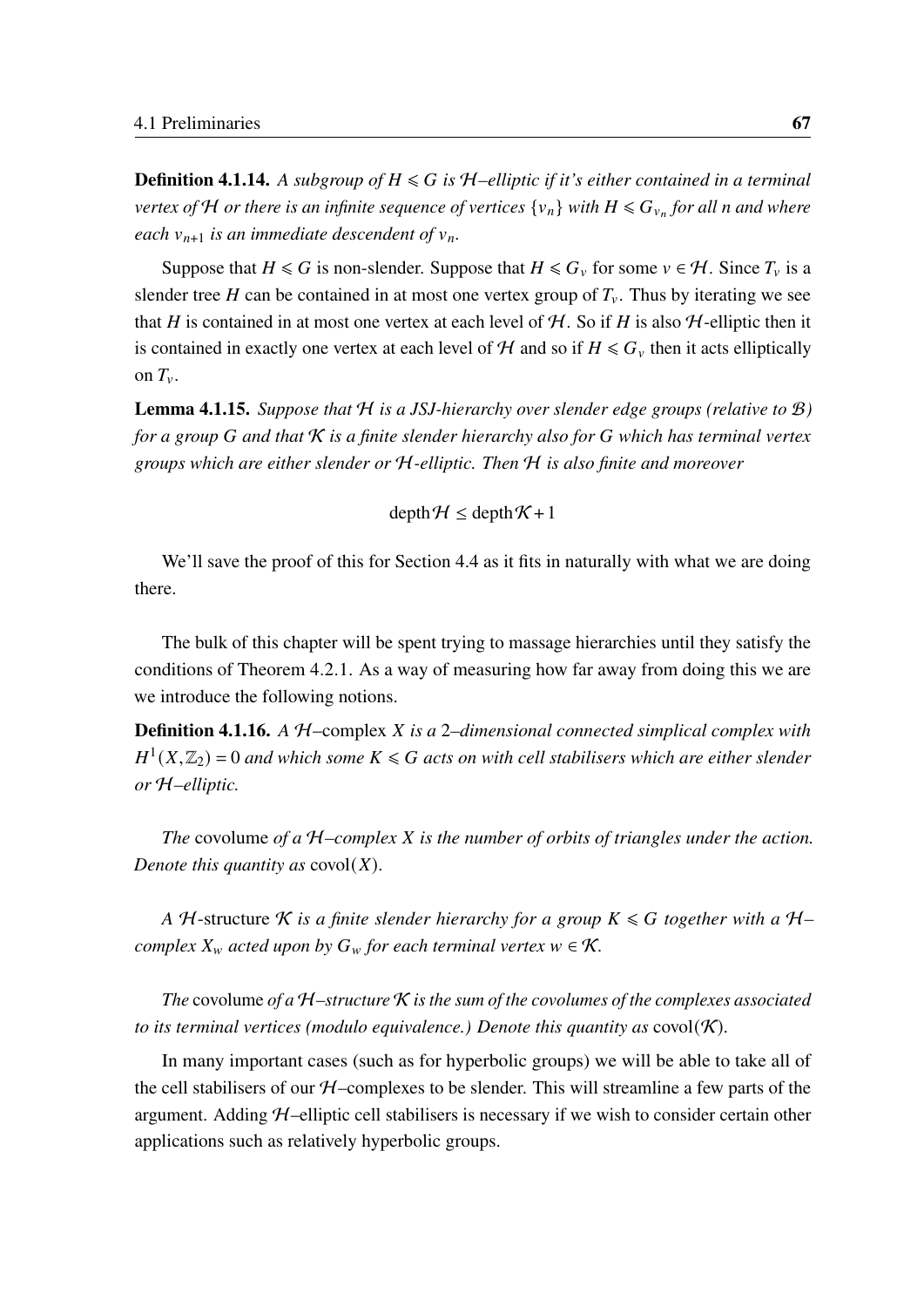**Definition 4.1.14.** *A subgroup of $H \leqslant G$ is $\mathcal{H}$–elliptic if it's either contained in a terminal vertex of $\mathcal{H}$ or there is an infinite sequence of vertices $\{v_n\}$ with $H \leqslant G_{v_n}$ for all $n$ and where each $v_{n+1}$ is an immediate descendent of $v_n$.*

Suppose that $H \leqslant G$ is non-slender. Suppose that $H \leqslant G_v$ for some $v \in \mathcal{H}$. Since $T_v$ is a slender tree $H$ can be contained in at most one vertex group of $T_v$. Thus by iterating we see that $H$ is contained in at most one vertex at each level of $\mathcal{H}$. So if $H$ is also $\mathcal{H}$-elliptic then it is contained in exactly one vertex at each level of $\mathcal{H}$ and so if $H \leqslant G_v$ then it acts elliptically on $T_v$.

**Lemma 4.1.15.** *Suppose that $\mathcal{H}$ is a JSJ-hierarchy over slender edge groups (relative to $\mathcal{B}$) for a group $G$ and that $\mathcal{K}$ is a finite slender hierarchy also for $G$ which has terminal vertex groups which are either slender or $\mathcal{H}$-elliptic. Then $\mathcal{H}$ is also finite and moreover*

$$\operatorname{depth}\mathcal{H} \leq \operatorname{depth}\mathcal{K} + 1$$

We'll save the proof of this for Section 4.4 as it fits in naturally with what we are doing there.

The bulk of this chapter will be spent trying to massage hierarchies until they satisfy the conditions of Theorem 4.2.1. As a way of measuring how far away from doing this we are we introduce the following notions.

**Definition 4.1.16.** *A $\mathcal{H}$–*complex *$X$ is a 2–dimensional connected simplical complex with $H^1(X, \mathbb{Z}_2) = 0$ and which some $K \leqslant G$ acts on with cell stabilisers which are either slender or $\mathcal{H}$–elliptic.*

*The* covolume *of a $\mathcal{H}$–complex $X$ is the number of orbits of triangles under the action. Denote this quantity as* $\operatorname{covol}(X)$.

*A $\mathcal{H}$-*structure *$\mathcal{K}$ is a finite slender hierarchy for a group $K \leqslant G$ together with a $\mathcal{H}$–complex $X_w$ acted upon by $G_w$ for each terminal vertex $w \in \mathcal{K}$.*

*The* covolume *of a $\mathcal{H}$–structure $\mathcal{K}$ is the sum of the covolumes of the complexes associated to its terminal vertices (modulo equivalence.) Denote this quantity as* $\operatorname{covol}(\mathcal{K})$.

In many important cases (such as for hyperbolic groups) we will be able to take all of the cell stabilisers of our $\mathcal{H}$–complexes to be slender. This will streamline a few parts of the argument. Adding $\mathcal{H}$–elliptic cell stabilisers is necessary if we wish to consider certain other applications such as relatively hyperbolic groups.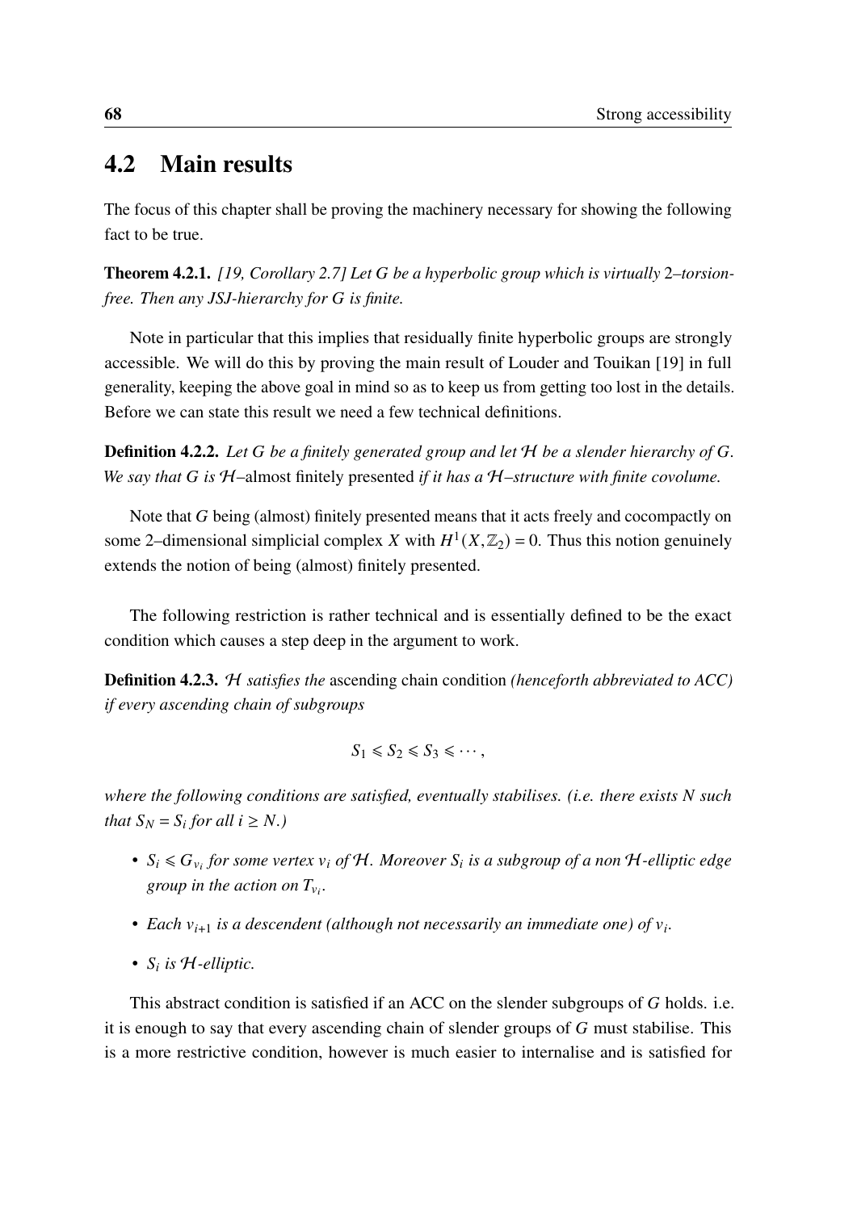## 4.2 Main results

The focus of this chapter shall be proving the machinery necessary for showing the following fact to be true.

**Theorem 4.2.1.** *[19, Corollary 2.7] Let $G$ be a hyperbolic group which is virtually 2–torsion-free. Then any JSJ-hierarchy for $G$ is finite.*

Note in particular that this implies that residually finite hyperbolic groups are strongly accessible. We will do this by proving the main result of Louder and Touikan [19] in full generality, keeping the above goal in mind so as to keep us from getting too lost in the details. Before we can state this result we need a few technical definitions.

**Definition 4.2.2.** *Let $G$ be a finitely generated group and let $\mathcal{H}$ be a slender hierarchy of $G$. We say that $G$ is $\mathcal{H}$–*almost finitely presented *if it has a $\mathcal{H}$–structure with finite covolume.*

Note that $G$ being (almost) finitely presented means that it acts freely and cocompactly on some 2–dimensional simplicial complex $X$ with $H^1(X, \mathbb{Z}_2) = 0$. Thus this notion genuinely extends the notion of being (almost) finitely presented.

The following restriction is rather technical and is essentially defined to be the exact condition which causes a step deep in the argument to work.

**Definition 4.2.3.** *$\mathcal{H}$ satisfies the* ascending chain condition *(henceforth abbreviated to ACC) if every ascending chain of subgroups*

$$S_1 \leqslant S_2 \leqslant S_3 \leqslant \cdots ,$$

*where the following conditions are satisfied, eventually stabilises. (i.e. there exists $N$ such that $S_N = S_i$ for all $i \geq N$.)*

- *$S_i \leqslant G_{v_i}$ for some vertex $v_i$ of $\mathcal{H}$. Moreover $S_i$ is a subgroup of a non $\mathcal{H}$-elliptic edge group in the action on $T_{v_i}$.*
- *Each $v_{i+1}$ is a descendent (although not necessarily an immediate one) of $v_i$.*
- *$S_i$ is $\mathcal{H}$-elliptic.*

This abstract condition is satisfied if an ACC on the slender subgroups of $G$ holds. i.e. it is enough to say that every ascending chain of slender groups of $G$ must stabilise. This is a more restrictive condition, however is much easier to internalise and is satisfied for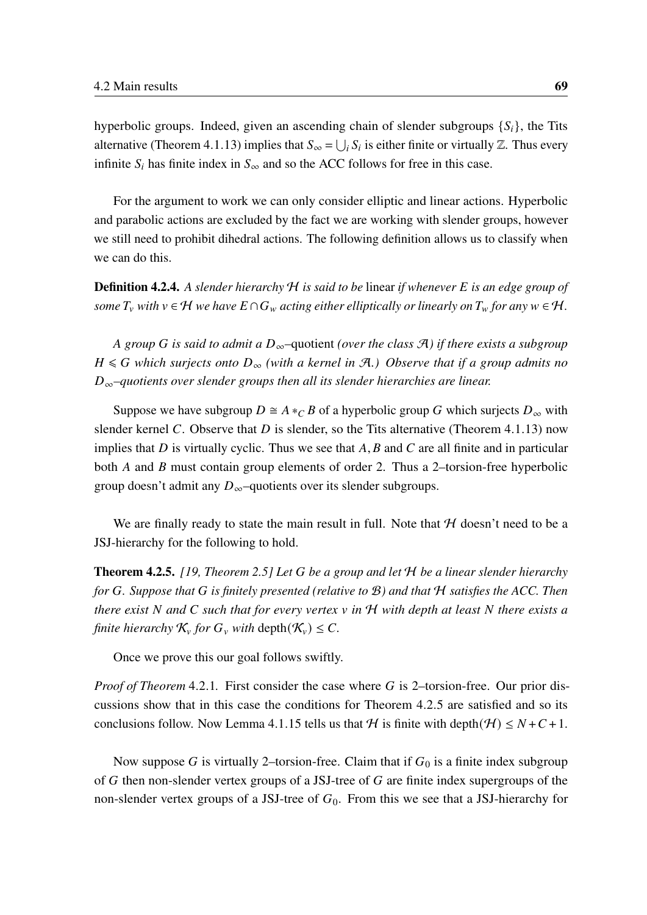hyperbolic groups. Indeed, given an ascending chain of slender subgroups $\{S_i\}$, the Tits alternative (Theorem 4.1.13) implies that $S_\infty = \bigcup_i S_i$ is either finite or virtually $\mathbb{Z}$. Thus every infinite $S_i$ has finite index in $S_\infty$ and so the ACC follows for free in this case.

For the argument to work we can only consider elliptic and linear actions. Hyperbolic and parabolic actions are excluded by the fact we are working with slender groups, however we still need to prohibit dihedral actions. The following definition allows us to classify when we can do this.

**Definition 4.2.4.** *A slender hierarchy $\mathcal{H}$ is said to be* linear *if whenever $E$ is an edge group of some $T_v$ with $v \in \mathcal{H}$ we have $E \cap G_w$ acting either elliptically or linearly on $T_w$ for any $w \in \mathcal{H}$.*

*A group $G$ is said to admit a $D_\infty$*–quotient *(over the class $\mathcal{A}$) if there exists a subgroup $H \leqslant G$ which surjects onto $D_\infty$ (with a kernel in $\mathcal{A}$.) Observe that if a group admits no $D_\infty$–quotients over slender groups then all its slender hierarchies are linear.*

Suppose we have subgroup $D \cong A *_C B$ of a hyperbolic group $G$ which surjects $D_\infty$ with slender kernel $C$. Observe that $D$ is slender, so the Tits alternative (Theorem 4.1.13) now implies that $D$ is virtually cyclic. Thus we see that $A, B$ and $C$ are all finite and in particular both $A$ and $B$ must contain group elements of order 2. Thus a 2–torsion-free hyperbolic group doesn't admit any $D_\infty$–quotients over its slender subgroups.

We are finally ready to state the main result in full. Note that $\mathcal{H}$ doesn't need to be a JSJ-hierarchy for the following to hold.

**Theorem 4.2.5.** *[19, Theorem 2.5] Let $G$ be a group and let $\mathcal{H}$ be a linear slender hierarchy for $G$. Suppose that $G$ is finitely presented (relative to $\mathcal{B}$) and that $\mathcal{H}$ satisfies the ACC. Then there exist $N$ and $C$ such that for every vertex $v$ in $\mathcal{H}$ with depth at least $N$ there exists a finite hierarchy $\mathcal{K}_v$ for $G_v$ with $\mathrm{depth}(\mathcal{K}_v) \leq C$.*

Once we prove this our goal follows swiftly.

*Proof of Theorem* 4.2.1. First consider the case where $G$ is 2–torsion-free. Our prior discussions show that in this case the conditions for Theorem 4.2.5 are satisfied and so its conclusions follow. Now Lemma 4.1.15 tells us that $\mathcal{H}$ is finite with $\mathrm{depth}(\mathcal{H}) \leq N + C + 1$.

Now suppose $G$ is virtually 2–torsion-free. Claim that if $G_0$ is a finite index subgroup of $G$ then non-slender vertex groups of a JSJ-tree of $G$ are finite index supergroups of the non-slender vertex groups of a JSJ-tree of $G_0$. From this we see that a JSJ-hierarchy for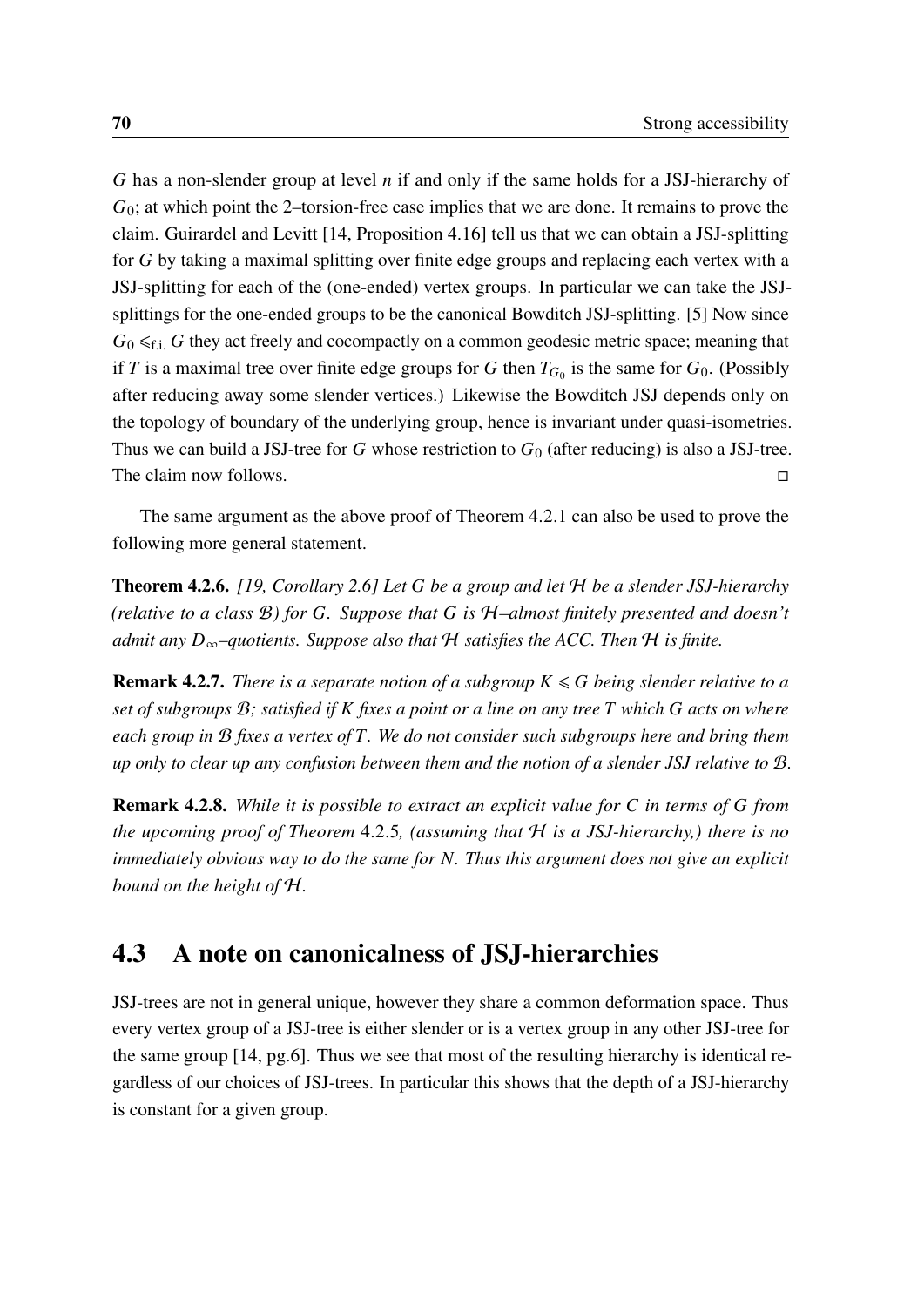$G$ has a non-slender group at level $n$ if and only if the same holds for a JSJ-hierarchy of $G_0$; at which point the 2–torsion-free case implies that we are done. It remains to prove the claim. Guirardel and Levitt [14, Proposition 4.16] tell us that we can obtain a JSJ-splitting for $G$ by taking a maximal splitting over finite edge groups and replacing each vertex with a JSJ-splitting for each of the (one-ended) vertex groups. In particular we can take the JSJ-splittings for the one-ended groups to be the canonical Bowditch JSJ-splitting. [5] Now since $G_0 \leqslant_{\text{f.i.}} G$ they act freely and cocompactly on a common geodesic metric space; meaning that if $T$ is a maximal tree over finite edge groups for $G$ then $T_{G_0}$ is the same for $G_0$. (Possibly after reducing away some slender vertices.) Likewise the Bowditch JSJ depends only on the topology of boundary of the underlying group, hence is invariant under quasi-isometries. Thus we can build a JSJ-tree for $G$ whose restriction to $G_0$ (after reducing) is also a JSJ-tree. The claim now follows. □

The same argument as the above proof of Theorem 4.2.1 can also be used to prove the following more general statement.

**Theorem 4.2.6.** *[19, Corollary 2.6] Let $G$ be a group and let $\mathcal{H}$ be a slender JSJ-hierarchy (relative to a class $\mathcal{B}$) for $G$. Suppose that $G$ is $\mathcal{H}$–almost finitely presented and doesn't admit any $D_\infty$–quotients. Suppose also that $\mathcal{H}$ satisfies the ACC. Then $\mathcal{H}$ is finite.*

**Remark 4.2.7.** *There is a separate notion of a subgroup $K \leqslant G$ being slender relative to a set of subgroups $\mathcal{B}$; satisfied if $K$ fixes a point or a line on any tree $T$ which $G$ acts on where each group in $\mathcal{B}$ fixes a vertex of $T$. We do not consider such subgroups here and bring them up only to clear up any confusion between them and the notion of a slender JSJ relative to $\mathcal{B}$.*

**Remark 4.2.8.** *While it is possible to extract an explicit value for $C$ in terms of $G$ from the upcoming proof of Theorem 4.2.5, (assuming that $\mathcal{H}$ is a JSJ-hierarchy,) there is no immediately obvious way to do the same for $N$. Thus this argument does not give an explicit bound on the height of $\mathcal{H}$.*

## 4.3 A note on canonicalness of JSJ-hierarchies

JSJ-trees are not in general unique, however they share a common deformation space. Thus every vertex group of a JSJ-tree is either slender or is a vertex group in any other JSJ-tree for the same group [14, pg.6]. Thus we see that most of the resulting hierarchy is identical regardless of our choices of JSJ-trees. In particular this shows that the depth of a JSJ-hierarchy is constant for a given group.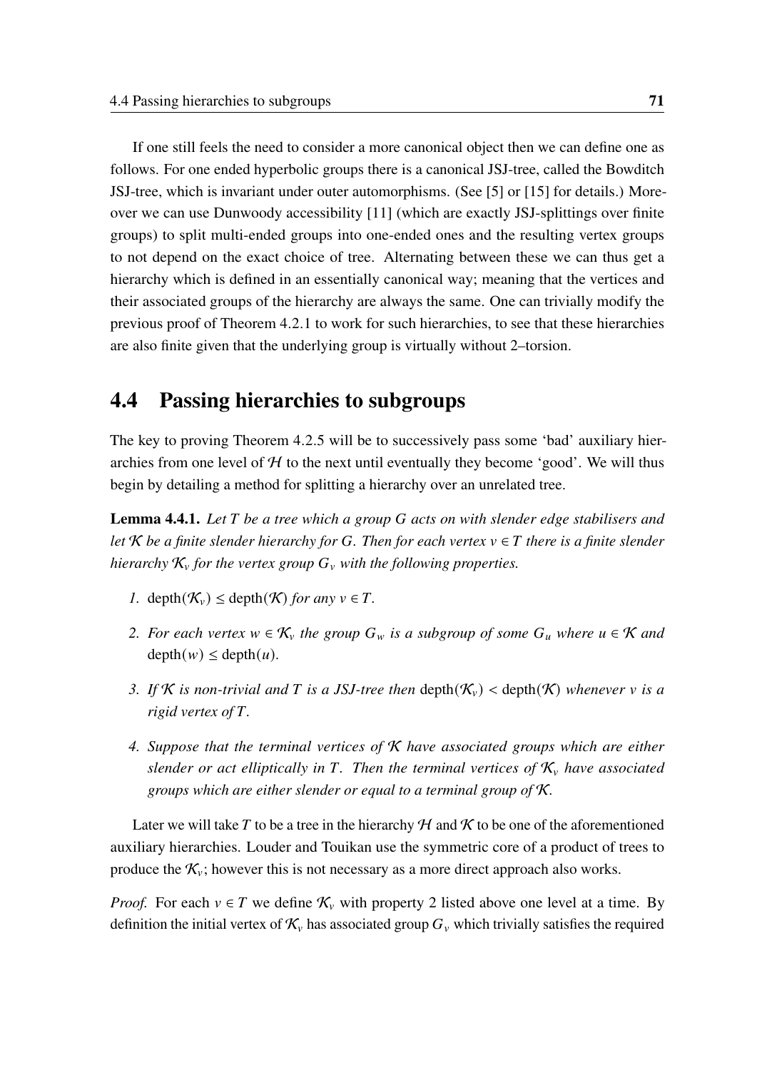If one still feels the need to consider a more canonical object then we can define one as follows. For one ended hyperbolic groups there is a canonical JSJ-tree, called the Bowditch JSJ-tree, which is invariant under outer automorphisms. (See [5] or [15] for details.) Moreover we can use Dunwoody accessibility [11] (which are exactly JSJ-splittings over finite groups) to split multi-ended groups into one-ended ones and the resulting vertex groups to not depend on the exact choice of tree. Alternating between these we can thus get a hierarchy which is defined in an essentially canonical way; meaning that the vertices and their associated groups of the hierarchy are always the same. One can trivially modify the previous proof of Theorem 4.2.1 to work for such hierarchies, to see that these hierarchies are also finite given that the underlying group is virtually without 2–torsion.

## 4.4 Passing hierarchies to subgroups

The key to proving Theorem 4.2.5 will be to successively pass some 'bad' auxiliary hierarchies from one level of $\mathcal{H}$ to the next until eventually they become 'good'. We will thus begin by detailing a method for splitting a hierarchy over an unrelated tree.

**Lemma 4.4.1.** *Let $T$ be a tree which a group $G$ acts on with slender edge stabilisers and let $\mathcal{K}$ be a finite slender hierarchy for $G$. Then for each vertex $v \in T$ there is a finite slender hierarchy $\mathcal{K}_v$ for the vertex group $G_v$ with the following properties.*

1. $\mathrm{depth}(\mathcal{K}_v) \leq \mathrm{depth}(\mathcal{K})$ *for any $v \in T$.*
2. *For each vertex $w \in \mathcal{K}_v$ the group $G_w$ is a subgroup of some $G_u$ where $u \in \mathcal{K}$ and $\mathrm{depth}(w) \leq \mathrm{depth}(u)$.*
3. *If $\mathcal{K}$ is non-trivial and $T$ is a JSJ-tree then $\mathrm{depth}(\mathcal{K}_v) < \mathrm{depth}(\mathcal{K})$ whenever $v$ is a rigid vertex of $T$.*
4. *Suppose that the terminal vertices of $\mathcal{K}$ have associated groups which are either slender or act elliptically in $T$. Then the terminal vertices of $\mathcal{K}_v$ have associated groups which are either slender or equal to a terminal group of $\mathcal{K}$.*

Later we will take $T$ to be a tree in the hierarchy $\mathcal{H}$ and $\mathcal{K}$ to be one of the aforementioned auxiliary hierarchies. Louder and Touikan use the symmetric core of a product of trees to produce the $\mathcal{K}_v$; however this is not necessary as a more direct approach also works.

*Proof.* For each $v \in T$ we define $\mathcal{K}_v$ with property 2 listed above one level at a time. By definition the initial vertex of $\mathcal{K}_v$ has associated group $G_v$ which trivially satisfies the required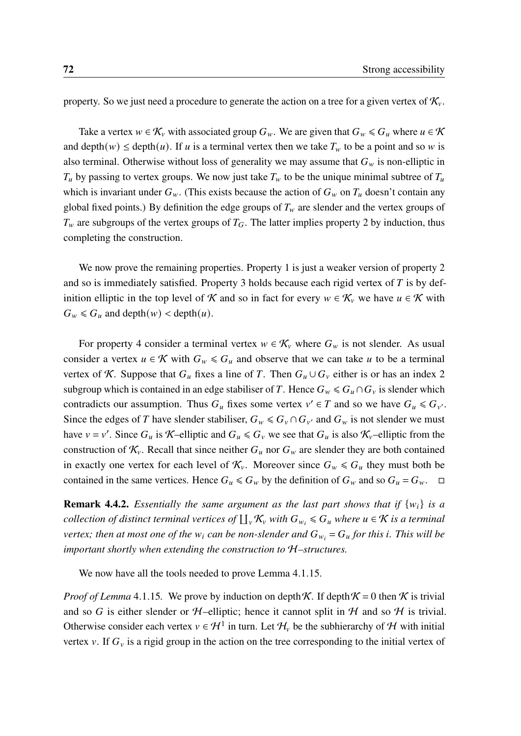property. So we just need a procedure to generate the action on a tree for a given vertex of $\mathcal{K}_v$.

Take a vertex $w \in \mathcal{K}_v$ with associated group $G_w$. We are given that $G_w \leqslant G_u$ where $u \in \mathcal{K}$ and $\operatorname{depth}(w) \leq \operatorname{depth}(u)$. If $u$ is a terminal vertex then we take $T_w$ to be a point and so $w$ is also terminal. Otherwise without loss of generality we may assume that $G_w$ is non-elliptic in $T_u$ by passing to vertex groups. We now just take $T_w$ to be the unique minimal subtree of $T_u$ which is invariant under $G_w$. (This exists because the action of $G_w$ on $T_u$ doesn't contain any global fixed points.) By definition the edge groups of $T_w$ are slender and the vertex groups of $T_w$ are subgroups of the vertex groups of $T_G$. The latter implies property 2 by induction, thus completing the construction.

We now prove the remaining properties. Property 1 is just a weaker version of property 2 and so is immediately satisfied. Property 3 holds because each rigid vertex of $T$ is by definition elliptic in the top level of $\mathcal{K}$ and so in fact for every $w \in \mathcal{K}_v$ we have $u \in \mathcal{K}$ with $G_w \leqslant G_u$ and $\operatorname{depth}(w) < \operatorname{depth}(u)$.

For property 4 consider a terminal vertex $w \in \mathcal{K}_v$ where $G_w$ is not slender. As usual consider a vertex $u \in \mathcal{K}$ with $G_w \leqslant G_u$ and observe that we can take $u$ to be a terminal vertex of $\mathcal{K}$. Suppose that $G_u$ fixes a line of $T$. Then $G_u \cup G_v$ either is or has an index 2 subgroup which is contained in an edge stabiliser of $T$. Hence $G_w \leqslant G_u \cap G_v$ is slender which contradicts our assumption. Thus $G_u$ fixes some vertex $v' \in T$ and so we have $G_u \leqslant G_{v'}$. Since the edges of $T$ have slender stabiliser, $G_w \leqslant G_v \cap G_{v'}$ and $G_w$ is not slender we must have $v = v'$. Since $G_u$ is $\mathcal{K}$–elliptic and $G_u \leqslant G_v$ we see that $G_u$ is also $\mathcal{K}_v$–elliptic from the construction of $\mathcal{K}_v$. Recall that since neither $G_u$ nor $G_w$ are slender they are both contained in exactly one vertex for each level of $\mathcal{K}_v$. Moreover since $G_w \leqslant G_u$ they must both be contained in the same vertices. Hence $G_u \leqslant G_w$ by the definition of $G_w$ and so $G_u = G_w$. $\square$

**Remark 4.4.2.** *Essentially the same argument as the last part shows that if $\{w_i\}$ is a collection of distinct terminal vertices of $\coprod_v \mathcal{K}_v$ with $G_{w_i} \leqslant G_u$ where $u \in \mathcal{K}$ is a terminal vertex; then at most one of the $w_i$ can be non-slender and $G_{w_i} = G_u$ for this $i$. This will be important shortly when extending the construction to $\mathcal{H}$–structures.*

We now have all the tools needed to prove Lemma 4.1.15.

*Proof of Lemma* 4.1.15. We prove by induction on $\operatorname{depth}\mathcal{K}$. If $\operatorname{depth}\mathcal{K} = 0$ then $\mathcal{K}$ is trivial and so $G$ is either slender or $\mathcal{H}$–elliptic; hence it cannot split in $\mathcal{H}$ and so $\mathcal{H}$ is trivial. Otherwise consider each vertex $v \in \mathcal{H}^1$ in turn. Let $\mathcal{H}_v$ be the subhierarchy of $\mathcal{H}$ with initial vertex $v$. If $G_v$ is a rigid group in the action on the tree corresponding to the initial vertex of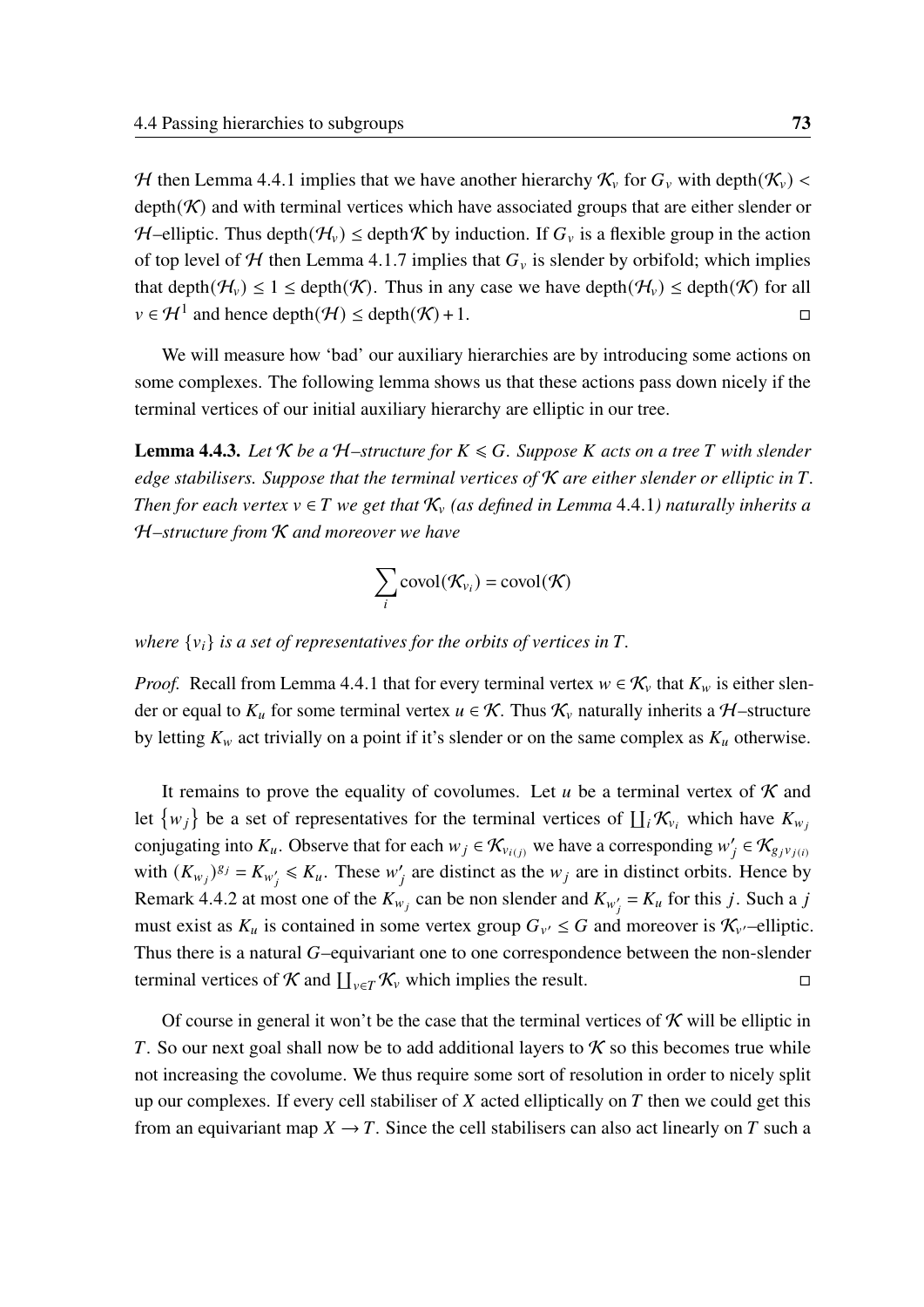$\mathcal{H}$ then Lemma 4.4.1 implies that we have another hierarchy $\mathcal{K}_v$ for $G_v$ with $\text{depth}(\mathcal{K}_v) < \text{depth}(\mathcal{K})$ and with terminal vertices which have associated groups that are either slender or $\mathcal{H}$–elliptic. Thus $\text{depth}(\mathcal{H}_v) \le \text{depth}\,\mathcal{K}$ by induction. If $G_v$ is a flexible group in the action of top level of $\mathcal{H}$ then Lemma 4.1.7 implies that $G_v$ is slender by orbifold; which implies that $\text{depth}(\mathcal{H}_v) \le 1 \le \text{depth}(\mathcal{K})$. Thus in any case we have $\text{depth}(\mathcal{H}_v) \le \text{depth}(\mathcal{K})$ for all $v \in \mathcal{H}^1$ and hence $\text{depth}(\mathcal{H}) \le \text{depth}(\mathcal{K}) + 1$. □

We will measure how 'bad' our auxiliary hierarchies are by introducing some actions on some complexes. The following lemma shows us that these actions pass down nicely if the terminal vertices of our initial auxiliary hierarchy are elliptic in our tree.

**Lemma 4.4.3.** *Let $\mathcal{K}$ be a $\mathcal{H}$–structure for $K \leqslant G$. Suppose $K$ acts on a tree $T$ with slender edge stabilisers. Suppose that the terminal vertices of $\mathcal{K}$ are either slender or elliptic in $T$. Then for each vertex $v \in T$ we get that $\mathcal{K}_v$ (as defined in Lemma 4.4.1) naturally inherits a $\mathcal{H}$–structure from $\mathcal{K}$ and moreover we have*

$$\sum_i \text{covol}(\mathcal{K}_{v_i}) = \text{covol}(\mathcal{K})$$

*where $\{v_i\}$ is a set of representatives for the orbits of vertices in $T$.*

*Proof.* Recall from Lemma 4.4.1 that for every terminal vertex $w \in \mathcal{K}_v$ that $K_w$ is either slender or equal to $K_u$ for some terminal vertex $u \in \mathcal{K}$. Thus $\mathcal{K}_v$ naturally inherits a $\mathcal{H}$–structure by letting $K_w$ act trivially on a point if it's slender or on the same complex as $K_u$ otherwise.

It remains to prove the equality of covolumes. Let $u$ be a terminal vertex of $\mathcal{K}$ and let $\{w_j\}$ be a set of representatives for the terminal vertices of $\coprod_i \mathcal{K}_{v_i}$ which have $K_{w_j}$ conjugating into $K_u$. Observe that for each $w_j \in \mathcal{K}_{v_{i(j)}}$ we have a corresponding $w'_j \in \mathcal{K}_{g_j v_{j(i)}}$ with $(K_{w_j})^{g_j} = K_{w'_j} \leqslant K_u$. These $w'_j$ are distinct as the $w_j$ are in distinct orbits. Hence by Remark 4.4.2 at most one of the $K_{w_j}$ can be non slender and $K_{w'_j} = K_u$ for this $j$. Such a $j$ must exist as $K_u$ is contained in some vertex group $G_{v'} \le G$ and moreover is $\mathcal{K}_{v'}$–elliptic. Thus there is a natural $G$–equivariant one to one correspondence between the non-slender terminal vertices of $\mathcal{K}$ and $\coprod_{v \in T} \mathcal{K}_v$ which implies the result. □

Of course in general it won't be the case that the terminal vertices of $\mathcal{K}$ will be elliptic in $T$. So our next goal shall now be to add additional layers to $\mathcal{K}$ so this becomes true while not increasing the covolume. We thus require some sort of resolution in order to nicely split up our complexes. If every cell stabiliser of $X$ acted elliptically on $T$ then we could get this from an equivariant map $X \longrightarrow T$. Since the cell stabilisers can also act linearly on $T$ such a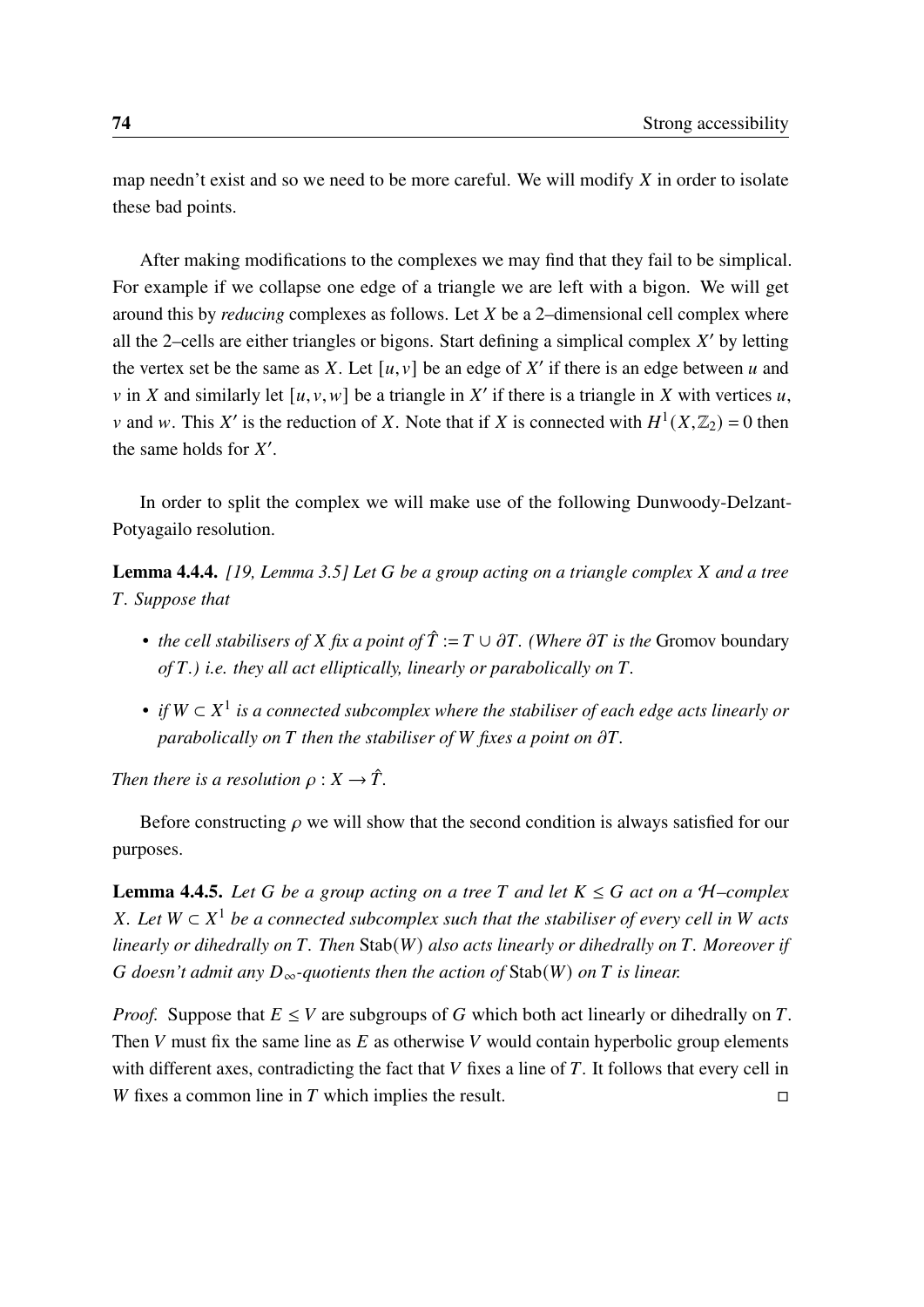map needn't exist and so we need to be more careful. We will modify $X$ in order to isolate these bad points.

After making modifications to the complexes we may find that they fail to be simplical. For example if we collapse one edge of a triangle we are left with a bigon. We will get around this by *reducing* complexes as follows. Let $X$ be a 2–dimensional cell complex where all the 2–cells are either triangles or bigons. Start defining a simplical complex $X'$ by letting the vertex set be the same as $X$. Let $[u, v]$ be an edge of $X'$ if there is an edge between $u$ and $v$ in $X$ and similarly let $[u, v, w]$ be a triangle in $X'$ if there is a triangle in $X$ with vertices $u$, $v$ and $w$. This $X'$ is the reduction of $X$. Note that if $X$ is connected with $H^1(X, \mathbb{Z}_2) = 0$ then the same holds for $X'$.

In order to split the complex we will make use of the following Dunwoody-Delzant-Potyagailo resolution.

**Lemma 4.4.4.** *[19, Lemma 3.5] Let $G$ be a group acting on a triangle complex $X$ and a tree $T$. Suppose that*

- *the cell stabilisers of $X$ fix a point of $\hat{T} := T \cup \partial T$. (Where $\partial T$ is the* Gromov boundary *of $T$.) i.e. they all act elliptically, linearly or parabolically on $T$.*
- *if $W \subset X^1$ is a connected subcomplex where the stabiliser of each edge acts linearly or parabolically on $T$ then the stabiliser of $W$ fixes a point on $\partial T$.*

*Then there is a resolution $\rho : X \to \hat{T}$.*

Before constructing $\rho$ we will show that the second condition is always satisfied for our purposes.

**Lemma 4.4.5.** *Let $G$ be a group acting on a tree $T$ and let $K \leq G$ act on a $\mathcal{H}$–complex $X$. Let $W \subset X^1$ be a connected subcomplex such that the stabiliser of every cell in $W$ acts linearly or dihedrally on $T$. Then* Stab$(W)$ *also acts linearly or dihedrally on $T$. Moreover if $G$ doesn't admit any $D_\infty$-quotients then the action of* Stab$(W)$ *on $T$ is linear.*

*Proof.* Suppose that $E \leq V$ are subgroups of $G$ which both act linearly or dihedrally on $T$. Then $V$ must fix the same line as $E$ as otherwise $V$ would contain hyperbolic group elements with different axes, contradicting the fact that $V$ fixes a line of $T$. It follows that every cell in $W$ fixes a common line in $T$ which implies the result. $\square$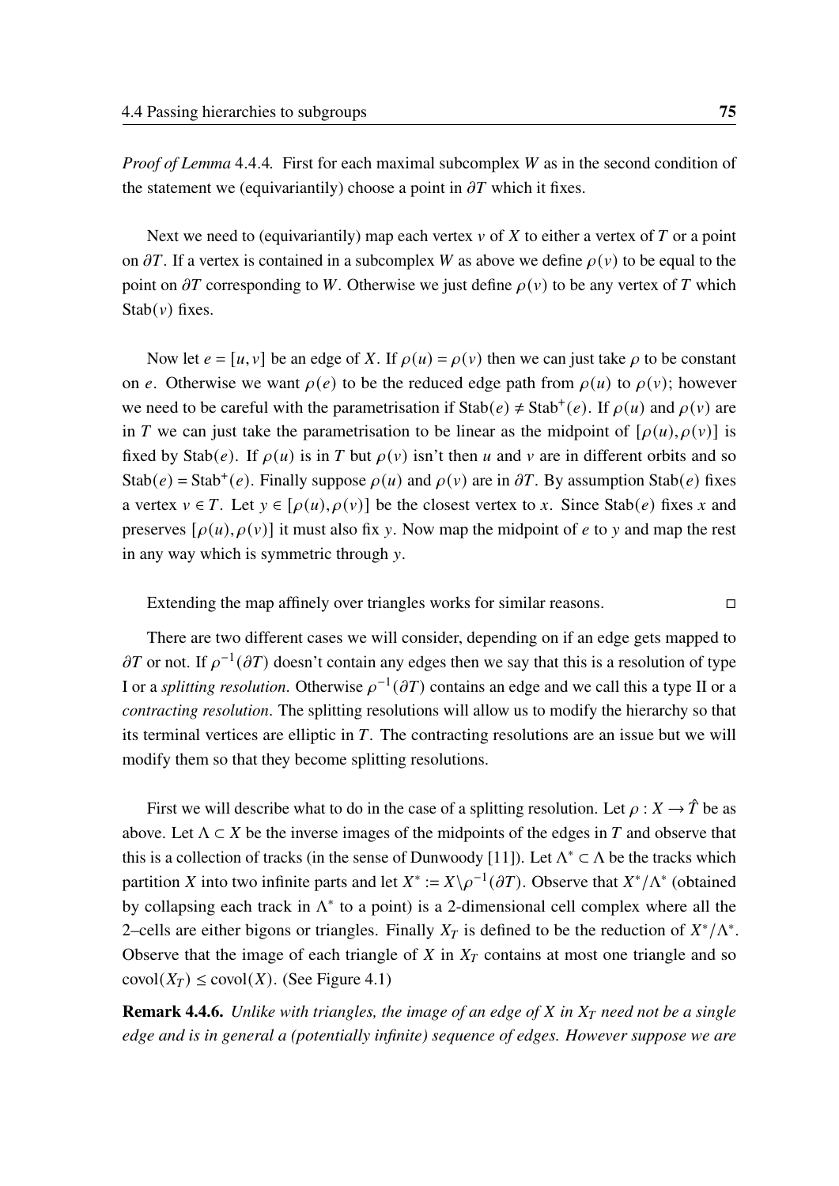*Proof of Lemma* 4.4.4*.* First for each maximal subcomplex $W$ as in the second condition of the statement we (equivariantly) choose a point in $\partial T$ which it fixes.

Next we need to (equivariantly) map each vertex $v$ of $X$ to either a vertex of $T$ or a point on $\partial T$. If a vertex is contained in a subcomplex $W$ as above we define $\rho(v)$ to be equal to the point on $\partial T$ corresponding to $W$. Otherwise we just define $\rho(v)$ to be any vertex of $T$ which $\mathrm{Stab}(v)$ fixes.

Now let $e = [u, v]$ be an edge of $X$. If $\rho(u) = \rho(v)$ then we can just take $\rho$ to be constant on $e$. Otherwise we want $\rho(e)$ to be the reduced edge path from $\rho(u)$ to $\rho(v)$; however we need to be careful with the parametrisation if $\mathrm{Stab}(e) \neq \mathrm{Stab}^+(e)$. If $\rho(u)$ and $\rho(v)$ are in $T$ we can just take the parametrisation to be linear as the midpoint of $[\rho(u), \rho(v)]$ is fixed by $\mathrm{Stab}(e)$. If $\rho(u)$ is in $T$ but $\rho(v)$ isn't then $u$ and $v$ are in different orbits and so $\mathrm{Stab}(e) = \mathrm{Stab}^+(e)$. Finally suppose $\rho(u)$ and $\rho(v)$ are in $\partial T$. By assumption $\mathrm{Stab}(e)$ fixes a vertex $v \in T$. Let $y \in [\rho(u), \rho(v)]$ be the closest vertex to $x$. Since $\mathrm{Stab}(e)$ fixes $x$ and preserves $[\rho(u), \rho(v)]$ it must also fix $y$. Now map the midpoint of $e$ to $y$ and map the rest in any way which is symmetric through $y$.

Extending the map affinely over triangles works for similar reasons. □

There are two different cases we will consider, depending on if an edge gets mapped to $\partial T$ or not. If $\rho^{-1}(\partial T)$ doesn't contain any edges then we say that this is a resolution of type I or a *splitting resolution*. Otherwise $\rho^{-1}(\partial T)$ contains an edge and we call this a type II or a *contracting resolution*. The splitting resolutions will allow us to modify the hierarchy so that its terminal vertices are elliptic in $T$. The contracting resolutions are an issue but we will modify them so that they become splitting resolutions.

First we will describe what to do in the case of a splitting resolution. Let $\rho : X \to \hat{T}$ be as above. Let $\Lambda \subset X$ be the inverse images of the midpoints of the edges in $T$ and observe that this is a collection of tracks (in the sense of Dunwoody [11]). Let $\Lambda^* \subset \Lambda$ be the tracks which partition $X$ into two infinite parts and let $X^* := X \backslash \rho^{-1}(\partial T)$. Observe that $X^*/\Lambda^*$ (obtained by collapsing each track in $\Lambda^*$ to a point) is a 2-dimensional cell complex where all the 2–cells are either bigons or triangles. Finally $X_T$ is defined to be the reduction of $X^*/\Lambda^*$. Observe that the image of each triangle of $X$ in $X_T$ contains at most one triangle and so $\mathrm{covol}(X_T) \leq \mathrm{covol}(X)$. (See Figure 4.1)

**Remark 4.4.6.** *Unlike with triangles, the image of an edge of $X$ in $X_T$ need not be a single edge and is in general a (potentially infinite) sequence of edges. However suppose we are*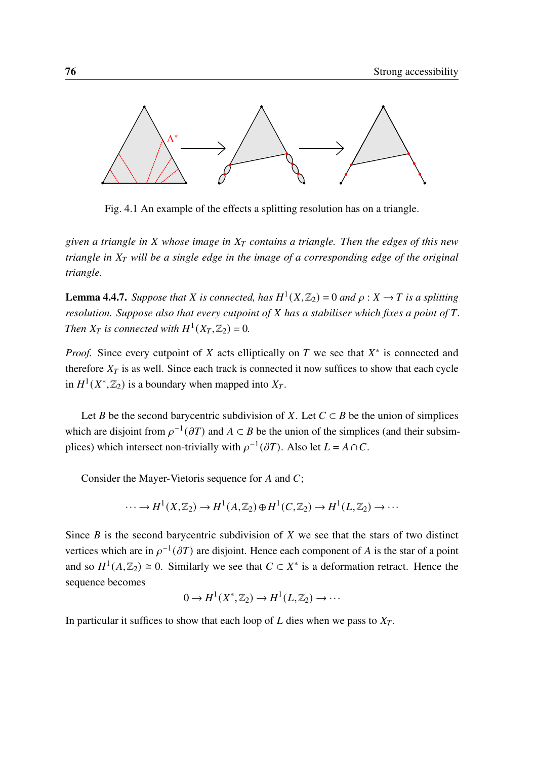Fig. 4.1 An example of the effects a splitting resolution has on a triangle.

*given a triangle in $X$ whose image in $X_T$ contains a triangle. Then the edges of this new triangle in $X_T$ will be a single edge in the image of a corresponding edge of the original triangle.*

**Lemma 4.4.7.** *Suppose that $X$ is connected, has $H^1(X,\mathbb{Z}_2) = 0$ and $\rho : X \to T$ is a splitting resolution. Suppose also that every cutpoint of $X$ has a stabiliser which fixes a point of $T$. Then $X_T$ is connected with $H^1(X_T,\mathbb{Z}_2) = 0$.*

*Proof.* Since every cutpoint of $X$ acts elliptically on $T$ we see that $X^*$ is connected and therefore $X_T$ is as well. Since each track is connected it now suffices to show that each cycle in $H^1(X^*,\mathbb{Z}_2)$ is a boundary when mapped into $X_T$.

Let $B$ be the second barycentric subdivision of $X$. Let $C \subset B$ be the union of simplices which are disjoint from $\rho^{-1}(\partial T)$ and $A \subset B$ be the union of the simplices (and their subsimplices) which intersect non-trivially with $\rho^{-1}(\partial T)$. Also let $L = A \cap C$.

Consider the Mayer-Vietoris sequence for $A$ and $C$;

$$\cdots \to H^1(X,\mathbb{Z}_2) \to H^1(A,\mathbb{Z}_2) \oplus H^1(C,\mathbb{Z}_2) \to H^1(L,\mathbb{Z}_2) \to \cdots$$

Since $B$ is the second barycentric subdivision of $X$ we see that the stars of two distinct vertices which are in $\rho^{-1}(\partial T)$ are disjoint. Hence each component of $A$ is the star of a point and so $H^1(A,\mathbb{Z}_2) \cong 0$. Similarly we see that $C \subset X^*$ is a deformation retract. Hence the sequence becomes

$$0 \to H^1(X^*,\mathbb{Z}_2) \to H^1(L,\mathbb{Z}_2) \to \cdots$$

In particular it suffices to show that each loop of $L$ dies when we pass to $X_T$.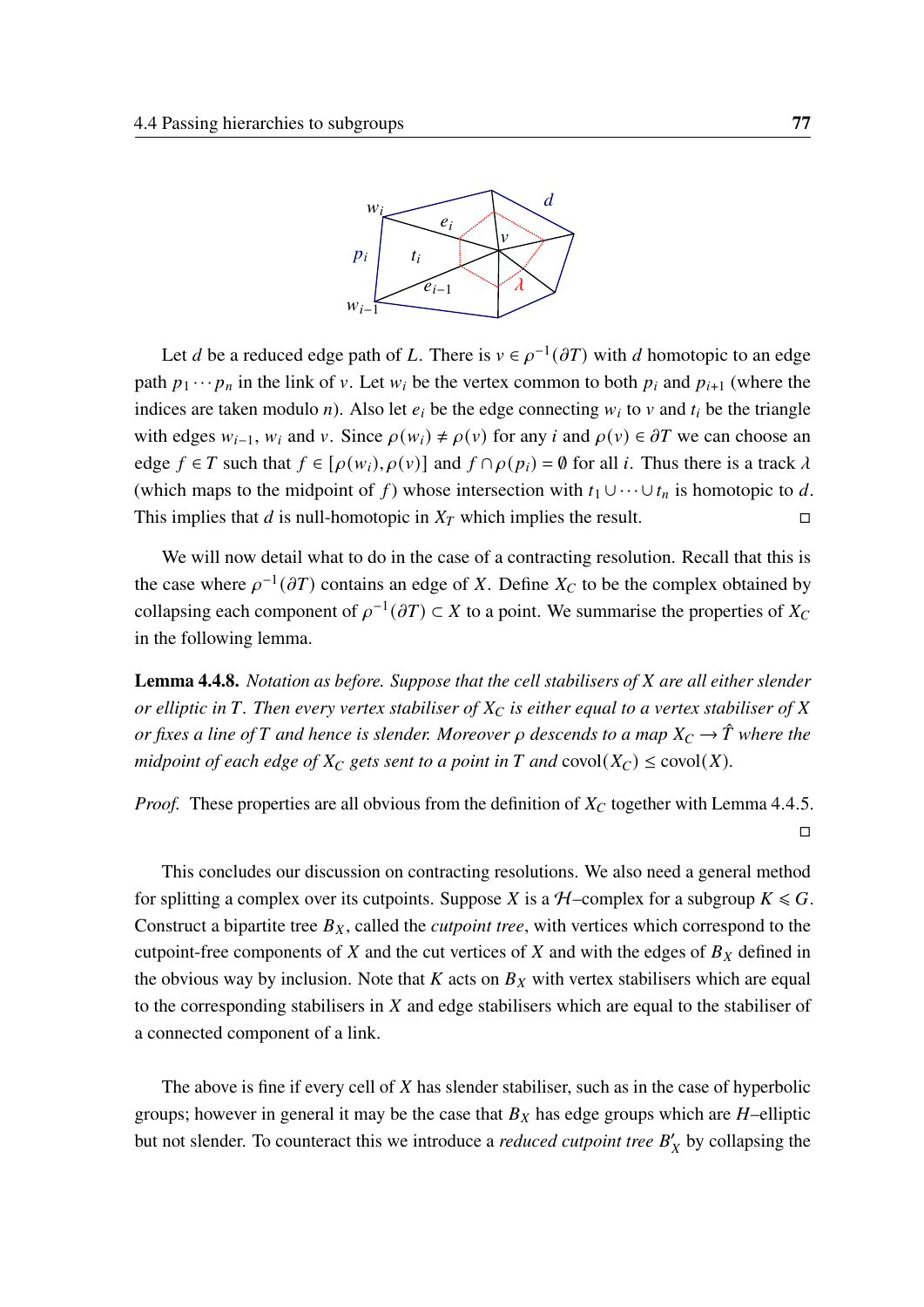Let $d$ be a reduced edge path of $L$. There is $v \in \rho^{-1}(\partial T)$ with $d$ homotopic to an edge path $p_1 \cdots p_n$ in the link of $v$. Let $w_i$ be the vertex common to both $p_i$ and $p_{i+1}$ (where the indices are taken modulo $n$). Also let $e_i$ be the edge connecting $w_i$ to $v$ and $t_i$ be the triangle with edges $w_{i-1}$, $w_i$ and $v$. Since $\rho(w_i) \neq \rho(v)$ for any $i$ and $\rho(v) \in \partial T$ we can choose an edge $f \in T$ such that $f \in [\rho(w_i), \rho(v)]$ and $f \cap \rho(p_i) = \emptyset$ for all $i$. Thus there is a track $\lambda$ (which maps to the midpoint of $f$) whose intersection with $t_1 \cup \cdots \cup t_n$ is homotopic to $d$. This implies that $d$ is null-homotopic in $X_T$ which implies the result. □

We will now detail what to do in the case of a contracting resolution. Recall that this is the case where $\rho^{-1}(\partial T)$ contains an edge of $X$. Define $X_C$ to be the complex obtained by collapsing each component of $\rho^{-1}(\partial T) \subset X$ to a point. We summarise the properties of $X_C$ in the following lemma.

**Lemma 4.4.8.** *Notation as before. Suppose that the cell stabilisers of $X$ are all either slender or elliptic in $T$. Then every vertex stabiliser of $X_C$ is either equal to a vertex stabiliser of $X$ or fixes a line of $T$ and hence is slender. Moreover $\rho$ descends to a map $X_C \to \hat{T}$ where the midpoint of each edge of $X_C$ gets sent to a point in $T$ and* $\mathrm{covol}(X_C) \leq \mathrm{covol}(X)$.

*Proof.* These properties are all obvious from the definition of $X_C$ together with Lemma 4.4.5. □

This concludes our discussion on contracting resolutions. We also need a general method for splitting a complex over its cutpoints. Suppose $X$ is a $\mathcal{H}$–complex for a subgroup $K \leqslant G$. Construct a bipartite tree $B_X$, called the *cutpoint tree*, with vertices which correspond to the cutpoint-free components of $X$ and the cut vertices of $X$ and with the edges of $B_X$ defined in the obvious way by inclusion. Note that $K$ acts on $B_X$ with vertex stabilisers which are equal to the corresponding stabilisers in $X$ and edge stabilisers which are equal to the stabiliser of a connected component of a link.

The above is fine if every cell of $X$ has slender stabiliser, such as in the case of hyperbolic groups; however in general it may be the case that $B_X$ has edge groups which are $H$–elliptic but not slender. To counteract this we introduce a *reduced cutpoint tree* $B'_X$ by collapsing the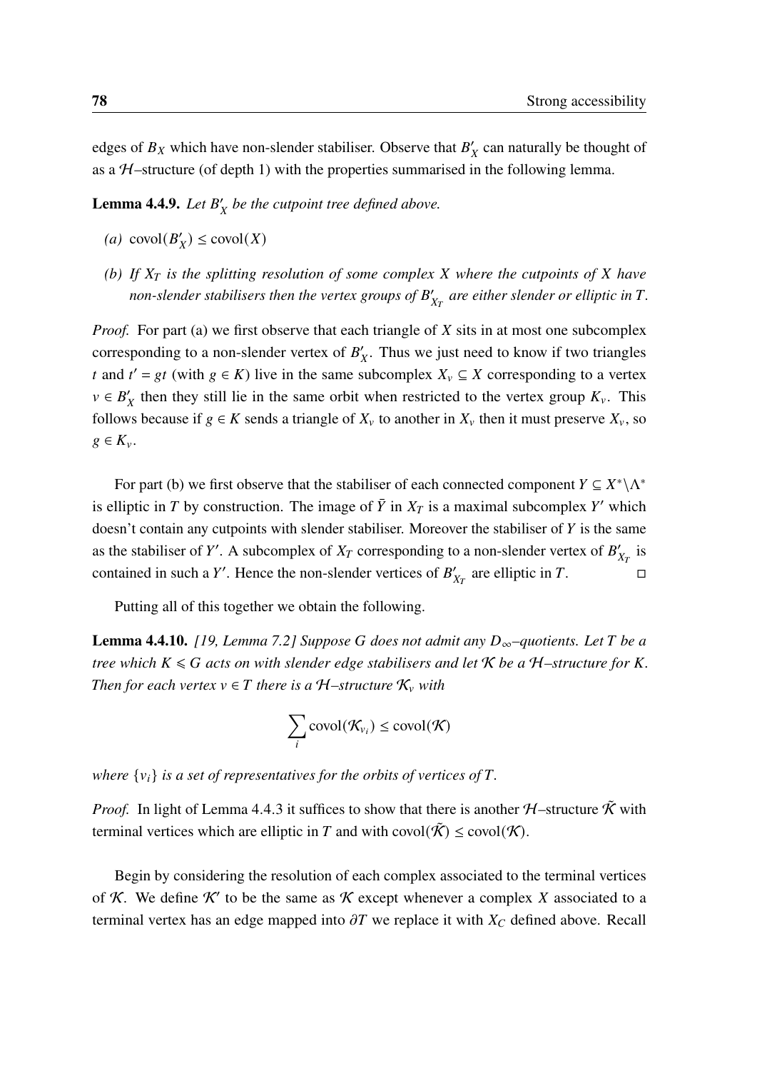edges of $B_X$ which have non-slender stabiliser. Observe that $B'_X$ can naturally be thought of as a $\mathcal{H}$–structure (of depth 1) with the properties summarised in the following lemma.

**Lemma 4.4.9.** *Let $B'_X$ be the cutpoint tree defined above.*

*(a)* $\operatorname{covol}(B'_X) \leq \operatorname{covol}(X)$

*(b) If $X_T$ is the splitting resolution of some complex $X$ where the cutpoints of $X$ have non-slender stabilisers then the vertex groups of $B'_{X_T}$ are either slender or elliptic in $T$.*

*Proof.* For part (a) we first observe that each triangle of $X$ sits in at most one subcomplex corresponding to a non-slender vertex of $B'_X$. Thus we just need to know if two triangles $t$ and $t' = gt$ (with $g \in K$) live in the same subcomplex $X_v \subseteq X$ corresponding to a vertex $v \in B'_X$ then they still lie in the same orbit when restricted to the vertex group $K_v$. This follows because if $g \in K$ sends a triangle of $X_v$ to another in $X_v$ then it must preserve $X_v$, so $g \in K_v$.

For part (b) we first observe that the stabiliser of each connected component $Y \subseteq X^* \backslash \Lambda^*$ is elliptic in $T$ by construction. The image of $\bar{Y}$ in $X_T$ is a maximal subcomplex $Y'$ which doesn't contain any cutpoints with slender stabiliser. Moreover the stabiliser of $Y$ is the same as the stabiliser of $Y'$. A subcomplex of $X_T$ corresponding to a non-slender vertex of $B'_{X_T}$ is contained in such a $Y'$. Hence the non-slender vertices of $B'_{X_T}$ are elliptic in $T$. $\square$

Putting all of this together we obtain the following.

**Lemma 4.4.10.** *[19, Lemma 7.2] Suppose $G$ does not admit any $D_\infty$–quotients. Let $T$ be a tree which $K \leqslant G$ acts on with slender edge stabilisers and let $\mathcal{K}$ be a $\mathcal{H}$–structure for $K$. Then for each vertex $v \in T$ there is a $\mathcal{H}$–structure $\mathcal{K}_v$ with*

$$\sum_i \operatorname{covol}(\mathcal{K}_{v_i}) \leq \operatorname{covol}(\mathcal{K})$$

*where $\{v_i\}$ is a set of representatives for the orbits of vertices of $T$.*

*Proof.* In light of Lemma 4.4.3 it suffices to show that there is another $\mathcal{H}$–structure $\tilde{\mathcal{K}}$ with terminal vertices which are elliptic in $T$ and with $\operatorname{covol}(\tilde{\mathcal{K}}) \leq \operatorname{covol}(\mathcal{K})$.

Begin by considering the resolution of each complex associated to the terminal vertices of $\mathcal{K}$. We define $\mathcal{K}'$ to be the same as $\mathcal{K}$ except whenever a complex $X$ associated to a terminal vertex has an edge mapped into $\partial T$ we replace it with $X_C$ defined above. Recall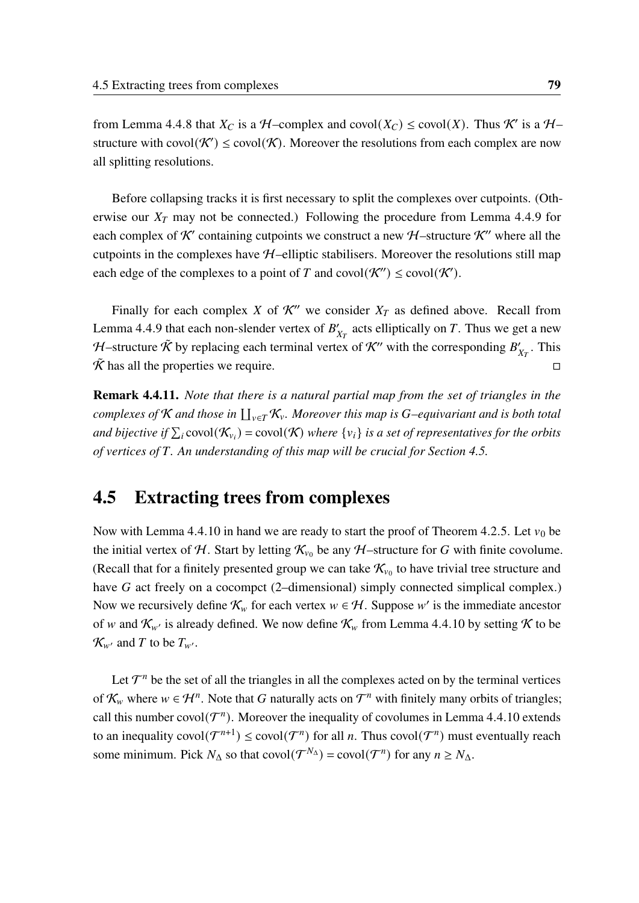from Lemma 4.4.8 that $X_C$ is a $\mathcal{H}$–complex and $\operatorname{covol}(X_C) \leq \operatorname{covol}(X)$. Thus $\mathcal{K}'$ is a $\mathcal{H}$–structure with $\operatorname{covol}(\mathcal{K}') \leq \operatorname{covol}(\mathcal{K})$. Moreover the resolutions from each complex are now all splitting resolutions.

Before collapsing tracks it is first necessary to split the complexes over cutpoints. (Otherwise our $X_T$ may not be connected.) Following the procedure from Lemma 4.4.9 for each complex of $\mathcal{K}'$ containing cutpoints we construct a new $\mathcal{H}$–structure $\mathcal{K}''$ where all the cutpoints in the complexes have $\mathcal{H}$–elliptic stabilisers. Moreover the resolutions still map each edge of the complexes to a point of $T$ and $\operatorname{covol}(\mathcal{K}'') \leq \operatorname{covol}(\mathcal{K}')$.

Finally for each complex $X$ of $\mathcal{K}''$ we consider $X_T$ as defined above. Recall from Lemma 4.4.9 that each non-slender vertex of $B'_{X_T}$ acts elliptically on $T$. Thus we get a new $\mathcal{H}$–structure $\tilde{\mathcal{K}}$ by replacing each terminal vertex of $\mathcal{K}''$ with the corresponding $B'_{X_T}$. This $\tilde{\mathcal{K}}$ has all the properties we require. □

**Remark 4.4.11.** *Note that there is a natural partial map from the set of triangles in the complexes of $\mathcal{K}$ and those in $\coprod_{v \in T} \mathcal{K}_v$. Moreover this map is $G$–equivariant and is both total and bijective if $\sum_i \operatorname{covol}(\mathcal{K}_{v_i}) = \operatorname{covol}(\mathcal{K})$ where $\{v_i\}$ is a set of representatives for the orbits of vertices of $T$. An understanding of this map will be crucial for Section 4.5.*

## 4.5 Extracting trees from complexes

Now with Lemma 4.4.10 in hand we are ready to start the proof of Theorem 4.2.5. Let $v_0$ be the initial vertex of $\mathcal{H}$. Start by letting $\mathcal{K}_{v_0}$ be any $\mathcal{H}$–structure for $G$ with finite covolume. (Recall that for a finitely presented group we can take $\mathcal{K}_{v_0}$ to have trivial tree structure and have $G$ act freely on a cocompct (2–dimensional) simply connected simplical complex.) Now we recursively define $\mathcal{K}_w$ for each vertex $w \in \mathcal{H}$. Suppose $w'$ is the immediate ancestor of $w$ and $\mathcal{K}_{w'}$ is already defined. We now define $\mathcal{K}_w$ from Lemma 4.4.10 by setting $\mathcal{K}$ to be $\mathcal{K}_{w'}$ and $T$ to be $T_{w'}$.

Let $\mathcal{T}^n$ be the set of all the triangles in all the complexes acted on by the terminal vertices of $\mathcal{K}_w$ where $w \in \mathcal{H}^n$. Note that $G$ naturally acts on $\mathcal{T}^n$ with finitely many orbits of triangles; call this number $\operatorname{covol}(\mathcal{T}^n)$. Moreover the inequality of covolumes in Lemma 4.4.10 extends to an inequality $\operatorname{covol}(\mathcal{T}^{n+1}) \leq \operatorname{covol}(\mathcal{T}^n)$ for all $n$. Thus $\operatorname{covol}(\mathcal{T}^n)$ must eventually reach some minimum. Pick $N_\Delta$ so that $\operatorname{covol}(\mathcal{T}^{N_\Delta}) = \operatorname{covol}(\mathcal{T}^n)$ for any $n \geq N_\Delta$.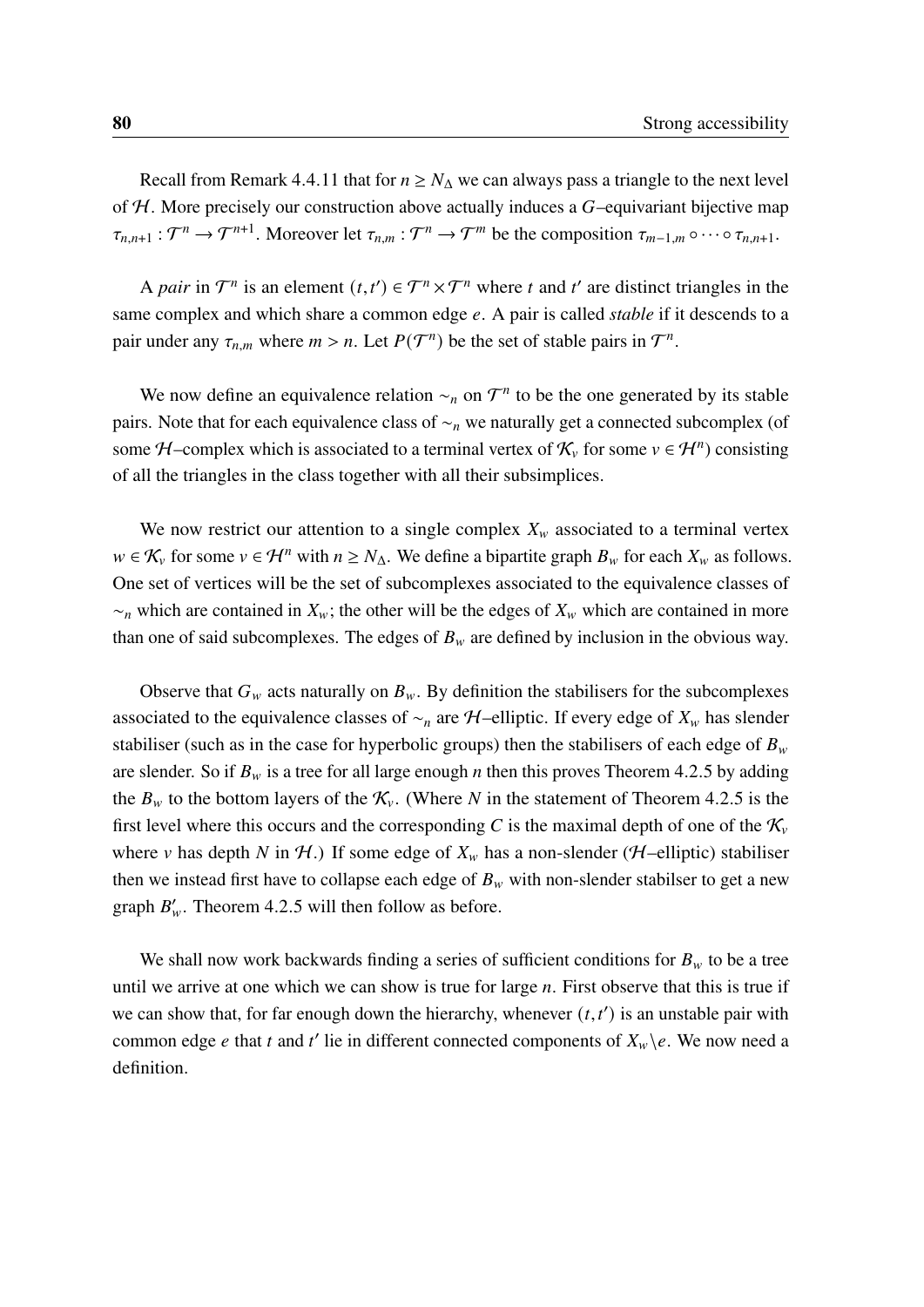Recall from Remark 4.4.11 that for $n \geq N_\Delta$ we can always pass a triangle to the next level of $\mathcal{H}$. More precisely our construction above actually induces a $G$–equivariant bijective map $\tau_{n,n+1} : \mathcal{T}^n \to \mathcal{T}^{n+1}$. Moreover let $\tau_{n,m} : \mathcal{T}^n \to \mathcal{T}^m$ be the composition $\tau_{m-1,m} \circ \cdots \circ \tau_{n,n+1}$.

A *pair* in $\mathcal{T}^n$ is an element $(t, t') \in \mathcal{T}^n \times \mathcal{T}^n$ where $t$ and $t'$ are distinct triangles in the same complex and which share a common edge $e$. A pair is called *stable* if it descends to a pair under any $\tau_{n,m}$ where $m > n$. Let $P(\mathcal{T}^n)$ be the set of stable pairs in $\mathcal{T}^n$.

We now define an equivalence relation $\sim_n$ on $\mathcal{T}^n$ to be the one generated by its stable pairs. Note that for each equivalence class of $\sim_n$ we naturally get a connected subcomplex (of some $\mathcal{H}$–complex which is associated to a terminal vertex of $\mathcal{K}_v$ for some $v \in \mathcal{H}^n$) consisting of all the triangles in the class together with all their subsimplices.

We now restrict our attention to a single complex $X_w$ associated to a terminal vertex $w \in \mathcal{K}_v$ for some $v \in \mathcal{H}^n$ with $n \geq N_\Delta$. We define a bipartite graph $B_w$ for each $X_w$ as follows. One set of vertices will be the set of subcomplexes associated to the equivalence classes of $\sim_n$ which are contained in $X_w$; the other will be the edges of $X_w$ which are contained in more than one of said subcomplexes. The edges of $B_w$ are defined by inclusion in the obvious way.

Observe that $G_w$ acts naturally on $B_w$. By definition the stabilisers for the subcomplexes associated to the equivalence classes of $\sim_n$ are $\mathcal{H}$–elliptic. If every edge of $X_w$ has slender stabiliser (such as in the case for hyperbolic groups) then the stabilisers of each edge of $B_w$ are slender. So if $B_w$ is a tree for all large enough $n$ then this proves Theorem 4.2.5 by adding the $B_w$ to the bottom layers of the $\mathcal{K}_v$. (Where $N$ in the statement of Theorem 4.2.5 is the first level where this occurs and the corresponding $C$ is the maximal depth of one of the $\mathcal{K}_v$ where $v$ has depth $N$ in $\mathcal{H}$.) If some edge of $X_w$ has a non-slender ($\mathcal{H}$–elliptic) stabiliser then we instead first have to collapse each edge of $B_w$ with non-slender stabilser to get a new graph $B'_w$. Theorem 4.2.5 will then follow as before.

We shall now work backwards finding a series of sufficient conditions for $B_w$ to be a tree until we arrive at one which we can show is true for large $n$. First observe that this is true if we can show that, for far enough down the hierarchy, whenever $(t, t')$ is an unstable pair with common edge $e$ that $t$ and $t'$ lie in different connected components of $X_w \backslash e$. We now need a definition.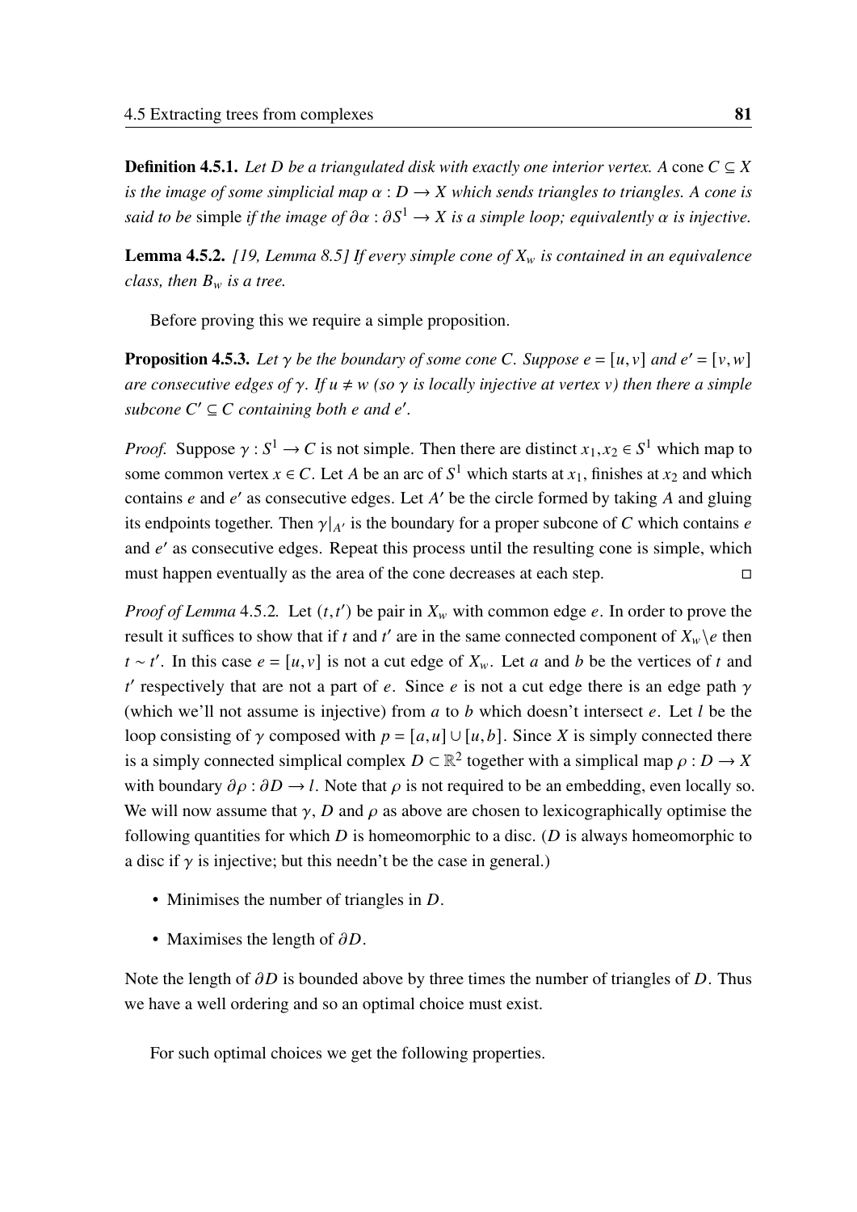**Definition 4.5.1.** *Let $D$ be a triangulated disk with exactly one interior vertex. A* cone $C \subseteq X$ *is the image of some simplicial map $\alpha : D \to X$ which sends triangles to triangles. A cone is said to be* simple *if the image of $\partial\alpha : \partial S^1 \to X$ is a simple loop; equivalently $\alpha$ is injective.*

**Lemma 4.5.2.** *[19, Lemma 8.5] If every simple cone of $X_w$ is contained in an equivalence class, then $B_w$ is a tree.*

Before proving this we require a simple proposition.

**Proposition 4.5.3.** *Let $\gamma$ be the boundary of some cone $C$. Suppose $e = [u, v]$ and $e' = [v, w]$ are consecutive edges of $\gamma$. If $u \neq w$ (so $\gamma$ is locally injective at vertex $v$) then there a simple subcone $C' \subseteq C$ containing both $e$ and $e'$.*

*Proof.* Suppose $\gamma : S^1 \to C$ is not simple. Then there are distinct $x_1, x_2 \in S^1$ which map to some common vertex $x \in C$. Let $A$ be an arc of $S^1$ which starts at $x_1$, finishes at $x_2$ and which contains $e$ and $e'$ as consecutive edges. Let $A'$ be the circle formed by taking $A$ and gluing its endpoints together. Then $\gamma|_{A'}$ is the boundary for a proper subcone of $C$ which contains $e$ and $e'$ as consecutive edges. Repeat this process until the resulting cone is simple, which must happen eventually as the area of the cone decreases at each step. □

*Proof of Lemma* 4.5.2. Let $(t, t')$ be pair in $X_w$ with common edge $e$. In order to prove the result it suffices to show that if $t$ and $t'$ are in the same connected component of $X_w \backslash e$ then $t \sim t'$. In this case $e = [u, v]$ is not a cut edge of $X_w$. Let $a$ and $b$ be the vertices of $t$ and $t'$ respectively that are not a part of $e$. Since $e$ is not a cut edge there is an edge path $\gamma$ (which we'll not assume is injective) from $a$ to $b$ which doesn't intersect $e$. Let $l$ be the loop consisting of $\gamma$ composed with $p = [a, u] \cup [u, b]$. Since $X$ is simply connected there is a simply connected simplical complex $D \subset \mathbb{R}^2$ together with a simplical map $\rho : D \to X$ with boundary $\partial\rho : \partial D \to l$. Note that $\rho$ is not required to be an embedding, even locally so. We will now assume that $\gamma$, $D$ and $\rho$ as above are chosen to lexicographically optimise the following quantities for which $D$ is homeomorphic to a disc. ($D$ is always homeomorphic to a disc if $\gamma$ is injective; but this needn't be the case in general.)

- Minimises the number of triangles in $D$.
- Maximises the length of $\partial D$.

Note the length of $\partial D$ is bounded above by three times the number of triangles of $D$. Thus we have a well ordering and so an optimal choice must exist.

For such optimal choices we get the following properties.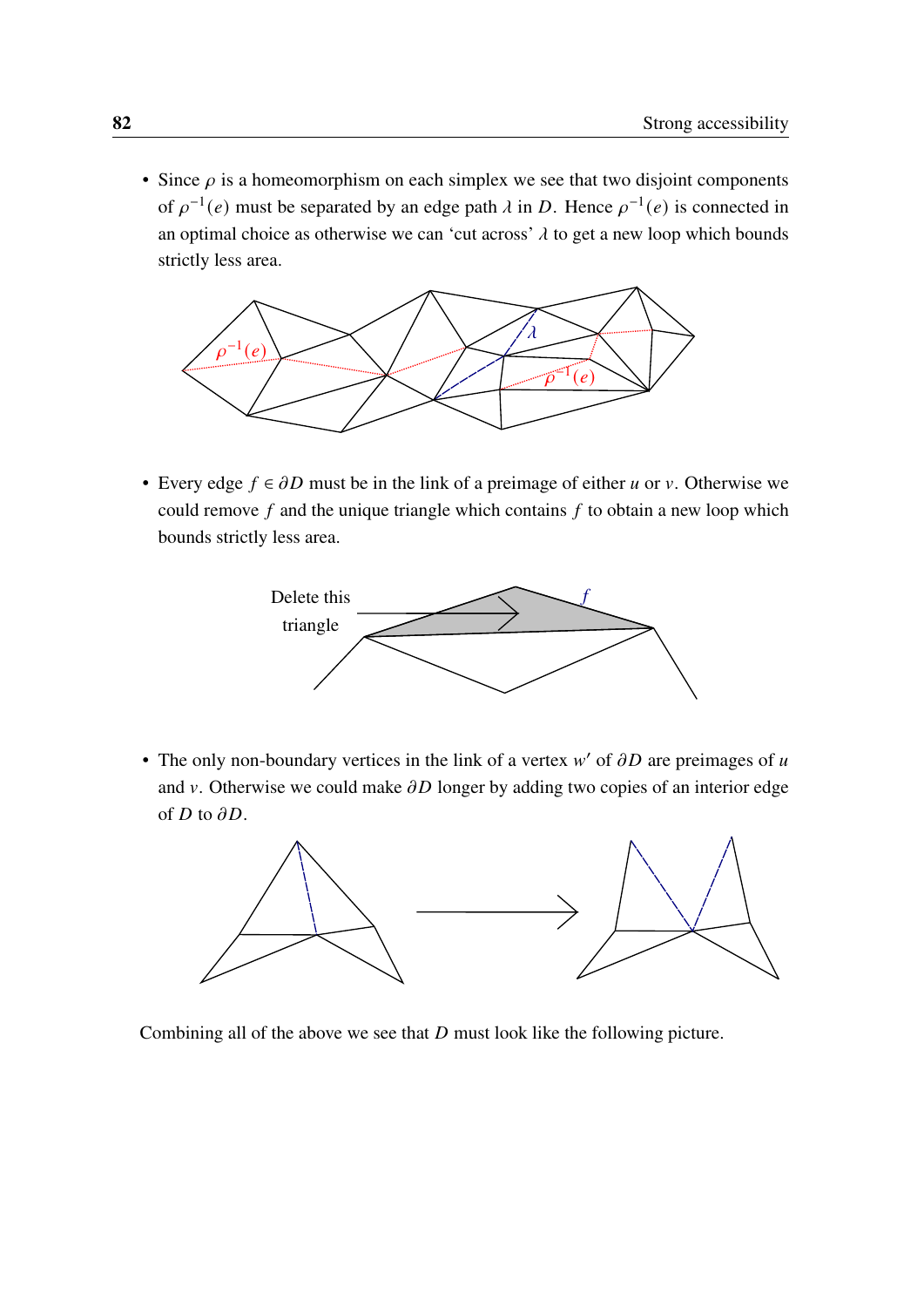- Since $\rho$ is a homeomorphism on each simplex we see that two disjoint components of $\rho^{-1}(e)$ must be separated by an edge path $\lambda$ in $D$. Hence $\rho^{-1}(e)$ is connected in an optimal choice as otherwise we can 'cut across' $\lambda$ to get a new loop which bounds strictly less area.

- Every edge $f \in \partial D$ must be in the link of a preimage of either $u$ or $v$. Otherwise we could remove $f$ and the unique triangle which contains $f$ to obtain a new loop which bounds strictly less area.

- The only non-boundary vertices in the link of a vertex $w'$ of $\partial D$ are preimages of $u$ and $v$. Otherwise we could make $\partial D$ longer by adding two copies of an interior edge of $D$ to $\partial D$.

Combining all of the above we see that $D$ must look like the following picture.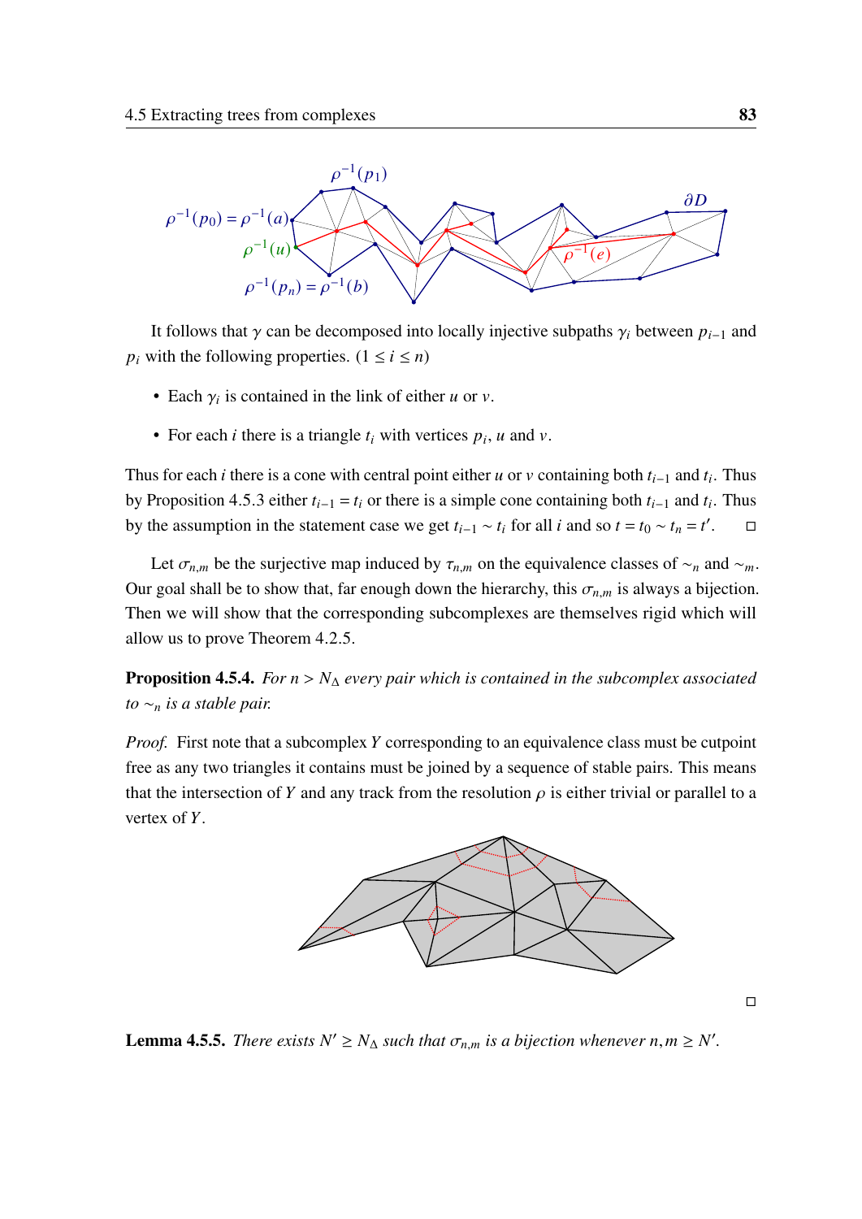It follows that $\gamma$ can be decomposed into locally injective subpaths $\gamma_i$ between $p_{i-1}$ and $p_i$ with the following properties. ($1 \leq i \leq n$)

- Each $\gamma_i$ is contained in the link of either $u$ or $v$.
- For each $i$ there is a triangle $t_i$ with vertices $p_i$, $u$ and $v$.

Thus for each $i$ there is a cone with central point either $u$ or $v$ containing both $t_{i-1}$ and $t_i$. Thus by Proposition 4.5.3 either $t_{i-1} = t_i$ or there is a simple cone containing both $t_{i-1}$ and $t_i$. Thus by the assumption in the statement case we get $t_{i-1} \sim t_i$ for all $i$ and so $t = t_0 \sim t_n = t'$. □

Let $\sigma_{n,m}$ be the surjective map induced by $\tau_{n,m}$ on the equivalence classes of $\sim_n$ and $\sim_m$. Our goal shall be to show that, far enough down the hierarchy, this $\sigma_{n,m}$ is always a bijection. Then we will show that the corresponding subcomplexes are themselves rigid which will allow us to prove Theorem 4.2.5.

**Proposition 4.5.4.** *For $n > N_\Delta$ every pair which is contained in the subcomplex associated to $\sim_n$ is a stable pair.*

*Proof.* First note that a subcomplex $Y$ corresponding to an equivalence class must be cutpoint free as any two triangles it contains must be joined by a sequence of stable pairs. This means that the intersection of $Y$ and any track from the resolution $\rho$ is either trivial or parallel to a vertex of $Y$.

□

**Lemma 4.5.5.** *There exists $N' \geq N_\Delta$ such that $\sigma_{n,m}$ is a bijection whenever $n, m \geq N'$.*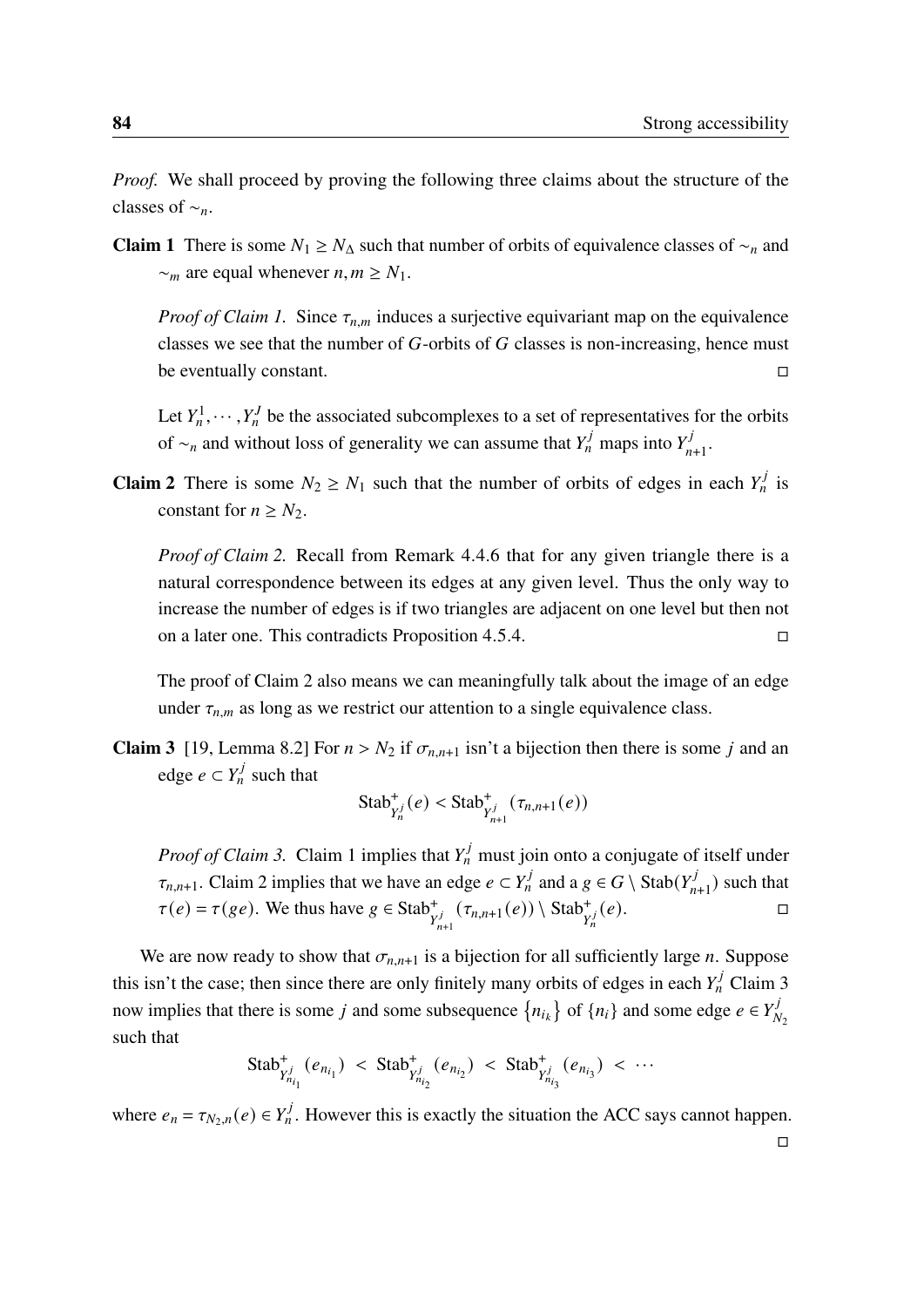*Proof.* We shall proceed by proving the following three claims about the structure of the classes of $\sim_n$.

**Claim 1** There is some $N_1 \geq N_\Delta$ such that number of orbits of equivalence classes of $\sim_n$ and $\sim_m$ are equal whenever $n, m \geq N_1$.

*Proof of Claim 1.* Since $\tau_{n,m}$ induces a surjective equivariant map on the equivalence classes we see that the number of $G$-orbits of $G$ classes is non-increasing, hence must be eventually constant. □

Let $Y_n^1, \cdots, Y_n^J$ be the associated subcomplexes to a set of representatives for the orbits of $\sim_n$ and without loss of generality we can assume that $Y_n^j$ maps into $Y_{n+1}^j$.

**Claim 2** There is some $N_2 \geq N_1$ such that the number of orbits of edges in each $Y_n^j$ is constant for $n \geq N_2$.

*Proof of Claim 2.* Recall from Remark 4.4.6 that for any given triangle there is a natural correspondence between its edges at any given level. Thus the only way to increase the number of edges is if two triangles are adjacent on one level but then not on a later one. This contradicts Proposition 4.5.4. □

The proof of Claim 2 also means we can meaningfully talk about the image of an edge under $\tau_{n,m}$ as long as we restrict our attention to a single equivalence class.

**Claim 3** [19, Lemma 8.2] For $n > N_2$ if $\sigma_{n,n+1}$ isn't a bijection then there is some $j$ and an edge $e \subset Y_n^j$ such that

$$\mathrm{Stab}^+_{Y_n^j}(e) < \mathrm{Stab}^+_{Y_{n+1}^j}(\tau_{n,n+1}(e))$$

*Proof of Claim 3.* Claim 1 implies that $Y_n^j$ must join onto a conjugate of itself under $\tau_{n,n+1}$. Claim 2 implies that we have an edge $e \subset Y_n^j$ and a $g \in G \setminus \mathrm{Stab}(Y_{n+1}^j)$ such that $\tau(e) = \tau(ge)$. We thus have $g \in \mathrm{Stab}^+_{Y_{n+1}^j}(\tau_{n,n+1}(e)) \setminus \mathrm{Stab}^+_{Y_n^j}(e)$. □

We are now ready to show that $\sigma_{n,n+1}$ is a bijection for all sufficiently large $n$. Suppose this isn't the case; then since there are only finitely many orbits of edges in each $Y_n^j$ Claim 3 now implies that there is some $j$ and some subsequence $\{n_{i_k}\}$ of $\{n_i\}$ and some edge $e \in Y_{N_2}^j$ such that

$$\mathrm{Stab}^+_{Y_{n_{i_1}}^j}(e_{n_{i_1}}) < \mathrm{Stab}^+_{Y_{n_{i_2}}^j}(e_{n_{i_2}}) < \mathrm{Stab}^+_{Y_{n_{i_3}}^j}(e_{n_{i_3}}) < \cdots$$

where $e_n = \tau_{N_2,n}(e) \in Y_n^j$. However this is exactly the situation the ACC says cannot happen. □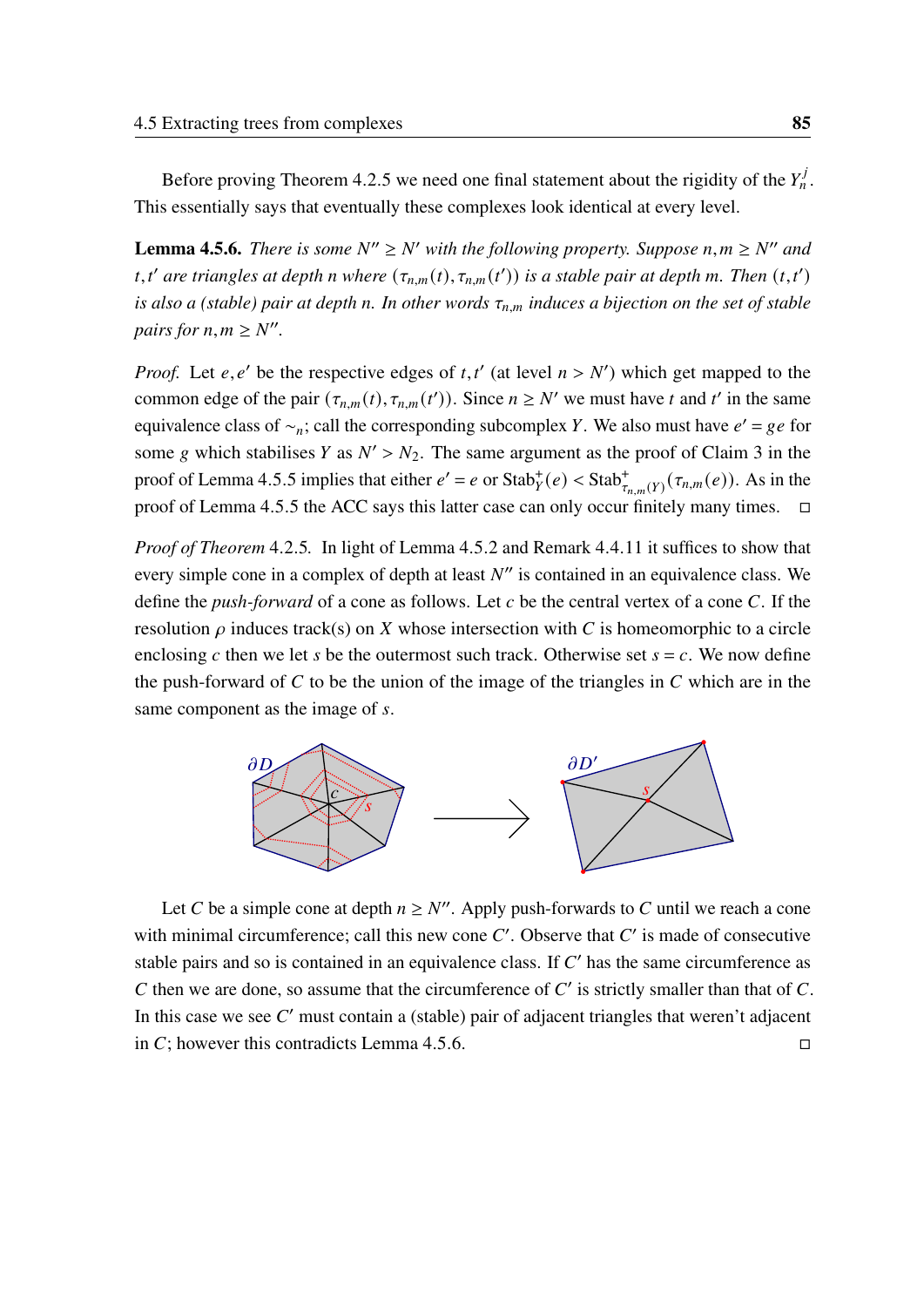Before proving Theorem 4.2.5 we need one final statement about the rigidity of the $Y_n^j$. This essentially says that eventually these complexes look identical at every level.

**Lemma 4.5.6.** *There is some $N'' \geq N'$ with the following property. Suppose $n, m \geq N''$ and $t, t'$ are triangles at depth $n$ where $(\tau_{n,m}(t), \tau_{n,m}(t'))$ is a stable pair at depth $m$. Then $(t, t')$ is also a (stable) pair at depth $n$. In other words $\tau_{n,m}$ induces a bijection on the set of stable pairs for $n, m \geq N''$.*

*Proof.* Let $e, e'$ be the respective edges of $t, t'$ (at level $n > N'$) which get mapped to the common edge of the pair $(\tau_{n,m}(t), \tau_{n,m}(t'))$. Since $n \geq N'$ we must have $t$ and $t'$ in the same equivalence class of $\sim_n$; call the corresponding subcomplex $Y$. We also must have $e' = ge$ for some $g$ which stabilises $Y$ as $N' > N_2$. The same argument as the proof of Claim 3 in the proof of Lemma 4.5.5 implies that either $e' = e$ or $\mathrm{Stab}_Y^+(e) < \mathrm{Stab}_{\tau_{n,m}(Y)}^+(\tau_{n,m}(e))$. As in the proof of Lemma 4.5.5 the ACC says this latter case can only occur finitely many times. □

*Proof of Theorem* 4.2.5. In light of Lemma 4.5.2 and Remark 4.4.11 it suffices to show that every simple cone in a complex of depth at least $N''$ is contained in an equivalence class. We define the *push-forward* of a cone as follows. Let $c$ be the central vertex of a cone $C$. If the resolution $\rho$ induces track(s) on $X$ whose intersection with $C$ is homeomorphic to a circle enclosing $c$ then we let $s$ be the outermost such track. Otherwise set $s = c$. We now define the push-forward of $C$ to be the union of the image of the triangles in $C$ which are in the same component as the image of $s$.

Let $C$ be a simple cone at depth $n \geq N''$. Apply push-forwards to $C$ until we reach a cone with minimal circumference; call this new cone $C'$. Observe that $C'$ is made of consecutive stable pairs and so is contained in an equivalence class. If $C'$ has the same circumference as $C$ then we are done, so assume that the circumference of $C'$ is strictly smaller than that of $C$. In this case we see $C'$ must contain a (stable) pair of adjacent triangles that weren't adjacent in $C$; however this contradicts Lemma 4.5.6. □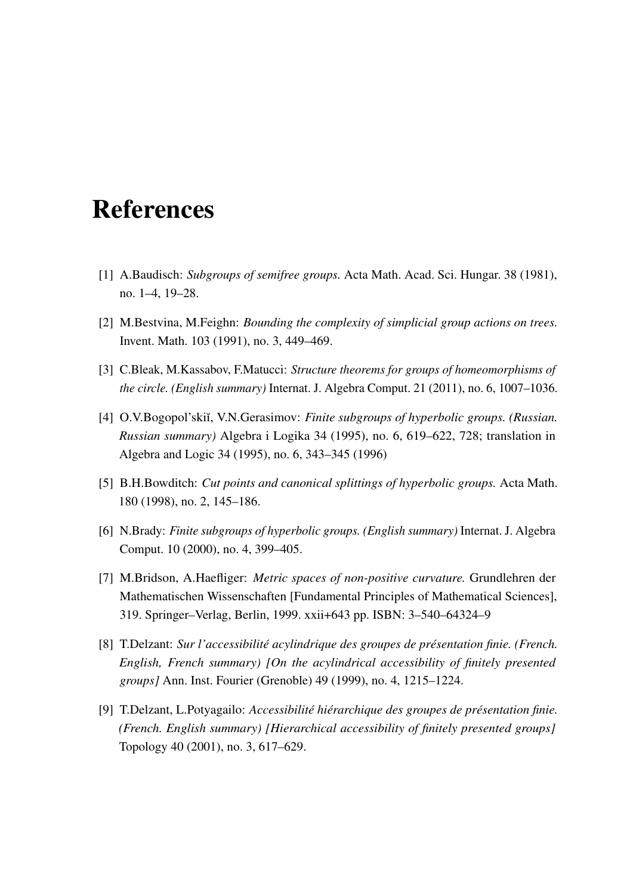# References

[1] A.Baudisch: *Subgroups of semifree groups.* Acta Math. Acad. Sci. Hungar. 38 (1981), no. 1–4, 19–28.

[2] M.Bestvina, M.Feighn: *Bounding the complexity of simplicial group actions on trees.* Invent. Math. 103 (1991), no. 3, 449–469.

[3] C.Bleak, M.Kassabov, F.Matucci: *Structure theorems for groups of homeomorphisms of the circle. (English summary)* Internat. J. Algebra Comput. 21 (2011), no. 6, 1007–1036.

[4] O.V.Bogopol'skiĭ, V.N.Gerasimov: *Finite subgroups of hyperbolic groups. (Russian. Russian summary)* Algebra i Logika 34 (1995), no. 6, 619–622, 728; translation in Algebra and Logic 34 (1995), no. 6, 343–345 (1996)

[5] B.H.Bowditch: *Cut points and canonical splittings of hyperbolic groups.* Acta Math. 180 (1998), no. 2, 145–186.

[6] N.Brady: *Finite subgroups of hyperbolic groups. (English summary)* Internat. J. Algebra Comput. 10 (2000), no. 4, 399–405.

[7] M.Bridson, A.Haefliger: *Metric spaces of non-positive curvature.* Grundlehren der Mathematischen Wissenschaften [Fundamental Principles of Mathematical Sciences], 319. Springer–Verlag, Berlin, 1999. xxii+643 pp. ISBN: 3–540–64324–9

[8] T.Delzant: *Sur l'accessibilité acylindrique des groupes de présentation finie. (French. English, French summary) [On the acylindrical accessibility of finitely presented groups]* Ann. Inst. Fourier (Grenoble) 49 (1999), no. 4, 1215–1224.

[9] T.Delzant, L.Potyagailo: *Accessibilité hiérarchique des groupes de présentation finie. (French. English summary) [Hierarchical accessibility of finitely presented groups]* Topology 40 (2001), no. 3, 617–629.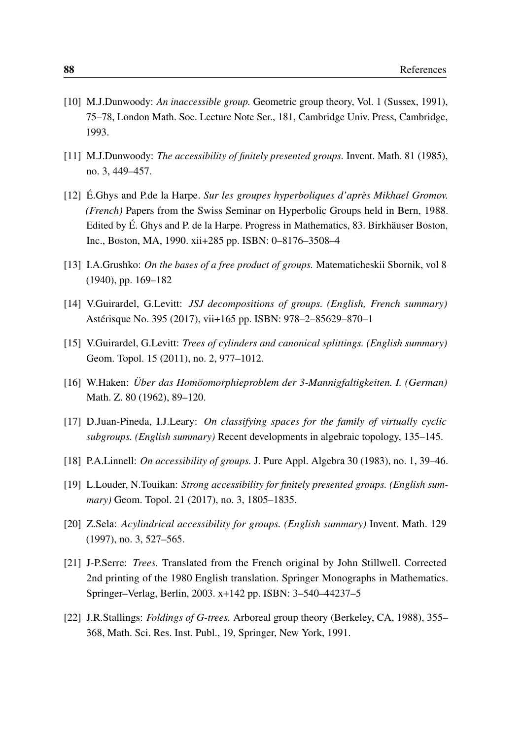[10] M.J.Dunwoody: *An inaccessible group.* Geometric group theory, Vol. 1 (Sussex, 1991), 75–78, London Math. Soc. Lecture Note Ser., 181, Cambridge Univ. Press, Cambridge, 1993.

[11] M.J.Dunwoody: *The accessibility of finitely presented groups.* Invent. Math. 81 (1985), no. 3, 449–457.

[12] É.Ghys and P.de la Harpe. *Sur les groupes hyperboliques d'après Mikhael Gromov. (French)* Papers from the Swiss Seminar on Hyperbolic Groups held in Bern, 1988. Edited by É. Ghys and P. de la Harpe. Progress in Mathematics, 83. Birkhäuser Boston, Inc., Boston, MA, 1990. xii+285 pp. ISBN: 0–8176–3508–4

[13] I.A.Grushko: *On the bases of a free product of groups.* Matematicheskii Sbornik, vol 8 (1940), pp. 169–182

[14] V.Guirardel, G.Levitt: *JSJ decompositions of groups. (English, French summary)* Astérisque No. 395 (2017), vii+165 pp. ISBN: 978–2–85629–870–1

[15] V.Guirardel, G.Levitt: *Trees of cylinders and canonical splittings. (English summary)* Geom. Topol. 15 (2011), no. 2, 977–1012.

[16] W.Haken: *Über das Homöomorphieproblem der 3-Mannigfaltigkeiten. I. (German)* Math. Z. 80 (1962), 89–120.

[17] D.Juan-Pineda, I.J.Leary: *On classifying spaces for the family of virtually cyclic subgroups. (English summary)* Recent developments in algebraic topology, 135–145.

[18] P.A.Linnell: *On accessibility of groups.* J. Pure Appl. Algebra 30 (1983), no. 1, 39–46.

[19] L.Louder, N.Touikan: *Strong accessibility for finitely presented groups. (English summary)* Geom. Topol. 21 (2017), no. 3, 1805–1835.

[20] Z.Sela: *Acylindrical accessibility for groups. (English summary)* Invent. Math. 129 (1997), no. 3, 527–565.

[21] J-P.Serre: *Trees.* Translated from the French original by John Stillwell. Corrected 2nd printing of the 1980 English translation. Springer Monographs in Mathematics. Springer–Verlag, Berlin, 2003. x+142 pp. ISBN: 3–540–44237–5

[22] J.R.Stallings: *Foldings of G-trees.* Arboreal group theory (Berkeley, CA, 1988), 355–368, Math. Sci. Res. Inst. Publ., 19, Springer, New York, 1991.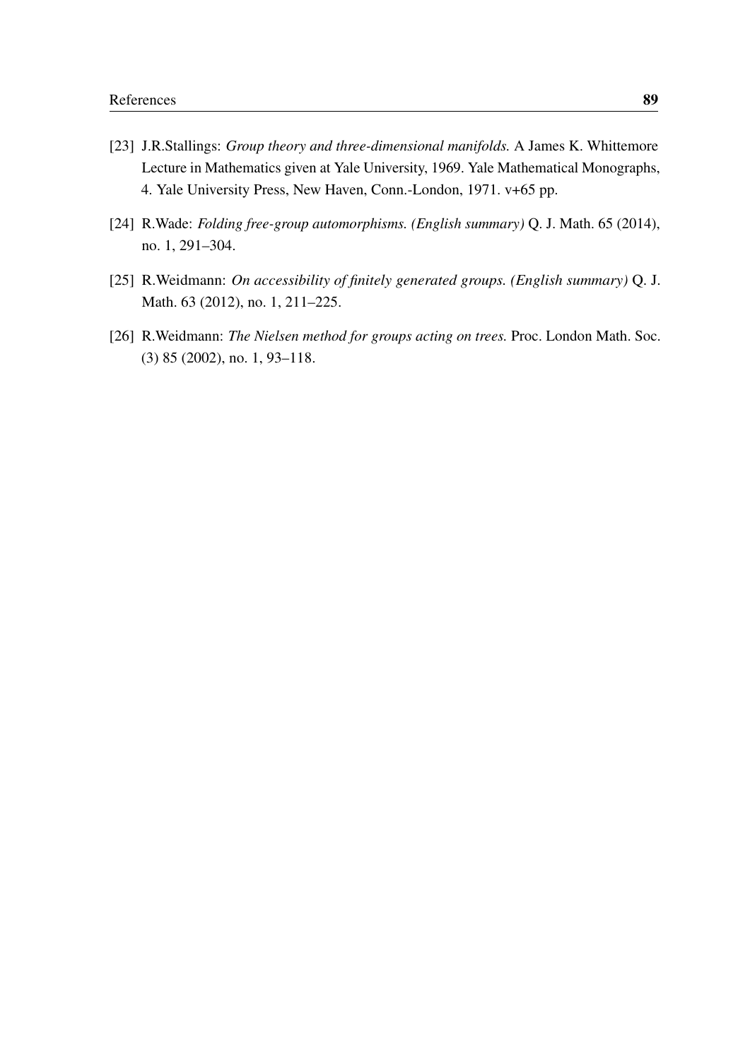[23] J.R.Stallings: *Group theory and three-dimensional manifolds.* A James K. Whittemore Lecture in Mathematics given at Yale University, 1969. Yale Mathematical Monographs, 4. Yale University Press, New Haven, Conn.-London, 1971. v+65 pp.

[24] R.Wade: *Folding free-group automorphisms. (English summary)* Q. J. Math. 65 (2014), no. 1, 291–304.

[25] R.Weidmann: *On accessibility of finitely generated groups. (English summary)* Q. J. Math. 63 (2012), no. 1, 211–225.

[26] R.Weidmann: *The Nielsen method for groups acting on trees.* Proc. London Math. Soc. (3) 85 (2002), no. 1, 93–118.